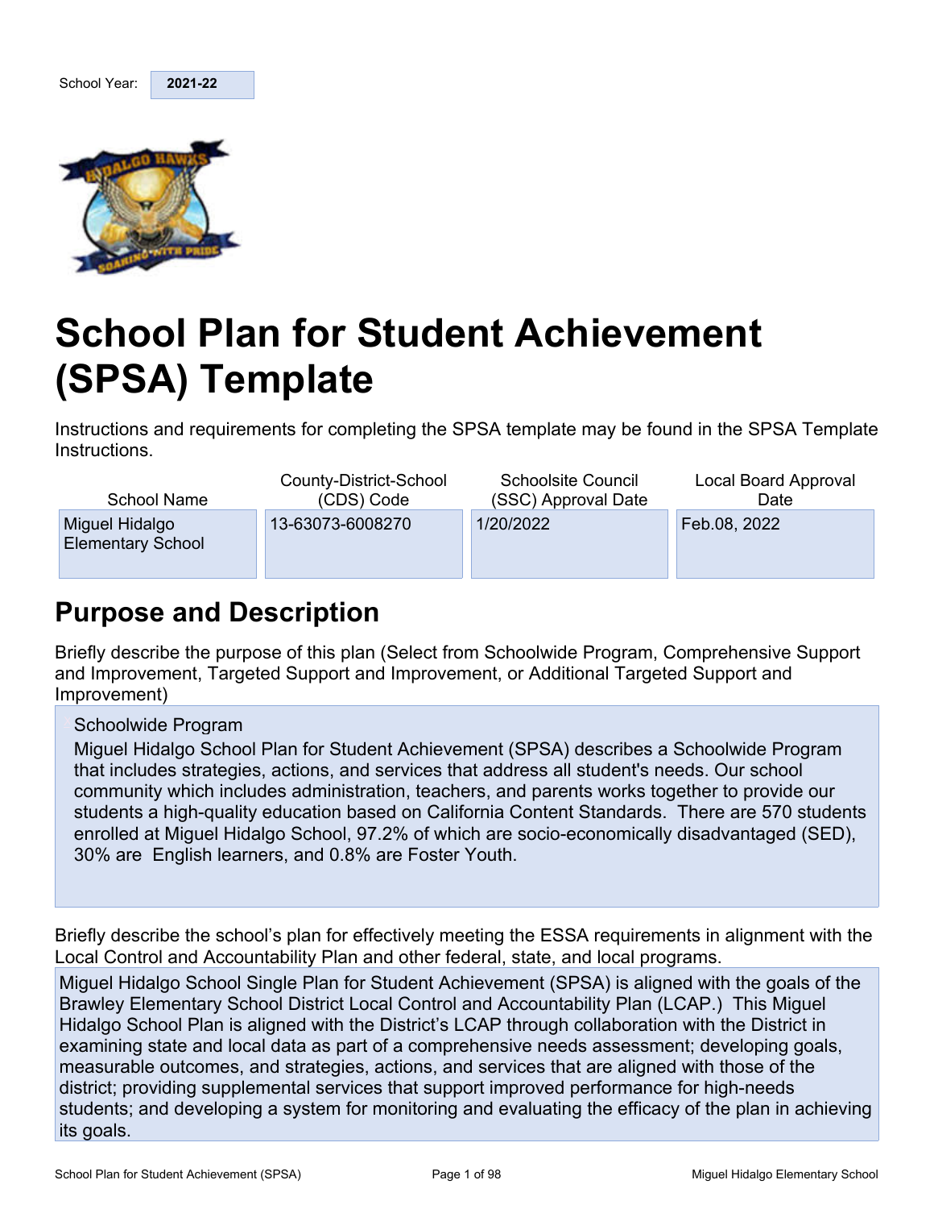School Year: **2021-22**

# School Plan for Student Achievement (SPSA) Template

Instructions and requirements for completing the SPSA template may be found in the SPSA Template Instructions.

| School Name | County-District-School (CDS) Code | Schoolsite Council (SSC) Approval Date | Local Board Approval Date |
|---|---|---|---|
| Miguel Hidalgo Elementary School | 13-63073-6008270 | 1/20/2022 | Feb.08, 2022 |

## Purpose and Description

Briefly describe the purpose of this plan (Select from Schoolwide Program, Comprehensive Support and Improvement, Targeted Support and Improvement, or Additional Targeted Support and Improvement)

Schoolwide Program
Miguel Hidalgo School Plan for Student Achievement (SPSA) describes a Schoolwide Program that includes strategies, actions, and services that address all student's needs. Our school community which includes administration, teachers, and parents works together to provide our students a high-quality education based on California Content Standards. There are 570 students enrolled at Miguel Hidalgo School, 97.2% of which are socio-economically disadvantaged (SED), 30% are English learners, and 0.8% are Foster Youth.

Briefly describe the school's plan for effectively meeting the ESSA requirements in alignment with the Local Control and Accountability Plan and other federal, state, and local programs.

Miguel Hidalgo School Single Plan for Student Achievement (SPSA) is aligned with the goals of the Brawley Elementary School District Local Control and Accountability Plan (LCAP.) This Miguel Hidalgo School Plan is aligned with the District's LCAP through collaboration with the District in examining state and local data as part of a comprehensive needs assessment; developing goals, measurable outcomes, and strategies, actions, and services that are aligned with those of the district; providing supplemental services that support improved performance for high-needs students; and developing a system for monitoring and evaluating the efficacy of the plan in achieving its goals.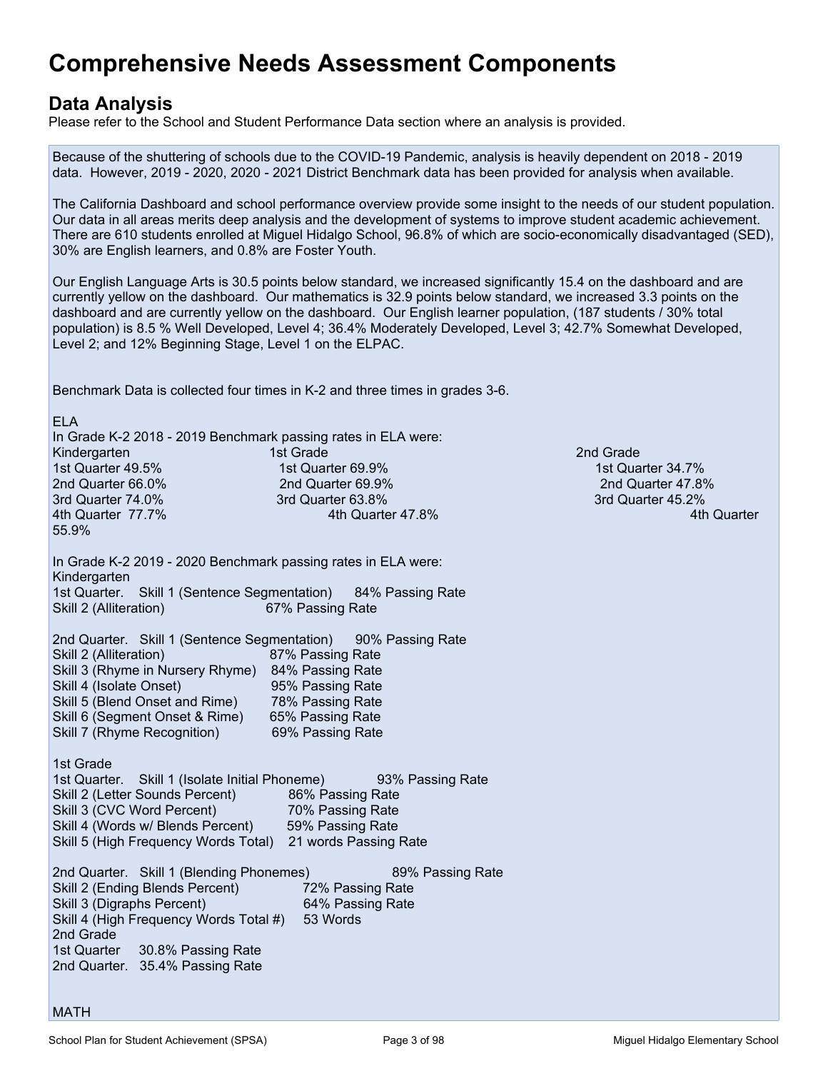# Comprehensive Needs Assessment Components

## Data Analysis

Please refer to the School and Student Performance Data section where an analysis is provided.

Because of the shuttering of schools due to the COVID-19 Pandemic, analysis is heavily dependent on 2018 - 2019 data. However, 2019 - 2020, 2020 - 2021 District Benchmark data has been provided for analysis when available.

The California Dashboard and school performance overview provide some insight to the needs of our student population. Our data in all areas merits deep analysis and the development of systems to improve student academic achievement. There are 610 students enrolled at Miguel Hidalgo School, 96.8% of which are socio-economically disadvantaged (SED), 30% are English learners, and 0.8% are Foster Youth.

Our English Language Arts is 30.5 points below standard, we increased significantly 15.4 on the dashboard and are currently yellow on the dashboard. Our mathematics is 32.9 points below standard, we increased 3.3 points on the dashboard and are currently yellow on the dashboard. Our English learner population, (187 students / 30% total population) is 8.5 % Well Developed, Level 4; 36.4% Moderately Developed, Level 3; 42.7% Somewhat Developed, Level 2; and 12% Beginning Stage, Level 1 on the ELPAC.

Benchmark Data is collected four times in K-2 and three times in grades 3-6.

ELA

In Grade K-2 2018 - 2019 Benchmark passing rates in ELA were:

| Kindergarten | 1st Grade | 2nd Grade |
|---|---|---|
| 1st Quarter 49.5% | 1st Quarter 69.9% | 1st Quarter 34.7% |
| 2nd Quarter 66.0% | 2nd Quarter 69.9% | 2nd Quarter 47.8% |
| 3rd Quarter 74.0% | 3rd Quarter 63.8% | 3rd Quarter 45.2% |
| 4th Quarter 77.7% | 4th Quarter 47.8% | 4th Quarter 55.9% |

In Grade K-2 2019 - 2020 Benchmark passing rates in ELA were:

Kindergarten

1st Quarter. Skill 1 (Sentence Segmentation) 84% Passing Rate
Skill 2 (Alliteration) 67% Passing Rate

2nd Quarter. Skill 1 (Sentence Segmentation) 90% Passing Rate
Skill 2 (Alliteration) 87% Passing Rate
Skill 3 (Rhyme in Nursery Rhyme) 84% Passing Rate
Skill 4 (Isolate Onset) 95% Passing Rate
Skill 5 (Blend Onset and Rime) 78% Passing Rate
Skill 6 (Segment Onset & Rime) 65% Passing Rate
Skill 7 (Rhyme Recognition) 69% Passing Rate

1st Grade

1st Quarter. Skill 1 (Isolate Initial Phoneme) 93% Passing Rate
Skill 2 (Letter Sounds Percent) 86% Passing Rate
Skill 3 (CVC Word Percent) 70% Passing Rate
Skill 4 (Words w/ Blends Percent) 59% Passing Rate
Skill 5 (High Frequency Words Total) 21 words Passing Rate

2nd Quarter. Skill 1 (Blending Phonemes) 89% Passing Rate
Skill 2 (Ending Blends Percent) 72% Passing Rate
Skill 3 (Digraphs Percent) 64% Passing Rate
Skill 4 (High Frequency Words Total #) 53 Words

2nd Grade

1st Quarter 30.8% Passing Rate
2nd Quarter. 35.4% Passing Rate

MATH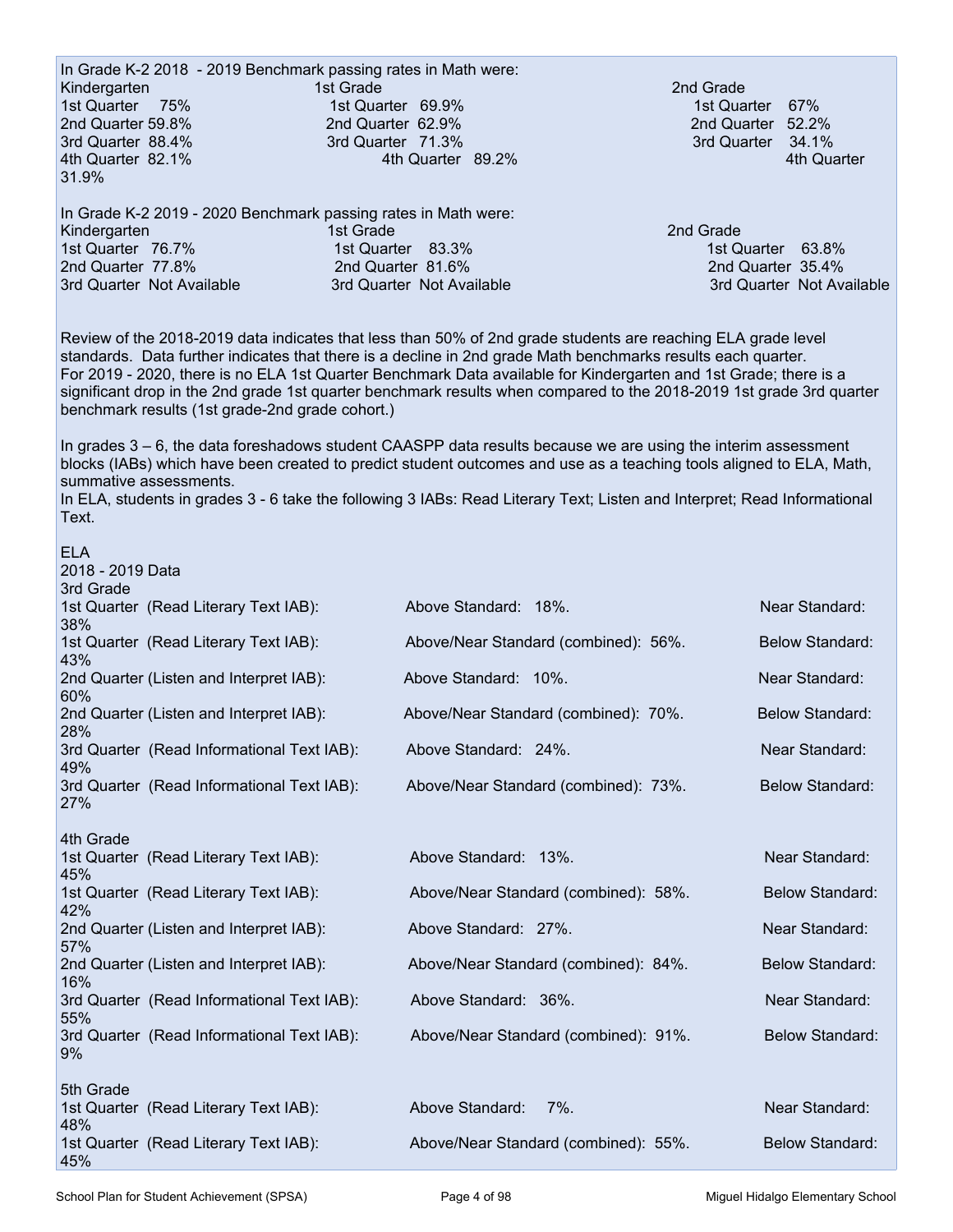In Grade K-2 2018 - 2019 Benchmark passing rates in Math were:

| Kindergarten | 1st Grade | 2nd Grade |
| --- | --- | --- |
| 1st Quarter 75% | 1st Quarter 69.9% | 1st Quarter 67% |
| 2nd Quarter 59.8% | 2nd Quarter 62.9% | 2nd Quarter 52.2% |
| 3rd Quarter 88.4% | 3rd Quarter 71.3% | 3rd Quarter 34.1% |
| 4th Quarter 82.1% | 4th Quarter 89.2% | 4th Quarter 31.9% |

In Grade K-2 2019 - 2020 Benchmark passing rates in Math were:

| Kindergarten | 1st Grade | 2nd Grade |
| --- | --- | --- |
| 1st Quarter 76.7% | 1st Quarter 83.3% | 1st Quarter 63.8% |
| 2nd Quarter 77.8% | 2nd Quarter 81.6% | 2nd Quarter 35.4% |
| 3rd Quarter Not Available | 3rd Quarter Not Available | 3rd Quarter Not Available |

Review of the 2018-2019 data indicates that less than 50% of 2nd grade students are reaching ELA grade level standards. Data further indicates that there is a decline in 2nd grade Math benchmarks results each quarter. For 2019 - 2020, there is no ELA 1st Quarter Benchmark Data available for Kindergarten and 1st Grade; there is a significant drop in the 2nd grade 1st quarter benchmark results when compared to the 2018-2019 1st grade 3rd quarter benchmark results (1st grade-2nd grade cohort.)

In grades 3 – 6, the data foreshadows student CAASPP data results because we are using the interim assessment blocks (IABs) which have been created to predict student outcomes and use as a teaching tools aligned to ELA, Math, summative assessments.
In ELA, students in grades 3 - 6 take the following 3 IABs: Read Literary Text; Listen and Interpret; Read Informational Text.

ELA
2018 - 2019 Data

3rd Grade

| | | |
| --- | --- | --- |
| 1st Quarter (Read Literary Text IAB): | Above Standard: 18%. | Near Standard: 38% |
| 1st Quarter (Read Literary Text IAB): | Above/Near Standard (combined): 56%. | Below Standard: 43% |
| 2nd Quarter (Listen and Interpret IAB): | Above Standard: 10%. | Near Standard: 60% |
| 2nd Quarter (Listen and Interpret IAB): | Above/Near Standard (combined): 70%. | Below Standard: 28% |
| 3rd Quarter (Read Informational Text IAB): | Above Standard: 24%. | Near Standard: 49% |
| 3rd Quarter (Read Informational Text IAB): | Above/Near Standard (combined): 73%. | Below Standard: 27% |

4th Grade

| | | |
| --- | --- | --- |
| 1st Quarter (Read Literary Text IAB): | Above Standard: 13%. | Near Standard: 45% |
| 1st Quarter (Read Literary Text IAB): | Above/Near Standard (combined): 58%. | Below Standard: 42% |
| 2nd Quarter (Listen and Interpret IAB): | Above Standard: 27%. | Near Standard: 57% |
| 2nd Quarter (Listen and Interpret IAB): | Above/Near Standard (combined): 84%. | Below Standard: 16% |
| 3rd Quarter (Read Informational Text IAB): | Above Standard: 36%. | Near Standard: 55% |
| 3rd Quarter (Read Informational Text IAB): | Above/Near Standard (combined): 91%. | Below Standard: 9% |

5th Grade

| | | |
| --- | --- | --- |
| 1st Quarter (Read Literary Text IAB): | Above Standard: 7%. | Near Standard: 48% |
| 1st Quarter (Read Literary Text IAB): | Above/Near Standard (combined): 55%. | Below Standard: 45% |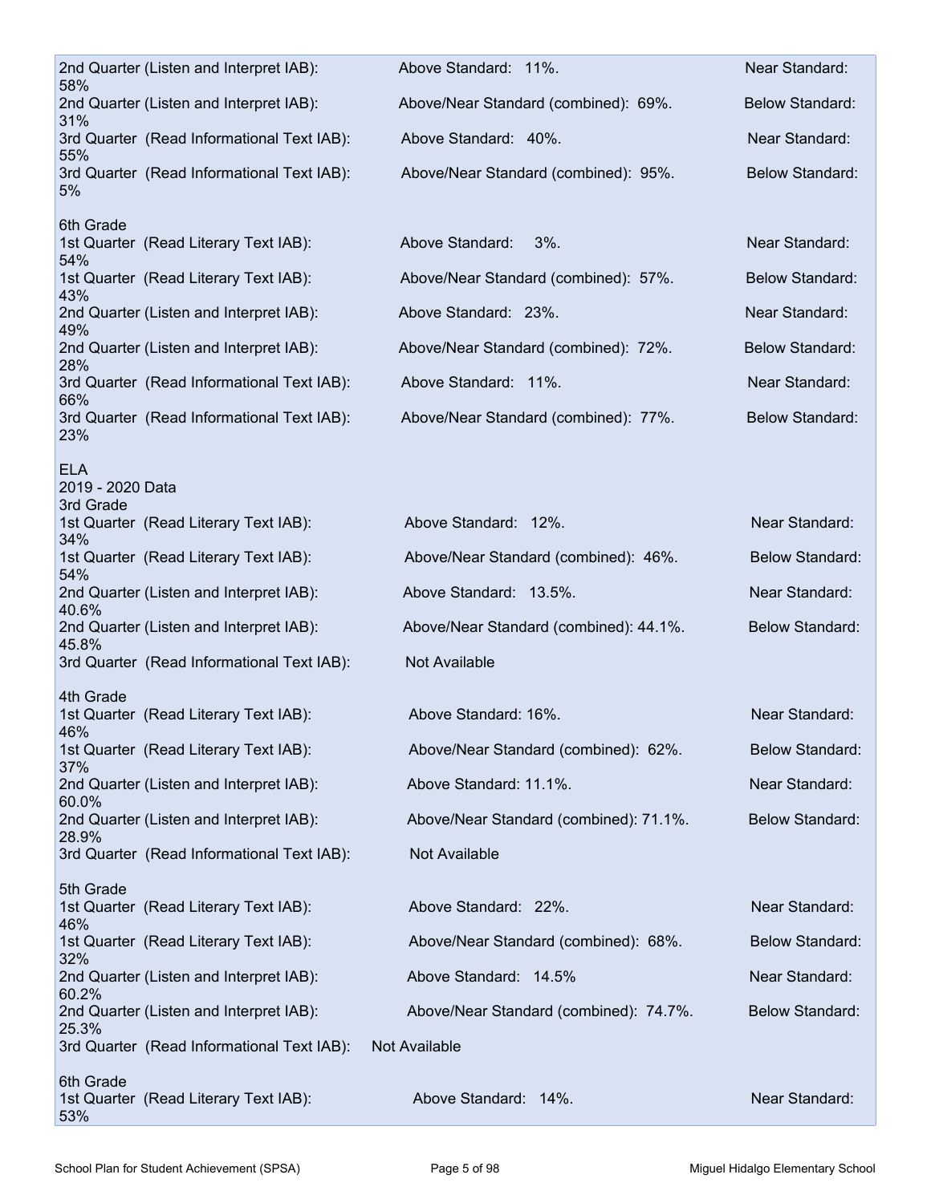2nd Quarter (Listen and Interpret IAB): Above Standard: 11%. Near Standard: 58%
2nd Quarter (Listen and Interpret IAB): Above/Near Standard (combined): 69%. Below Standard: 31%
3rd Quarter (Read Informational Text IAB): Above Standard: 40%. Near Standard: 55%
3rd Quarter (Read Informational Text IAB): Above/Near Standard (combined): 95%. Below Standard: 5%

6th Grade
1st Quarter (Read Literary Text IAB): Above Standard: 3%. Near Standard: 54%
1st Quarter (Read Literary Text IAB): Above/Near Standard (combined): 57%. Below Standard: 43%
2nd Quarter (Listen and Interpret IAB): Above Standard: 23%. Near Standard: 49%
2nd Quarter (Listen and Interpret IAB): Above/Near Standard (combined): 72%. Below Standard: 28%
3rd Quarter (Read Informational Text IAB): Above Standard: 11%. Near Standard: 66%
3rd Quarter (Read Informational Text IAB): Above/Near Standard (combined): 77%. Below Standard: 23%

ELA
2019 - 2020 Data
3rd Grade
1st Quarter (Read Literary Text IAB): Above Standard: 12%. Near Standard: 34%
1st Quarter (Read Literary Text IAB): Above/Near Standard (combined): 46%. Below Standard: 54%
2nd Quarter (Listen and Interpret IAB): Above Standard: 13.5%. Near Standard: 40.6%
2nd Quarter (Listen and Interpret IAB): Above/Near Standard (combined): 44.1%. Below Standard: 45.8%
3rd Quarter (Read Informational Text IAB): Not Available

4th Grade
1st Quarter (Read Literary Text IAB): Above Standard: 16%. Near Standard: 46%
1st Quarter (Read Literary Text IAB): Above/Near Standard (combined): 62%. Below Standard: 37%
2nd Quarter (Listen and Interpret IAB): Above Standard: 11.1%. Near Standard: 60.0%
2nd Quarter (Listen and Interpret IAB): Above/Near Standard (combined): 71.1%. Below Standard: 28.9%
3rd Quarter (Read Informational Text IAB): Not Available

5th Grade
1st Quarter (Read Literary Text IAB): Above Standard: 22%. Near Standard: 46%
1st Quarter (Read Literary Text IAB): Above/Near Standard (combined): 68%. Below Standard: 32%
2nd Quarter (Listen and Interpret IAB): Above Standard: 14.5% Near Standard: 60.2%
2nd Quarter (Listen and Interpret IAB): Above/Near Standard (combined): 74.7%. Below Standard: 25.3%
3rd Quarter (Read Informational Text IAB): Not Available

6th Grade
1st Quarter (Read Literary Text IAB): Above Standard: 14%. Near Standard: 53%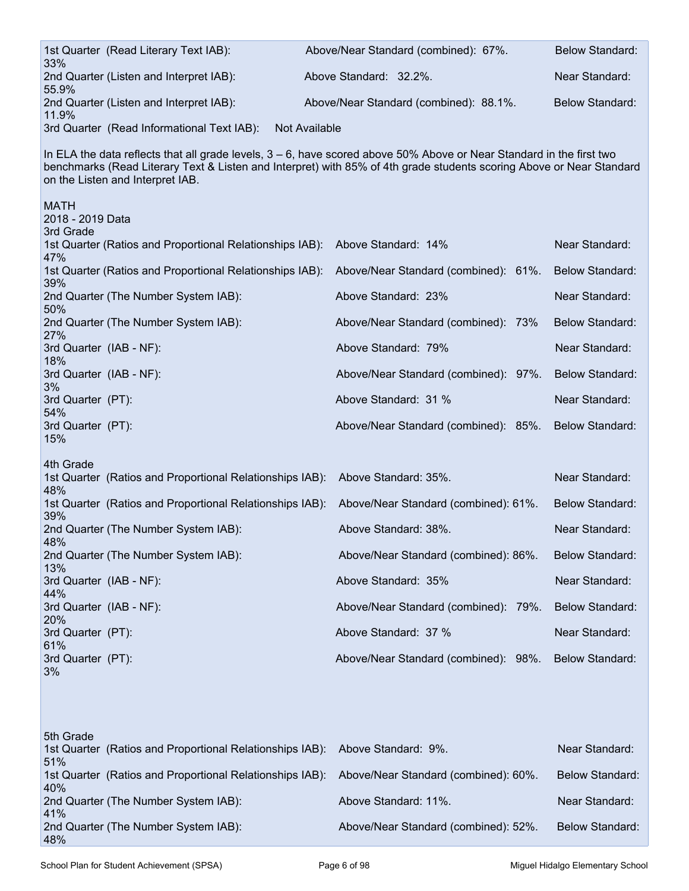1st Quarter (Read Literary Text IAB): Above/Near Standard (combined): 67%. Below Standard: 33%

2nd Quarter (Listen and Interpret IAB): Above Standard: 32.2%. Near Standard: 55.9%

2nd Quarter (Listen and Interpret IAB): Above/Near Standard (combined): 88.1%. Below Standard: 11.9%

3rd Quarter (Read Informational Text IAB): Not Available

In ELA the data reflects that all grade levels, 3 – 6, have scored above 50% Above or Near Standard in the first two benchmarks (Read Literary Text & Listen and Interpret) with 85% of 4th grade students scoring Above or Near Standard on the Listen and Interpret IAB.

MATH

2018 - 2019 Data

3rd Grade

1st Quarter (Ratios and Proportional Relationships IAB): Above Standard: 14% Near Standard: 47%

1st Quarter (Ratios and Proportional Relationships IAB): Above/Near Standard (combined): 61%. Below Standard: 39%

2nd Quarter (The Number System IAB): Above Standard: 23% Near Standard: 50%

2nd Quarter (The Number System IAB): Above/Near Standard (combined): 73% Below Standard: 27%

3rd Quarter (IAB - NF): Above Standard: 79% Near Standard: 18%

3rd Quarter (IAB - NF): Above/Near Standard (combined): 97%. Below Standard: 3%

3rd Quarter (PT): Above Standard: 31 % Near Standard: 54%

3rd Quarter (PT): Above/Near Standard (combined): 85%. Below Standard: 15%

4th Grade

1st Quarter (Ratios and Proportional Relationships IAB): Above Standard: 35%. Near Standard: 48%

1st Quarter (Ratios and Proportional Relationships IAB): Above/Near Standard (combined): 61%. Below Standard: 39%

2nd Quarter (The Number System IAB): Above Standard: 38%. Near Standard: 48%

2nd Quarter (The Number System IAB): Above/Near Standard (combined): 86%. Below Standard: 13%

3rd Quarter (IAB - NF): Above Standard: 35% Near Standard: 44%

3rd Quarter (IAB - NF): Above/Near Standard (combined): 79%. Below Standard: 20%

3rd Quarter (PT): Above Standard: 37 % Near Standard: 61%

3rd Quarter (PT): Above/Near Standard (combined): 98%. Below Standard: 3%

5th Grade

1st Quarter (Ratios and Proportional Relationships IAB): Above Standard: 9%. Near Standard: 51%

1st Quarter (Ratios and Proportional Relationships IAB): Above/Near Standard (combined): 60%. Below Standard: 40%

2nd Quarter (The Number System IAB): Above Standard: 11%. Near Standard: 41%

2nd Quarter (The Number System IAB): Above/Near Standard (combined): 52%. Below Standard: 48%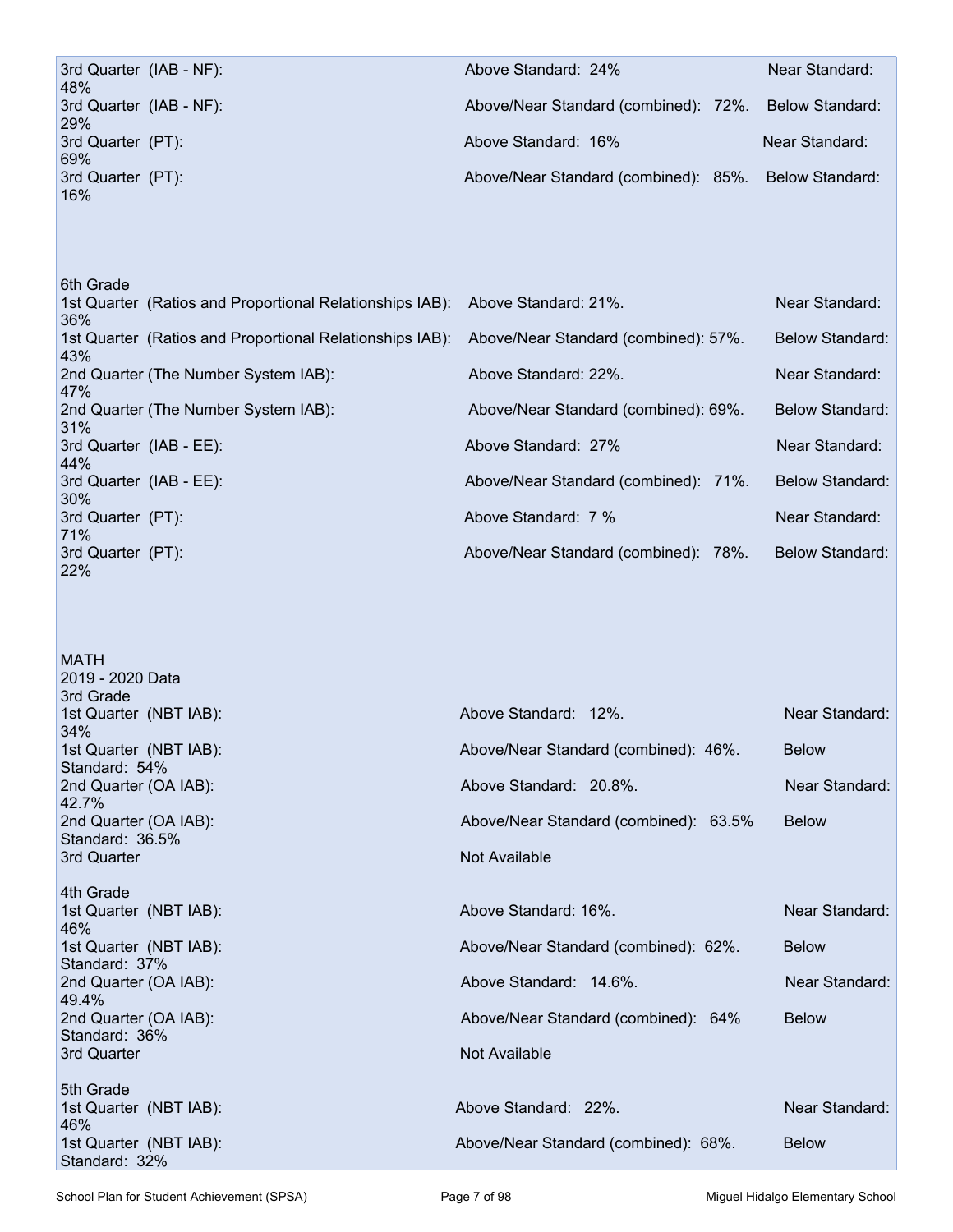3rd Quarter (IAB - NF): Above Standard: 24% Near Standard: 48%
3rd Quarter (IAB - NF): Above/Near Standard (combined): 72%. Below Standard: 29%
3rd Quarter (PT): Above Standard: 16% Near Standard: 69%
3rd Quarter (PT): Above/Near Standard (combined): 85%. Below Standard: 16%

6th Grade
1st Quarter (Ratios and Proportional Relationships IAB): Above Standard: 21%. Near Standard: 36%
1st Quarter (Ratios and Proportional Relationships IAB): Above/Near Standard (combined): 57%. Below Standard: 43%
2nd Quarter (The Number System IAB): Above Standard: 22%. Near Standard: 47%
2nd Quarter (The Number System IAB): Above/Near Standard (combined): 69%. Below Standard: 31%
3rd Quarter (IAB - EE): Above Standard: 27% Near Standard: 44%
3rd Quarter (IAB - EE): Above/Near Standard (combined): 71%. Below Standard: 30%
3rd Quarter (PT): Above Standard: 7 % Near Standard: 71%
3rd Quarter (PT): Above/Near Standard (combined): 78%. Below Standard: 22%

MATH
2019 - 2020 Data
3rd Grade
1st Quarter (NBT IAB): Above Standard: 12%. Near Standard: 34%
1st Quarter (NBT IAB): Above/Near Standard (combined): 46%. Below Standard: 54%
2nd Quarter (OA IAB): Above Standard: 20.8%. Near Standard: 42.7%
2nd Quarter (OA IAB): Above/Near Standard (combined): 63.5% Below Standard: 36.5%
3rd Quarter Not Available

4th Grade
1st Quarter (NBT IAB): Above Standard: 16%. Near Standard: 46%
1st Quarter (NBT IAB): Above/Near Standard (combined): 62%. Below Standard: 37%
2nd Quarter (OA IAB): Above Standard: 14.6%. Near Standard: 49.4%
2nd Quarter (OA IAB): Above/Near Standard (combined): 64% Below Standard: 36%
3rd Quarter Not Available

5th Grade
1st Quarter (NBT IAB): Above Standard: 22%. Near Standard: 46%
1st Quarter (NBT IAB): Above/Near Standard (combined): 68%. Below Standard: 32%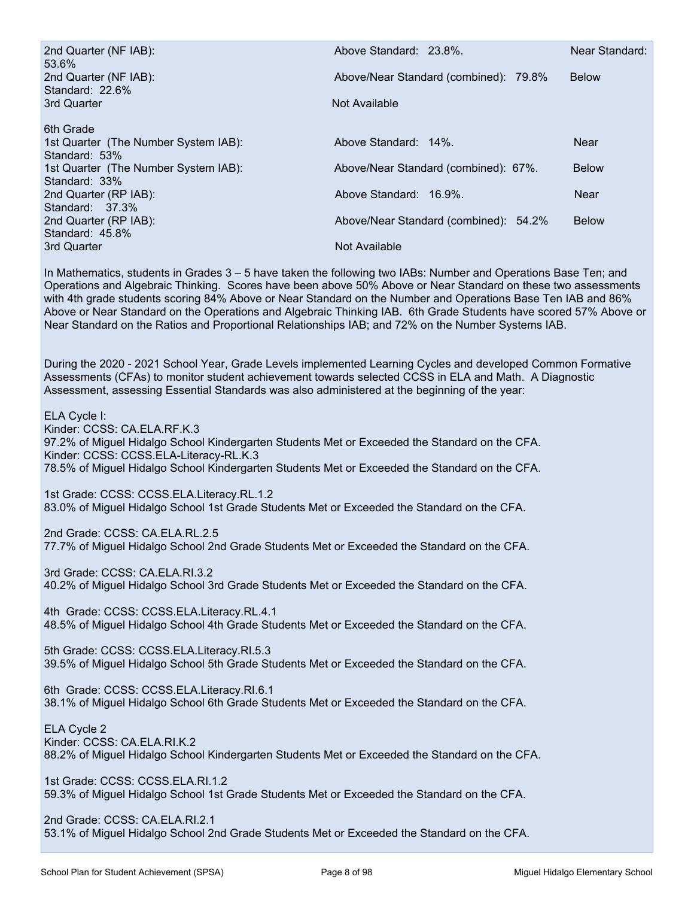2nd Quarter (NF IAB): Above Standard: 23.8%. Near Standard: 53.6%
2nd Quarter (NF IAB): Above/Near Standard (combined): 79.8% Below Standard: 22.6%
3rd Quarter Not Available

6th Grade
1st Quarter (The Number System IAB): Above Standard: 14%. Near Standard: 53%
1st Quarter (The Number System IAB): Above/Near Standard (combined): 67%. Below Standard: 33%
2nd Quarter (RP IAB): Above Standard: 16.9%. Near Standard: 37.3%
2nd Quarter (RP IAB): Above/Near Standard (combined): 54.2% Below Standard: 45.8%
3rd Quarter Not Available

In Mathematics, students in Grades 3 – 5 have taken the following two IABs: Number and Operations Base Ten; and Operations and Algebraic Thinking. Scores have been above 50% Above or Near Standard on these two assessments with 4th grade students scoring 84% Above or Near Standard on the Number and Operations Base Ten IAB and 86% Above or Near Standard on the Operations and Algebraic Thinking IAB. 6th Grade Students have scored 57% Above or Near Standard on the Ratios and Proportional Relationships IAB; and 72% on the Number Systems IAB.

During the 2020 - 2021 School Year, Grade Levels implemented Learning Cycles and developed Common Formative Assessments (CFAs) to monitor student achievement towards selected CCSS in ELA and Math. A Diagnostic Assessment, assessing Essential Standards was also administered at the beginning of the year:

ELA Cycle I:
Kinder: CCSS: CA.ELA.RF.K.3
97.2% of Miguel Hidalgo School Kindergarten Students Met or Exceeded the Standard on the CFA.
Kinder: CCSS: CCSS.ELA-Literacy-RL.K.3
78.5% of Miguel Hidalgo School Kindergarten Students Met or Exceeded the Standard on the CFA.

1st Grade: CCSS: CCSS.ELA.Literacy.RL.1.2
83.0% of Miguel Hidalgo School 1st Grade Students Met or Exceeded the Standard on the CFA.

2nd Grade: CCSS: CA.ELA.RL.2.5
77.7% of Miguel Hidalgo School 2nd Grade Students Met or Exceeded the Standard on the CFA.

3rd Grade: CCSS: CA.ELA.RI.3.2
40.2% of Miguel Hidalgo School 3rd Grade Students Met or Exceeded the Standard on the CFA.

4th Grade: CCSS: CCSS.ELA.Literacy.RL.4.1
48.5% of Miguel Hidalgo School 4th Grade Students Met or Exceeded the Standard on the CFA.

5th Grade: CCSS: CCSS.ELA.Literacy.RI.5.3
39.5% of Miguel Hidalgo School 5th Grade Students Met or Exceeded the Standard on the CFA.

6th Grade: CCSS: CCSS.ELA.Literacy.RI.6.1
38.1% of Miguel Hidalgo School 6th Grade Students Met or Exceeded the Standard on the CFA.

ELA Cycle 2
Kinder: CCSS: CA.ELA.RI.K.2
88.2% of Miguel Hidalgo School Kindergarten Students Met or Exceeded the Standard on the CFA.

1st Grade: CCSS: CCSS.ELA.RI.1.2
59.3% of Miguel Hidalgo School 1st Grade Students Met or Exceeded the Standard on the CFA.

2nd Grade: CCSS: CA.ELA.RI.2.1
53.1% of Miguel Hidalgo School 2nd Grade Students Met or Exceeded the Standard on the CFA.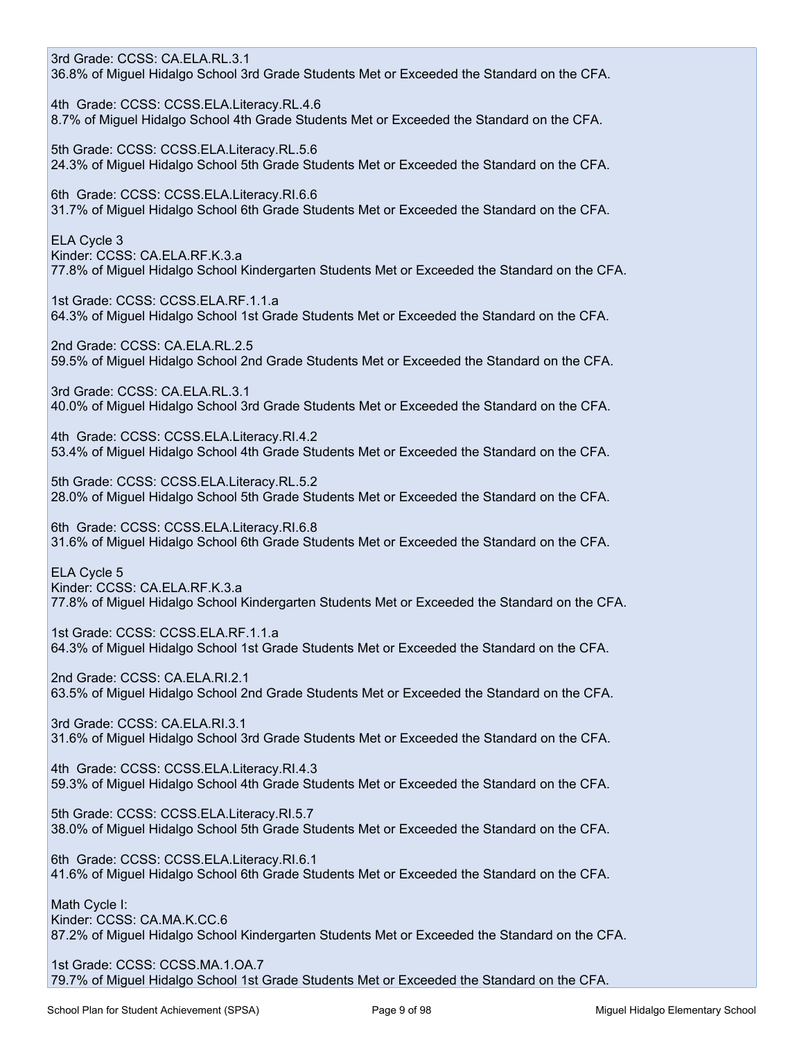3rd Grade: CCSS: CA.ELA.RL.3.1
36.8% of Miguel Hidalgo School 3rd Grade Students Met or Exceeded the Standard on the CFA.

4th Grade: CCSS: CCSS.ELA.Literacy.RL.4.6
8.7% of Miguel Hidalgo School 4th Grade Students Met or Exceeded the Standard on the CFA.

5th Grade: CCSS: CCSS.ELA.Literacy.RL.5.6
24.3% of Miguel Hidalgo School 5th Grade Students Met or Exceeded the Standard on the CFA.

6th Grade: CCSS: CCSS.ELA.Literacy.RI.6.6
31.7% of Miguel Hidalgo School 6th Grade Students Met or Exceeded the Standard on the CFA.

ELA Cycle 3
Kinder: CCSS: CA.ELA.RF.K.3.a
77.8% of Miguel Hidalgo School Kindergarten Students Met or Exceeded the Standard on the CFA.

1st Grade: CCSS: CCSS.ELA.RF.1.1.a
64.3% of Miguel Hidalgo School 1st Grade Students Met or Exceeded the Standard on the CFA.

2nd Grade: CCSS: CA.ELA.RL.2.5
59.5% of Miguel Hidalgo School 2nd Grade Students Met or Exceeded the Standard on the CFA.

3rd Grade: CCSS: CA.ELA.RL.3.1
40.0% of Miguel Hidalgo School 3rd Grade Students Met or Exceeded the Standard on the CFA.

4th Grade: CCSS: CCSS.ELA.Literacy.RI.4.2
53.4% of Miguel Hidalgo School 4th Grade Students Met or Exceeded the Standard on the CFA.

5th Grade: CCSS: CCSS.ELA.Literacy.RL.5.2
28.0% of Miguel Hidalgo School 5th Grade Students Met or Exceeded the Standard on the CFA.

6th Grade: CCSS: CCSS.ELA.Literacy.RI.6.8
31.6% of Miguel Hidalgo School 6th Grade Students Met or Exceeded the Standard on the CFA.

ELA Cycle 5
Kinder: CCSS: CA.ELA.RF.K.3.a
77.8% of Miguel Hidalgo School Kindergarten Students Met or Exceeded the Standard on the CFA.

1st Grade: CCSS: CCSS.ELA.RF.1.1.a
64.3% of Miguel Hidalgo School 1st Grade Students Met or Exceeded the Standard on the CFA.

2nd Grade: CCSS: CA.ELA.RI.2.1
63.5% of Miguel Hidalgo School 2nd Grade Students Met or Exceeded the Standard on the CFA.

3rd Grade: CCSS: CA.ELA.RI.3.1
31.6% of Miguel Hidalgo School 3rd Grade Students Met or Exceeded the Standard on the CFA.

4th Grade: CCSS: CCSS.ELA.Literacy.RI.4.3
59.3% of Miguel Hidalgo School 4th Grade Students Met or Exceeded the Standard on the CFA.

5th Grade: CCSS: CCSS.ELA.Literacy.RI.5.7
38.0% of Miguel Hidalgo School 5th Grade Students Met or Exceeded the Standard on the CFA.

6th Grade: CCSS: CCSS.ELA.Literacy.RI.6.1
41.6% of Miguel Hidalgo School 6th Grade Students Met or Exceeded the Standard on the CFA.

Math Cycle I:
Kinder: CCSS: CA.MA.K.CC.6
87.2% of Miguel Hidalgo School Kindergarten Students Met or Exceeded the Standard on the CFA.

1st Grade: CCSS: CCSS.MA.1.OA.7
79.7% of Miguel Hidalgo School 1st Grade Students Met or Exceeded the Standard on the CFA.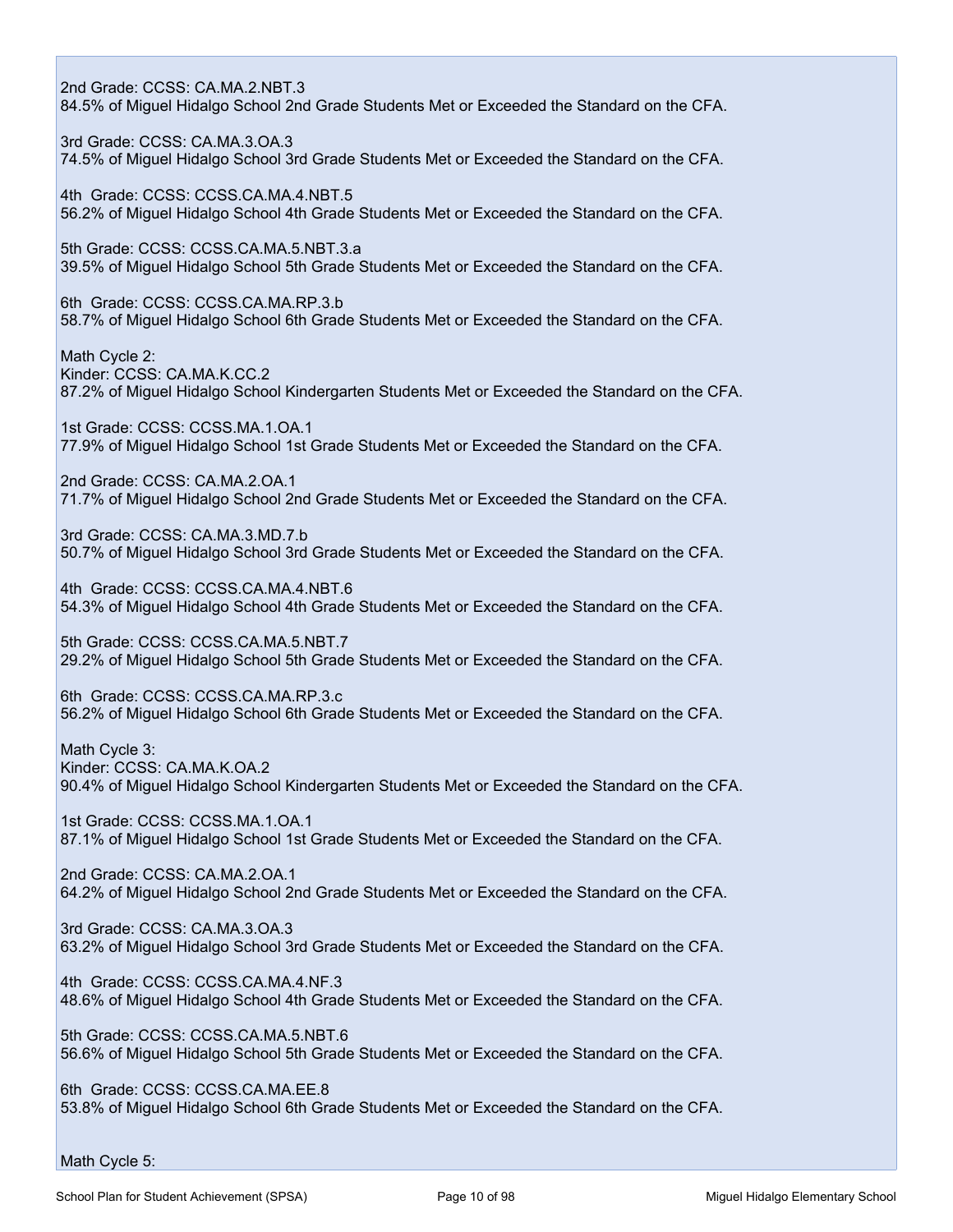2nd Grade: CCSS: CA.MA.2.NBT.3
84.5% of Miguel Hidalgo School 2nd Grade Students Met or Exceeded the Standard on the CFA.

3rd Grade: CCSS: CA.MA.3.OA.3
74.5% of Miguel Hidalgo School 3rd Grade Students Met or Exceeded the Standard on the CFA.

4th Grade: CCSS: CCSS.CA.MA.4.NBT.5
56.2% of Miguel Hidalgo School 4th Grade Students Met or Exceeded the Standard on the CFA.

5th Grade: CCSS: CCSS.CA.MA.5.NBT.3.a
39.5% of Miguel Hidalgo School 5th Grade Students Met or Exceeded the Standard on the CFA.

6th Grade: CCSS: CCSS.CA.MA.RP.3.b
58.7% of Miguel Hidalgo School 6th Grade Students Met or Exceeded the Standard on the CFA.

Math Cycle 2:
Kinder: CCSS: CA.MA.K.CC.2
87.2% of Miguel Hidalgo School Kindergarten Students Met or Exceeded the Standard on the CFA.

1st Grade: CCSS: CCSS.MA.1.OA.1
77.9% of Miguel Hidalgo School 1st Grade Students Met or Exceeded the Standard on the CFA.

2nd Grade: CCSS: CA.MA.2.OA.1
71.7% of Miguel Hidalgo School 2nd Grade Students Met or Exceeded the Standard on the CFA.

3rd Grade: CCSS: CA.MA.3.MD.7.b
50.7% of Miguel Hidalgo School 3rd Grade Students Met or Exceeded the Standard on the CFA.

4th Grade: CCSS: CCSS.CA.MA.4.NBT.6
54.3% of Miguel Hidalgo School 4th Grade Students Met or Exceeded the Standard on the CFA.

5th Grade: CCSS: CCSS.CA.MA.5.NBT.7
29.2% of Miguel Hidalgo School 5th Grade Students Met or Exceeded the Standard on the CFA.

6th Grade: CCSS: CCSS.CA.MA.RP.3.c
56.2% of Miguel Hidalgo School 6th Grade Students Met or Exceeded the Standard on the CFA.

Math Cycle 3:
Kinder: CCSS: CA.MA.K.OA.2
90.4% of Miguel Hidalgo School Kindergarten Students Met or Exceeded the Standard on the CFA.

1st Grade: CCSS: CCSS.MA.1.OA.1
87.1% of Miguel Hidalgo School 1st Grade Students Met or Exceeded the Standard on the CFA.

2nd Grade: CCSS: CA.MA.2.OA.1
64.2% of Miguel Hidalgo School 2nd Grade Students Met or Exceeded the Standard on the CFA.

3rd Grade: CCSS: CA.MA.3.OA.3
63.2% of Miguel Hidalgo School 3rd Grade Students Met or Exceeded the Standard on the CFA.

4th Grade: CCSS: CCSS.CA.MA.4.NF.3
48.6% of Miguel Hidalgo School 4th Grade Students Met or Exceeded the Standard on the CFA.

5th Grade: CCSS: CCSS.CA.MA.5.NBT.6
56.6% of Miguel Hidalgo School 5th Grade Students Met or Exceeded the Standard on the CFA.

6th Grade: CCSS: CCSS.CA.MA.EE.8
53.8% of Miguel Hidalgo School 6th Grade Students Met or Exceeded the Standard on the CFA.

Math Cycle 5: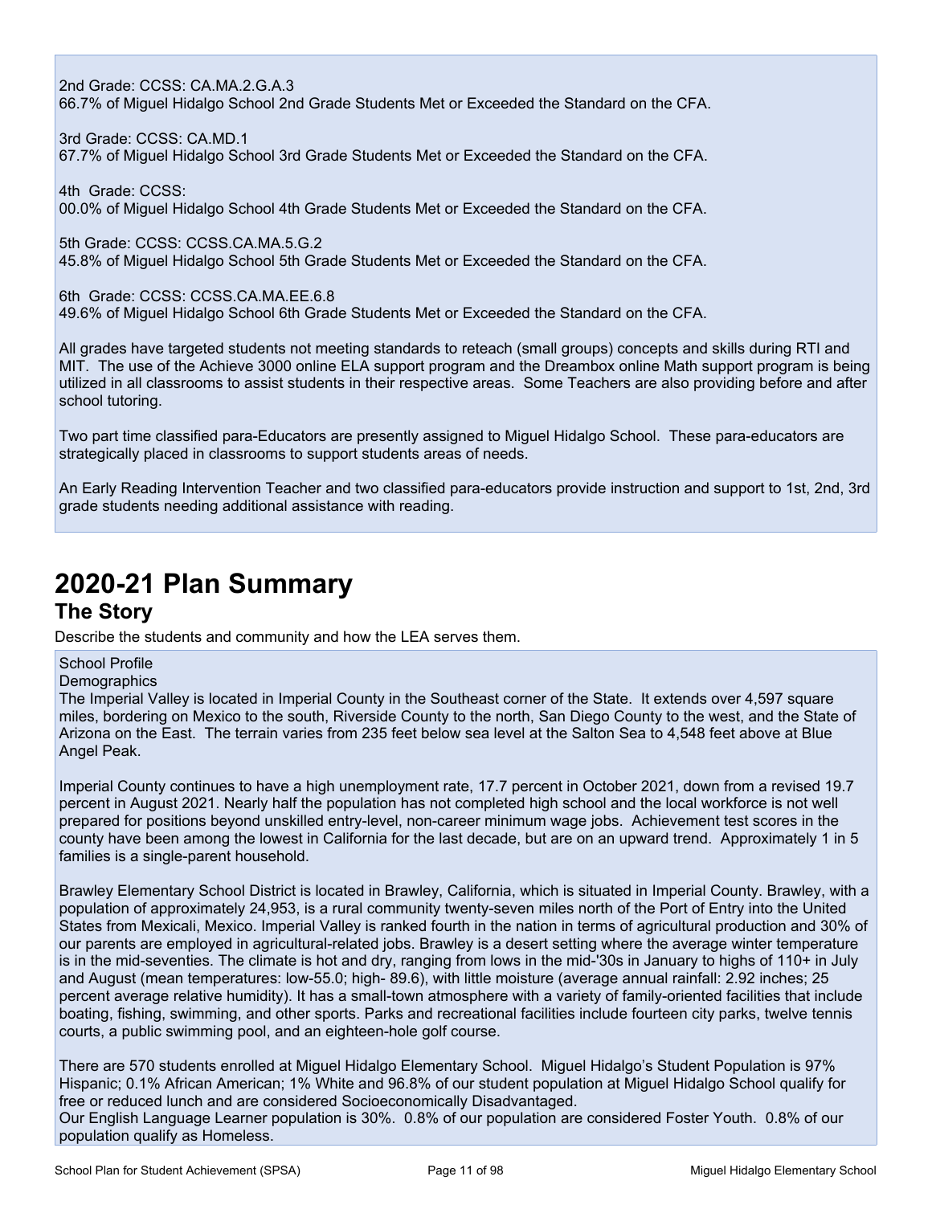2nd Grade: CCSS: CA.MA.2.G.A.3
66.7% of Miguel Hidalgo School 2nd Grade Students Met or Exceeded the Standard on the CFA.

3rd Grade: CCSS: CA.MD.1
67.7% of Miguel Hidalgo School 3rd Grade Students Met or Exceeded the Standard on the CFA.

4th Grade: CCSS:
00.0% of Miguel Hidalgo School 4th Grade Students Met or Exceeded the Standard on the CFA.

5th Grade: CCSS: CCSS.CA.MA.5.G.2
45.8% of Miguel Hidalgo School 5th Grade Students Met or Exceeded the Standard on the CFA.

6th Grade: CCSS: CCSS.CA.MA.EE.6.8
49.6% of Miguel Hidalgo School 6th Grade Students Met or Exceeded the Standard on the CFA.

All grades have targeted students not meeting standards to reteach (small groups) concepts and skills during RTI and MIT. The use of the Achieve 3000 online ELA support program and the Dreambox online Math support program is being utilized in all classrooms to assist students in their respective areas. Some Teachers are also providing before and after school tutoring.

Two part time classified para-Educators are presently assigned to Miguel Hidalgo School. These para-educators are strategically placed in classrooms to support students areas of needs.

An Early Reading Intervention Teacher and two classified para-educators provide instruction and support to 1st, 2nd, 3rd grade students needing additional assistance with reading.

# 2020-21 Plan Summary

## The Story

Describe the students and community and how the LEA serves them.

School Profile
Demographics
The Imperial Valley is located in Imperial County in the Southeast corner of the State. It extends over 4,597 square miles, bordering on Mexico to the south, Riverside County to the north, San Diego County to the west, and the State of Arizona on the East. The terrain varies from 235 feet below sea level at the Salton Sea to 4,548 feet above at Blue Angel Peak.

Imperial County continues to have a high unemployment rate, 17.7 percent in October 2021, down from a revised 19.7 percent in August 2021. Nearly half the population has not completed high school and the local workforce is not well prepared for positions beyond unskilled entry-level, non-career minimum wage jobs. Achievement test scores in the county have been among the lowest in California for the last decade, but are on an upward trend. Approximately 1 in 5 families is a single-parent household.

Brawley Elementary School District is located in Brawley, California, which is situated in Imperial County. Brawley, with a population of approximately 24,953, is a rural community twenty-seven miles north of the Port of Entry into the United States from Mexicali, Mexico. Imperial Valley is ranked fourth in the nation in terms of agricultural production and 30% of our parents are employed in agricultural-related jobs. Brawley is a desert setting where the average winter temperature is in the mid-seventies. The climate is hot and dry, ranging from lows in the mid-'30s in January to highs of 110+ in July and August (mean temperatures: low-55.0; high- 89.6), with little moisture (average annual rainfall: 2.92 inches; 25 percent average relative humidity). It has a small-town atmosphere with a variety of family-oriented facilities that include boating, fishing, swimming, and other sports. Parks and recreational facilities include fourteen city parks, twelve tennis courts, a public swimming pool, and an eighteen-hole golf course.

There are 570 students enrolled at Miguel Hidalgo Elementary School. Miguel Hidalgo's Student Population is 97% Hispanic; 0.1% African American; 1% White and 96.8% of our student population at Miguel Hidalgo School qualify for free or reduced lunch and are considered Socioeconomically Disadvantaged.
Our English Language Learner population is 30%. 0.8% of our population are considered Foster Youth. 0.8% of our population qualify as Homeless.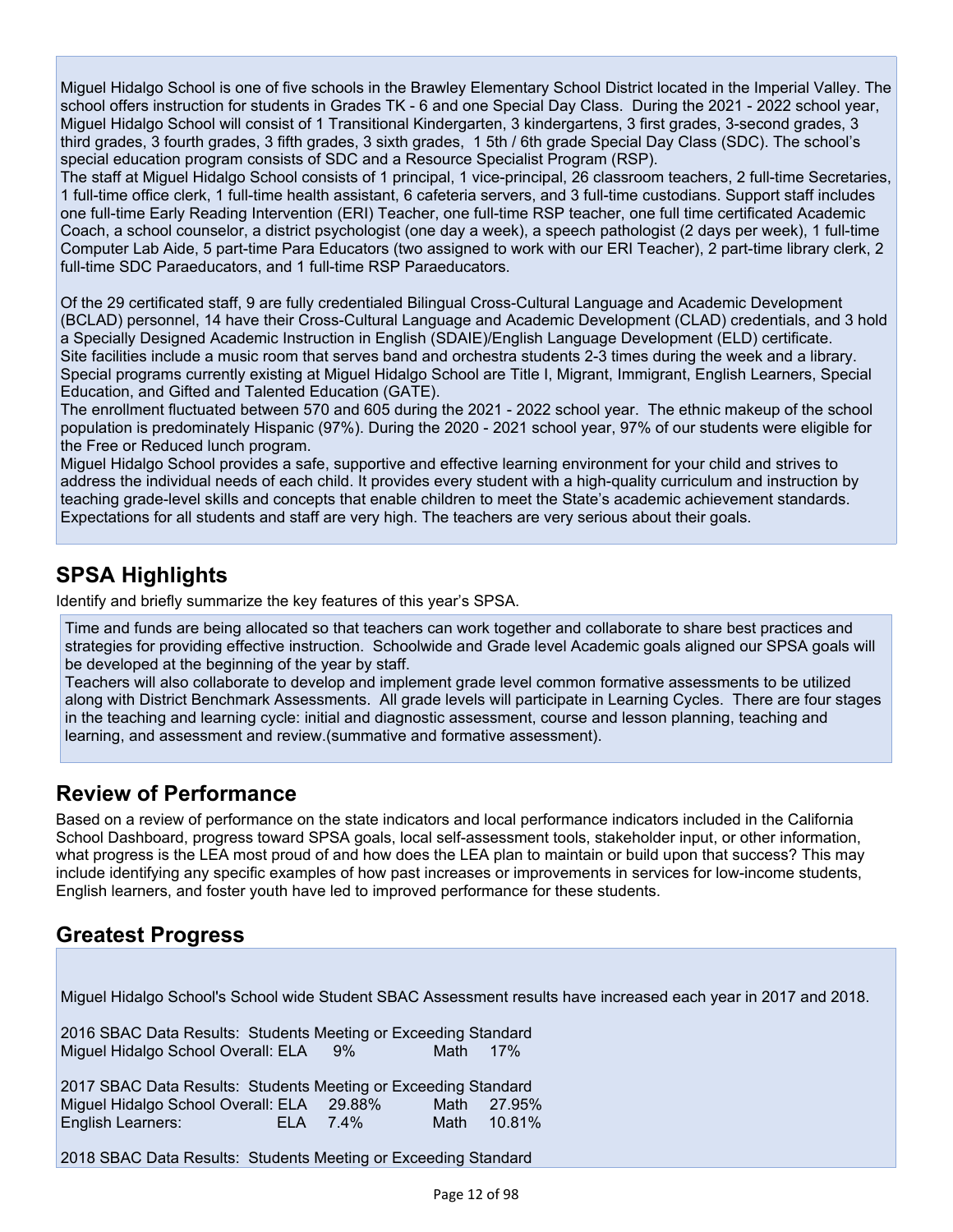Miguel Hidalgo School is one of five schools in the Brawley Elementary School District located in the Imperial Valley. The school offers instruction for students in Grades TK - 6 and one Special Day Class. During the 2021 - 2022 school year, Miguel Hidalgo School will consist of 1 Transitional Kindergarten, 3 kindergartens, 3 first grades, 3-second grades, 3 third grades, 3 fourth grades, 3 fifth grades, 3 sixth grades, 1 5th / 6th grade Special Day Class (SDC). The school's special education program consists of SDC and a Resource Specialist Program (RSP).
The staff at Miguel Hidalgo School consists of 1 principal, 1 vice-principal, 26 classroom teachers, 2 full-time Secretaries, 1 full-time office clerk, 1 full-time health assistant, 6 cafeteria servers, and 3 full-time custodians. Support staff includes one full-time Early Reading Intervention (ERI) Teacher, one full-time RSP teacher, one full time certificated Academic Coach, a school counselor, a district psychologist (one day a week), a speech pathologist (2 days per week), 1 full-time Computer Lab Aide, 5 part-time Para Educators (two assigned to work with our ERI Teacher), 2 part-time library clerk, 2 full-time SDC Paraeducators, and 1 full-time RSP Paraeducators.

Of the 29 certificated staff, 9 are fully credentialed Bilingual Cross-Cultural Language and Academic Development (BCLAD) personnel, 14 have their Cross-Cultural Language and Academic Development (CLAD) credentials, and 3 hold a Specially Designed Academic Instruction in English (SDAIE)/English Language Development (ELD) certificate.
Site facilities include a music room that serves band and orchestra students 2-3 times during the week and a library. Special programs currently existing at Miguel Hidalgo School are Title I, Migrant, Immigrant, English Learners, Special Education, and Gifted and Talented Education (GATE).
The enrollment fluctuated between 570 and 605 during the 2021 - 2022 school year. The ethnic makeup of the school population is predominately Hispanic (97%). During the 2020 - 2021 school year, 97% of our students were eligible for the Free or Reduced lunch program.
Miguel Hidalgo School provides a safe, supportive and effective learning environment for your child and strives to address the individual needs of each child. It provides every student with a high-quality curriculum and instruction by teaching grade-level skills and concepts that enable children to meet the State's academic achievement standards. Expectations for all students and staff are very high. The teachers are very serious about their goals.

## SPSA Highlights

Identify and briefly summarize the key features of this year's SPSA.

Time and funds are being allocated so that teachers can work together and collaborate to share best practices and strategies for providing effective instruction. Schoolwide and Grade level Academic goals aligned our SPSA goals will be developed at the beginning of the year by staff.
Teachers will also collaborate to develop and implement grade level common formative assessments to be utilized along with District Benchmark Assessments. All grade levels will participate in Learning Cycles. There are four stages in the teaching and learning cycle: initial and diagnostic assessment, course and lesson planning, teaching and learning, and assessment and review.(summative and formative assessment).

## Review of Performance

Based on a review of performance on the state indicators and local performance indicators included in the California School Dashboard, progress toward SPSA goals, local self-assessment tools, stakeholder input, or other information, what progress is the LEA most proud of and how does the LEA plan to maintain or build upon that success? This may include identifying any specific examples of how past increases or improvements in services for low-income students, English learners, and foster youth have led to improved performance for these students.

## Greatest Progress

Miguel Hidalgo School's School wide Student SBAC Assessment results have increased each year in 2017 and 2018.

2016 SBAC Data Results: Students Meeting or Exceeding Standard
Miguel Hidalgo School Overall: ELA 9% Math 17%

2017 SBAC Data Results: Students Meeting or Exceeding Standard
Miguel Hidalgo School Overall: ELA 29.88% Math 27.95%
English Learners: ELA 7.4% Math 10.81%

2018 SBAC Data Results: Students Meeting or Exceeding Standard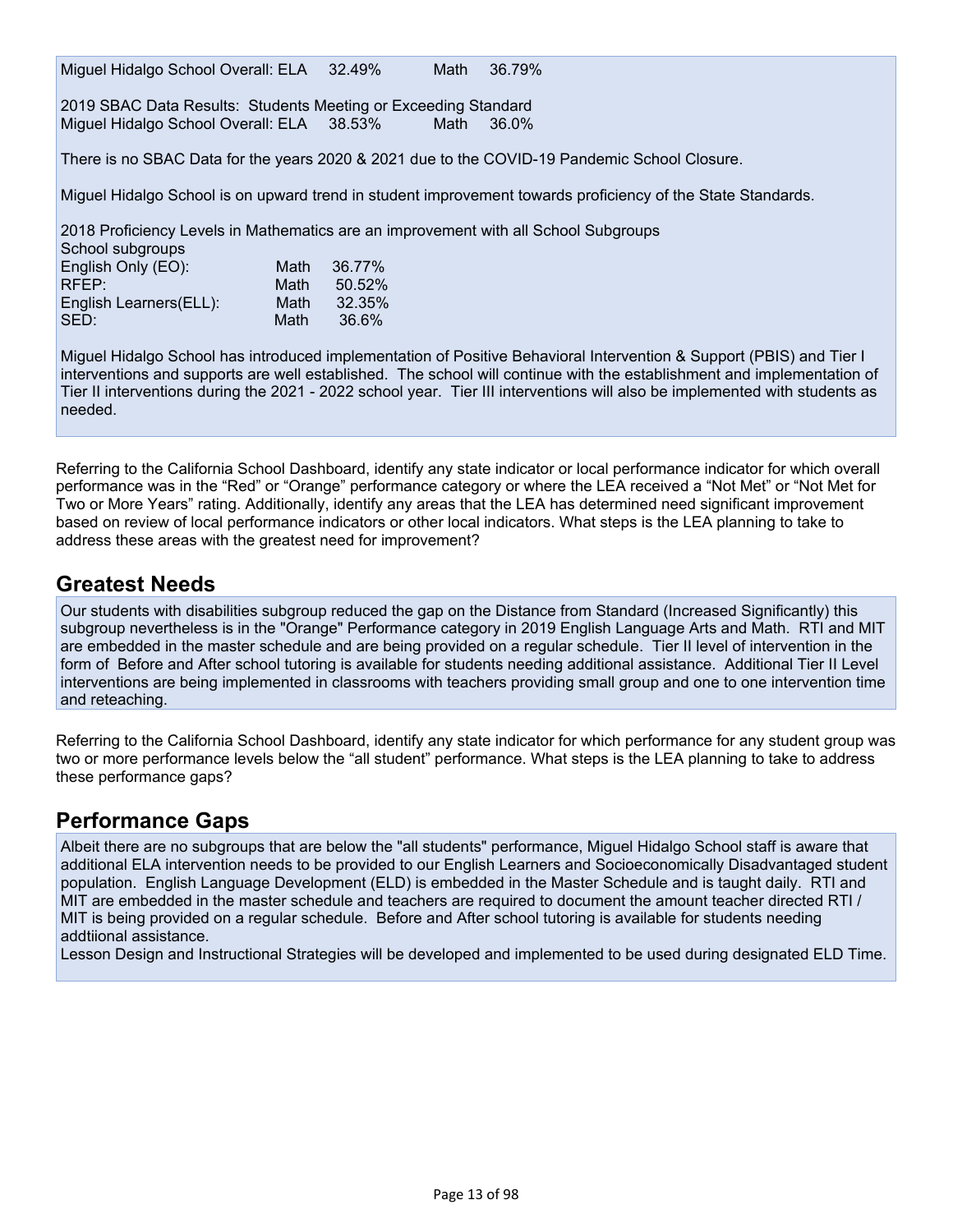Miguel Hidalgo School Overall: ELA 32.49% Math 36.79%

2019 SBAC Data Results: Students Meeting or Exceeding Standard
Miguel Hidalgo School Overall: ELA 38.53% Math 36.0%

There is no SBAC Data for the years 2020 & 2021 due to the COVID-19 Pandemic School Closure.

Miguel Hidalgo School is on upward trend in student improvement towards proficiency of the State Standards.

2018 Proficiency Levels in Mathematics are an improvement with all School Subgroups

| School subgroups | | |
|---|---|---|
| English Only (EO): | Math | 36.77% |
| RFEP: | Math | 50.52% |
| English Learners(ELL): | Math | 32.35% |
| SED: | Math | 36.6% |

Miguel Hidalgo School has introduced implementation of Positive Behavioral Intervention & Support (PBIS) and Tier I interventions and supports are well established. The school will continue with the establishment and implementation of Tier II interventions during the 2021 - 2022 school year. Tier III interventions will also be implemented with students as needed.

Referring to the California School Dashboard, identify any state indicator or local performance indicator for which overall performance was in the "Red" or "Orange" performance category or where the LEA received a "Not Met" or "Not Met for Two or More Years" rating. Additionally, identify any areas that the LEA has determined need significant improvement based on review of local performance indicators or other local indicators. What steps is the LEA planning to take to address these areas with the greatest need for improvement?

## Greatest Needs

Our students with disabilities subgroup reduced the gap on the Distance from Standard (Increased Significantly) this subgroup nevertheless is in the "Orange" Performance category in 2019 English Language Arts and Math. RTI and MIT are embedded in the master schedule and are being provided on a regular schedule. Tier II level of intervention in the form of Before and After school tutoring is available for students needing additional assistance. Additional Tier II Level interventions are being implemented in classrooms with teachers providing small group and one to one intervention time and reteaching.

Referring to the California School Dashboard, identify any state indicator for which performance for any student group was two or more performance levels below the "all student" performance. What steps is the LEA planning to take to address these performance gaps?

## Performance Gaps

Albeit there are no subgroups that are below the "all students" performance, Miguel Hidalgo School staff is aware that additional ELA intervention needs to be provided to our English Learners and Socioeconomically Disadvantaged student population. English Language Development (ELD) is embedded in the Master Schedule and is taught daily. RTI and MIT are embedded in the master schedule and teachers are required to document the amount teacher directed RTI / MIT is being provided on a regular schedule. Before and After school tutoring is available for students needing addtiional assistance.
Lesson Design and Instructional Strategies will be developed and implemented to be used during designated ELD Time.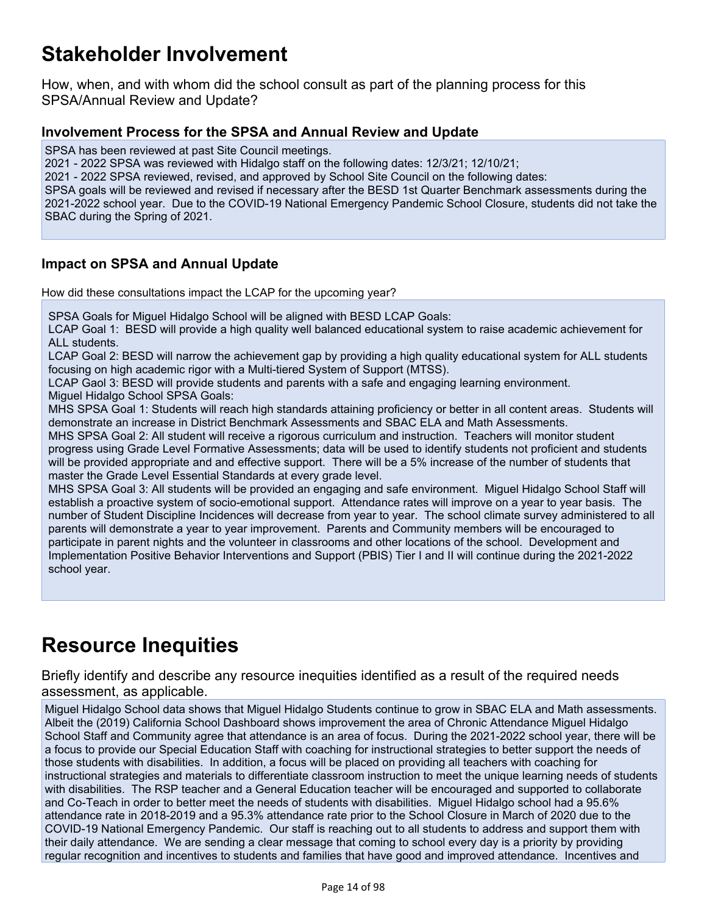# Stakeholder Involvement

How, when, and with whom did the school consult as part of the planning process for this SPSA/Annual Review and Update?

### Involvement Process for the SPSA and Annual Review and Update

SPSA has been reviewed at past Site Council meetings.
2021 - 2022 SPSA was reviewed with Hidalgo staff on the following dates: 12/3/21; 12/10/21;
2021 - 2022 SPSA reviewed, revised, and approved by School Site Council on the following dates:
SPSA goals will be reviewed and revised if necessary after the BESD 1st Quarter Benchmark assessments during the 2021-2022 school year. Due to the COVID-19 National Emergency Pandemic School Closure, students did not take the SBAC during the Spring of 2021.

### Impact on SPSA and Annual Update

How did these consultations impact the LCAP for the upcoming year?

SPSA Goals for Miguel Hidalgo School will be aligned with BESD LCAP Goals:
LCAP Goal 1: BESD will provide a high quality well balanced educational system to raise academic achievement for ALL students.
LCAP Goal 2: BESD will narrow the achievement gap by providing a high quality educational system for ALL students focusing on high academic rigor with a Multi-tiered System of Support (MTSS).
LCAP Gaol 3: BESD will provide students and parents with a safe and engaging learning environment.
Miguel Hidalgo School SPSA Goals:
MHS SPSA Goal 1: Students will reach high standards attaining proficiency or better in all content areas. Students will demonstrate an increase in District Benchmark Assessments and SBAC ELA and Math Assessments.
MHS SPSA Goal 2: All student will receive a rigorous curriculum and instruction. Teachers will monitor student progress using Grade Level Formative Assessments; data will be used to identify students not proficient and students will be provided appropriate and and effective support. There will be a 5% increase of the number of students that master the Grade Level Essential Standards at every grade level.
MHS SPSA Goal 3: All students will be provided an engaging and safe environment. Miguel Hidalgo School Staff will establish a proactive system of socio-emotional support. Attendance rates will improve on a year to year basis. The number of Student Discipline Incidences will decrease from year to year. The school climate survey administered to all parents will demonstrate a year to year improvement. Parents and Community members will be encouraged to participate in parent nights and the volunteer in classrooms and other locations of the school. Development and Implementation Positive Behavior Interventions and Support (PBIS) Tier I and II will continue during the 2021-2022 school year.

# Resource Inequities

Briefly identify and describe any resource inequities identified as a result of the required needs assessment, as applicable.

Miguel Hidalgo School data shows that Miguel Hidalgo Students continue to grow in SBAC ELA and Math assessments. Albeit the (2019) California School Dashboard shows improvement the area of Chronic Attendance Miguel Hidalgo School Staff and Community agree that attendance is an area of focus. During the 2021-2022 school year, there will be a focus to provide our Special Education Staff with coaching for instructional strategies to better support the needs of those students with disabilities. In addition, a focus will be placed on providing all teachers with coaching for instructional strategies and materials to differentiate classroom instruction to meet the unique learning needs of students with disabilities. The RSP teacher and a General Education teacher will be encouraged and supported to collaborate and Co-Teach in order to better meet the needs of students with disabilities. Miguel Hidalgo school had a 95.6% attendance rate in 2018-2019 and a 95.3% attendance rate prior to the School Closure in March of 2020 due to the COVID-19 National Emergency Pandemic. Our staff is reaching out to all students to address and support them with their daily attendance. We are sending a clear message that coming to school every day is a priority by providing regular recognition and incentives to students and families that have good and improved attendance. Incentives and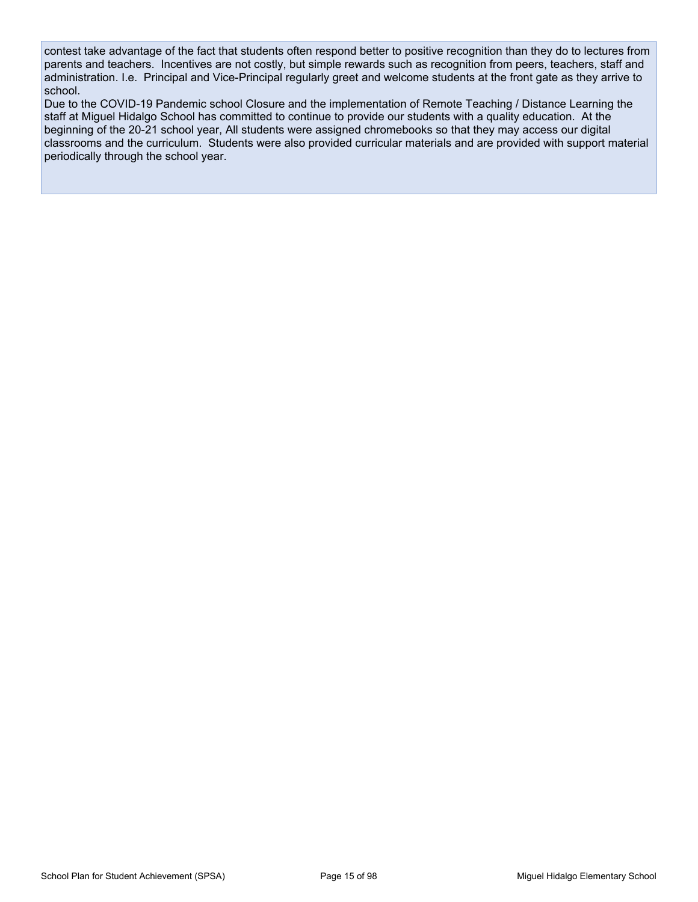contest take advantage of the fact that students often respond better to positive recognition than they do to lectures from parents and teachers. Incentives are not costly, but simple rewards such as recognition from peers, teachers, staff and administration. I.e. Principal and Vice-Principal regularly greet and welcome students at the front gate as they arrive to school.

Due to the COVID-19 Pandemic school Closure and the implementation of Remote Teaching / Distance Learning the staff at Miguel Hidalgo School has committed to continue to provide our students with a quality education. At the beginning of the 20-21 school year, All students were assigned chromebooks so that they may access our digital classrooms and the curriculum. Students were also provided curricular materials and are provided with support material periodically through the school year.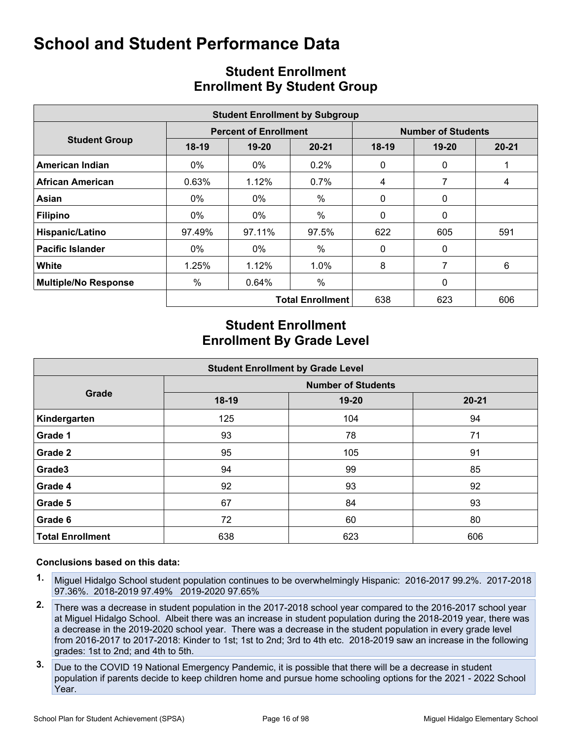# School and Student Performance Data

## Student Enrollment
## Enrollment By Student Group

| Student Enrollment by Subgroup | | | | | | |
|---|---|---|---|---|---|---|
| **Student Group** | **Percent of Enrollment** | | | **Number of Students** | | |
| | **18-19** | **19-20** | **20-21** | **18-19** | **19-20** | **20-21** |
| **American Indian** | 0% | 0% | 0.2% | 0 | 0 | 1 |
| **African American** | 0.63% | 1.12% | 0.7% | 4 | 7 | 4 |
| **Asian** | 0% | 0% | % | 0 | 0 | |
| **Filipino** | 0% | 0% | % | 0 | 0 | |
| **Hispanic/Latino** | 97.49% | 97.11% | 97.5% | 622 | 605 | 591 |
| **Pacific Islander** | 0% | 0% | % | 0 | 0 | |
| **White** | 1.25% | 1.12% | 1.0% | 8 | 7 | 6 |
| **Multiple/No Response** | % | 0.64% | % | | 0 | |
| | | | **Total Enrollment** | 638 | 623 | 606 |

## Student Enrollment
## Enrollment By Grade Level

| Student Enrollment by Grade Level | | | |
|---|---|---|---|
| **Grade** | **Number of Students** | | |
| | **18-19** | **19-20** | **20-21** |
| **Kindergarten** | 125 | 104 | 94 |
| **Grade 1** | 93 | 78 | 71 |
| **Grade 2** | 95 | 105 | 91 |
| **Grade3** | 94 | 99 | 85 |
| **Grade 4** | 92 | 93 | 92 |
| **Grade 5** | 67 | 84 | 93 |
| **Grade 6** | 72 | 60 | 80 |
| **Total Enrollment** | 638 | 623 | 606 |

**Conclusions based on this data:**

1. Miguel Hidalgo School student population continues to be overwhelmingly Hispanic: 2016-2017 99.2%. 2017-2018 97.36%. 2018-2019 97.49% 2019-2020 97.65%

2. There was a decrease in student population in the 2017-2018 school year compared to the 2016-2017 school year at Miguel Hidalgo School. Albeit there was an increase in student population during the 2018-2019 year, there was a decrease in the 2019-2020 school year. There was a decrease in the student population in every grade level from 2016-2017 to 2017-2018: Kinder to 1st; 1st to 2nd; 3rd to 4th etc. 2018-2019 saw an increase in the following grades: 1st to 2nd; and 4th to 5th.

3. Due to the COVID 19 National Emergency Pandemic, it is possible that there will be a decrease in student population if parents decide to keep children home and pursue home schooling options for the 2021 - 2022 School Year.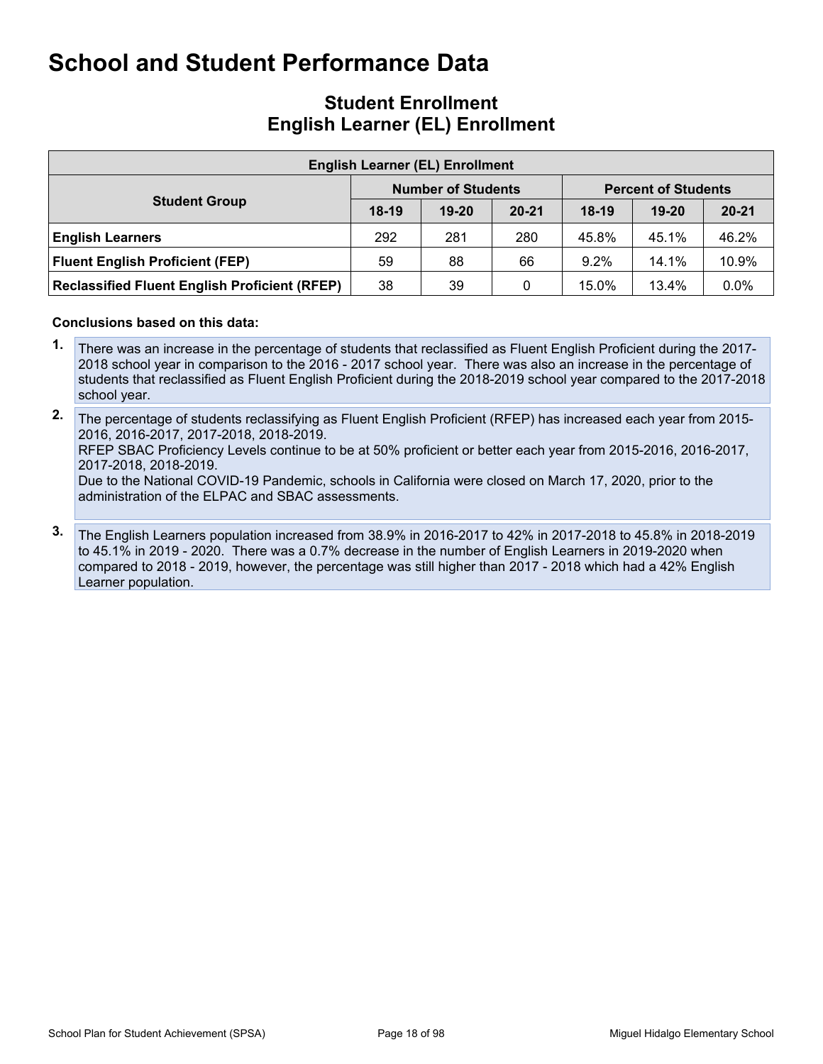# School and Student Performance Data

## Student Enrollment
## English Learner (EL) Enrollment

| English Learner (EL) Enrollment | | | | | | |
|---|---|---|---|---|---|---|
| **Student Group** | **Number of Students** | | | **Percent of Students** | | |
| | **18-19** | **19-20** | **20-21** | **18-19** | **19-20** | **20-21** |
| **English Learners** | 292 | 281 | 280 | 45.8% | 45.1% | 46.2% |
| **Fluent English Proficient (FEP)** | 59 | 88 | 66 | 9.2% | 14.1% | 10.9% |
| **Reclassified Fluent English Proficient (RFEP)** | 38 | 39 | 0 | 15.0% | 13.4% | 0.0% |

**Conclusions based on this data:**

1. There was an increase in the percentage of students that reclassified as Fluent English Proficient during the 2017-2018 school year in comparison to the 2016 - 2017 school year. There was also an increase in the percentage of students that reclassified as Fluent English Proficient during the 2018-2019 school year compared to the 2017-2018 school year.

2. The percentage of students reclassifying as Fluent English Proficient (RFEP) has increased each year from 2015-2016, 2016-2017, 2017-2018, 2018-2019.
RFEP SBAC Proficiency Levels continue to be at 50% proficient or better each year from 2015-2016, 2016-2017, 2017-2018, 2018-2019.
Due to the National COVID-19 Pandemic, schools in California were closed on March 17, 2020, prior to the administration of the ELPAC and SBAC assessments.

3. The English Learners population increased from 38.9% in 2016-2017 to 42% in 2017-2018 to 45.8% in 2018-2019 to 45.1% in 2019 - 2020. There was a 0.7% decrease in the number of English Learners in 2019-2020 when compared to 2018 - 2019, however, the percentage was still higher than 2017 - 2018 which had a 42% English Learner population.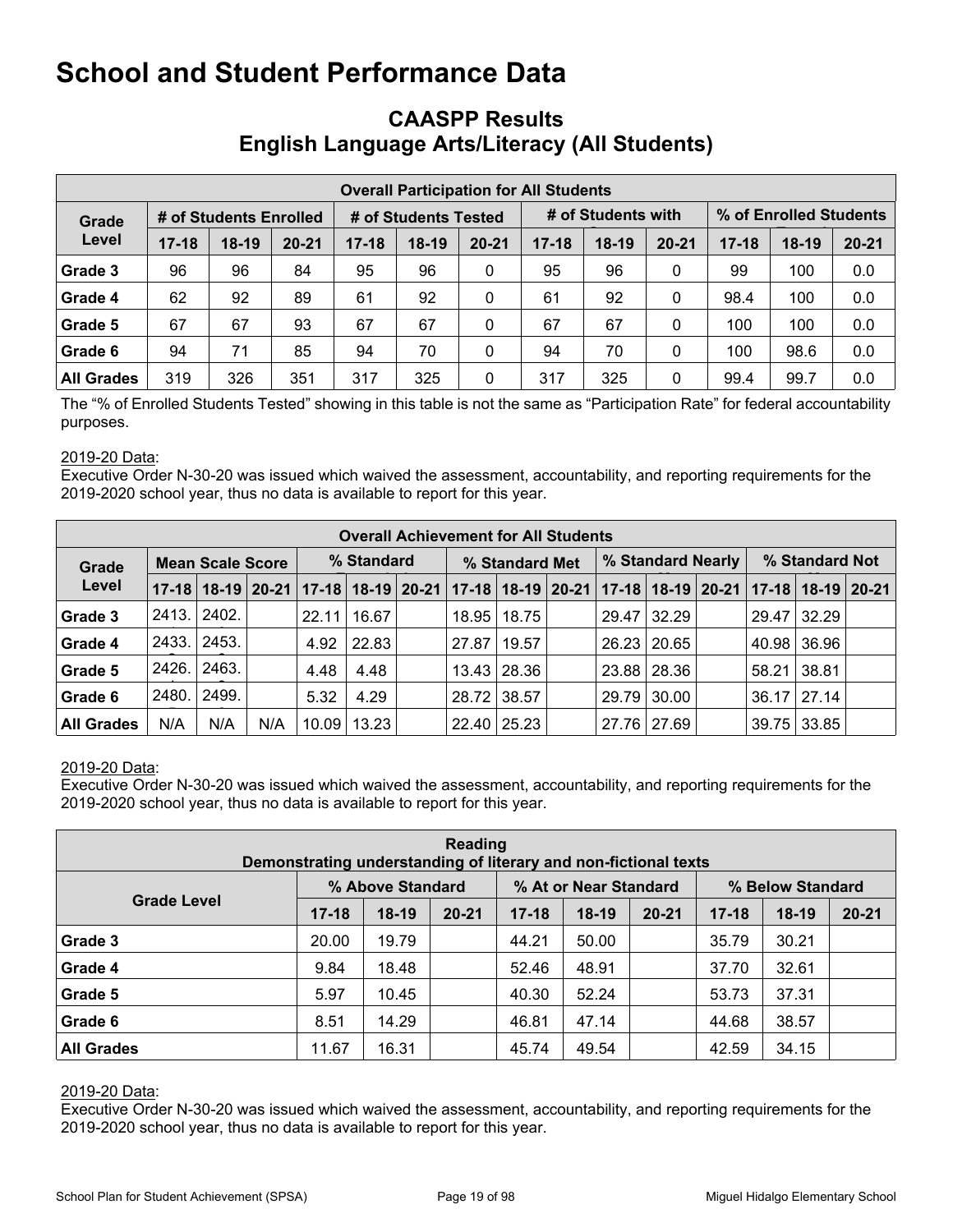# School and Student Performance Data

## CAASPP Results
## English Language Arts/Literacy (All Students)

| Overall Participation for All Students | | | | | | | | | | | | |
|---|---|---|---|---|---|---|---|---|---|---|---|---|
| Grade Level | # of Students Enrolled | | | # of Students Tested | | | # of Students with | | | % of Enrolled Students | | |
| | 17-18 | 18-19 | 20-21 | 17-18 | 18-19 | 20-21 | 17-18 | 18-19 | 20-21 | 17-18 | 18-19 | 20-21 |
| Grade 3 | 96 | 96 | 84 | 95 | 96 | 0 | 95 | 96 | 0 | 99 | 100 | 0.0 |
| Grade 4 | 62 | 92 | 89 | 61 | 92 | 0 | 61 | 92 | 0 | 98.4 | 100 | 0.0 |
| Grade 5 | 67 | 67 | 93 | 67 | 67 | 0 | 67 | 67 | 0 | 100 | 100 | 0.0 |
| Grade 6 | 94 | 71 | 85 | 94 | 70 | 0 | 94 | 70 | 0 | 100 | 98.6 | 0.0 |
| All Grades | 319 | 326 | 351 | 317 | 325 | 0 | 317 | 325 | 0 | 99.4 | 99.7 | 0.0 |

The "% of Enrolled Students Tested" showing in this table is not the same as "Participation Rate" for federal accountability purposes.

2019-20 Data:
Executive Order N-30-20 was issued which waived the assessment, accountability, and reporting requirements for the 2019-2020 school year, thus no data is available to report for this year.

| Overall Achievement for All Students | | | | | | | | | | | | | | | |
|---|---|---|---|---|---|---|---|---|---|---|---|---|---|---|---|
| Grade Level | Mean Scale Score | | | % Standard | | | % Standard Met | | | % Standard Nearly | | | % Standard Not | | |
| | 17-18 | 18-19 | 20-21 | 17-18 | 18-19 | 20-21 | 17-18 | 18-19 | 20-21 | 17-18 | 18-19 | 20-21 | 17-18 | 18-19 | 20-21 |
| Grade 3 | 2413. | 2402. | | 22.11 | 16.67 | | 18.95 | 18.75 | | 29.47 | 32.29 | | 29.47 | 32.29 | |
| Grade 4 | 2433. | 2453. | | 4.92 | 22.83 | | 27.87 | 19.57 | | 26.23 | 20.65 | | 40.98 | 36.96 | |
| Grade 5 | 2426. | 2463. | | 4.48 | 4.48 | | 13.43 | 28.36 | | 23.88 | 28.36 | | 58.21 | 38.81 | |
| Grade 6 | 2480. | 2499. | | 5.32 | 4.29 | | 28.72 | 38.57 | | 29.79 | 30.00 | | 36.17 | 27.14 | |
| All Grades | N/A | N/A | N/A | 10.09 | 13.23 | | 22.40 | 25.23 | | 27.76 | 27.69 | | 39.75 | 33.85 | |

2019-20 Data:
Executive Order N-30-20 was issued which waived the assessment, accountability, and reporting requirements for the 2019-2020 school year, thus no data is available to report for this year.

| Reading<br>Demonstrating understanding of literary and non-fictional texts | | | | | | | | | |
|---|---|---|---|---|---|---|---|---|---|
| Grade Level | % Above Standard | | | % At or Near Standard | | | % Below Standard | | |
| | 17-18 | 18-19 | 20-21 | 17-18 | 18-19 | 20-21 | 17-18 | 18-19 | 20-21 |
| Grade 3 | 20.00 | 19.79 | | 44.21 | 50.00 | | 35.79 | 30.21 | |
| Grade 4 | 9.84 | 18.48 | | 52.46 | 48.91 | | 37.70 | 32.61 | |
| Grade 5 | 5.97 | 10.45 | | 40.30 | 52.24 | | 53.73 | 37.31 | |
| Grade 6 | 8.51 | 14.29 | | 46.81 | 47.14 | | 44.68 | 38.57 | |
| All Grades | 11.67 | 16.31 | | 45.74 | 49.54 | | 42.59 | 34.15 | |

2019-20 Data:
Executive Order N-30-20 was issued which waived the assessment, accountability, and reporting requirements for the 2019-2020 school year, thus no data is available to report for this year.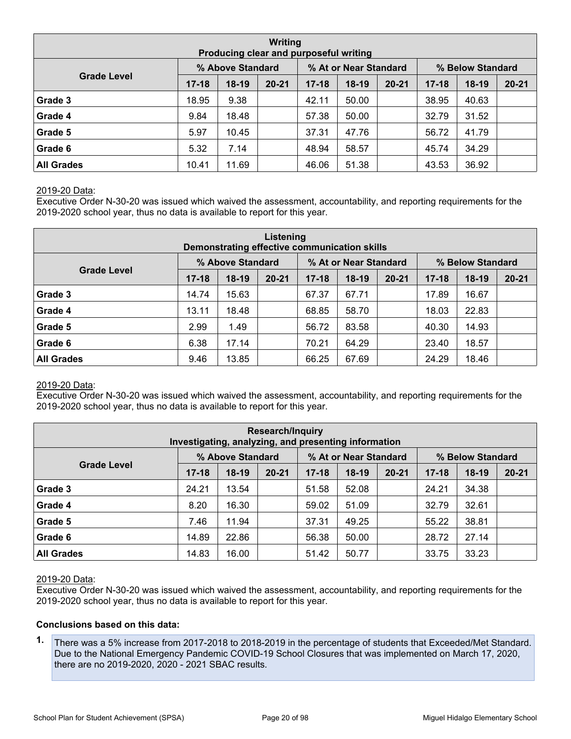| Writing<br>Producing clear and purposeful writing | | | | | | | | | |
|---|---|---|---|---|---|---|---|---|---|
| Grade Level | % Above Standard | | | % At or Near Standard | | | % Below Standard | | |
| | 17-18 | 18-19 | 20-21 | 17-18 | 18-19 | 20-21 | 17-18 | 18-19 | 20-21 |
| **Grade 3** | 18.95 | 9.38 | | 42.11 | 50.00 | | 38.95 | 40.63 | |
| **Grade 4** | 9.84 | 18.48 | | 57.38 | 50.00 | | 32.79 | 31.52 | |
| **Grade 5** | 5.97 | 10.45 | | 37.31 | 47.76 | | 56.72 | 41.79 | |
| **Grade 6** | 5.32 | 7.14 | | 48.94 | 58.57 | | 45.74 | 34.29 | |
| **All Grades** | 10.41 | 11.69 | | 46.06 | 51.38 | | 43.53 | 36.92 | |

2019-20 Data:
Executive Order N-30-20 was issued which waived the assessment, accountability, and reporting requirements for the 2019-2020 school year, thus no data is available to report for this year.

| Listening<br>Demonstrating effective communication skills | | | | | | | | | |
|---|---|---|---|---|---|---|---|---|---|
| Grade Level | % Above Standard | | | % At or Near Standard | | | % Below Standard | | |
| | 17-18 | 18-19 | 20-21 | 17-18 | 18-19 | 20-21 | 17-18 | 18-19 | 20-21 |
| **Grade 3** | 14.74 | 15.63 | | 67.37 | 67.71 | | 17.89 | 16.67 | |
| **Grade 4** | 13.11 | 18.48 | | 68.85 | 58.70 | | 18.03 | 22.83 | |
| **Grade 5** | 2.99 | 1.49 | | 56.72 | 83.58 | | 40.30 | 14.93 | |
| **Grade 6** | 6.38 | 17.14 | | 70.21 | 64.29 | | 23.40 | 18.57 | |
| **All Grades** | 9.46 | 13.85 | | 66.25 | 67.69 | | 24.29 | 18.46 | |

2019-20 Data:
Executive Order N-30-20 was issued which waived the assessment, accountability, and reporting requirements for the 2019-2020 school year, thus no data is available to report for this year.

| Research/Inquiry<br>Investigating, analyzing, and presenting information | | | | | | | | | |
|---|---|---|---|---|---|---|---|---|---|
| Grade Level | % Above Standard | | | % At or Near Standard | | | % Below Standard | | |
| | 17-18 | 18-19 | 20-21 | 17-18 | 18-19 | 20-21 | 17-18 | 18-19 | 20-21 |
| **Grade 3** | 24.21 | 13.54 | | 51.58 | 52.08 | | 24.21 | 34.38 | |
| **Grade 4** | 8.20 | 16.30 | | 59.02 | 51.09 | | 32.79 | 32.61 | |
| **Grade 5** | 7.46 | 11.94 | | 37.31 | 49.25 | | 55.22 | 38.81 | |
| **Grade 6** | 14.89 | 22.86 | | 56.38 | 50.00 | | 28.72 | 27.14 | |
| **All Grades** | 14.83 | 16.00 | | 51.42 | 50.77 | | 33.75 | 33.23 | |

2019-20 Data:
Executive Order N-30-20 was issued which waived the assessment, accountability, and reporting requirements for the 2019-2020 school year, thus no data is available to report for this year.

**Conclusions based on this data:**

1. There was a 5% increase from 2017-2018 to 2018-2019 in the percentage of students that Exceeded/Met Standard. Due to the National Emergency Pandemic COVID-19 School Closures that was implemented on March 17, 2020, there are no 2019-2020, 2020 - 2021 SBAC results.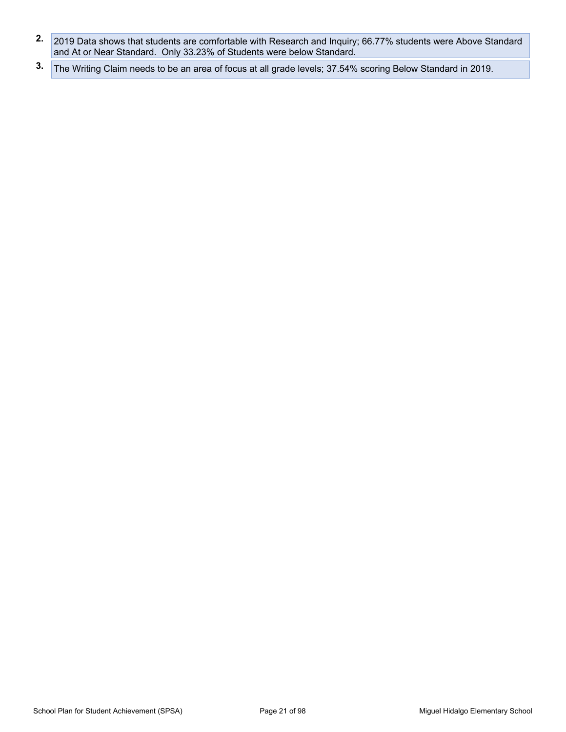2. 2019 Data shows that students are comfortable with Research and Inquiry; 66.77% students were Above Standard and At or Near Standard. Only 33.23% of Students were below Standard.
3. The Writing Claim needs to be an area of focus at all grade levels; 37.54% scoring Below Standard in 2019.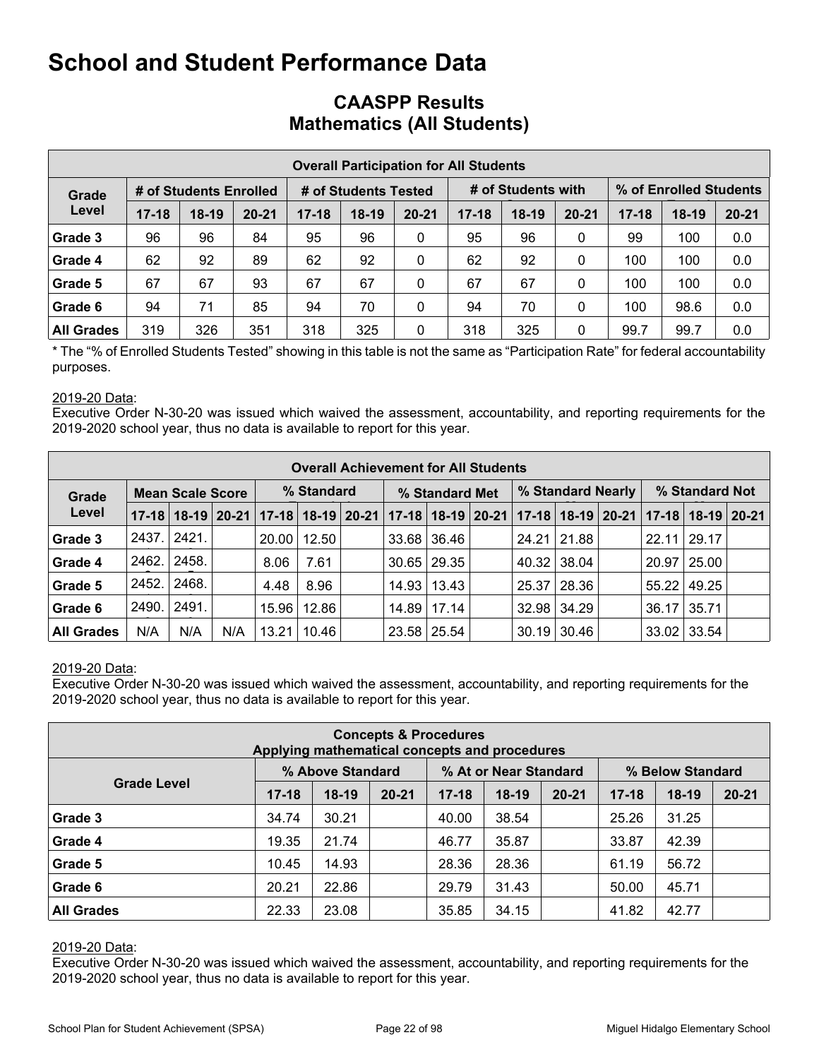# School and Student Performance Data

## CAASPP Results
## Mathematics (All Students)

| Overall Participation for All Students | | | | | | | | | | | | |
|---|---|---|---|---|---|---|---|---|---|---|---|---|
| Grade Level | # of Students Enrolled | | | # of Students Tested | | | # of Students with Scores | | | % of Enrolled Students Tested | | |
| | 17-18 | 18-19 | 20-21 | 17-18 | 18-19 | 20-21 | 17-18 | 18-19 | 20-21 | 17-18 | 18-19 | 20-21 |
| Grade 3 | 96 | 96 | 84 | 95 | 96 | 0 | 95 | 96 | 0 | 99 | 100 | 0.0 |
| Grade 4 | 62 | 92 | 89 | 62 | 92 | 0 | 62 | 92 | 0 | 100 | 100 | 0.0 |
| Grade 5 | 67 | 67 | 93 | 67 | 67 | 0 | 67 | 67 | 0 | 100 | 100 | 0.0 |
| Grade 6 | 94 | 71 | 85 | 94 | 70 | 0 | 94 | 70 | 0 | 100 | 98.6 | 0.0 |
| All Grades | 319 | 326 | 351 | 318 | 325 | 0 | 318 | 325 | 0 | 99.7 | 99.7 | 0.0 |

* The "% of Enrolled Students Tested" showing in this table is not the same as "Participation Rate" for federal accountability purposes.

2019-20 Data:
Executive Order N-30-20 was issued which waived the assessment, accountability, and reporting requirements for the 2019-2020 school year, thus no data is available to report for this year.

| Overall Achievement for All Students | | | | | | | | | | | | | | | |
|---|---|---|---|---|---|---|---|---|---|---|---|---|---|---|---|
| Grade Level | Mean Scale Score | | | % Standard Exceeded | | | % Standard Met | | | % Standard Nearly Met | | | % Standard Not Met | | |
| | 17-18 | 18-19 | 20-21 | 17-18 | 18-19 | 20-21 | 17-18 | 18-19 | 20-21 | 17-18 | 18-19 | 20-21 | 17-18 | 18-19 | 20-21 |
| Grade 3 | 2437. | 2421. | | 20.00 | 12.50 | | 33.68 | 36.46 | | 24.21 | 21.88 | | 22.11 | 29.17 | |
| Grade 4 | 2462. | 2458. | | 8.06 | 7.61 | | 30.65 | 29.35 | | 40.32 | 38.04 | | 20.97 | 25.00 | |
| Grade 5 | 2452. | 2468. | | 4.48 | 8.96 | | 14.93 | 13.43 | | 25.37 | 28.36 | | 55.22 | 49.25 | |
| Grade 6 | 2490. | 2491. | | 15.96 | 12.86 | | 14.89 | 17.14 | | 32.98 | 34.29 | | 36.17 | 35.71 | |
| All Grades | N/A | N/A | N/A | 13.21 | 10.46 | | 23.58 | 25.54 | | 30.19 | 30.46 | | 33.02 | 33.54 | |

2019-20 Data:
Executive Order N-30-20 was issued which waived the assessment, accountability, and reporting requirements for the 2019-2020 school year, thus no data is available to report for this year.

| Concepts & Procedures<br>Applying mathematical concepts and procedures | | | | | | | | | |
|---|---|---|---|---|---|---|---|---|---|
| Grade Level | % Above Standard | | | % At or Near Standard | | | % Below Standard | | |
| | 17-18 | 18-19 | 20-21 | 17-18 | 18-19 | 20-21 | 17-18 | 18-19 | 20-21 |
| Grade 3 | 34.74 | 30.21 | | 40.00 | 38.54 | | 25.26 | 31.25 | |
| Grade 4 | 19.35 | 21.74 | | 46.77 | 35.87 | | 33.87 | 42.39 | |
| Grade 5 | 10.45 | 14.93 | | 28.36 | 28.36 | | 61.19 | 56.72 | |
| Grade 6 | 20.21 | 22.86 | | 29.79 | 31.43 | | 50.00 | 45.71 | |
| All Grades | 22.33 | 23.08 | | 35.85 | 34.15 | | 41.82 | 42.77 | |

2019-20 Data:
Executive Order N-30-20 was issued which waived the assessment, accountability, and reporting requirements for the 2019-2020 school year, thus no data is available to report for this year.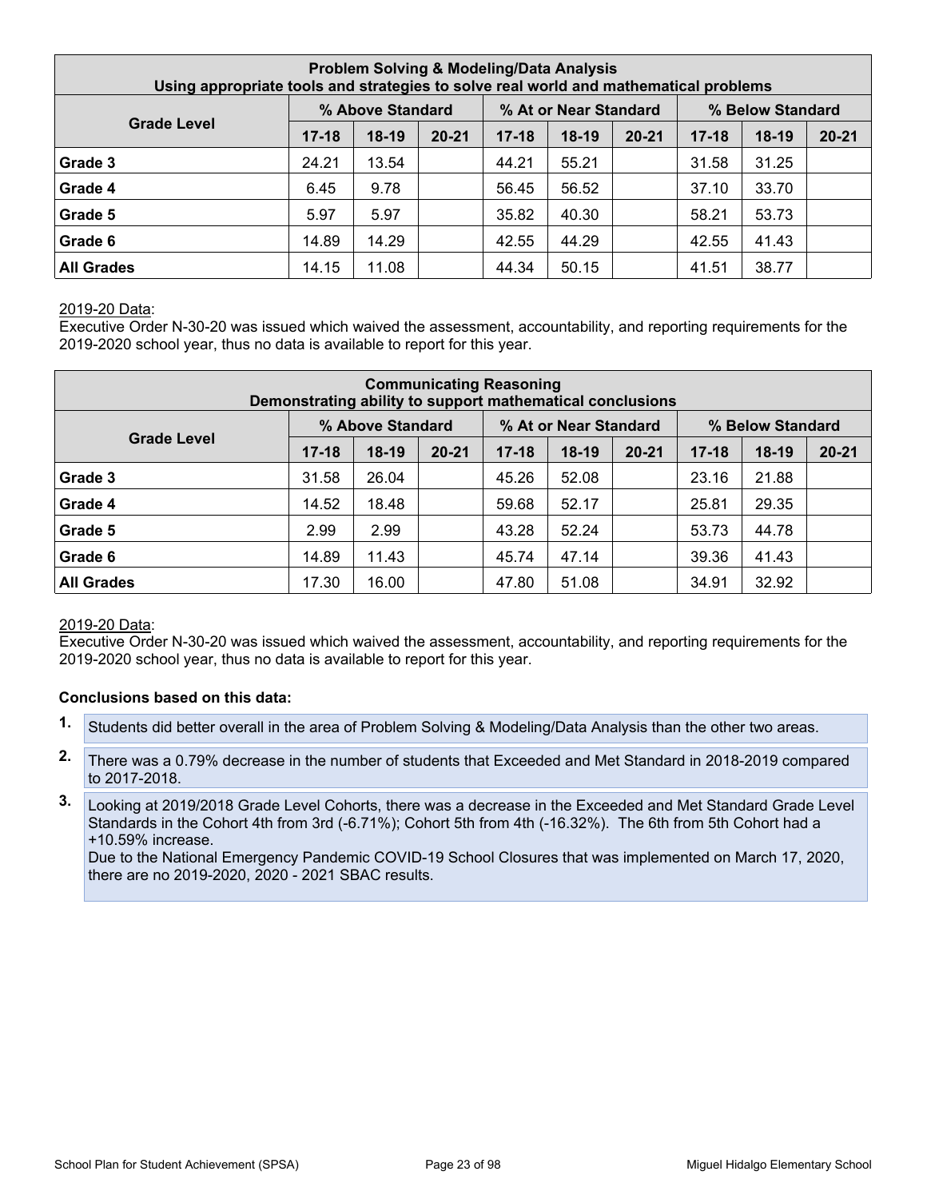| Problem Solving & Modeling/Data Analysis<br>Using appropriate tools and strategies to solve real world and mathematical problems | | | | | | | | | |
|---|---|---|---|---|---|---|---|---|---|
| Grade Level | % Above Standard | | | % At or Near Standard | | | % Below Standard | | |
| | 17-18 | 18-19 | 20-21 | 17-18 | 18-19 | 20-21 | 17-18 | 18-19 | 20-21 |
| Grade 3 | 24.21 | 13.54 | | 44.21 | 55.21 | | 31.58 | 31.25 | |
| Grade 4 | 6.45 | 9.78 | | 56.45 | 56.52 | | 37.10 | 33.70 | |
| Grade 5 | 5.97 | 5.97 | | 35.82 | 40.30 | | 58.21 | 53.73 | |
| Grade 6 | 14.89 | 14.29 | | 42.55 | 44.29 | | 42.55 | 41.43 | |
| All Grades | 14.15 | 11.08 | | 44.34 | 50.15 | | 41.51 | 38.77 | |

2019-20 Data:
Executive Order N-30-20 was issued which waived the assessment, accountability, and reporting requirements for the 2019-2020 school year, thus no data is available to report for this year.

| Communicating Reasoning<br>Demonstrating ability to support mathematical conclusions | | | | | | | | | |
|---|---|---|---|---|---|---|---|---|---|
| Grade Level | % Above Standard | | | % At or Near Standard | | | % Below Standard | | |
| | 17-18 | 18-19 | 20-21 | 17-18 | 18-19 | 20-21 | 17-18 | 18-19 | 20-21 |
| Grade 3 | 31.58 | 26.04 | | 45.26 | 52.08 | | 23.16 | 21.88 | |
| Grade 4 | 14.52 | 18.48 | | 59.68 | 52.17 | | 25.81 | 29.35 | |
| Grade 5 | 2.99 | 2.99 | | 43.28 | 52.24 | | 53.73 | 44.78 | |
| Grade 6 | 14.89 | 11.43 | | 45.74 | 47.14 | | 39.36 | 41.43 | |
| All Grades | 17.30 | 16.00 | | 47.80 | 51.08 | | 34.91 | 32.92 | |

2019-20 Data:
Executive Order N-30-20 was issued which waived the assessment, accountability, and reporting requirements for the 2019-2020 school year, thus no data is available to report for this year.

**Conclusions based on this data:**

1. Students did better overall in the area of Problem Solving & Modeling/Data Analysis than the other two areas.
2. There was a 0.79% decrease in the number of students that Exceeded and Met Standard in 2018-2019 compared to 2017-2018.
3. Looking at 2019/2018 Grade Level Cohorts, there was a decrease in the Exceeded and Met Standard Grade Level Standards in the Cohort 4th from 3rd (-6.71%); Cohort 5th from 4th (-16.32%). The 6th from 5th Cohort had a +10.59% increase.
   Due to the National Emergency Pandemic COVID-19 School Closures that was implemented on March 17, 2020, there are no 2019-2020, 2020 - 2021 SBAC results.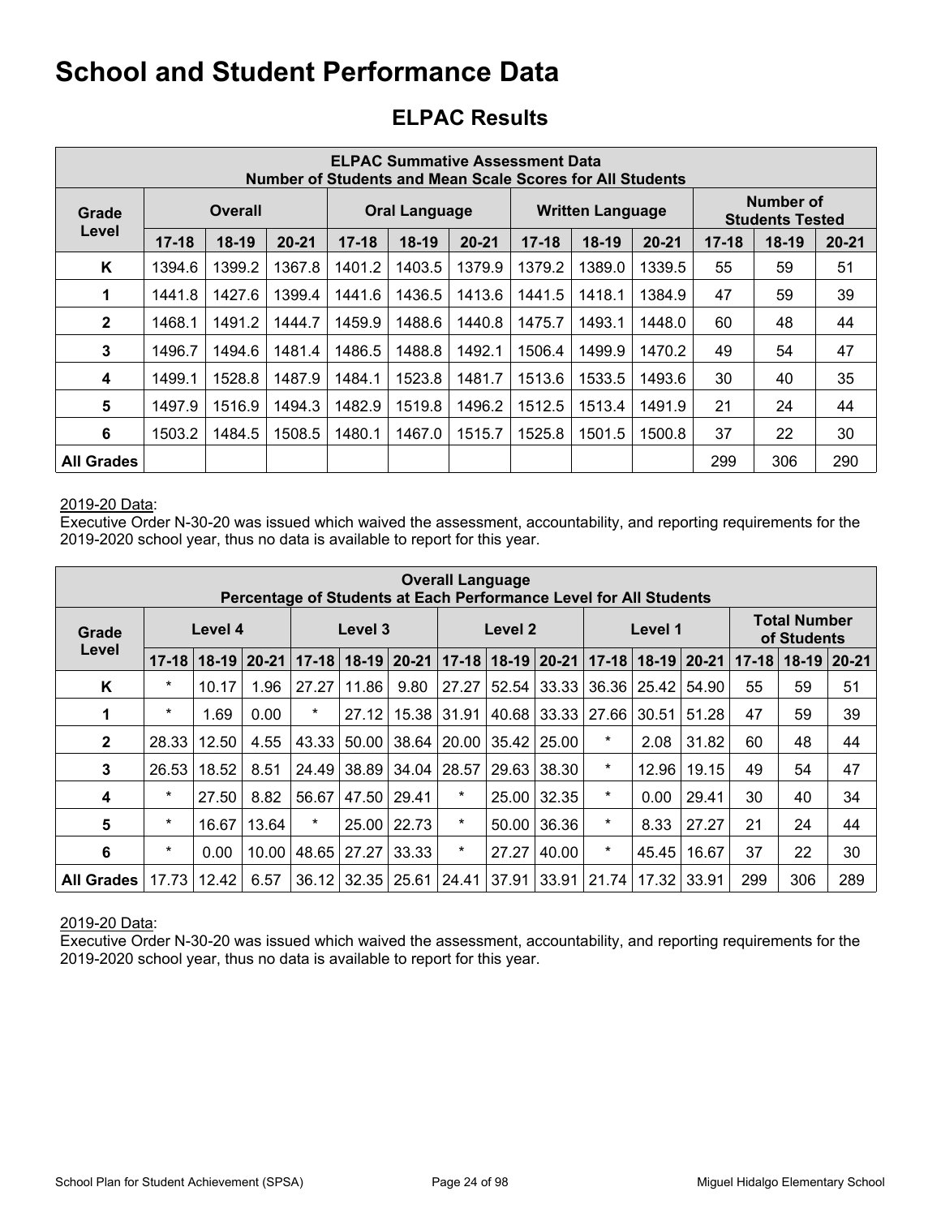# School and Student Performance Data

## ELPAC Results

| ELPAC Summative Assessment Data Number of Students and Mean Scale Scores for All Students | | | | | | | | | | | | |
|---|---|---|---|---|---|---|---|---|---|---|---|---|
| Grade Level | Overall | | | Oral Language | | | Written Language | | | Number of Students Tested | | |
| | 17-18 | 18-19 | 20-21 | 17-18 | 18-19 | 20-21 | 17-18 | 18-19 | 20-21 | 17-18 | 18-19 | 20-21 |
| K | 1394.6 | 1399.2 | 1367.8 | 1401.2 | 1403.5 | 1379.9 | 1379.2 | 1389.0 | 1339.5 | 55 | 59 | 51 |
| 1 | 1441.8 | 1427.6 | 1399.4 | 1441.6 | 1436.5 | 1413.6 | 1441.5 | 1418.1 | 1384.9 | 47 | 59 | 39 |
| 2 | 1468.1 | 1491.2 | 1444.7 | 1459.9 | 1488.6 | 1440.8 | 1475.7 | 1493.1 | 1448.0 | 60 | 48 | 44 |
| 3 | 1496.7 | 1494.6 | 1481.4 | 1486.5 | 1488.8 | 1492.1 | 1506.4 | 1499.9 | 1470.2 | 49 | 54 | 47 |
| 4 | 1499.1 | 1528.8 | 1487.9 | 1484.1 | 1523.8 | 1481.7 | 1513.6 | 1533.5 | 1493.6 | 30 | 40 | 35 |
| 5 | 1497.9 | 1516.9 | 1494.3 | 1482.9 | 1519.8 | 1496.2 | 1512.5 | 1513.4 | 1491.9 | 21 | 24 | 44 |
| 6 | 1503.2 | 1484.5 | 1508.5 | 1480.1 | 1467.0 | 1515.7 | 1525.8 | 1501.5 | 1500.8 | 37 | 22 | 30 |
| All Grades | | | | | | | | | | 299 | 306 | 290 |

2019-20 Data:
Executive Order N-30-20 was issued which waived the assessment, accountability, and reporting requirements for the 2019-2020 school year, thus no data is available to report for this year.

| Overall Language Percentage of Students at Each Performance Level for All Students | | | | | | | | | | | | | | | |
|---|---|---|---|---|---|---|---|---|---|---|---|---|---|---|---|
| Grade Level | Level 4 | | | Level 3 | | | Level 2 | | | Level 1 | | | Total Number of Students | | |
| | 17-18 | 18-19 | 20-21 | 17-18 | 18-19 | 20-21 | 17-18 | 18-19 | 20-21 | 17-18 | 18-19 | 20-21 | 17-18 | 18-19 | 20-21 |
| K | * | 10.17 | 1.96 | 27.27 | 11.86 | 9.80 | 27.27 | 52.54 | 33.33 | 36.36 | 25.42 | 54.90 | 55 | 59 | 51 |
| 1 | * | 1.69 | 0.00 | * | 27.12 | 15.38 | 31.91 | 40.68 | 33.33 | 27.66 | 30.51 | 51.28 | 47 | 59 | 39 |
| 2 | 28.33 | 12.50 | 4.55 | 43.33 | 50.00 | 38.64 | 20.00 | 35.42 | 25.00 | * | 2.08 | 31.82 | 60 | 48 | 44 |
| 3 | 26.53 | 18.52 | 8.51 | 24.49 | 38.89 | 34.04 | 28.57 | 29.63 | 38.30 | * | 12.96 | 19.15 | 49 | 54 | 47 |
| 4 | * | 27.50 | 8.82 | 56.67 | 47.50 | 29.41 | * | 25.00 | 32.35 | * | 0.00 | 29.41 | 30 | 40 | 34 |
| 5 | * | 16.67 | 13.64 | * | 25.00 | 22.73 | * | 50.00 | 36.36 | * | 8.33 | 27.27 | 21 | 24 | 44 |
| 6 | * | 0.00 | 10.00 | 48.65 | 27.27 | 33.33 | * | 27.27 | 40.00 | * | 45.45 | 16.67 | 37 | 22 | 30 |
| All Grades | 17.73 | 12.42 | 6.57 | 36.12 | 32.35 | 25.61 | 24.41 | 37.91 | 33.91 | 21.74 | 17.32 | 33.91 | 299 | 306 | 289 |

2019-20 Data:
Executive Order N-30-20 was issued which waived the assessment, accountability, and reporting requirements for the 2019-2020 school year, thus no data is available to report for this year.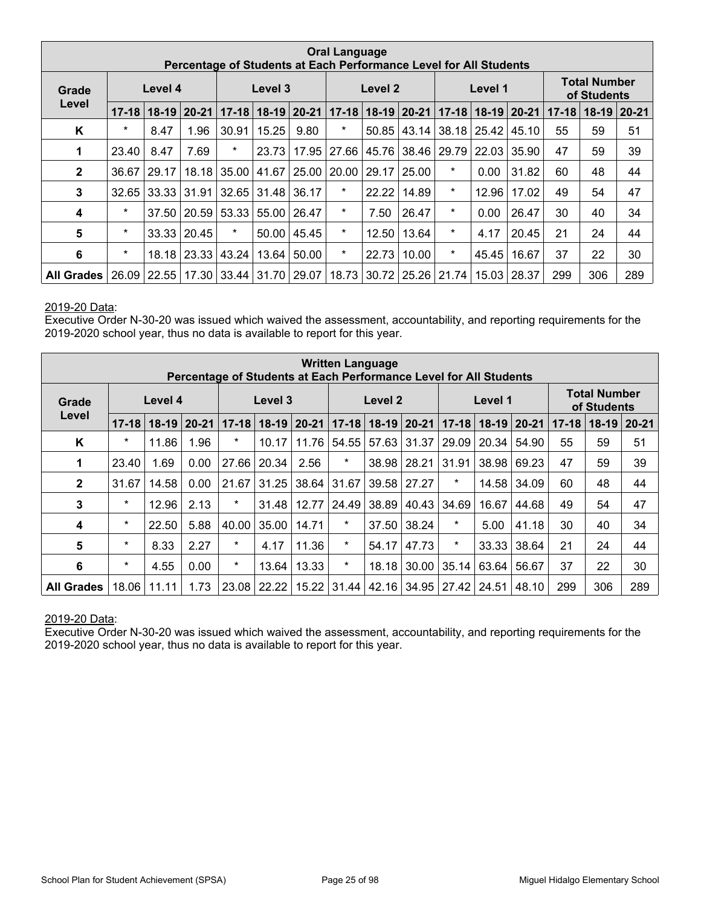| Oral Language<br>Percentage of Students at Each Performance Level for All Students | | | | | | | | | | | | | | | |
|---|---|---|---|---|---|---|---|---|---|---|---|---|---|---|---|
| Grade Level | Level 4 | | | Level 3 | | | Level 2 | | | Level 1 | | | Total Number of Students | | |
| | 17-18 | 18-19 | 20-21 | 17-18 | 18-19 | 20-21 | 17-18 | 18-19 | 20-21 | 17-18 | 18-19 | 20-21 | 17-18 | 18-19 | 20-21 |
| K | * | 8.47 | 1.96 | 30.91 | 15.25 | 9.80 | * | 50.85 | 43.14 | 38.18 | 25.42 | 45.10 | 55 | 59 | 51 |
| 1 | 23.40 | 8.47 | 7.69 | * | 23.73 | 17.95 | 27.66 | 45.76 | 38.46 | 29.79 | 22.03 | 35.90 | 47 | 59 | 39 |
| 2 | 36.67 | 29.17 | 18.18 | 35.00 | 41.67 | 25.00 | 20.00 | 29.17 | 25.00 | * | 0.00 | 31.82 | 60 | 48 | 44 |
| 3 | 32.65 | 33.33 | 31.91 | 32.65 | 31.48 | 36.17 | * | 22.22 | 14.89 | * | 12.96 | 17.02 | 49 | 54 | 47 |
| 4 | * | 37.50 | 20.59 | 53.33 | 55.00 | 26.47 | * | 7.50 | 26.47 | * | 0.00 | 26.47 | 30 | 40 | 34 |
| 5 | * | 33.33 | 20.45 | * | 50.00 | 45.45 | * | 12.50 | 13.64 | * | 4.17 | 20.45 | 21 | 24 | 44 |
| 6 | * | 18.18 | 23.33 | 43.24 | 13.64 | 50.00 | * | 22.73 | 10.00 | * | 45.45 | 16.67 | 37 | 22 | 30 |
| All Grades | 26.09 | 22.55 | 17.30 | 33.44 | 31.70 | 29.07 | 18.73 | 30.72 | 25.26 | 21.74 | 15.03 | 28.37 | 299 | 306 | 289 |

2019-20 Data:
Executive Order N-30-20 was issued which waived the assessment, accountability, and reporting requirements for the 2019-2020 school year, thus no data is available to report for this year.

| Written Language<br>Percentage of Students at Each Performance Level for All Students | | | | | | | | | | | | | | | |
|---|---|---|---|---|---|---|---|---|---|---|---|---|---|---|---|
| Grade Level | Level 4 | | | Level 3 | | | Level 2 | | | Level 1 | | | Total Number of Students | | |
| | 17-18 | 18-19 | 20-21 | 17-18 | 18-19 | 20-21 | 17-18 | 18-19 | 20-21 | 17-18 | 18-19 | 20-21 | 17-18 | 18-19 | 20-21 |
| K | * | 11.86 | 1.96 | * | 10.17 | 11.76 | 54.55 | 57.63 | 31.37 | 29.09 | 20.34 | 54.90 | 55 | 59 | 51 |
| 1 | 23.40 | 1.69 | 0.00 | 27.66 | 20.34 | 2.56 | * | 38.98 | 28.21 | 31.91 | 38.98 | 69.23 | 47 | 59 | 39 |
| 2 | 31.67 | 14.58 | 0.00 | 21.67 | 31.25 | 38.64 | 31.67 | 39.58 | 27.27 | * | 14.58 | 34.09 | 60 | 48 | 44 |
| 3 | * | 12.96 | 2.13 | * | 31.48 | 12.77 | 24.49 | 38.89 | 40.43 | 34.69 | 16.67 | 44.68 | 49 | 54 | 47 |
| 4 | * | 22.50 | 5.88 | 40.00 | 35.00 | 14.71 | * | 37.50 | 38.24 | * | 5.00 | 41.18 | 30 | 40 | 34 |
| 5 | * | 8.33 | 2.27 | * | 4.17 | 11.36 | * | 54.17 | 47.73 | * | 33.33 | 38.64 | 21 | 24 | 44 |
| 6 | * | 4.55 | 0.00 | * | 13.64 | 13.33 | * | 18.18 | 30.00 | 35.14 | 63.64 | 56.67 | 37 | 22 | 30 |
| All Grades | 18.06 | 11.11 | 1.73 | 23.08 | 22.22 | 15.22 | 31.44 | 42.16 | 34.95 | 27.42 | 24.51 | 48.10 | 299 | 306 | 289 |

2019-20 Data:
Executive Order N-30-20 was issued which waived the assessment, accountability, and reporting requirements for the 2019-2020 school year, thus no data is available to report for this year.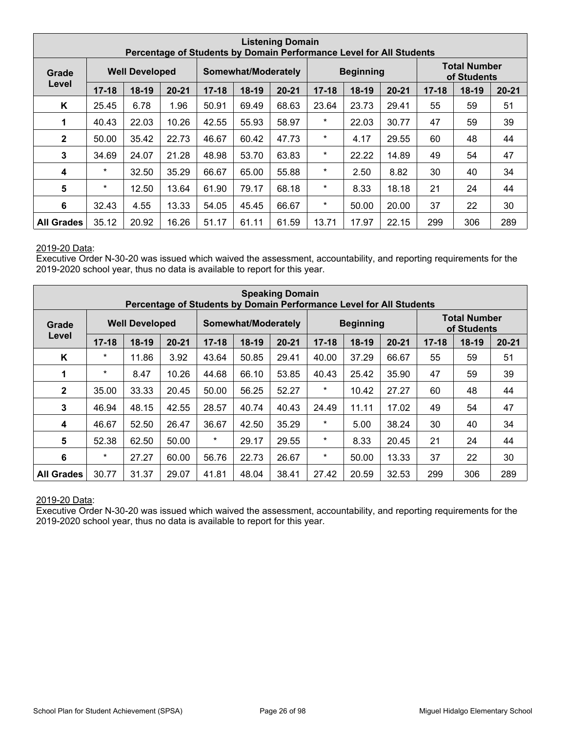| Listening Domain<br>Percentage of Students by Domain Performance Level for All Students | | | | | | | | | | | | |
|---|---|---|---|---|---|---|---|---|---|---|---|---|
| Grade Level | Well Developed | | | Somewhat/Moderately | | | Beginning | | | Total Number of Students | | |
| | 17-18 | 18-19 | 20-21 | 17-18 | 18-19 | 20-21 | 17-18 | 18-19 | 20-21 | 17-18 | 18-19 | 20-21 |
| K | 25.45 | 6.78 | 1.96 | 50.91 | 69.49 | 68.63 | 23.64 | 23.73 | 29.41 | 55 | 59 | 51 |
| 1 | 40.43 | 22.03 | 10.26 | 42.55 | 55.93 | 58.97 | * | 22.03 | 30.77 | 47 | 59 | 39 |
| 2 | 50.00 | 35.42 | 22.73 | 46.67 | 60.42 | 47.73 | * | 4.17 | 29.55 | 60 | 48 | 44 |
| 3 | 34.69 | 24.07 | 21.28 | 48.98 | 53.70 | 63.83 | * | 22.22 | 14.89 | 49 | 54 | 47 |
| 4 | * | 32.50 | 35.29 | 66.67 | 65.00 | 55.88 | * | 2.50 | 8.82 | 30 | 40 | 34 |
| 5 | * | 12.50 | 13.64 | 61.90 | 79.17 | 68.18 | * | 8.33 | 18.18 | 21 | 24 | 44 |
| 6 | 32.43 | 4.55 | 13.33 | 54.05 | 45.45 | 66.67 | * | 50.00 | 20.00 | 37 | 22 | 30 |
| All Grades | 35.12 | 20.92 | 16.26 | 51.17 | 61.11 | 61.59 | 13.71 | 17.97 | 22.15 | 299 | 306 | 289 |

2019-20 Data:
Executive Order N-30-20 was issued which waived the assessment, accountability, and reporting requirements for the 2019-2020 school year, thus no data is available to report for this year.

| Speaking Domain<br>Percentage of Students by Domain Performance Level for All Students | | | | | | | | | | | | |
|---|---|---|---|---|---|---|---|---|---|---|---|---|
| Grade Level | Well Developed | | | Somewhat/Moderately | | | Beginning | | | Total Number of Students | | |
| | 17-18 | 18-19 | 20-21 | 17-18 | 18-19 | 20-21 | 17-18 | 18-19 | 20-21 | 17-18 | 18-19 | 20-21 |
| K | * | 11.86 | 3.92 | 43.64 | 50.85 | 29.41 | 40.00 | 37.29 | 66.67 | 55 | 59 | 51 |
| 1 | * | 8.47 | 10.26 | 44.68 | 66.10 | 53.85 | 40.43 | 25.42 | 35.90 | 47 | 59 | 39 |
| 2 | 35.00 | 33.33 | 20.45 | 50.00 | 56.25 | 52.27 | * | 10.42 | 27.27 | 60 | 48 | 44 |
| 3 | 46.94 | 48.15 | 42.55 | 28.57 | 40.74 | 40.43 | 24.49 | 11.11 | 17.02 | 49 | 54 | 47 |
| 4 | 46.67 | 52.50 | 26.47 | 36.67 | 42.50 | 35.29 | * | 5.00 | 38.24 | 30 | 40 | 34 |
| 5 | 52.38 | 62.50 | 50.00 | * | 29.17 | 29.55 | * | 8.33 | 20.45 | 21 | 24 | 44 |
| 6 | * | 27.27 | 60.00 | 56.76 | 22.73 | 26.67 | * | 50.00 | 13.33 | 37 | 22 | 30 |
| All Grades | 30.77 | 31.37 | 29.07 | 41.81 | 48.04 | 38.41 | 27.42 | 20.59 | 32.53 | 299 | 306 | 289 |

2019-20 Data:
Executive Order N-30-20 was issued which waived the assessment, accountability, and reporting requirements for the 2019-2020 school year, thus no data is available to report for this year.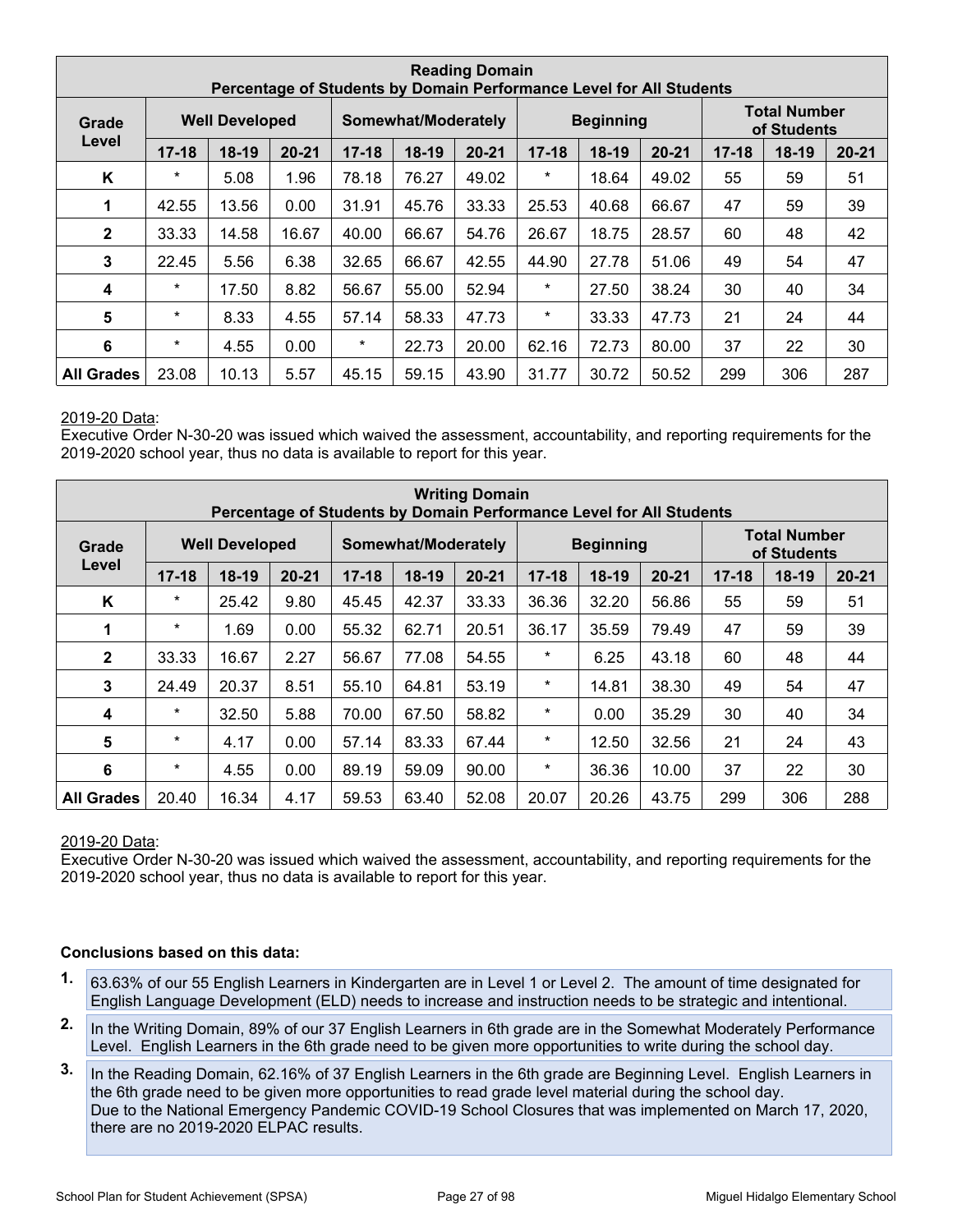| Reading Domain<br>Percentage of Students by Domain Performance Level for All Students | | | | | | | | | | | | |
|---|---|---|---|---|---|---|---|---|---|---|---|---|
| Grade Level | Well Developed | | | Somewhat/Moderately | | | Beginning | | | Total Number of Students | | |
| | 17-18 | 18-19 | 20-21 | 17-18 | 18-19 | 20-21 | 17-18 | 18-19 | 20-21 | 17-18 | 18-19 | 20-21 |
| K | * | 5.08 | 1.96 | 78.18 | 76.27 | 49.02 | * | 18.64 | 49.02 | 55 | 59 | 51 |
| 1 | 42.55 | 13.56 | 0.00 | 31.91 | 45.76 | 33.33 | 25.53 | 40.68 | 66.67 | 47 | 59 | 39 |
| 2 | 33.33 | 14.58 | 16.67 | 40.00 | 66.67 | 54.76 | 26.67 | 18.75 | 28.57 | 60 | 48 | 42 |
| 3 | 22.45 | 5.56 | 6.38 | 32.65 | 66.67 | 42.55 | 44.90 | 27.78 | 51.06 | 49 | 54 | 47 |
| 4 | * | 17.50 | 8.82 | 56.67 | 55.00 | 52.94 | * | 27.50 | 38.24 | 30 | 40 | 34 |
| 5 | * | 8.33 | 4.55 | 57.14 | 58.33 | 47.73 | * | 33.33 | 47.73 | 21 | 24 | 44 |
| 6 | * | 4.55 | 0.00 | * | 22.73 | 20.00 | 62.16 | 72.73 | 80.00 | 37 | 22 | 30 |
| All Grades | 23.08 | 10.13 | 5.57 | 45.15 | 59.15 | 43.90 | 31.77 | 30.72 | 50.52 | 299 | 306 | 287 |

2019-20 Data:
Executive Order N-30-20 was issued which waived the assessment, accountability, and reporting requirements for the 2019-2020 school year, thus no data is available to report for this year.

| Writing Domain<br>Percentage of Students by Domain Performance Level for All Students | | | | | | | | | | | | |
|---|---|---|---|---|---|---|---|---|---|---|---|---|
| Grade Level | Well Developed | | | Somewhat/Moderately | | | Beginning | | | Total Number of Students | | |
| | 17-18 | 18-19 | 20-21 | 17-18 | 18-19 | 20-21 | 17-18 | 18-19 | 20-21 | 17-18 | 18-19 | 20-21 |
| K | * | 25.42 | 9.80 | 45.45 | 42.37 | 33.33 | 36.36 | 32.20 | 56.86 | 55 | 59 | 51 |
| 1 | * | 1.69 | 0.00 | 55.32 | 62.71 | 20.51 | 36.17 | 35.59 | 79.49 | 47 | 59 | 39 |
| 2 | 33.33 | 16.67 | 2.27 | 56.67 | 77.08 | 54.55 | * | 6.25 | 43.18 | 60 | 48 | 44 |
| 3 | 24.49 | 20.37 | 8.51 | 55.10 | 64.81 | 53.19 | * | 14.81 | 38.30 | 49 | 54 | 47 |
| 4 | * | 32.50 | 5.88 | 70.00 | 67.50 | 58.82 | * | 0.00 | 35.29 | 30 | 40 | 34 |
| 5 | * | 4.17 | 0.00 | 57.14 | 83.33 | 67.44 | * | 12.50 | 32.56 | 21 | 24 | 43 |
| 6 | * | 4.55 | 0.00 | 89.19 | 59.09 | 90.00 | * | 36.36 | 10.00 | 37 | 22 | 30 |
| All Grades | 20.40 | 16.34 | 4.17 | 59.53 | 63.40 | 52.08 | 20.07 | 20.26 | 43.75 | 299 | 306 | 288 |

2019-20 Data:
Executive Order N-30-20 was issued which waived the assessment, accountability, and reporting requirements for the 2019-2020 school year, thus no data is available to report for this year.

**Conclusions based on this data:**

1. 63.63% of our 55 English Learners in Kindergarten are in Level 1 or Level 2. The amount of time designated for English Language Development (ELD) needs to increase and instruction needs to be strategic and intentional.
2. In the Writing Domain, 89% of our 37 English Learners in 6th grade are in the Somewhat Moderately Performance Level. English Learners in the 6th grade need to be given more opportunities to write during the school day.
3. In the Reading Domain, 62.16% of 37 English Learners in the 6th grade are Beginning Level. English Learners in the 6th grade need to be given more opportunities to read grade level material during the school day.
   Due to the National Emergency Pandemic COVID-19 School Closures that was implemented on March 17, 2020, there are no 2019-2020 ELPAC results.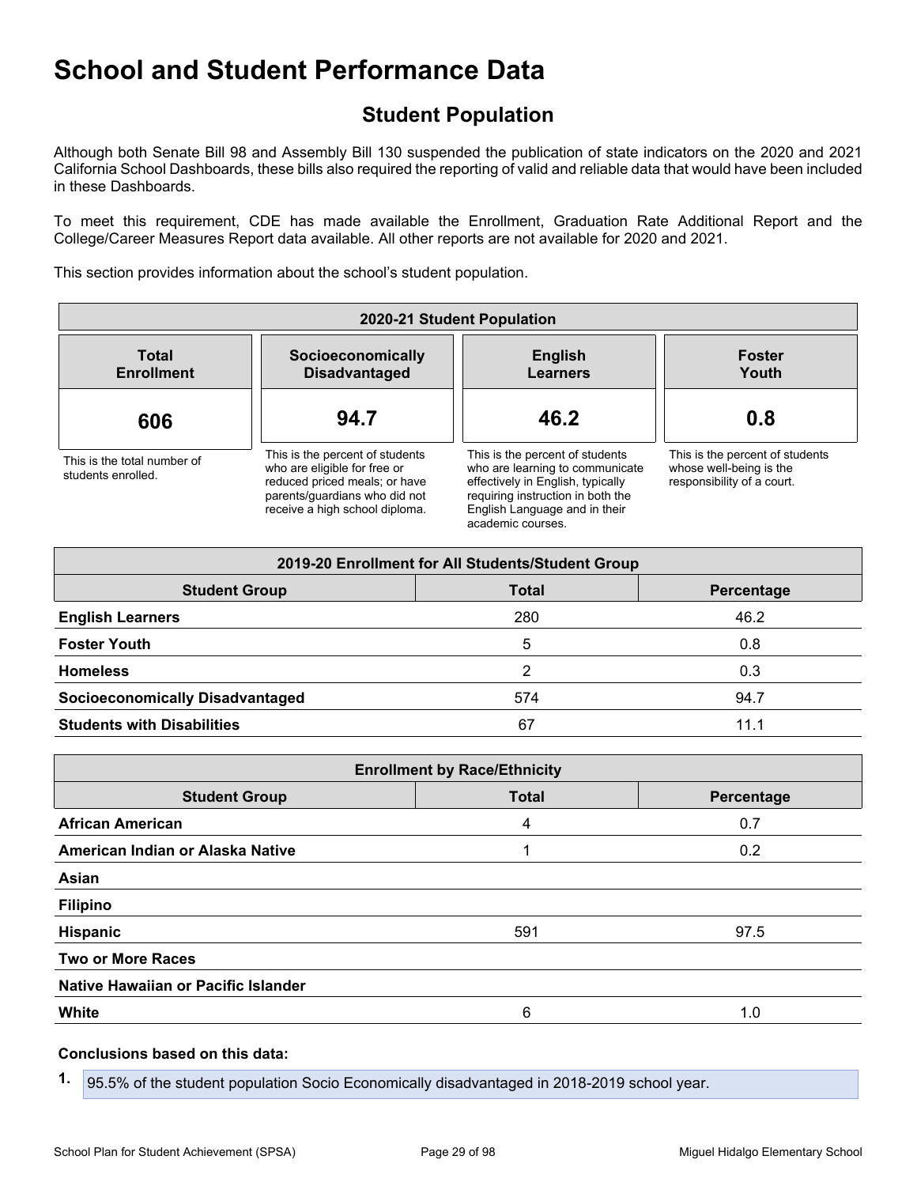# School and Student Performance Data

## Student Population

Although both Senate Bill 98 and Assembly Bill 130 suspended the publication of state indicators on the 2020 and 2021 California School Dashboards, these bills also required the reporting of valid and reliable data that would have been included in these Dashboards.

To meet this requirement, CDE has made available the Enrollment, Graduation Rate Additional Report and the College/Career Measures Report data available. All other reports are not available for 2020 and 2021.

This section provides information about the school's student population.

| 2020-21 Student Population | | | |
|---|---|---|---|
| **Total Enrollment** | **Socioeconomically Disadvantaged** | **English Learners** | **Foster Youth** |
| **606** | **94.7** | **46.2** | **0.8** |
| This is the total number of students enrolled. | This is the percent of students who are eligible for free or reduced priced meals; or have parents/guardians who did not receive a high school diploma. | This is the percent of students who are learning to communicate effectively in English, typically requiring instruction in both the English Language and in their academic courses. | This is the percent of students whose well-being is the responsibility of a court. |

| 2019-20 Enrollment for All Students/Student Group | | |
|---|---|---|
| **Student Group** | **Total** | **Percentage** |
| **English Learners** | 280 | 46.2 |
| **Foster Youth** | 5 | 0.8 |
| **Homeless** | 2 | 0.3 |
| **Socioeconomically Disadvantaged** | 574 | 94.7 |
| **Students with Disabilities** | 67 | 11.1 |

| Enrollment by Race/Ethnicity | | |
|---|---|---|
| **Student Group** | **Total** | **Percentage** |
| **African American** | 4 | 0.7 |
| **American Indian or Alaska Native** | 1 | 0.2 |
| **Asian** | | |
| **Filipino** | | |
| **Hispanic** | 591 | 97.5 |
| **Two or More Races** | | |
| **Native Hawaiian or Pacific Islander** | | |
| **White** | 6 | 1.0 |

**Conclusions based on this data:**

1. 95.5% of the student population Socio Economically disadvantaged in 2018-2019 school year.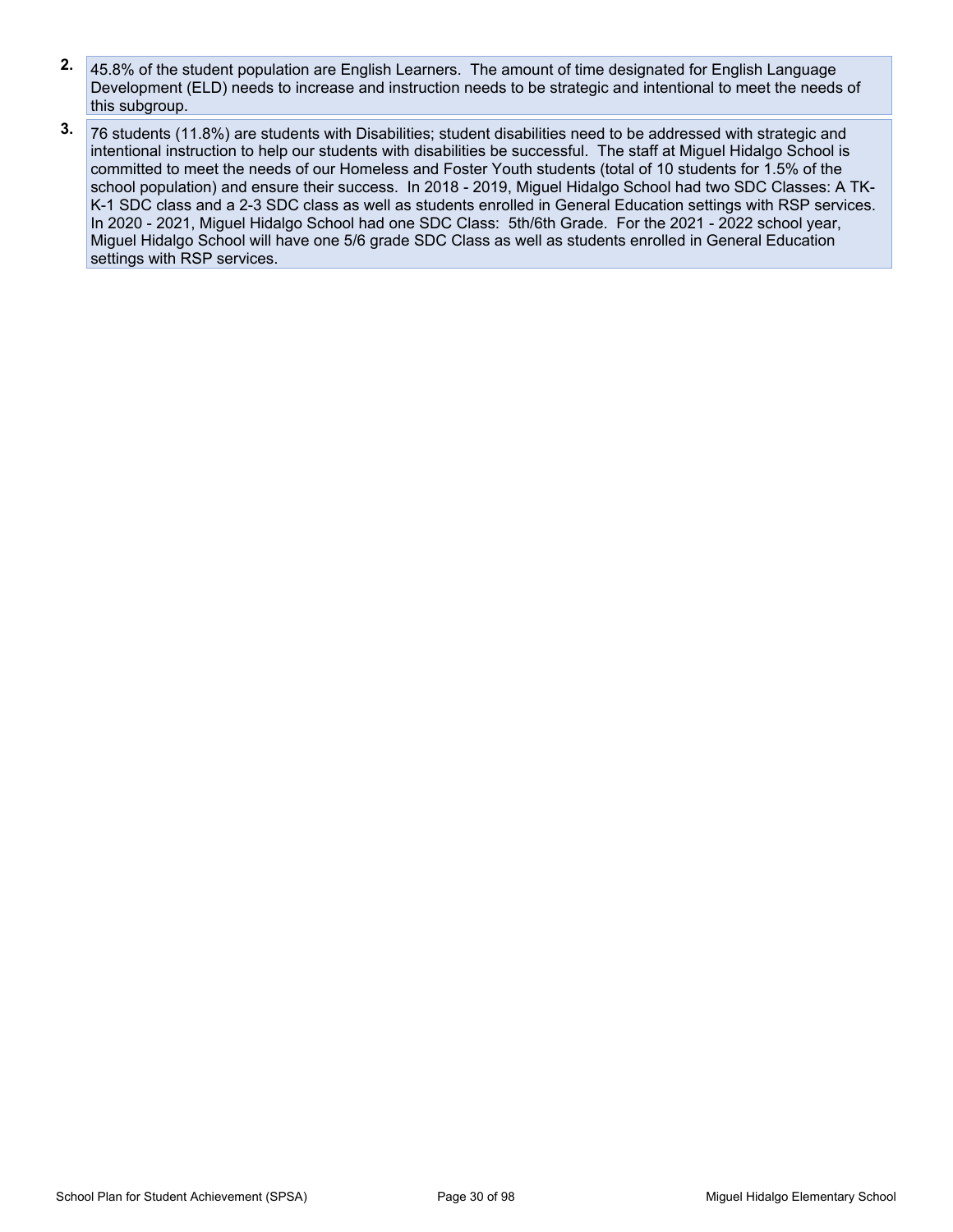2. 45.8% of the student population are English Learners. The amount of time designated for English Language Development (ELD) needs to increase and instruction needs to be strategic and intentional to meet the needs of this subgroup.

3. 76 students (11.8%) are students with Disabilities; student disabilities need to be addressed with strategic and intentional instruction to help our students with disabilities be successful. The staff at Miguel Hidalgo School is committed to meet the needs of our Homeless and Foster Youth students (total of 10 students for 1.5% of the school population) and ensure their success. In 2018 - 2019, Miguel Hidalgo School had two SDC Classes: A TK-K-1 SDC class and a 2-3 SDC class as well as students enrolled in General Education settings with RSP services. In 2020 - 2021, Miguel Hidalgo School had one SDC Class: 5th/6th Grade. For the 2021 - 2022 school year, Miguel Hidalgo School will have one 5/6 grade SDC Class as well as students enrolled in General Education settings with RSP services.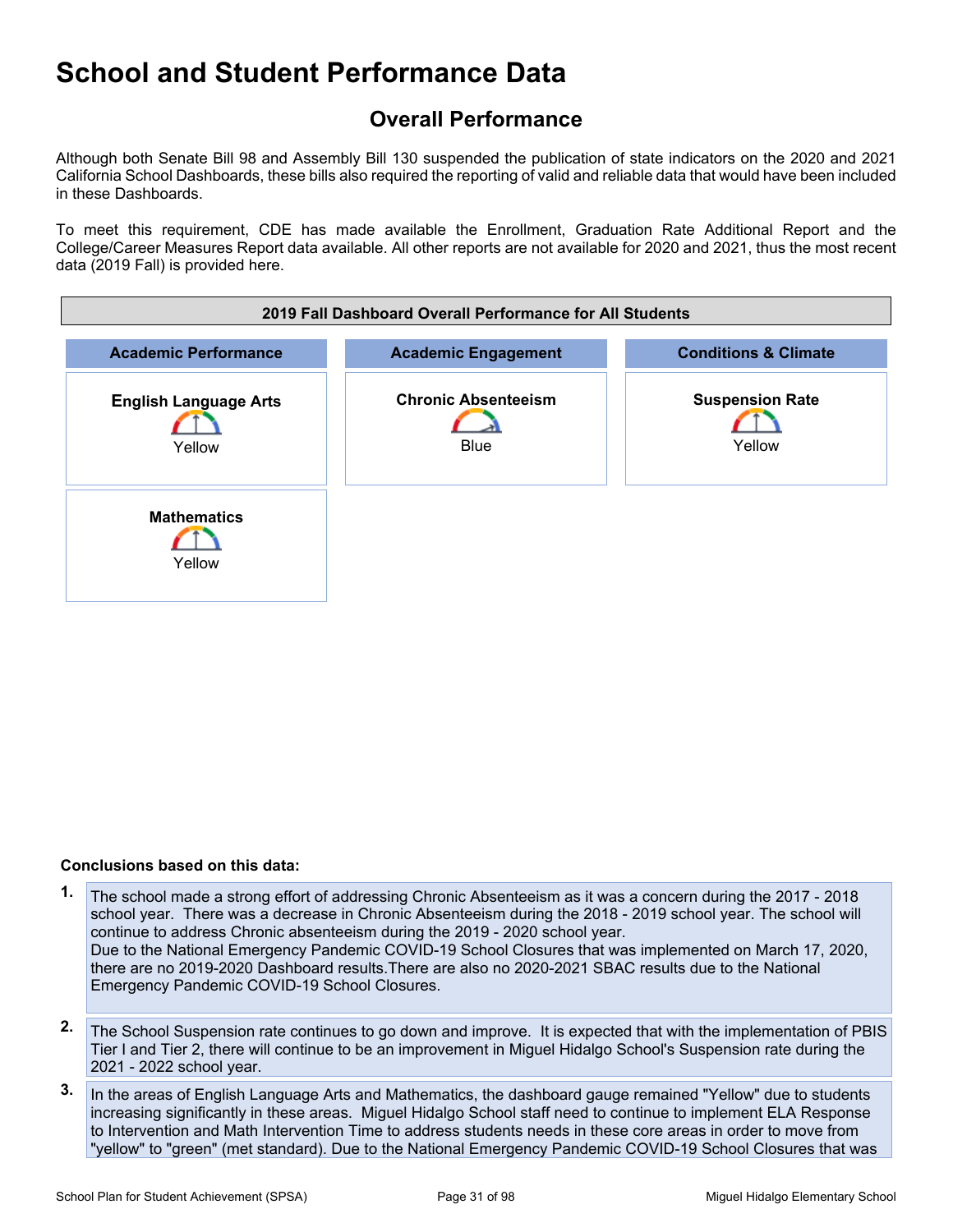# School and Student Performance Data

## Overall Performance

Although both Senate Bill 98 and Assembly Bill 130 suspended the publication of state indicators on the 2020 and 2021 California School Dashboards, these bills also required the reporting of valid and reliable data that would have been included in these Dashboards.

To meet this requirement, CDE has made available the Enrollment, Graduation Rate Additional Report and the College/Career Measures Report data available. All other reports are not available for 2020 and 2021, thus the most recent data (2019 Fall) is provided here.

| 2019 Fall Dashboard Overall Performance for All Students | | |
|---|---|---|
| **Academic Performance** | **Academic Engagement** | **Conditions & Climate** |
| **English Language Arts** Yellow | **Chronic Absenteeism** Blue | **Suspension Rate** Yellow |
| **Mathematics** Yellow | | |

**Conclusions based on this data:**

1. The school made a strong effort of addressing Chronic Absenteeism as it was a concern during the 2017 - 2018 school year. There was a decrease in Chronic Absenteeism during the 2018 - 2019 school year. The school will continue to address Chronic absenteeism during the 2019 - 2020 school year.
   Due to the National Emergency Pandemic COVID-19 School Closures that was implemented on March 17, 2020, there are no 2019-2020 Dashboard results.There are also no 2020-2021 SBAC results due to the National Emergency Pandemic COVID-19 School Closures.

2. The School Suspension rate continues to go down and improve. It is expected that with the implementation of PBIS Tier I and Tier 2, there will continue to be an improvement in Miguel Hidalgo School's Suspension rate during the 2021 - 2022 school year.

3. In the areas of English Language Arts and Mathematics, the dashboard gauge remained "Yellow" due to students increasing significantly in these areas. Miguel Hidalgo School staff need to continue to implement ELA Response to Intervention and Math Intervention Time to address students needs in these core areas in order to move from "yellow" to "green" (met standard). Due to the National Emergency Pandemic COVID-19 School Closures that was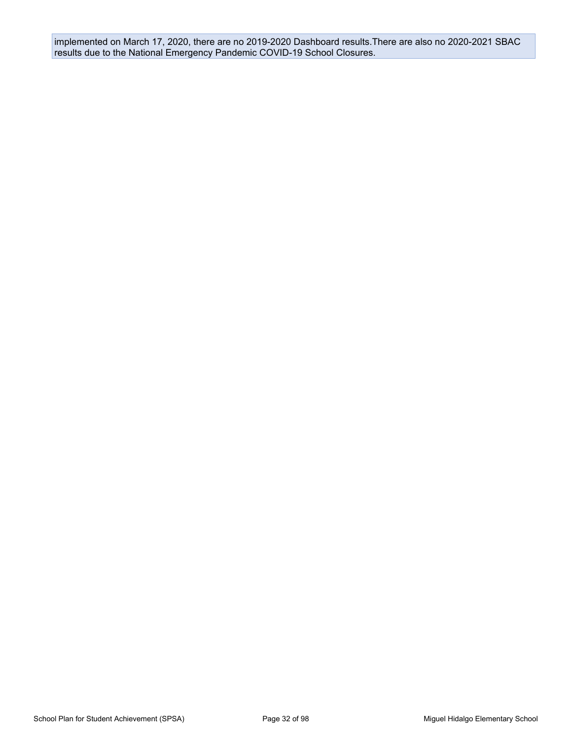implemented on March 17, 2020, there are no 2019-2020 Dashboard results.There are also no 2020-2021 SBAC results due to the National Emergency Pandemic COVID-19 School Closures.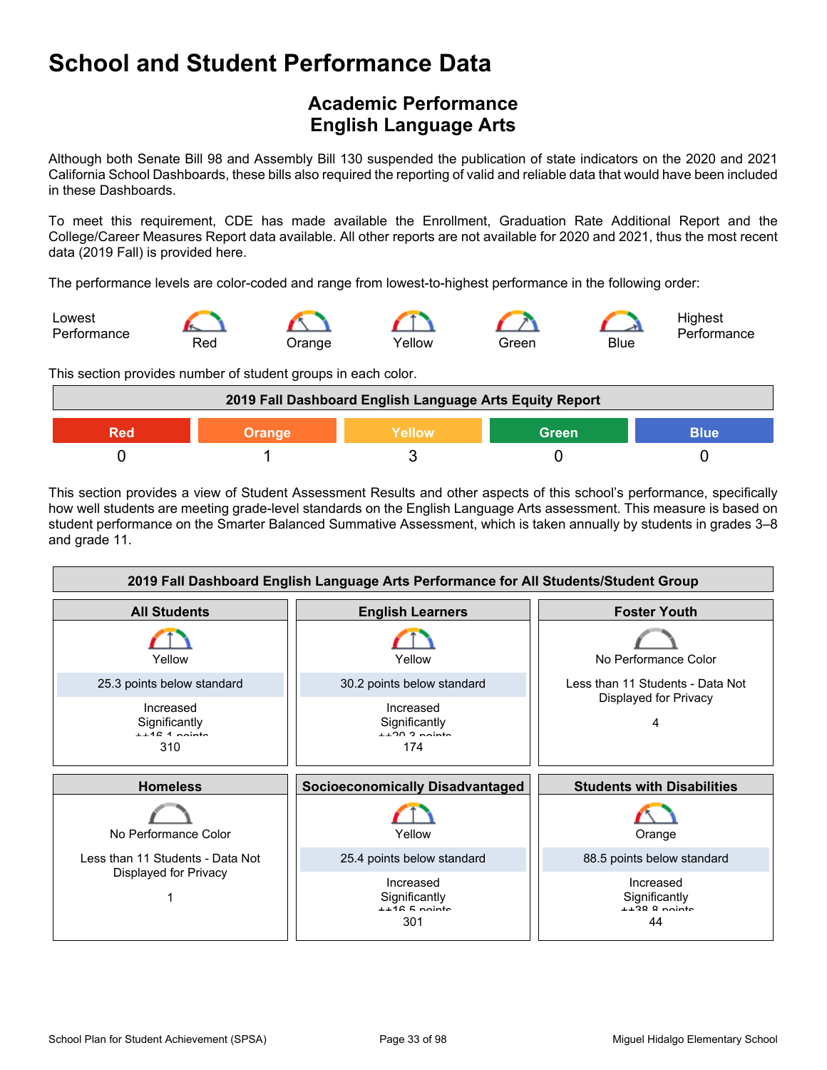# School and Student Performance Data

## Academic Performance
## English Language Arts

Although both Senate Bill 98 and Assembly Bill 130 suspended the publication of state indicators on the 2020 and 2021 California School Dashboards, these bills also required the reporting of valid and reliable data that would have been included in these Dashboards.

To meet this requirement, CDE has made available the Enrollment, Graduation Rate Additional Report and the College/Career Measures Report data available. All other reports are not available for 2020 and 2021, thus the most recent data (2019 Fall) is provided here.

The performance levels are color-coded and range from lowest-to-highest performance in the following order:

Lowest Performance — Red — Orange — Yellow — Green — Blue — Highest Performance

This section provides number of student groups in each color.

| 2019 Fall Dashboard English Language Arts Equity Report | | | | |
|---|---|---|---|---|
| Red | Orange | Yellow | Green | Blue |
| 0 | 1 | 3 | 0 | 0 |

This section provides a view of Student Assessment Results and other aspects of this school's performance, specifically how well students are meeting grade-level standards on the English Language Arts assessment. This measure is based on student performance on the Smarter Balanced Summative Assessment, which is taken annually by students in grades 3–8 and grade 11.

| 2019 Fall Dashboard English Language Arts Performance for All Students/Student Group | | |
|---|---|---|
| **All Students** | **English Learners** | **Foster Youth** |
| Yellow | Yellow | No Performance Color |
| 25.3 points below standard | 30.2 points below standard | Less than 11 Students - Data Not Displayed for Privacy |
| Increased Significantly ++16.1 points | Increased Significantly ++20.3 points | 4 |
| 310 | 174 | |
| **Homeless** | **Socioeconomically Disadvantaged** | **Students with Disabilities** |
| No Performance Color | Yellow | Orange |
| Less than 11 Students - Data Not Displayed for Privacy | 25.4 points below standard | 88.5 points below standard |
| 1 | Increased Significantly ++16.5 points | Increased Significantly ++38.8 points |
| | 301 | 44 |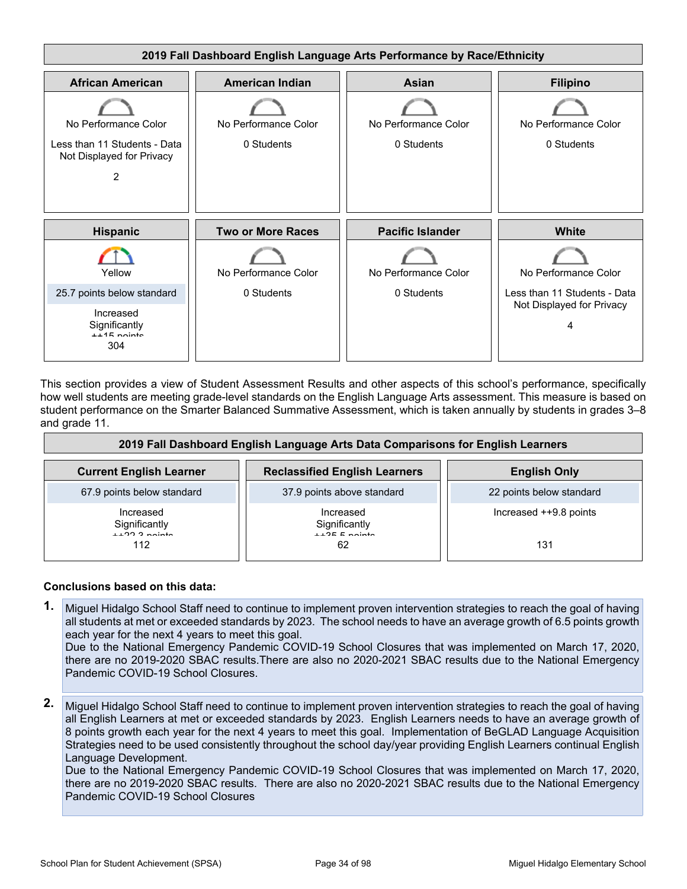**2019 Fall Dashboard English Language Arts Performance by Race/Ethnicity**

| African American | American Indian | Asian | Filipino |
|---|---|---|---|
| No Performance Color | No Performance Color | No Performance Color | No Performance Color |
| Less than 11 Students - Data Not Displayed for Privacy | 0 Students | 0 Students | 0 Students |
| 2 | | | |

| Hispanic | Two or More Races | Pacific Islander | White |
|---|---|---|---|
| Yellow | No Performance Color | No Performance Color | No Performance Color |
| 25.7 points below standard | 0 Students | 0 Students | Less than 11 Students - Data Not Displayed for Privacy |
| Increased Significantly ++15 points | | | 4 |
| 304 | | | |

This section provides a view of Student Assessment Results and other aspects of this school's performance, specifically how well students are meeting grade-level standards on the English Language Arts assessment. This measure is based on student performance on the Smarter Balanced Summative Assessment, which is taken annually by students in grades 3–8 and grade 11.

**2019 Fall Dashboard English Language Arts Data Comparisons for English Learners**

| Current English Learner | Reclassified English Learners | English Only |
|---|---|---|
| 67.9 points below standard | 37.9 points above standard | 22 points below standard |
| Increased Significantly ++22.3 points | Increased Significantly ++35.5 points | Increased ++9.8 points |
| 112 | 62 | 131 |

**Conclusions based on this data:**

1. Miguel Hidalgo School Staff need to continue to implement proven intervention strategies to reach the goal of having all students at met or exceeded standards by 2023. The school needs to have an average growth of 6.5 points growth each year for the next 4 years to meet this goal.
   Due to the National Emergency Pandemic COVID-19 School Closures that was implemented on March 17, 2020, there are no 2019-2020 SBAC results.There are also no 2020-2021 SBAC results due to the National Emergency Pandemic COVID-19 School Closures.

2. Miguel Hidalgo School Staff need to continue to implement proven intervention strategies to reach the goal of having all English Learners at met or exceeded standards by 2023. English Learners needs to have an average growth of 8 points growth each year for the next 4 years to meet this goal. Implementation of BeGLAD Language Acquisition Strategies need to be used consistently throughout the school day/year providing English Learners continual English Language Development.
   Due to the National Emergency Pandemic COVID-19 School Closures that was implemented on March 17, 2020, there are no 2019-2020 SBAC results. There are also no 2020-2021 SBAC results due to the National Emergency Pandemic COVID-19 School Closures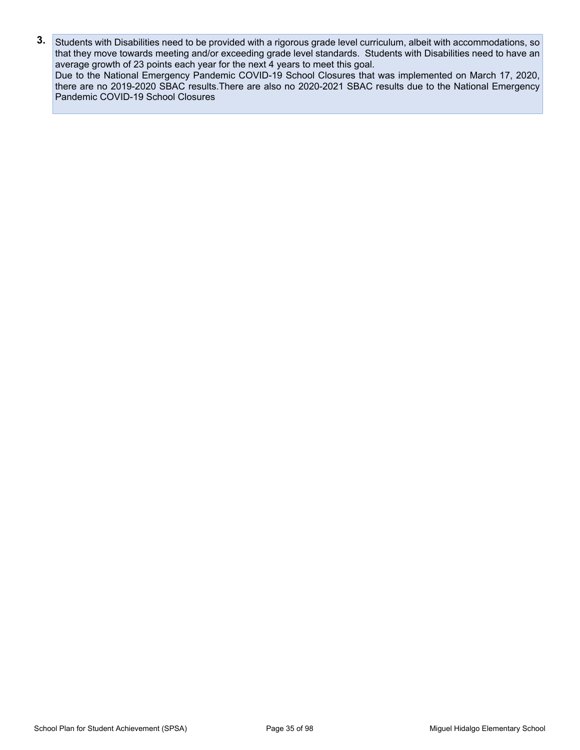3. Students with Disabilities need to be provided with a rigorous grade level curriculum, albeit with accommodations, so that they move towards meeting and/or exceeding grade level standards. Students with Disabilities need to have an average growth of 23 points each year for the next 4 years to meet this goal.
   Due to the National Emergency Pandemic COVID-19 School Closures that was implemented on March 17, 2020, there are no 2019-2020 SBAC results.There are also no 2020-2021 SBAC results due to the National Emergency Pandemic COVID-19 School Closures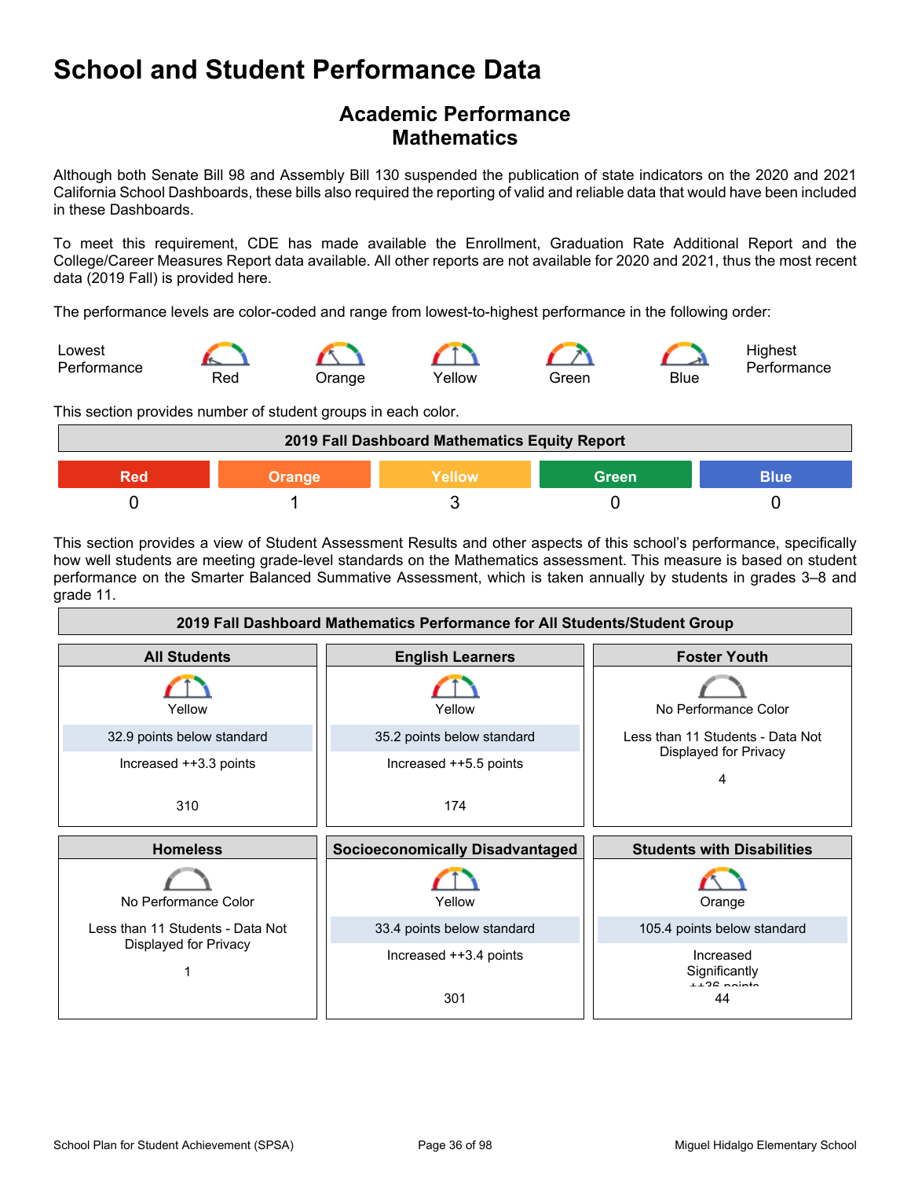# School and Student Performance Data

## Academic Performance
## Mathematics

Although both Senate Bill 98 and Assembly Bill 130 suspended the publication of state indicators on the 2020 and 2021 California School Dashboards, these bills also required the reporting of valid and reliable data that would have been included in these Dashboards.

To meet this requirement, CDE has made available the Enrollment, Graduation Rate Additional Report and the College/Career Measures Report data available. All other reports are not available for 2020 and 2021, thus the most recent data (2019 Fall) is provided here.

The performance levels are color-coded and range from lowest-to-highest performance in the following order:

Lowest Performance — Red — Orange — Yellow — Green — Blue — Highest Performance

This section provides number of student groups in each color.

| 2019 Fall Dashboard Mathematics Equity Report | | | | |
|---|---|---|---|---|
| Red | Orange | Yellow | Green | Blue |
| 0 | 1 | 3 | 0 | 0 |

This section provides a view of Student Assessment Results and other aspects of this school's performance, specifically how well students are meeting grade-level standards on the Mathematics assessment. This measure is based on student performance on the Smarter Balanced Summative Assessment, which is taken annually by students in grades 3–8 and grade 11.

| 2019 Fall Dashboard Mathematics Performance for All Students/Student Group | | |
|---|---|---|
| **All Students** | **English Learners** | **Foster Youth** |
| Yellow<br>32.9 points below standard<br>Increased ++3.3 points<br>310 | Yellow<br>35.2 points below standard<br>Increased ++5.5 points<br>174 | No Performance Color<br>Less than 11 Students - Data Not Displayed for Privacy<br>4 |
| **Homeless** | **Socioeconomically Disadvantaged** | **Students with Disabilities** |
| No Performance Color<br>Less than 11 Students - Data Not Displayed for Privacy<br>1 | Yellow<br>33.4 points below standard<br>Increased ++3.4 points<br>301 | Orange<br>105.4 points below standard<br>Increased Significantly ++36 points<br>44 |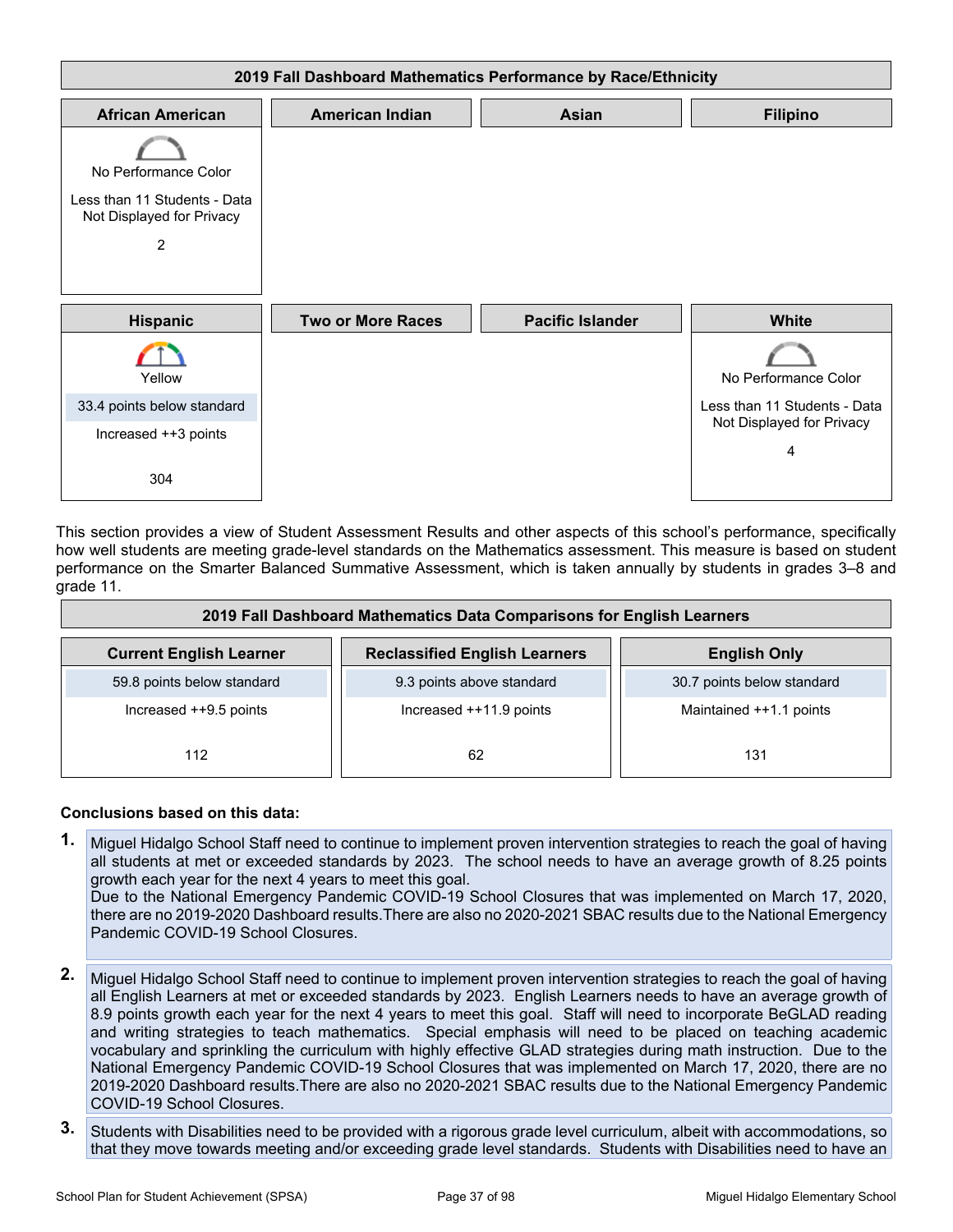| 2019 Fall Dashboard Mathematics Performance by Race/Ethnicity | | | |
|---|---|---|---|
| **African American** | **American Indian** | **Asian** | **Filipino** |
| No Performance Color<br>Less than 11 Students - Data Not Displayed for Privacy<br>2 | | | |
| **Hispanic** | **Two or More Races** | **Pacific Islander** | **White** |
| Yellow<br>33.4 points below standard<br>Increased ++3 points<br>304 | | | No Performance Color<br>Less than 11 Students - Data Not Displayed for Privacy<br>4 |

This section provides a view of Student Assessment Results and other aspects of this school's performance, specifically how well students are meeting grade-level standards on the Mathematics assessment. This measure is based on student performance on the Smarter Balanced Summative Assessment, which is taken annually by students in grades 3–8 and grade 11.

| 2019 Fall Dashboard Mathematics Data Comparisons for English Learners | | |
|---|---|---|
| **Current English Learner** | **Reclassified English Learners** | **English Only** |
| 59.8 points below standard<br>Increased ++9.5 points<br>112 | 9.3 points above standard<br>Increased ++11.9 points<br>62 | 30.7 points below standard<br>Maintained ++1.1 points<br>131 |

**Conclusions based on this data:**

1. Miguel Hidalgo School Staff need to continue to implement proven intervention strategies to reach the goal of having all students at met or exceeded standards by 2023. The school needs to have an average growth of 8.25 points growth each year for the next 4 years to meet this goal.
   Due to the National Emergency Pandemic COVID-19 School Closures that was implemented on March 17, 2020, there are no 2019-2020 Dashboard results.There are also no 2020-2021 SBAC results due to the National Emergency Pandemic COVID-19 School Closures.

2. Miguel Hidalgo School Staff need to continue to implement proven intervention strategies to reach the goal of having all English Learners at met or exceeded standards by 2023. English Learners needs to have an average growth of 8.9 points growth each year for the next 4 years to meet this goal. Staff will need to incorporate BeGLAD reading and writing strategies to teach mathematics. Special emphasis will need to be placed on teaching academic vocabulary and sprinkling the curriculum with highly effective GLAD strategies during math instruction. Due to the National Emergency Pandemic COVID-19 School Closures that was implemented on March 17, 2020, there are no 2019-2020 Dashboard results.There are also no 2020-2021 SBAC results due to the National Emergency Pandemic COVID-19 School Closures.

3. Students with Disabilities need to be provided with a rigorous grade level curriculum, albeit with accommodations, so that they move towards meeting and/or exceeding grade level standards. Students with Disabilities need to have an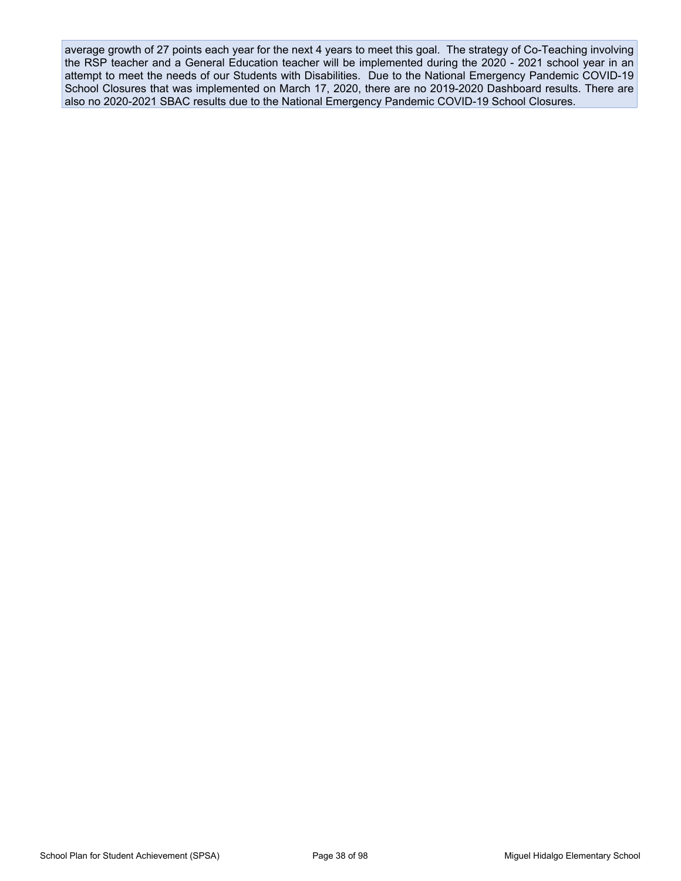average growth of 27 points each year for the next 4 years to meet this goal. The strategy of Co-Teaching involving the RSP teacher and a General Education teacher will be implemented during the 2020 - 2021 school year in an attempt to meet the needs of our Students with Disabilities. Due to the National Emergency Pandemic COVID-19 School Closures that was implemented on March 17, 2020, there are no 2019-2020 Dashboard results. There are also no 2020-2021 SBAC results due to the National Emergency Pandemic COVID-19 School Closures.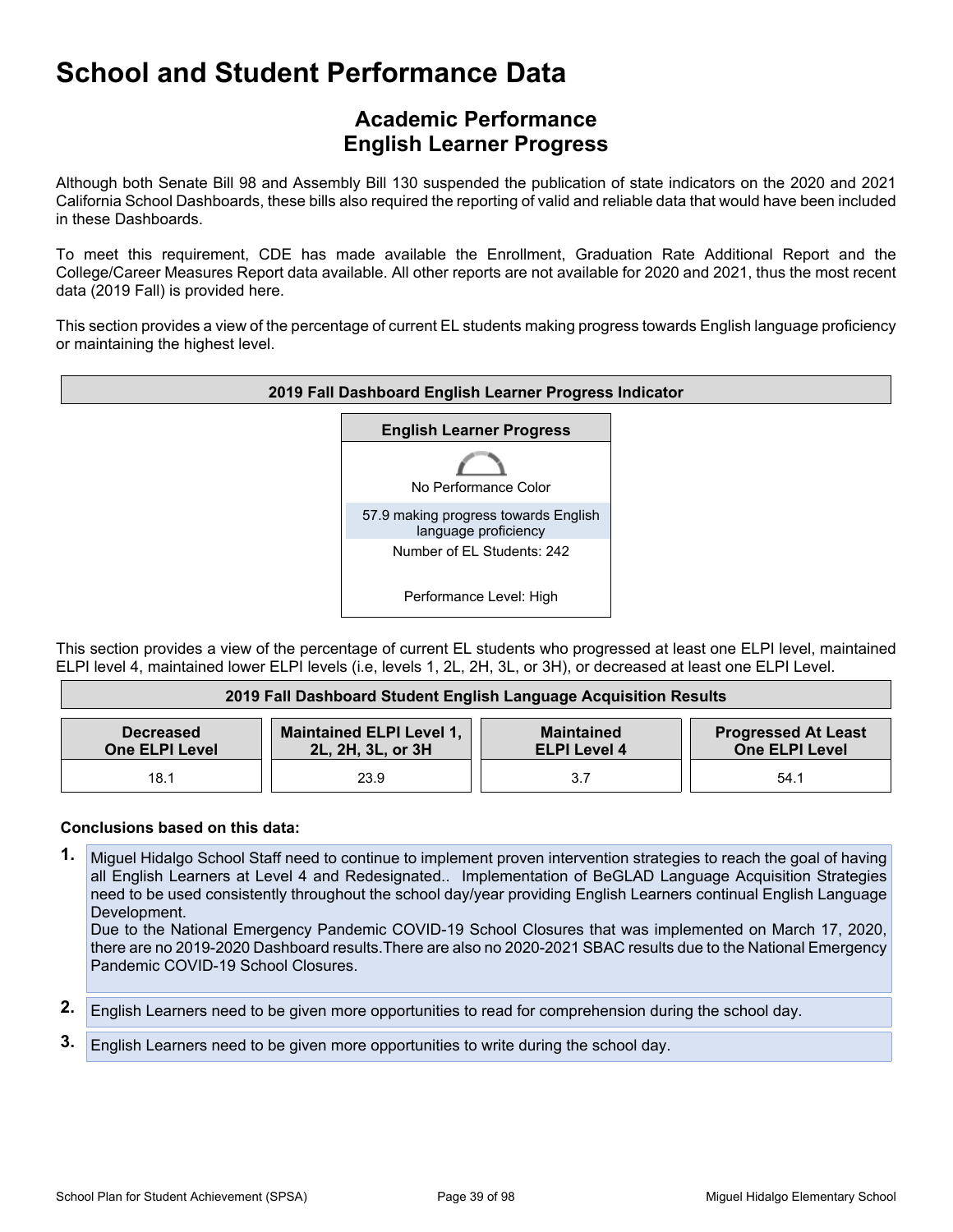# School and Student Performance Data

## Academic Performance
## English Learner Progress

Although both Senate Bill 98 and Assembly Bill 130 suspended the publication of state indicators on the 2020 and 2021 California School Dashboards, these bills also required the reporting of valid and reliable data that would have been included in these Dashboards.

To meet this requirement, CDE has made available the Enrollment, Graduation Rate Additional Report and the College/Career Measures Report data available. All other reports are not available for 2020 and 2021, thus the most recent data (2019 Fall) is provided here.

This section provides a view of the percentage of current EL students making progress towards English language proficiency or maintaining the highest level.

| 2019 Fall Dashboard English Learner Progress Indicator |
|---|
| **English Learner Progress** |
| No Performance Color |
| 57.9 making progress towards English language proficiency |
| Number of EL Students: 242 |
| Performance Level: High |

This section provides a view of the percentage of current EL students who progressed at least one ELPI level, maintained ELPI level 4, maintained lower ELPI levels (i.e, levels 1, 2L, 2H, 3L, or 3H), or decreased at least one ELPI Level.

**2019 Fall Dashboard Student English Language Acquisition Results**

| Decreased One ELPI Level | Maintained ELPI Level 1, 2L, 2H, 3L, or 3H | Maintained ELPI Level 4 | Progressed At Least One ELPI Level |
|---|---|---|---|
| 18.1 | 23.9 | 3.7 | 54.1 |

**Conclusions based on this data:**

1. Miguel Hidalgo School Staff need to continue to implement proven intervention strategies to reach the goal of having all English Learners at Level 4 and Redesignated.. Implementation of BeGLAD Language Acquisition Strategies need to be used consistently throughout the school day/year providing English Learners continual English Language Development.
   Due to the National Emergency Pandemic COVID-19 School Closures that was implemented on March 17, 2020, there are no 2019-2020 Dashboard results.There are also no 2020-2021 SBAC results due to the National Emergency Pandemic COVID-19 School Closures.
2. English Learners need to be given more opportunities to read for comprehension during the school day.
3. English Learners need to be given more opportunities to write during the school day.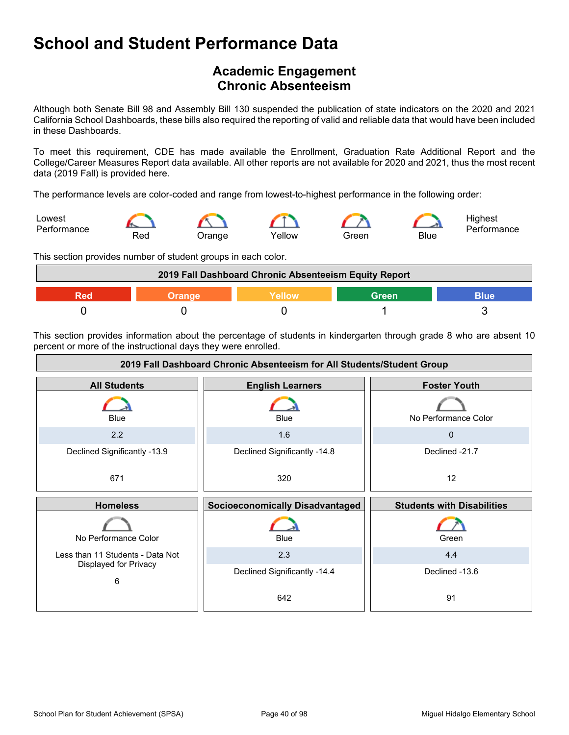# School and Student Performance Data

## Academic Engagement
## Chronic Absenteeism

Although both Senate Bill 98 and Assembly Bill 130 suspended the publication of state indicators on the 2020 and 2021 California School Dashboards, these bills also required the reporting of valid and reliable data that would have been included in these Dashboards.

To meet this requirement, CDE has made available the Enrollment, Graduation Rate Additional Report and the College/Career Measures Report data available. All other reports are not available for 2020 and 2021, thus the most recent data (2019 Fall) is provided here.

The performance levels are color-coded and range from lowest-to-highest performance in the following order:

Lowest Performance — Red — Orange — Yellow — Green — Blue — Highest Performance

This section provides number of student groups in each color.

| 2019 Fall Dashboard Chronic Absenteeism Equity Report | | | | |
|---|---|---|---|---|
| Red | Orange | Yellow | Green | Blue |
| 0 | 0 | 0 | 1 | 3 |

This section provides information about the percentage of students in kindergarten through grade 8 who are absent 10 percent or more of the instructional days they were enrolled.

| 2019 Fall Dashboard Chronic Absenteeism for All Students/Student Group | | |
|---|---|---|
| **All Students** | **English Learners** | **Foster Youth** |
| Blue | Blue | No Performance Color |
| 2.2 | 1.6 | 0 |
| Declined Significantly -13.9 | Declined Significantly -14.8 | Declined -21.7 |
| 671 | 320 | 12 |
| **Homeless** | **Socioeconomically Disadvantaged** | **Students with Disabilities** |
| No Performance Color | Blue | Green |
| Less than 11 Students - Data Not Displayed for Privacy | 2.3 | 4.4 |
| | Declined Significantly -14.4 | Declined -13.6 |
| 6 | 642 | 91 |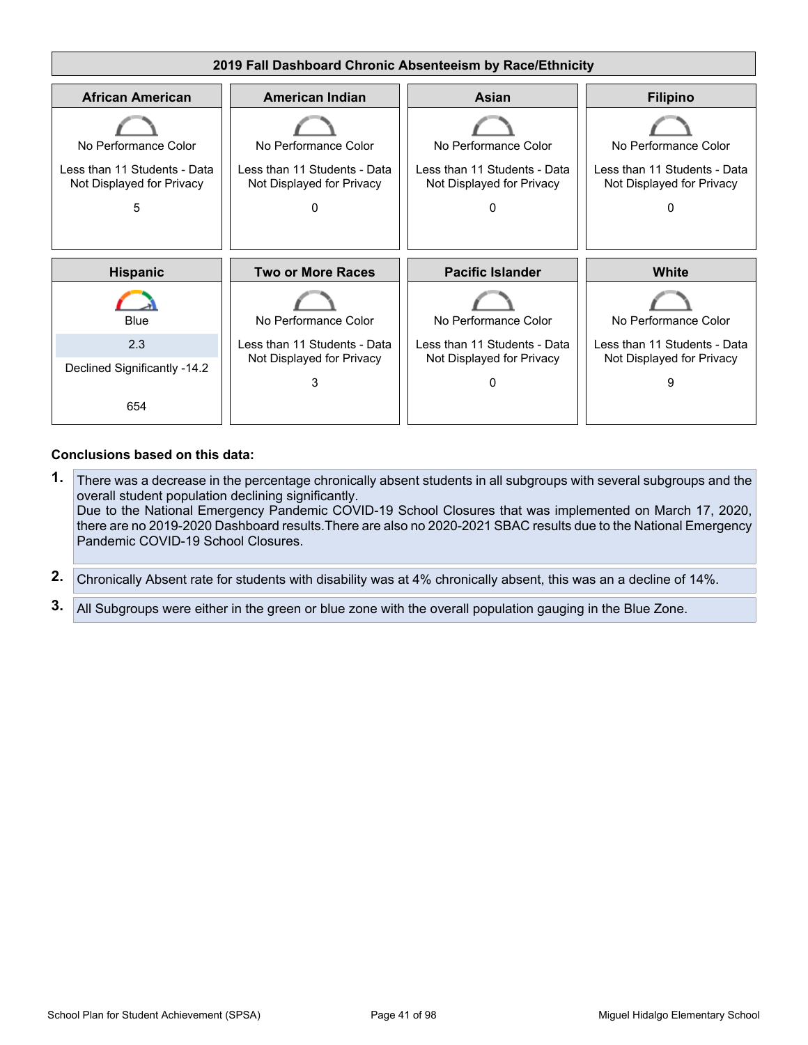## 2019 Fall Dashboard Chronic Absenteeism by Race/Ethnicity

| African American | American Indian | Asian | Filipino |
|---|---|---|---|
| No Performance Color | No Performance Color | No Performance Color | No Performance Color |
| Less than 11 Students - Data Not Displayed for Privacy | Less than 11 Students - Data Not Displayed for Privacy | Less than 11 Students - Data Not Displayed for Privacy | Less than 11 Students - Data Not Displayed for Privacy |
| 5 | 0 | 0 | 0 |

| Hispanic | Two or More Races | Pacific Islander | White |
|---|---|---|---|
| Blue | No Performance Color | No Performance Color | No Performance Color |
| 2.3 | Less than 11 Students - Data Not Displayed for Privacy | Less than 11 Students - Data Not Displayed for Privacy | Less than 11 Students - Data Not Displayed for Privacy |
| Declined Significantly -14.2 | 3 | 0 | 9 |
| 654 | | | |

**Conclusions based on this data:**

1. There was a decrease in the percentage chronically absent students in all subgroups with several subgroups and the overall student population declining significantly.
   Due to the National Emergency Pandemic COVID-19 School Closures that was implemented on March 17, 2020, there are no 2019-2020 Dashboard results. There are also no 2020-2021 SBAC results due to the National Emergency Pandemic COVID-19 School Closures.
2. Chronically Absent rate for students with disability was at 4% chronically absent, this was an a decline of 14%.
3. All Subgroups were either in the green or blue zone with the overall population gauging in the Blue Zone.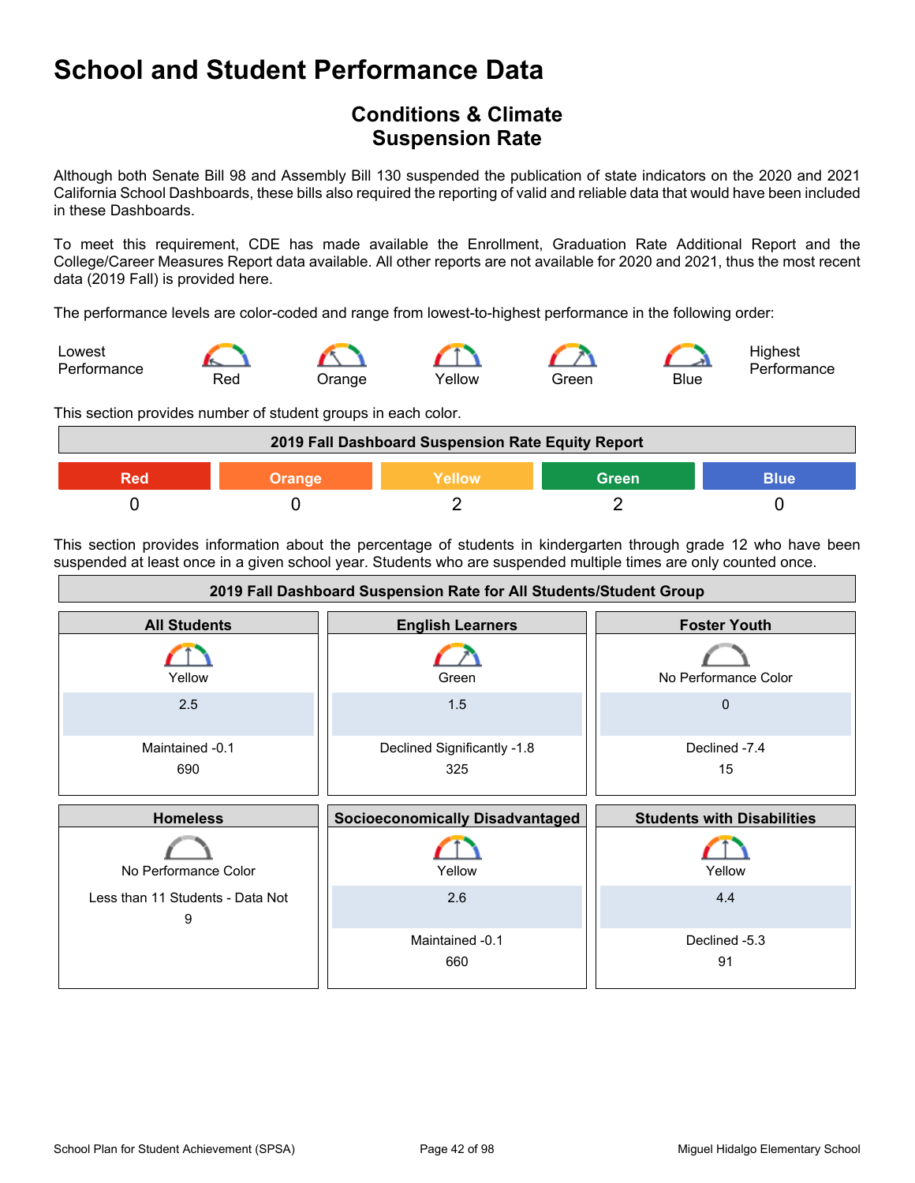# School and Student Performance Data

## Conditions & Climate
## Suspension Rate

Although both Senate Bill 98 and Assembly Bill 130 suspended the publication of state indicators on the 2020 and 2021 California School Dashboards, these bills also required the reporting of valid and reliable data that would have been included in these Dashboards.

To meet this requirement, CDE has made available the Enrollment, Graduation Rate Additional Report and the College/Career Measures Report data available. All other reports are not available for 2020 and 2021, thus the most recent data (2019 Fall) is provided here.

The performance levels are color-coded and range from lowest-to-highest performance in the following order:

Lowest Performance — Red — Orange — Yellow — Green — Blue — Highest Performance

This section provides number of student groups in each color.

| 2019 Fall Dashboard Suspension Rate Equity Report | | | | |
|---|---|---|---|---|
| Red | Orange | Yellow | Green | Blue |
| 0 | 0 | 2 | 2 | 0 |

This section provides information about the percentage of students in kindergarten through grade 12 who have been suspended at least once in a given school year. Students who are suspended multiple times are only counted once.

| 2019 Fall Dashboard Suspension Rate for All Students/Student Group | | |
|---|---|---|
| **All Students** | **English Learners** | **Foster Youth** |
| Yellow | Green | No Performance Color |
| 2.5 | 1.5 | 0 |
| Maintained -0.1 | Declined Significantly -1.8 | Declined -7.4 |
| 690 | 325 | 15 |
| **Homeless** | **Socioeconomically Disadvantaged** | **Students with Disabilities** |
| No Performance Color | Yellow | Yellow |
| Less than 11 Students - Data Not | 2.6 | 4.4 |
| 9 | Maintained -0.1 | Declined -5.3 |
| | 660 | 91 |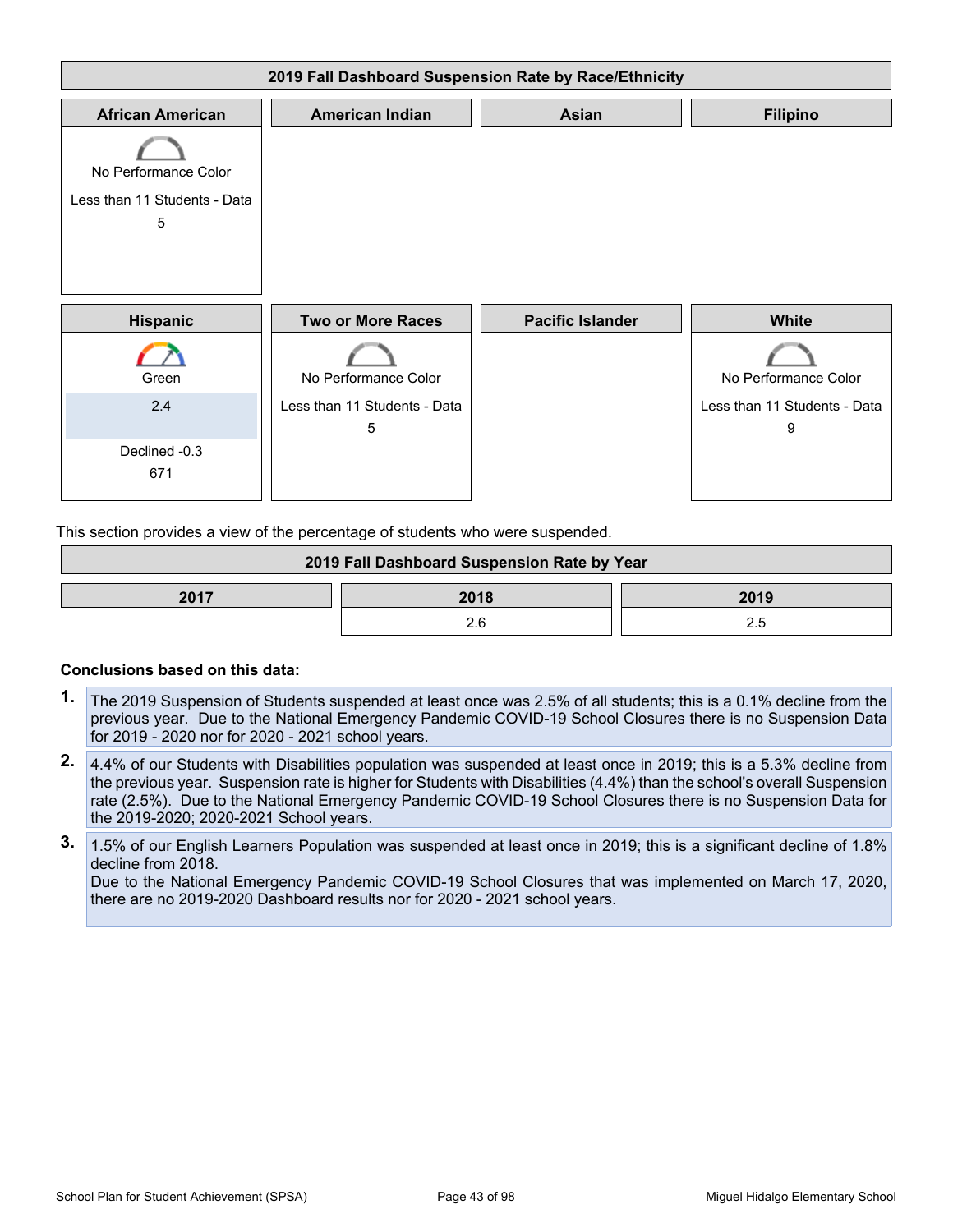| 2019 Fall Dashboard Suspension Rate by Race/Ethnicity | | | |
|---|---|---|---|
| **African American** | **American Indian** | **Asian** | **Filipino** |
| No Performance Color<br>Less than 11 Students - Data<br>5 | | | |
| **Hispanic** | **Two or More Races** | **Pacific Islander** | **White** |
| Green<br>2.4<br>Declined -0.3<br>671 | No Performance Color<br>Less than 11 Students - Data<br>5 | | No Performance Color<br>Less than 11 Students - Data<br>9 |

This section provides a view of the percentage of students who were suspended.

| 2019 Fall Dashboard Suspension Rate by Year | | |
|---|---|---|
| **2017** | **2018** | **2019** |
| | 2.6 | 2.5 |

**Conclusions based on this data:**

1. The 2019 Suspension of Students suspended at least once was 2.5% of all students; this is a 0.1% decline from the previous year. Due to the National Emergency Pandemic COVID-19 School Closures there is no Suspension Data for 2019 - 2020 nor for 2020 - 2021 school years.
2. 4.4% of our Students with Disabilities population was suspended at least once in 2019; this is a 5.3% decline from the previous year. Suspension rate is higher for Students with Disabilities (4.4%) than the school's overall Suspension rate (2.5%). Due to the National Emergency Pandemic COVID-19 School Closures there is no Suspension Data for the 2019-2020; 2020-2021 School years.
3. 1.5% of our English Learners Population was suspended at least once in 2019; this is a significant decline of 1.8% decline from 2018.
   Due to the National Emergency Pandemic COVID-19 School Closures that was implemented on March 17, 2020, there are no 2019-2020 Dashboard results nor for 2020 - 2021 school years.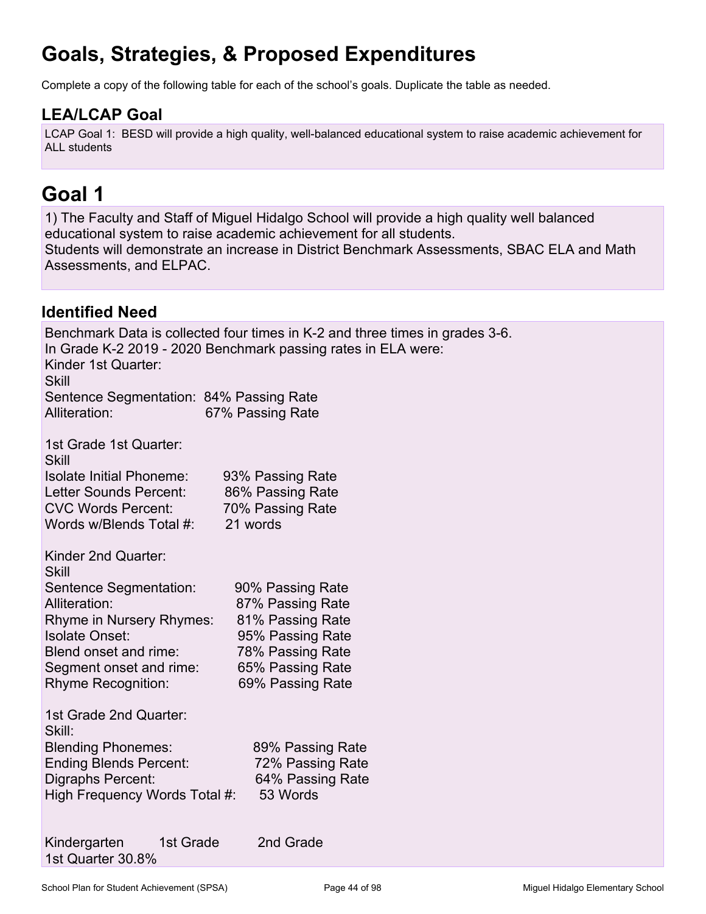# Goals, Strategies, & Proposed Expenditures

Complete a copy of the following table for each of the school's goals. Duplicate the table as needed.

## LEA/LCAP Goal

LCAP Goal 1: BESD will provide a high quality, well-balanced educational system to raise academic achievement for ALL students

# Goal 1

1) The Faculty and Staff of Miguel Hidalgo School will provide a high quality well balanced educational system to raise academic achievement for all students.
Students will demonstrate an increase in District Benchmark Assessments, SBAC ELA and Math Assessments, and ELPAC.

## Identified Need

Benchmark Data is collected four times in K-2 and three times in grades 3-6.
In Grade K-2 2019 - 2020 Benchmark passing rates in ELA were:

Kinder 1st Quarter:
Skill
Sentence Segmentation: 84% Passing Rate
Alliteration: 67% Passing Rate

1st Grade 1st Quarter:
Skill
Isolate Initial Phoneme: 93% Passing Rate
Letter Sounds Percent: 86% Passing Rate
CVC Words Percent: 70% Passing Rate
Words w/Blends Total #: 21 words

Kinder 2nd Quarter:
Skill
Sentence Segmentation: 90% Passing Rate
Alliteration: 87% Passing Rate
Rhyme in Nursery Rhymes: 81% Passing Rate
Isolate Onset: 95% Passing Rate
Blend onset and rime: 78% Passing Rate
Segment onset and rime: 65% Passing Rate
Rhyme Recognition: 69% Passing Rate

1st Grade 2nd Quarter:
Skill:
Blending Phonemes: 89% Passing Rate
Ending Blends Percent: 72% Passing Rate
Digraphs Percent: 64% Passing Rate
High Frequency Words Total #: 53 Words

Kindergarten 1st Grade 2nd Grade
1st Quarter 30.8%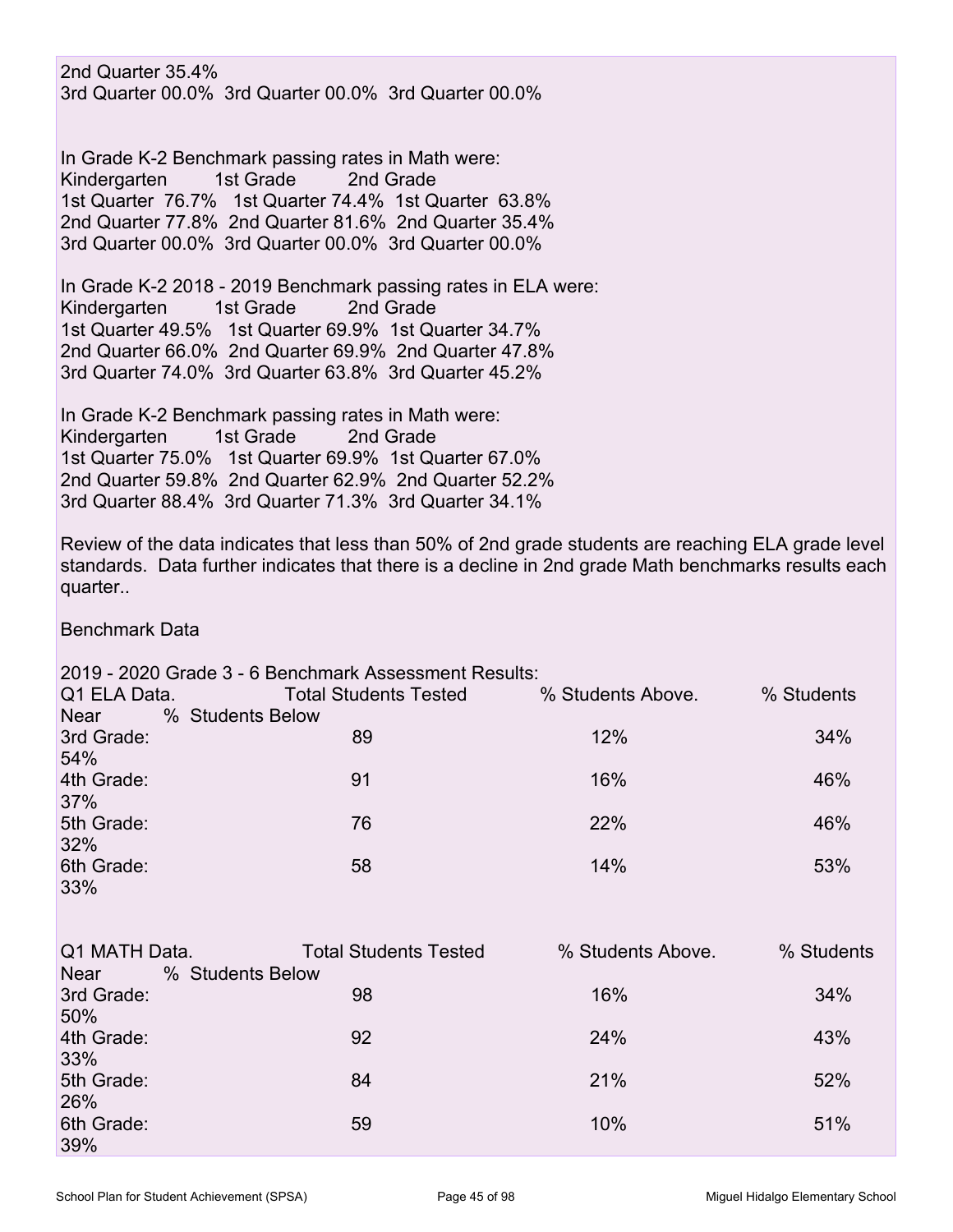2nd Quarter 35.4%
3rd Quarter 00.0%  3rd Quarter 00.0%  3rd Quarter 00.0%

In Grade K-2 Benchmark passing rates in Math were:

| Kindergarten | 1st Grade | 2nd Grade |
|---|---|---|
| 1st Quarter 76.7% | 1st Quarter 74.4% | 1st Quarter 63.8% |
| 2nd Quarter 77.8% | 2nd Quarter 81.6% | 2nd Quarter 35.4% |
| 3rd Quarter 00.0% | 3rd Quarter 00.0% | 3rd Quarter 00.0% |

In Grade K-2 2018 - 2019 Benchmark passing rates in ELA were:

| Kindergarten | 1st Grade | 2nd Grade |
|---|---|---|
| 1st Quarter 49.5% | 1st Quarter 69.9% | 1st Quarter 34.7% |
| 2nd Quarter 66.0% | 2nd Quarter 69.9% | 2nd Quarter 47.8% |
| 3rd Quarter 74.0% | 3rd Quarter 63.8% | 3rd Quarter 45.2% |

In Grade K-2 Benchmark passing rates in Math were:

| Kindergarten | 1st Grade | 2nd Grade |
|---|---|---|
| 1st Quarter 75.0% | 1st Quarter 69.9% | 1st Quarter 67.0% |
| 2nd Quarter 59.8% | 2nd Quarter 62.9% | 2nd Quarter 52.2% |
| 3rd Quarter 88.4% | 3rd Quarter 71.3% | 3rd Quarter 34.1% |

Review of the data indicates that less than 50% of 2nd grade students are reaching ELA grade level standards. Data further indicates that there is a decline in 2nd grade Math benchmarks results each quarter..

Benchmark Data

2019 - 2020 Grade 3 - 6 Benchmark Assessment Results:

| Q1 ELA Data. | Total Students Tested | % Students Above. | % Students Near | % Students Below |
|---|---|---|---|---|
| 3rd Grade: | 89 | 12% | 34% | 54% |
| 4th Grade: | 91 | 16% | 46% | 37% |
| 5th Grade: | 76 | 22% | 46% | 32% |
| 6th Grade: | 58 | 14% | 53% | 33% |

| Q1 MATH Data. | Total Students Tested | % Students Above. | % Students Near | % Students Below |
|---|---|---|---|---|
| 3rd Grade: | 98 | 16% | 34% | 50% |
| 4th Grade: | 92 | 24% | 43% | 33% |
| 5th Grade: | 84 | 21% | 52% | 26% |
| 6th Grade: | 59 | 10% | 51% | 39% |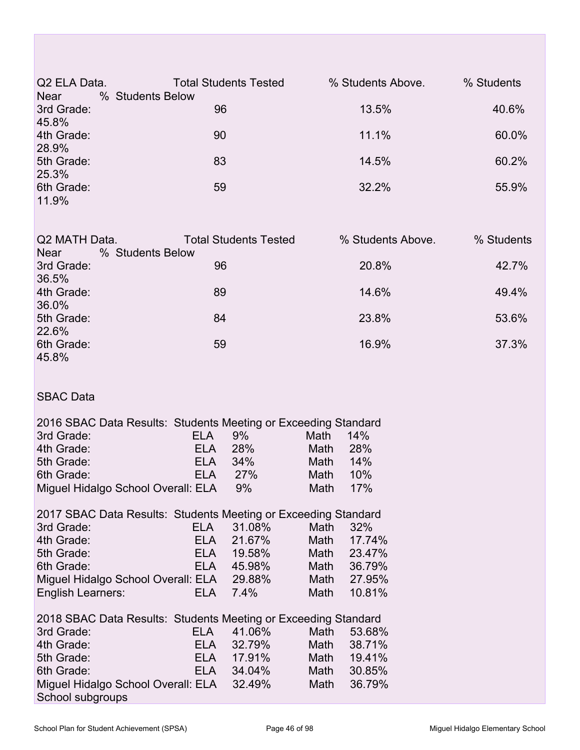| Q2 ELA Data. | Total Students Tested | % Students Above. | % Students Near | % Students Below |
|---|---|---|---|---|
| 3rd Grade: | 96 | 13.5% | 40.6% | 45.8% |
| 4th Grade: | 90 | 11.1% | 60.0% | 28.9% |
| 5th Grade: | 83 | 14.5% | 60.2% | 25.3% |
| 6th Grade: | 59 | 32.2% | 55.9% | 11.9% |

| Q2 MATH Data. | Total Students Tested | % Students Above. | % Students Near | % Students Below |
|---|---|---|---|---|
| 3rd Grade: | 96 | 20.8% | 42.7% | 36.5% |
| 4th Grade: | 89 | 14.6% | 49.4% | 36.0% |
| 5th Grade: | 84 | 23.8% | 53.6% | 22.6% |
| 6th Grade: | 59 | 16.9% | 37.3% | 45.8% |

SBAC Data

2016 SBAC Data Results: Students Meeting or Exceeding Standard

| | | | | |
|---|---|---|---|---|
| 3rd Grade: | ELA | 9% | Math | 14% |
| 4th Grade: | ELA | 28% | Math | 28% |
| 5th Grade: | ELA | 34% | Math | 14% |
| 6th Grade: | ELA | 27% | Math | 10% |
| Miguel Hidalgo School Overall: | ELA | 9% | Math | 17% |

2017 SBAC Data Results: Students Meeting or Exceeding Standard

| | | | | |
|---|---|---|---|---|
| 3rd Grade: | ELA | 31.08% | Math | 32% |
| 4th Grade: | ELA | 21.67% | Math | 17.74% |
| 5th Grade: | ELA | 19.58% | Math | 23.47% |
| 6th Grade: | ELA | 45.98% | Math | 36.79% |
| Miguel Hidalgo School Overall: | ELA | 29.88% | Math | 27.95% |
| English Learners: | ELA | 7.4% | Math | 10.81% |

2018 SBAC Data Results: Students Meeting or Exceeding Standard

| | | | | |
|---|---|---|---|---|
| 3rd Grade: | ELA | 41.06% | Math | 53.68% |
| 4th Grade: | ELA | 32.79% | Math | 38.71% |
| 5th Grade: | ELA | 17.91% | Math | 19.41% |
| 6th Grade: | ELA | 34.04% | Math | 30.85% |
| Miguel Hidalgo School Overall: | ELA | 32.49% | Math | 36.79% |

School subgroups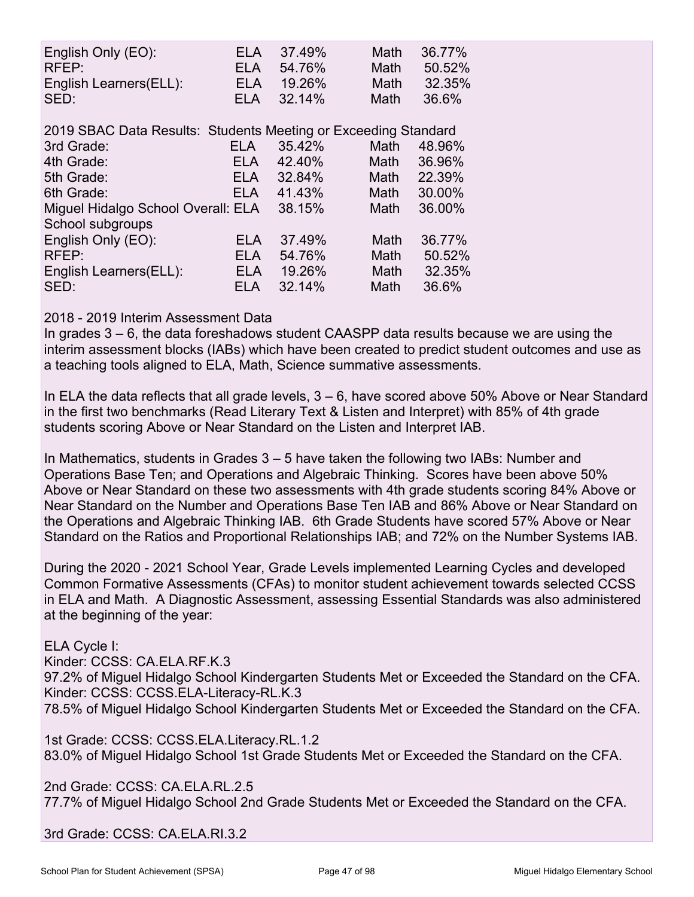| | | | | |
|---|---|---|---|---|
| English Only (EO): | ELA | 37.49% | Math | 36.77% |
| RFEP: | ELA | 54.76% | Math | 50.52% |
| English Learners(ELL): | ELA | 19.26% | Math | 32.35% |
| SED: | ELA | 32.14% | Math | 36.6% |

2019 SBAC Data Results: Students Meeting or Exceeding Standard

| | | | | |
|---|---|---|---|---|
| 3rd Grade: | ELA | 35.42% | Math | 48.96% |
| 4th Grade: | ELA | 42.40% | Math | 36.96% |
| 5th Grade: | ELA | 32.84% | Math | 22.39% |
| 6th Grade: | ELA | 41.43% | Math | 30.00% |
| Miguel Hidalgo School Overall: | ELA | 38.15% | Math | 36.00% |
| School subgroups | | | | |
| English Only (EO): | ELA | 37.49% | Math | 36.77% |
| RFEP: | ELA | 54.76% | Math | 50.52% |
| English Learners(ELL): | ELA | 19.26% | Math | 32.35% |
| SED: | ELA | 32.14% | Math | 36.6% |

2018 - 2019 Interim Assessment Data

In grades 3 – 6, the data foreshadows student CAASPP data results because we are using the interim assessment blocks (IABs) which have been created to predict student outcomes and use as a teaching tools aligned to ELA, Math, Science summative assessments.

In ELA the data reflects that all grade levels, 3 – 6, have scored above 50% Above or Near Standard in the first two benchmarks (Read Literary Text & Listen and Interpret) with 85% of 4th grade students scoring Above or Near Standard on the Listen and Interpret IAB.

In Mathematics, students in Grades 3 – 5 have taken the following two IABs: Number and Operations Base Ten; and Operations and Algebraic Thinking. Scores have been above 50% Above or Near Standard on these two assessments with 4th grade students scoring 84% Above or Near Standard on the Number and Operations Base Ten IAB and 86% Above or Near Standard on the Operations and Algebraic Thinking IAB. 6th Grade Students have scored 57% Above or Near Standard on the Ratios and Proportional Relationships IAB; and 72% on the Number Systems IAB.

During the 2020 - 2021 School Year, Grade Levels implemented Learning Cycles and developed Common Formative Assessments (CFAs) to monitor student achievement towards selected CCSS in ELA and Math. A Diagnostic Assessment, assessing Essential Standards was also administered at the beginning of the year:

ELA Cycle I:
Kinder: CCSS: CA.ELA.RF.K.3
97.2% of Miguel Hidalgo School Kindergarten Students Met or Exceeded the Standard on the CFA.
Kinder: CCSS: CCSS.ELA-Literacy-RL.K.3
78.5% of Miguel Hidalgo School Kindergarten Students Met or Exceeded the Standard on the CFA.

1st Grade: CCSS: CCSS.ELA.Literacy.RL.1.2
83.0% of Miguel Hidalgo School 1st Grade Students Met or Exceeded the Standard on the CFA.

2nd Grade: CCSS: CA.ELA.RL.2.5
77.7% of Miguel Hidalgo School 2nd Grade Students Met or Exceeded the Standard on the CFA.

3rd Grade: CCSS: CA.ELA.RI.3.2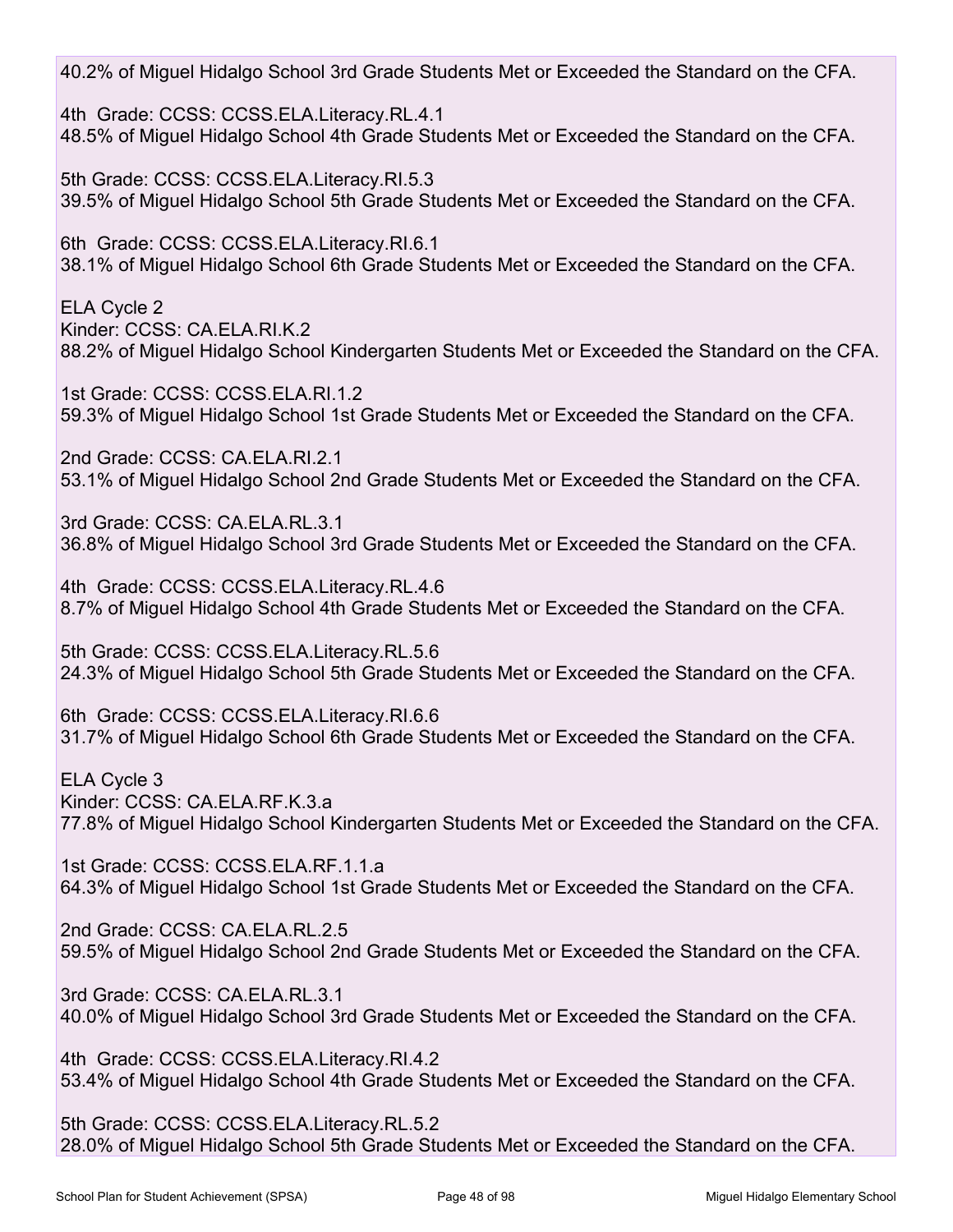40.2% of Miguel Hidalgo School 3rd Grade Students Met or Exceeded the Standard on the CFA.

4th Grade: CCSS: CCSS.ELA.Literacy.RL.4.1
48.5% of Miguel Hidalgo School 4th Grade Students Met or Exceeded the Standard on the CFA.

5th Grade: CCSS: CCSS.ELA.Literacy.RI.5.3
39.5% of Miguel Hidalgo School 5th Grade Students Met or Exceeded the Standard on the CFA.

6th Grade: CCSS: CCSS.ELA.Literacy.RI.6.1
38.1% of Miguel Hidalgo School 6th Grade Students Met or Exceeded the Standard on the CFA.

ELA Cycle 2
Kinder: CCSS: CA.ELA.RI.K.2
88.2% of Miguel Hidalgo School Kindergarten Students Met or Exceeded the Standard on the CFA.

1st Grade: CCSS: CCSS.ELA.RI.1.2
59.3% of Miguel Hidalgo School 1st Grade Students Met or Exceeded the Standard on the CFA.

2nd Grade: CCSS: CA.ELA.RI.2.1
53.1% of Miguel Hidalgo School 2nd Grade Students Met or Exceeded the Standard on the CFA.

3rd Grade: CCSS: CA.ELA.RL.3.1
36.8% of Miguel Hidalgo School 3rd Grade Students Met or Exceeded the Standard on the CFA.

4th Grade: CCSS: CCSS.ELA.Literacy.RL.4.6
8.7% of Miguel Hidalgo School 4th Grade Students Met or Exceeded the Standard on the CFA.

5th Grade: CCSS: CCSS.ELA.Literacy.RL.5.6
24.3% of Miguel Hidalgo School 5th Grade Students Met or Exceeded the Standard on the CFA.

6th Grade: CCSS: CCSS.ELA.Literacy.RI.6.6
31.7% of Miguel Hidalgo School 6th Grade Students Met or Exceeded the Standard on the CFA.

ELA Cycle 3
Kinder: CCSS: CA.ELA.RF.K.3.a
77.8% of Miguel Hidalgo School Kindergarten Students Met or Exceeded the Standard on the CFA.

1st Grade: CCSS: CCSS.ELA.RF.1.1.a
64.3% of Miguel Hidalgo School 1st Grade Students Met or Exceeded the Standard on the CFA.

2nd Grade: CCSS: CA.ELA.RL.2.5
59.5% of Miguel Hidalgo School 2nd Grade Students Met or Exceeded the Standard on the CFA.

3rd Grade: CCSS: CA.ELA.RL.3.1
40.0% of Miguel Hidalgo School 3rd Grade Students Met or Exceeded the Standard on the CFA.

4th Grade: CCSS: CCSS.ELA.Literacy.RI.4.2
53.4% of Miguel Hidalgo School 4th Grade Students Met or Exceeded the Standard on the CFA.

5th Grade: CCSS: CCSS.ELA.Literacy.RL.5.2
28.0% of Miguel Hidalgo School 5th Grade Students Met or Exceeded the Standard on the CFA.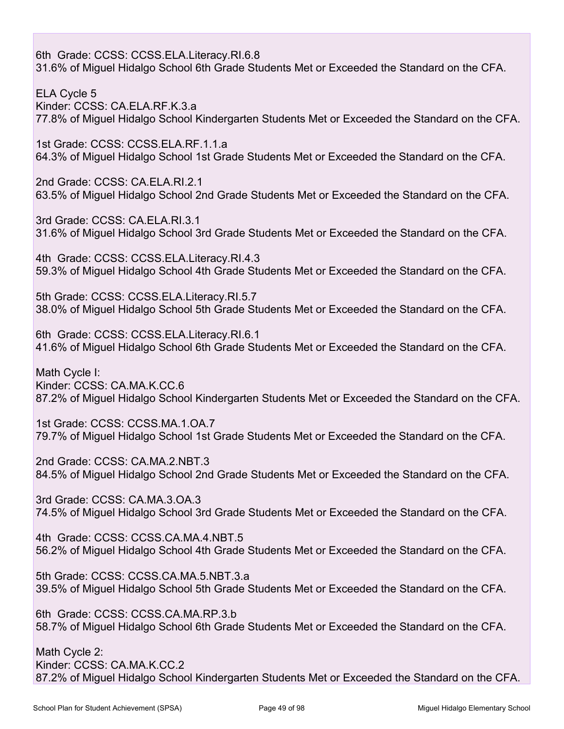6th Grade: CCSS: CCSS.ELA.Literacy.RI.6.8
31.6% of Miguel Hidalgo School 6th Grade Students Met or Exceeded the Standard on the CFA.

ELA Cycle 5
Kinder: CCSS: CA.ELA.RF.K.3.a
77.8% of Miguel Hidalgo School Kindergarten Students Met or Exceeded the Standard on the CFA.

1st Grade: CCSS: CCSS.ELA.RF.1.1.a
64.3% of Miguel Hidalgo School 1st Grade Students Met or Exceeded the Standard on the CFA.

2nd Grade: CCSS: CA.ELA.RI.2.1
63.5% of Miguel Hidalgo School 2nd Grade Students Met or Exceeded the Standard on the CFA.

3rd Grade: CCSS: CA.ELA.RI.3.1
31.6% of Miguel Hidalgo School 3rd Grade Students Met or Exceeded the Standard on the CFA.

4th Grade: CCSS: CCSS.ELA.Literacy.RI.4.3
59.3% of Miguel Hidalgo School 4th Grade Students Met or Exceeded the Standard on the CFA.

5th Grade: CCSS: CCSS.ELA.Literacy.RI.5.7
38.0% of Miguel Hidalgo School 5th Grade Students Met or Exceeded the Standard on the CFA.

6th Grade: CCSS: CCSS.ELA.Literacy.RI.6.1
41.6% of Miguel Hidalgo School 6th Grade Students Met or Exceeded the Standard on the CFA.

Math Cycle I:
Kinder: CCSS: CA.MA.K.CC.6
87.2% of Miguel Hidalgo School Kindergarten Students Met or Exceeded the Standard on the CFA.

1st Grade: CCSS: CCSS.MA.1.OA.7
79.7% of Miguel Hidalgo School 1st Grade Students Met or Exceeded the Standard on the CFA.

2nd Grade: CCSS: CA.MA.2.NBT.3
84.5% of Miguel Hidalgo School 2nd Grade Students Met or Exceeded the Standard on the CFA.

3rd Grade: CCSS: CA.MA.3.OA.3
74.5% of Miguel Hidalgo School 3rd Grade Students Met or Exceeded the Standard on the CFA.

4th Grade: CCSS: CCSS.CA.MA.4.NBT.5
56.2% of Miguel Hidalgo School 4th Grade Students Met or Exceeded the Standard on the CFA.

5th Grade: CCSS: CCSS.CA.MA.5.NBT.3.a
39.5% of Miguel Hidalgo School 5th Grade Students Met or Exceeded the Standard on the CFA.

6th Grade: CCSS: CCSS.CA.MA.RP.3.b
58.7% of Miguel Hidalgo School 6th Grade Students Met or Exceeded the Standard on the CFA.

Math Cycle 2:
Kinder: CCSS: CA.MA.K.CC.2
87.2% of Miguel Hidalgo School Kindergarten Students Met or Exceeded the Standard on the CFA.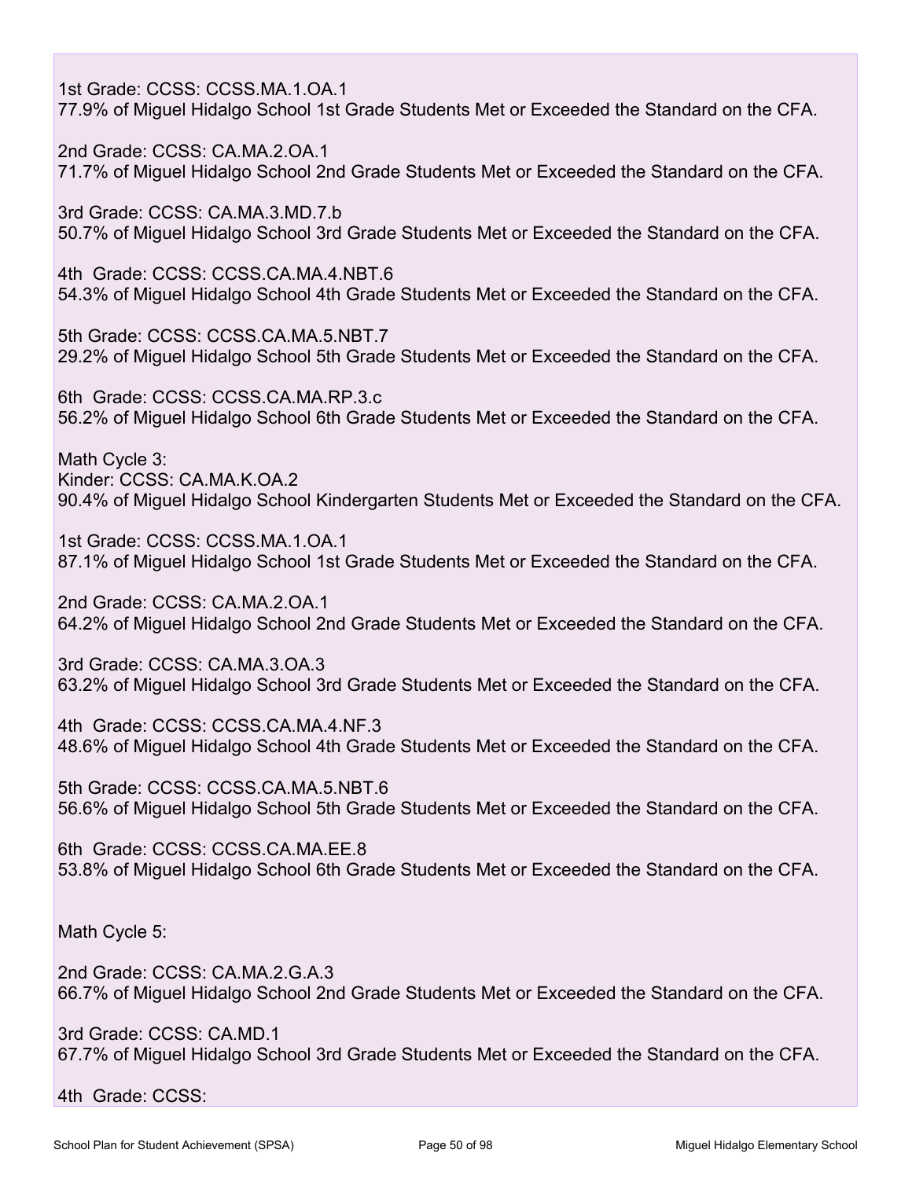1st Grade: CCSS: CCSS.MA.1.OA.1
77.9% of Miguel Hidalgo School 1st Grade Students Met or Exceeded the Standard on the CFA.

2nd Grade: CCSS: CA.MA.2.OA.1
71.7% of Miguel Hidalgo School 2nd Grade Students Met or Exceeded the Standard on the CFA.

3rd Grade: CCSS: CA.MA.3.MD.7.b
50.7% of Miguel Hidalgo School 3rd Grade Students Met or Exceeded the Standard on the CFA.

4th Grade: CCSS: CCSS.CA.MA.4.NBT.6
54.3% of Miguel Hidalgo School 4th Grade Students Met or Exceeded the Standard on the CFA.

5th Grade: CCSS: CCSS.CA.MA.5.NBT.7
29.2% of Miguel Hidalgo School 5th Grade Students Met or Exceeded the Standard on the CFA.

6th Grade: CCSS: CCSS.CA.MA.RP.3.c
56.2% of Miguel Hidalgo School 6th Grade Students Met or Exceeded the Standard on the CFA.

Math Cycle 3:
Kinder: CCSS: CA.MA.K.OA.2
90.4% of Miguel Hidalgo School Kindergarten Students Met or Exceeded the Standard on the CFA.

1st Grade: CCSS: CCSS.MA.1.OA.1
87.1% of Miguel Hidalgo School 1st Grade Students Met or Exceeded the Standard on the CFA.

2nd Grade: CCSS: CA.MA.2.OA.1
64.2% of Miguel Hidalgo School 2nd Grade Students Met or Exceeded the Standard on the CFA.

3rd Grade: CCSS: CA.MA.3.OA.3
63.2% of Miguel Hidalgo School 3rd Grade Students Met or Exceeded the Standard on the CFA.

4th Grade: CCSS: CCSS.CA.MA.4.NF.3
48.6% of Miguel Hidalgo School 4th Grade Students Met or Exceeded the Standard on the CFA.

5th Grade: CCSS: CCSS.CA.MA.5.NBT.6
56.6% of Miguel Hidalgo School 5th Grade Students Met or Exceeded the Standard on the CFA.

6th Grade: CCSS: CCSS.CA.MA.EE.8
53.8% of Miguel Hidalgo School 6th Grade Students Met or Exceeded the Standard on the CFA.

Math Cycle 5:

2nd Grade: CCSS: CA.MA.2.G.A.3
66.7% of Miguel Hidalgo School 2nd Grade Students Met or Exceeded the Standard on the CFA.

3rd Grade: CCSS: CA.MD.1
67.7% of Miguel Hidalgo School 3rd Grade Students Met or Exceeded the Standard on the CFA.

4th Grade: CCSS: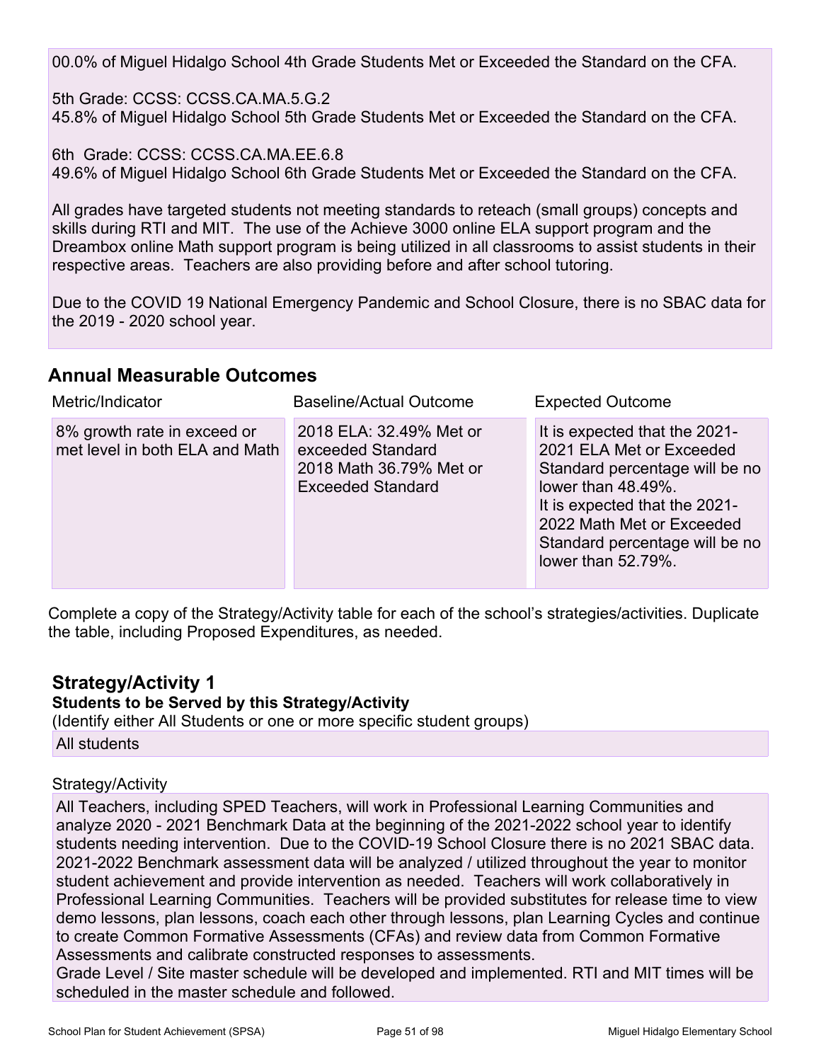00.0% of Miguel Hidalgo School 4th Grade Students Met or Exceeded the Standard on the CFA.

5th Grade: CCSS: CCSS.CA.MA.5.G.2
45.8% of Miguel Hidalgo School 5th Grade Students Met or Exceeded the Standard on the CFA.

6th Grade: CCSS: CCSS.CA.MA.EE.6.8
49.6% of Miguel Hidalgo School 6th Grade Students Met or Exceeded the Standard on the CFA.

All grades have targeted students not meeting standards to reteach (small groups) concepts and skills during RTI and MIT. The use of the Achieve 3000 online ELA support program and the Dreambox online Math support program is being utilized in all classrooms to assist students in their respective areas. Teachers are also providing before and after school tutoring.

Due to the COVID 19 National Emergency Pandemic and School Closure, there is no SBAC data for the 2019 - 2020 school year.

## Annual Measurable Outcomes

| Metric/Indicator | Baseline/Actual Outcome | Expected Outcome |
|---|---|---|
| 8% growth rate in exceed or met level in both ELA and Math | 2018 ELA: 32.49% Met or exceeded Standard<br>2018 Math 36.79% Met or Exceeded Standard | It is expected that the 2021-2021 ELA Met or Exceeded Standard percentage will be no lower than 48.49%.<br>It is expected that the 2021-2022 Math Met or Exceeded Standard percentage will be no lower than 52.79%. |

Complete a copy of the Strategy/Activity table for each of the school's strategies/activities. Duplicate the table, including Proposed Expenditures, as needed.

## Strategy/Activity 1

**Students to be Served by this Strategy/Activity**

(Identify either All Students or one or more specific student groups)

All students

Strategy/Activity

All Teachers, including SPED Teachers, will work in Professional Learning Communities and analyze 2020 - 2021 Benchmark Data at the beginning of the 2021-2022 school year to identify students needing intervention. Due to the COVID-19 School Closure there is no 2021 SBAC data. 2021-2022 Benchmark assessment data will be analyzed / utilized throughout the year to monitor student achievement and provide intervention as needed. Teachers will work collaboratively in Professional Learning Communities. Teachers will be provided substitutes for release time to view demo lessons, plan lessons, coach each other through lessons, plan Learning Cycles and continue to create Common Formative Assessments (CFAs) and review data from Common Formative Assessments and calibrate constructed responses to assessments.
Grade Level / Site master schedule will be developed and implemented. RTI and MIT times will be scheduled in the master schedule and followed.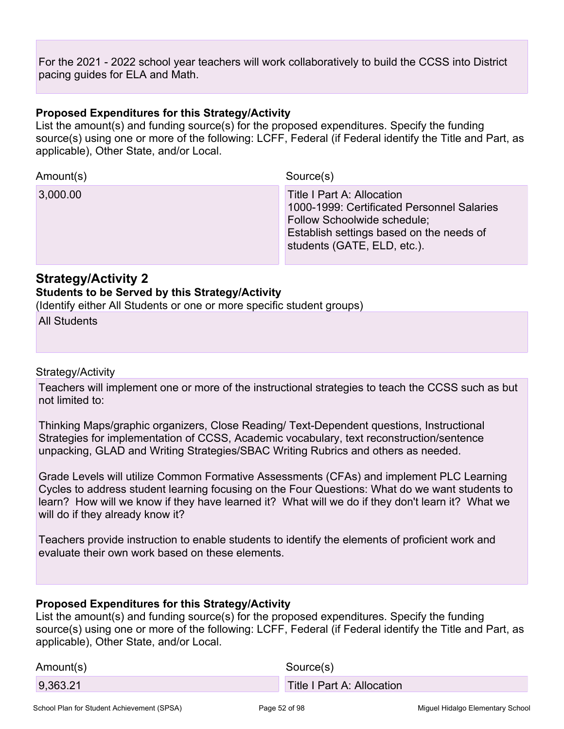For the 2021 - 2022 school year teachers will work collaboratively to build the CCSS into District pacing guides for ELA and Math.

**Proposed Expenditures for this Strategy/Activity**

List the amount(s) and funding source(s) for the proposed expenditures. Specify the funding source(s) using one or more of the following: LCFF, Federal (if Federal identify the Title and Part, as applicable), Other State, and/or Local.

| Amount(s) | Source(s) |
|---|---|
| 3,000.00 | Title I Part A: Allocation<br>1000-1999: Certificated Personnel Salaries<br>Follow Schoolwide schedule;<br>Establish settings based on the needs of students (GATE, ELD, etc.). |

## Strategy/Activity 2

**Students to be Served by this Strategy/Activity**

(Identify either All Students or one or more specific student groups)

All Students

Strategy/Activity

Teachers will implement one or more of the instructional strategies to teach the CCSS such as but not limited to:

Thinking Maps/graphic organizers, Close Reading/ Text-Dependent questions, Instructional Strategies for implementation of CCSS, Academic vocabulary, text reconstruction/sentence unpacking, GLAD and Writing Strategies/SBAC Writing Rubrics and others as needed.

Grade Levels will utilize Common Formative Assessments (CFAs) and implement PLC Learning Cycles to address student learning focusing on the Four Questions: What do we want students to learn? How will we know if they have learned it? What will we do if they don't learn it? What we will do if they already know it?

Teachers provide instruction to enable students to identify the elements of proficient work and evaluate their own work based on these elements.

**Proposed Expenditures for this Strategy/Activity**

List the amount(s) and funding source(s) for the proposed expenditures. Specify the funding source(s) using one or more of the following: LCFF, Federal (if Federal identify the Title and Part, as applicable), Other State, and/or Local.

| Amount(s) | Source(s) |
|---|---|
| 9,363.21 | Title I Part A: Allocation |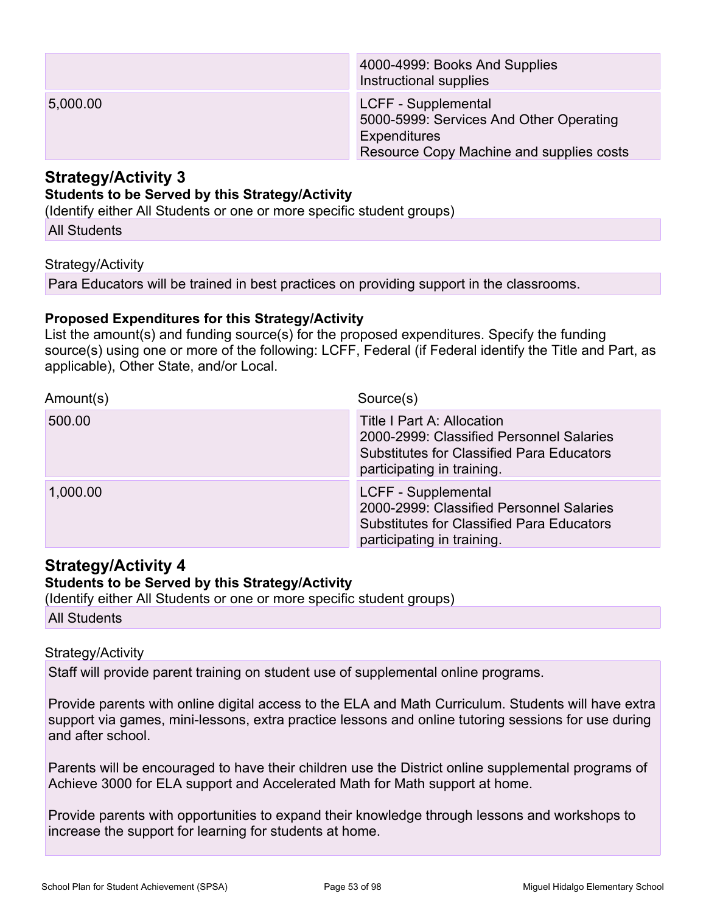| | |
|---|---|
| | 4000-4999: Books And Supplies<br>Instructional supplies |
| 5,000.00 | LCFF - Supplemental<br>5000-5999: Services And Other Operating Expenditures<br>Resource Copy Machine and supplies costs |

## Strategy/Activity 3

**Students to be Served by this Strategy/Activity**

(Identify either All Students or one or more specific student groups)

All Students

Strategy/Activity

Para Educators will be trained in best practices on providing support in the classrooms.

**Proposed Expenditures for this Strategy/Activity**

List the amount(s) and funding source(s) for the proposed expenditures. Specify the funding source(s) using one or more of the following: LCFF, Federal (if Federal identify the Title and Part, as applicable), Other State, and/or Local.

| Amount(s) | Source(s) |
|---|---|
| 500.00 | Title I Part A: Allocation<br>2000-2999: Classified Personnel Salaries<br>Substitutes for Classified Para Educators participating in training. |
| 1,000.00 | LCFF - Supplemental<br>2000-2999: Classified Personnel Salaries<br>Substitutes for Classified Para Educators participating in training. |

## Strategy/Activity 4

**Students to be Served by this Strategy/Activity**

(Identify either All Students or one or more specific student groups)

All Students

Strategy/Activity

Staff will provide parent training on student use of supplemental online programs.

Provide parents with online digital access to the ELA and Math Curriculum. Students will have extra support via games, mini-lessons, extra practice lessons and online tutoring sessions for use during and after school.

Parents will be encouraged to have their children use the District online supplemental programs of Achieve 3000 for ELA support and Accelerated Math for Math support at home.

Provide parents with opportunities to expand their knowledge through lessons and workshops to increase the support for learning for students at home.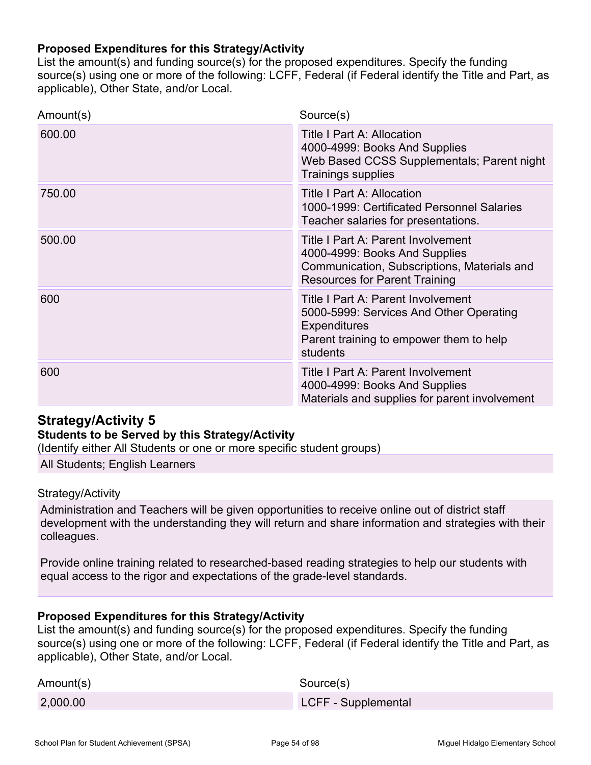**Proposed Expenditures for this Strategy/Activity**

List the amount(s) and funding source(s) for the proposed expenditures. Specify the funding source(s) using one or more of the following: LCFF, Federal (if Federal identify the Title and Part, as applicable), Other State, and/or Local.

| Amount(s) | Source(s) |
| --- | --- |
| 600.00 | Title I Part A: Allocation<br>4000-4999: Books And Supplies<br>Web Based CCSS Supplementals; Parent night Trainings supplies |
| 750.00 | Title I Part A: Allocation<br>1000-1999: Certificated Personnel Salaries<br>Teacher salaries for presentations. |
| 500.00 | Title I Part A: Parent Involvement<br>4000-4999: Books And Supplies<br>Communication, Subscriptions, Materials and Resources for Parent Training |
| 600 | Title I Part A: Parent Involvement<br>5000-5999: Services And Other Operating Expenditures<br>Parent training to empower them to help students |
| 600 | Title I Part A: Parent Involvement<br>4000-4999: Books And Supplies<br>Materials and supplies for parent involvement |

## Strategy/Activity 5

**Students to be Served by this Strategy/Activity**

(Identify either All Students or one or more specific student groups)

All Students; English Learners

Strategy/Activity

Administration and Teachers will be given opportunities to receive online out of district staff development with the understanding they will return and share information and strategies with their colleagues.

Provide online training related to researched-based reading strategies to help our students with equal access to the rigor and expectations of the grade-level standards.

**Proposed Expenditures for this Strategy/Activity**

List the amount(s) and funding source(s) for the proposed expenditures. Specify the funding source(s) using one or more of the following: LCFF, Federal (if Federal identify the Title and Part, as applicable), Other State, and/or Local.

| Amount(s) | Source(s) |
| --- | --- |
| 2,000.00 | LCFF - Supplemental |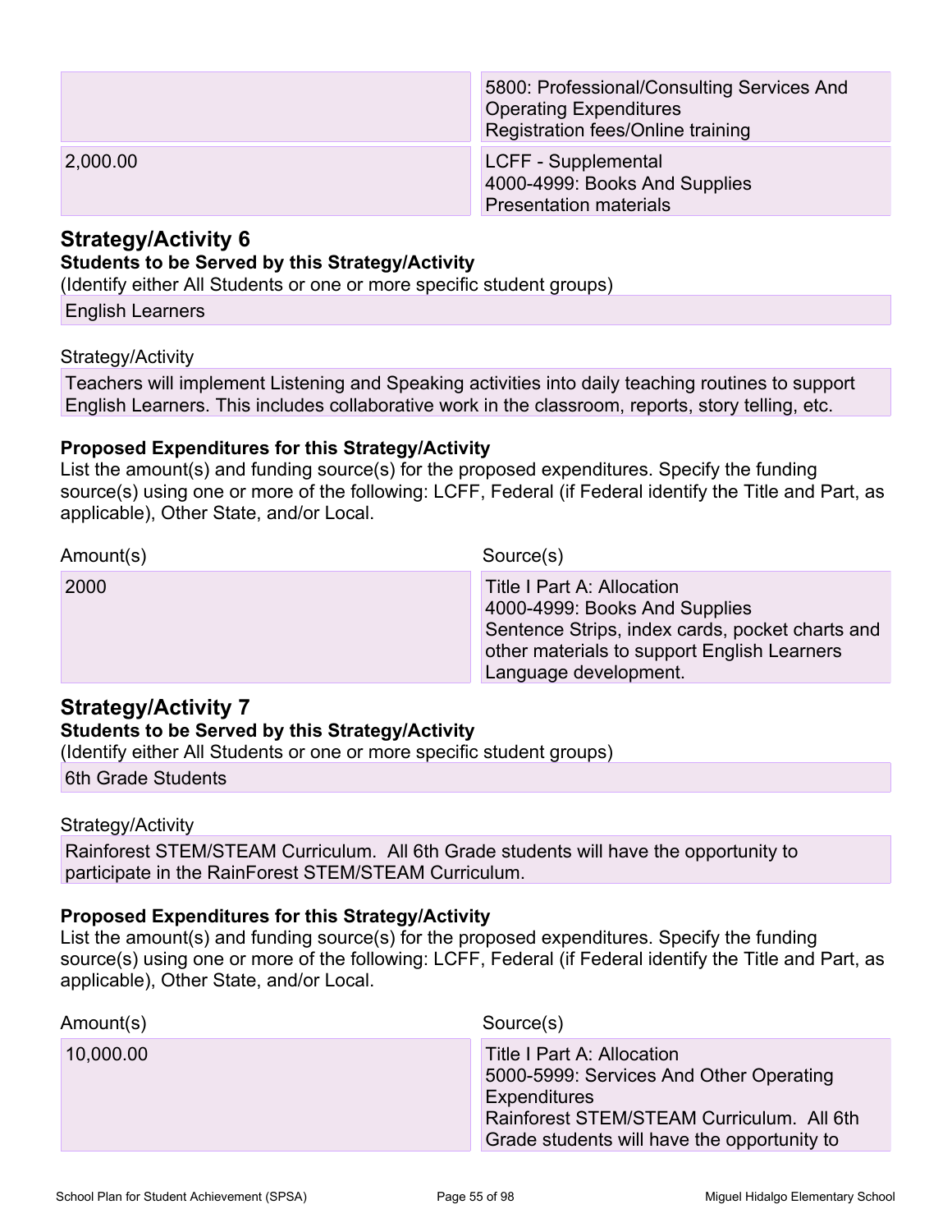| | |
|---|---|
| | 5800: Professional/Consulting Services And Operating Expenditures<br>Registration fees/Online training |
| 2,000.00 | LCFF - Supplemental<br>4000-4999: Books And Supplies<br>Presentation materials |

## Strategy/Activity 6

**Students to be Served by this Strategy/Activity**

(Identify either All Students or one or more specific student groups)

English Learners

Strategy/Activity

Teachers will implement Listening and Speaking activities into daily teaching routines to support English Learners. This includes collaborative work in the classroom, reports, story telling, etc.

**Proposed Expenditures for this Strategy/Activity**

List the amount(s) and funding source(s) for the proposed expenditures. Specify the funding source(s) using one or more of the following: LCFF, Federal (if Federal identify the Title and Part, as applicable), Other State, and/or Local.

| Amount(s) | Source(s) |
|---|---|
| 2000 | Title I Part A: Allocation<br>4000-4999: Books And Supplies<br>Sentence Strips, index cards, pocket charts and other materials to support English Learners Language development. |

## Strategy/Activity 7

**Students to be Served by this Strategy/Activity**

(Identify either All Students or one or more specific student groups)

6th Grade Students

Strategy/Activity

Rainforest STEM/STEAM Curriculum. All 6th Grade students will have the opportunity to participate in the RainForest STEM/STEAM Curriculum.

**Proposed Expenditures for this Strategy/Activity**

List the amount(s) and funding source(s) for the proposed expenditures. Specify the funding source(s) using one or more of the following: LCFF, Federal (if Federal identify the Title and Part, as applicable), Other State, and/or Local.

| Amount(s) | Source(s) |
|---|---|
| 10,000.00 | Title I Part A: Allocation<br>5000-5999: Services And Other Operating Expenditures<br>Rainforest STEM/STEAM Curriculum. All 6th Grade students will have the opportunity to |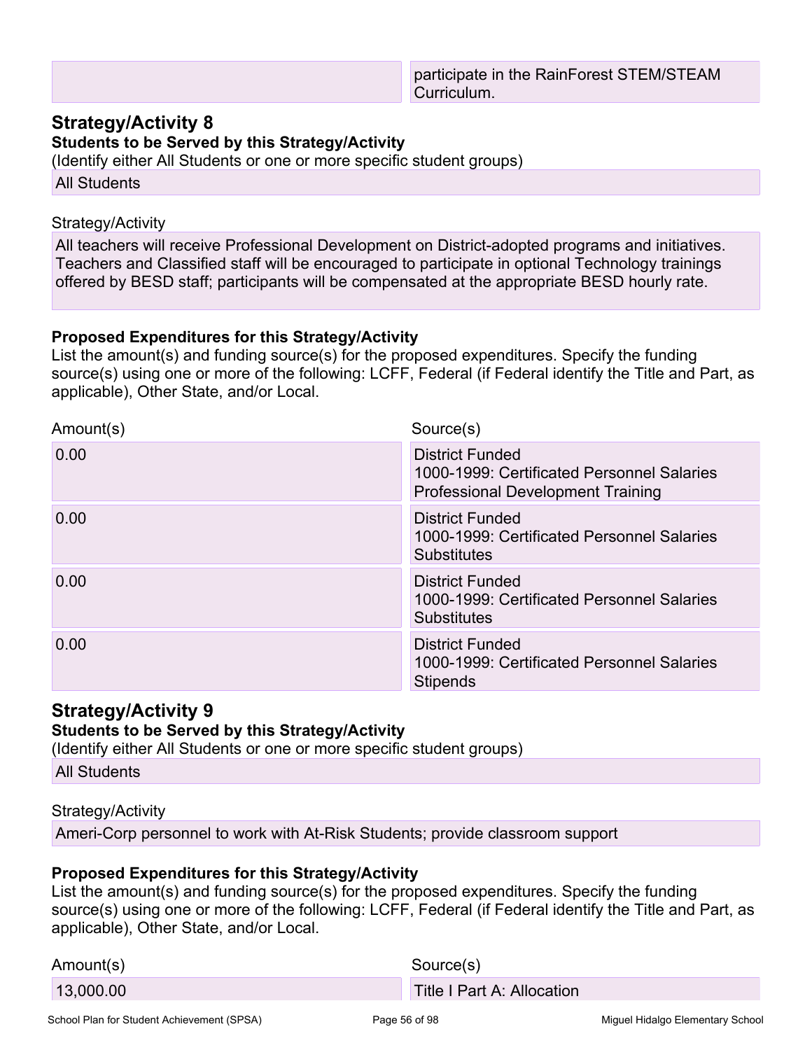| | participate in the RainForest STEM/STEAM Curriculum. |
|---|---|

## Strategy/Activity 8

**Students to be Served by this Strategy/Activity**

(Identify either All Students or one or more specific student groups)

All Students

Strategy/Activity

All teachers will receive Professional Development on District-adopted programs and initiatives. Teachers and Classified staff will be encouraged to participate in optional Technology trainings offered by BESD staff; participants will be compensated at the appropriate BESD hourly rate.

**Proposed Expenditures for this Strategy/Activity**

List the amount(s) and funding source(s) for the proposed expenditures. Specify the funding source(s) using one or more of the following: LCFF, Federal (if Federal identify the Title and Part, as applicable), Other State, and/or Local.

| Amount(s) | Source(s) |
|---|---|
| 0.00 | District Funded<br>1000-1999: Certificated Personnel Salaries<br>Professional Development Training |
| 0.00 | District Funded<br>1000-1999: Certificated Personnel Salaries<br>Substitutes |
| 0.00 | District Funded<br>1000-1999: Certificated Personnel Salaries<br>Substitutes |
| 0.00 | District Funded<br>1000-1999: Certificated Personnel Salaries<br>Stipends |

## Strategy/Activity 9

**Students to be Served by this Strategy/Activity**

(Identify either All Students or one or more specific student groups)

All Students

Strategy/Activity

Ameri-Corp personnel to work with At-Risk Students; provide classroom support

**Proposed Expenditures for this Strategy/Activity**

List the amount(s) and funding source(s) for the proposed expenditures. Specify the funding source(s) using one or more of the following: LCFF, Federal (if Federal identify the Title and Part, as applicable), Other State, and/or Local.

| Amount(s) | Source(s) |
|---|---|
| 13,000.00 | Title I Part A: Allocation |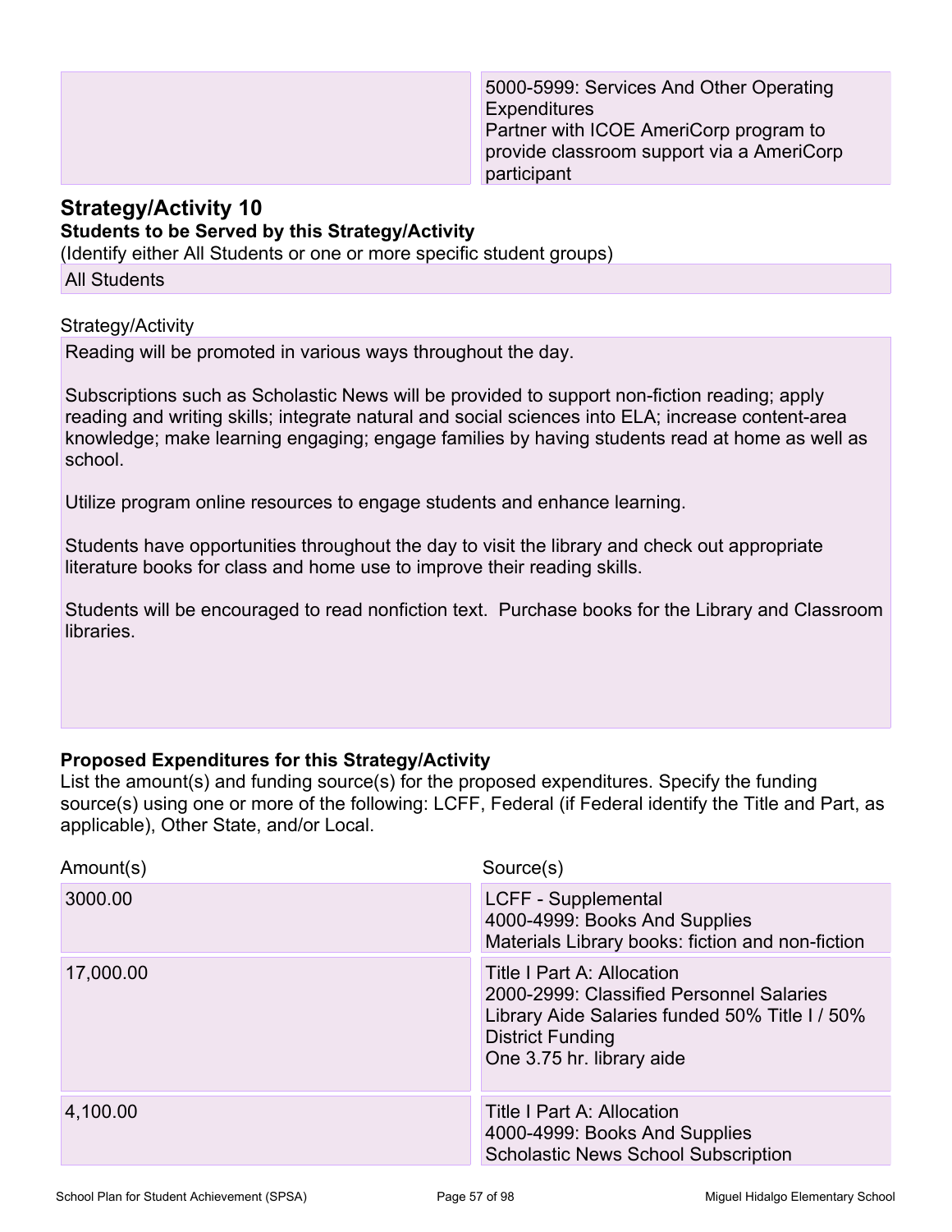| | |
|---|---|
| | 5000-5999: Services And Other Operating Expenditures<br>Partner with ICOE AmeriCorp program to provide classroom support via a AmeriCorp participant |

## Strategy/Activity 10

**Students to be Served by this Strategy/Activity**

(Identify either All Students or one or more specific student groups)

All Students

Strategy/Activity

Reading will be promoted in various ways throughout the day.

Subscriptions such as Scholastic News will be provided to support non-fiction reading; apply reading and writing skills; integrate natural and social sciences into ELA; increase content-area knowledge; make learning engaging; engage families by having students read at home as well as school.

Utilize program online resources to engage students and enhance learning.

Students have opportunities throughout the day to visit the library and check out appropriate literature books for class and home use to improve their reading skills.

Students will be encouraged to read nonfiction text. Purchase books for the Library and Classroom libraries.

**Proposed Expenditures for this Strategy/Activity**

List the amount(s) and funding source(s) for the proposed expenditures. Specify the funding source(s) using one or more of the following: LCFF, Federal (if Federal identify the Title and Part, as applicable), Other State, and/or Local.

| Amount(s) | Source(s) |
|---|---|
| 3000.00 | LCFF - Supplemental<br>4000-4999: Books And Supplies<br>Materials Library books: fiction and non-fiction |
| 17,000.00 | Title I Part A: Allocation<br>2000-2999: Classified Personnel Salaries<br>Library Aide Salaries funded 50% Title I / 50% District Funding<br>One 3.75 hr. library aide |
| 4,100.00 | Title I Part A: Allocation<br>4000-4999: Books And Supplies<br>Scholastic News School Subscription |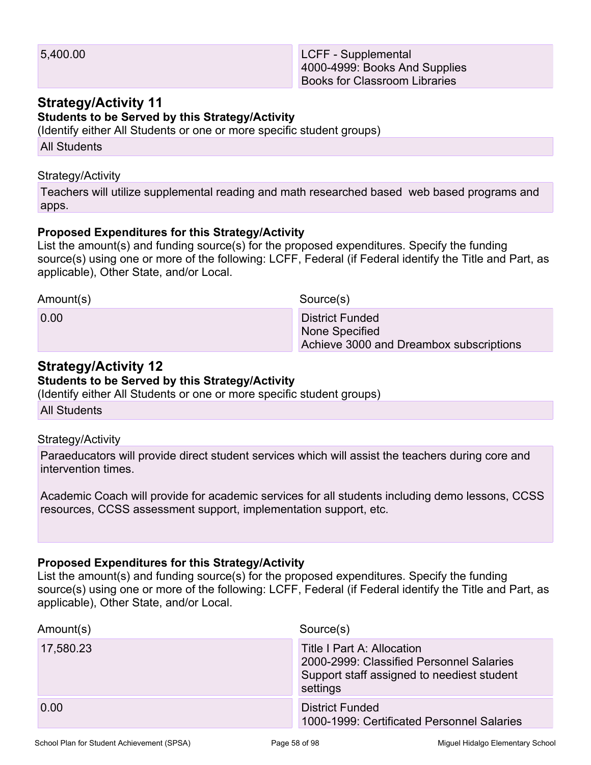| Amount(s) | Source(s) |
|---|---|
| 5,400.00 | LCFF - Supplemental<br>4000-4999: Books And Supplies<br>Books for Classroom Libraries |

## Strategy/Activity 11

**Students to be Served by this Strategy/Activity**

(Identify either All Students or one or more specific student groups)

All Students

Strategy/Activity

Teachers will utilize supplemental reading and math researched based  web based programs and apps.

**Proposed Expenditures for this Strategy/Activity**

List the amount(s) and funding source(s) for the proposed expenditures. Specify the funding source(s) using one or more of the following: LCFF, Federal (if Federal identify the Title and Part, as applicable), Other State, and/or Local.

| Amount(s) | Source(s) |
|---|---|
| 0.00 | District Funded<br>None Specified<br>Achieve 3000 and Dreambox subscriptions |

## Strategy/Activity 12

**Students to be Served by this Strategy/Activity**

(Identify either All Students or one or more specific student groups)

All Students

Strategy/Activity

Paraeducators will provide direct student services which will assist the teachers during core and intervention times.

Academic Coach will provide for academic services for all students including demo lessons, CCSS resources, CCSS assessment support, implementation support, etc.

**Proposed Expenditures for this Strategy/Activity**

List the amount(s) and funding source(s) for the proposed expenditures. Specify the funding source(s) using one or more of the following: LCFF, Federal (if Federal identify the Title and Part, as applicable), Other State, and/or Local.

| Amount(s) | Source(s) |
|---|---|
| 17,580.23 | Title I Part A: Allocation<br>2000-2999: Classified Personnel Salaries<br>Support staff assigned to neediest student settings |
| 0.00 | District Funded<br>1000-1999: Certificated Personnel Salaries |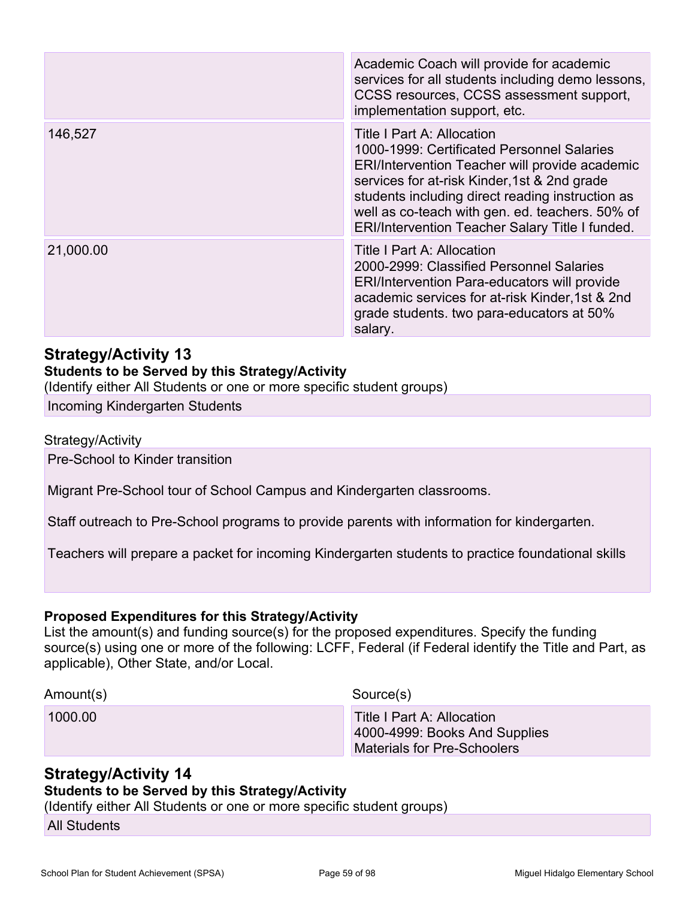| | |
|---|---|
| | Academic Coach will provide for academic services for all students including demo lessons, CCSS resources, CCSS assessment support, implementation support, etc. |
| 146,527 | Title I Part A: Allocation<br>1000-1999: Certificated Personnel Salaries<br>ERI/Intervention Teacher will provide academic services for at-risk Kinder,1st & 2nd grade students including direct reading instruction as well as co-teach with gen. ed. teachers. 50% of ERI/Intervention Teacher Salary Title I funded. |
| 21,000.00 | Title I Part A: Allocation<br>2000-2999: Classified Personnel Salaries<br>ERI/Intervention Para-educators will provide academic services for at-risk Kinder,1st & 2nd grade students. two para-educators at 50% salary. |

## Strategy/Activity 13

**Students to be Served by this Strategy/Activity**

(Identify either All Students or one or more specific student groups)

Incoming Kindergarten Students

Strategy/Activity

Pre-School to Kinder transition

Migrant Pre-School tour of School Campus and Kindergarten classrooms.

Staff outreach to Pre-School programs to provide parents with information for kindergarten.

Teachers will prepare a packet for incoming Kindergarten students to practice foundational skills

**Proposed Expenditures for this Strategy/Activity**

List the amount(s) and funding source(s) for the proposed expenditures. Specify the funding source(s) using one or more of the following: LCFF, Federal (if Federal identify the Title and Part, as applicable), Other State, and/or Local.

| Amount(s) | Source(s) |
|---|---|
| 1000.00 | Title I Part A: Allocation<br>4000-4999: Books And Supplies<br>Materials for Pre-Schoolers |

## Strategy/Activity 14

**Students to be Served by this Strategy/Activity**

(Identify either All Students or one or more specific student groups)

All Students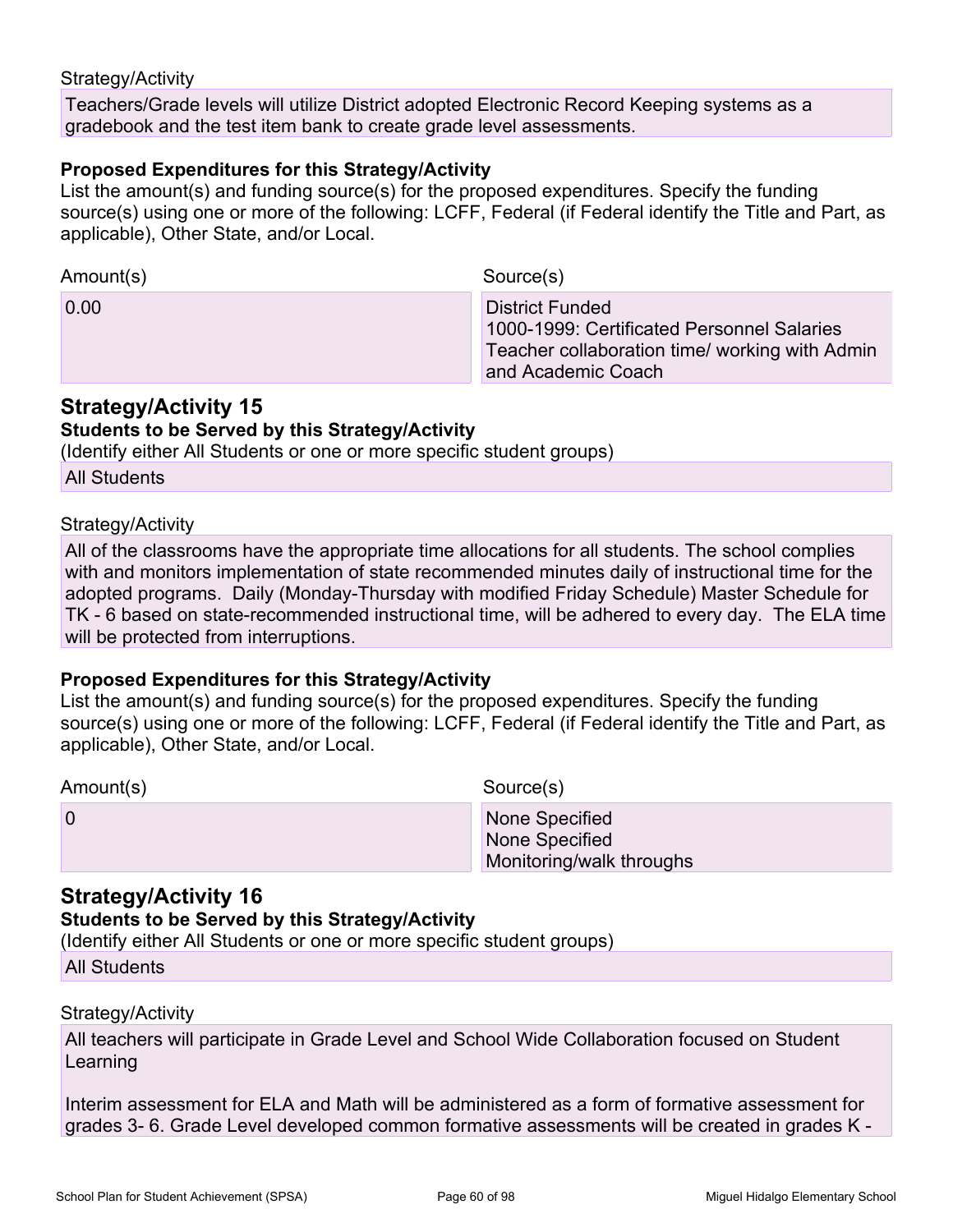Strategy/Activity

Teachers/Grade levels will utilize District adopted Electronic Record Keeping systems as a gradebook and the test item bank to create grade level assessments.

**Proposed Expenditures for this Strategy/Activity**

List the amount(s) and funding source(s) for the proposed expenditures. Specify the funding source(s) using one or more of the following: LCFF, Federal (if Federal identify the Title and Part, as applicable), Other State, and/or Local.

| Amount(s) | Source(s) |
|---|---|
| 0.00 | District Funded<br>1000-1999: Certificated Personnel Salaries<br>Teacher collaboration time/ working with Admin and Academic Coach |

## Strategy/Activity 15

**Students to be Served by this Strategy/Activity**

(Identify either All Students or one or more specific student groups)

All Students

Strategy/Activity

All of the classrooms have the appropriate time allocations for all students. The school complies with and monitors implementation of state recommended minutes daily of instructional time for the adopted programs. Daily (Monday-Thursday with modified Friday Schedule) Master Schedule for TK - 6 based on state-recommended instructional time, will be adhered to every day. The ELA time will be protected from interruptions.

**Proposed Expenditures for this Strategy/Activity**

List the amount(s) and funding source(s) for the proposed expenditures. Specify the funding source(s) using one or more of the following: LCFF, Federal (if Federal identify the Title and Part, as applicable), Other State, and/or Local.

| Amount(s) | Source(s) |
|---|---|
| 0 | None Specified<br>None Specified<br>Monitoring/walk throughs |

## Strategy/Activity 16

**Students to be Served by this Strategy/Activity**

(Identify either All Students or one or more specific student groups)

All Students

Strategy/Activity

All teachers will participate in Grade Level and School Wide Collaboration focused on Student Learning

Interim assessment for ELA and Math will be administered as a form of formative assessment for grades 3- 6. Grade Level developed common formative assessments will be created in grades K -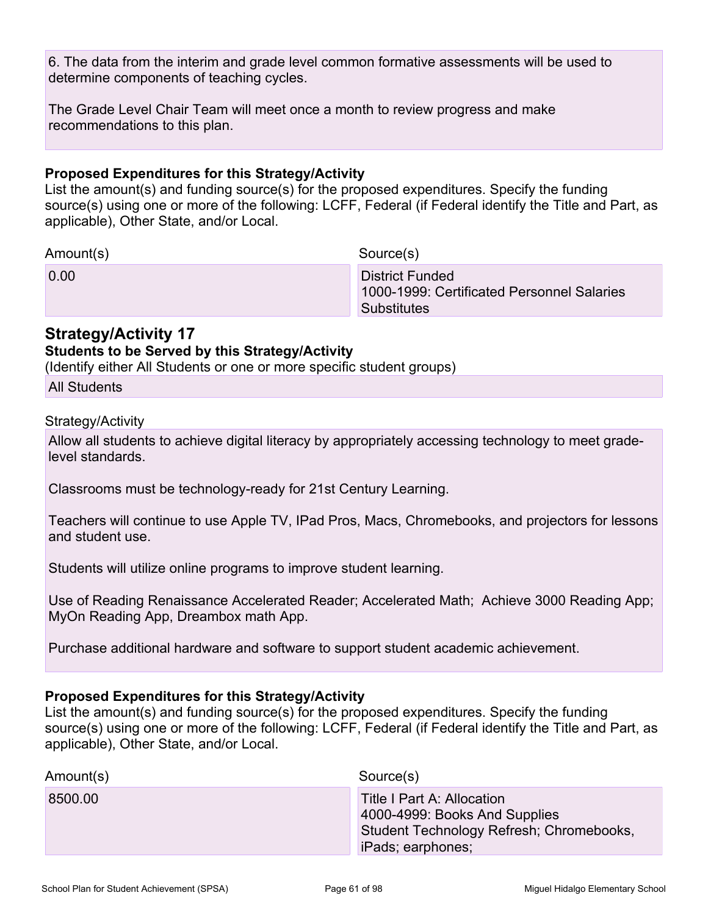6. The data from the interim and grade level common formative assessments will be used to determine components of teaching cycles.

The Grade Level Chair Team will meet once a month to review progress and make recommendations to this plan.

#### Proposed Expenditures for this Strategy/Activity

List the amount(s) and funding source(s) for the proposed expenditures. Specify the funding source(s) using one or more of the following: LCFF, Federal (if Federal identify the Title and Part, as applicable), Other State, and/or Local.

| Amount(s) | Source(s) |
| --- | --- |
| 0.00 | District Funded<br>1000-1999: Certificated Personnel Salaries<br>Substitutes |

## Strategy/Activity 17

#### Students to be Served by this Strategy/Activity

(Identify either All Students or one or more specific student groups)

All Students

Strategy/Activity

Allow all students to achieve digital literacy by appropriately accessing technology to meet grade-level standards.

Classrooms must be technology-ready for 21st Century Learning.

Teachers will continue to use Apple TV, IPad Pros, Macs, Chromebooks, and projectors for lessons and student use.

Students will utilize online programs to improve student learning.

Use of Reading Renaissance Accelerated Reader; Accelerated Math; Achieve 3000 Reading App; MyOn Reading App, Dreambox math App.

Purchase additional hardware and software to support student academic achievement.

#### Proposed Expenditures for this Strategy/Activity

List the amount(s) and funding source(s) for the proposed expenditures. Specify the funding source(s) using one or more of the following: LCFF, Federal (if Federal identify the Title and Part, as applicable), Other State, and/or Local.

| Amount(s) | Source(s) |
| --- | --- |
| 8500.00 | Title I Part A: Allocation<br>4000-4999: Books And Supplies<br>Student Technology Refresh; Chromebooks, iPads; earphones; |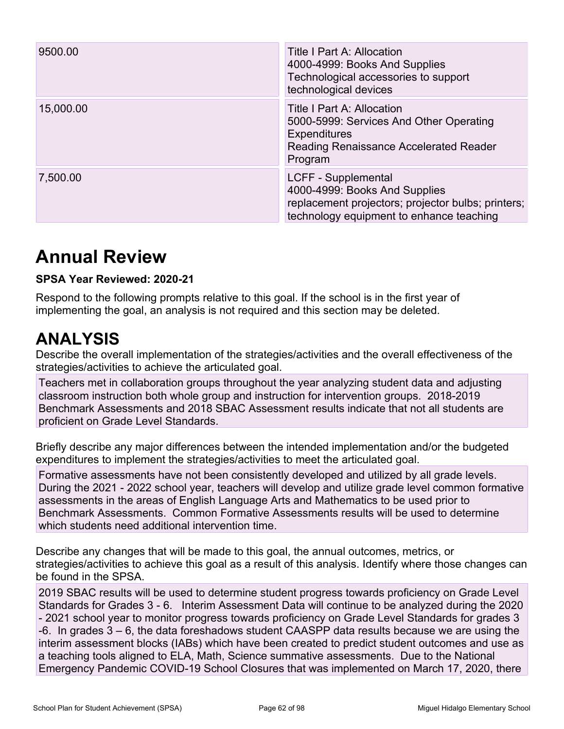| | |
|---|---|
| 9500.00 | Title I Part A: Allocation<br>4000-4999: Books And Supplies<br>Technological accessories to support technological devices |
| 15,000.00 | Title I Part A: Allocation<br>5000-5999: Services And Other Operating Expenditures<br>Reading Renaissance Accelerated Reader Program |
| 7,500.00 | LCFF - Supplemental<br>4000-4999: Books And Supplies<br>replacement projectors; projector bulbs; printers; technology equipment to enhance teaching |

# Annual Review

**SPSA Year Reviewed: 2020-21**

Respond to the following prompts relative to this goal. If the school is in the first year of implementing the goal, an analysis is not required and this section may be deleted.

# ANALYSIS

Describe the overall implementation of the strategies/activities and the overall effectiveness of the strategies/activities to achieve the articulated goal.

Teachers met in collaboration groups throughout the year analyzing student data and adjusting classroom instruction both whole group and instruction for intervention groups. 2018-2019 Benchmark Assessments and 2018 SBAC Assessment results indicate that not all students are proficient on Grade Level Standards.

Briefly describe any major differences between the intended implementation and/or the budgeted expenditures to implement the strategies/activities to meet the articulated goal.

Formative assessments have not been consistently developed and utilized by all grade levels. During the 2021 - 2022 school year, teachers will develop and utilize grade level common formative assessments in the areas of English Language Arts and Mathematics to be used prior to Benchmark Assessments. Common Formative Assessments results will be used to determine which students need additional intervention time.

Describe any changes that will be made to this goal, the annual outcomes, metrics, or strategies/activities to achieve this goal as a result of this analysis. Identify where those changes can be found in the SPSA.

2019 SBAC results will be used to determine student progress towards proficiency on Grade Level Standards for Grades 3 - 6. Interim Assessment Data will continue to be analyzed during the 2020 - 2021 school year to monitor progress towards proficiency on Grade Level Standards for grades 3 -6. In grades 3 – 6, the data foreshadows student CAASPP data results because we are using the interim assessment blocks (IABs) which have been created to predict student outcomes and use as a teaching tools aligned to ELA, Math, Science summative assessments. Due to the National Emergency Pandemic COVID-19 School Closures that was implemented on March 17, 2020, there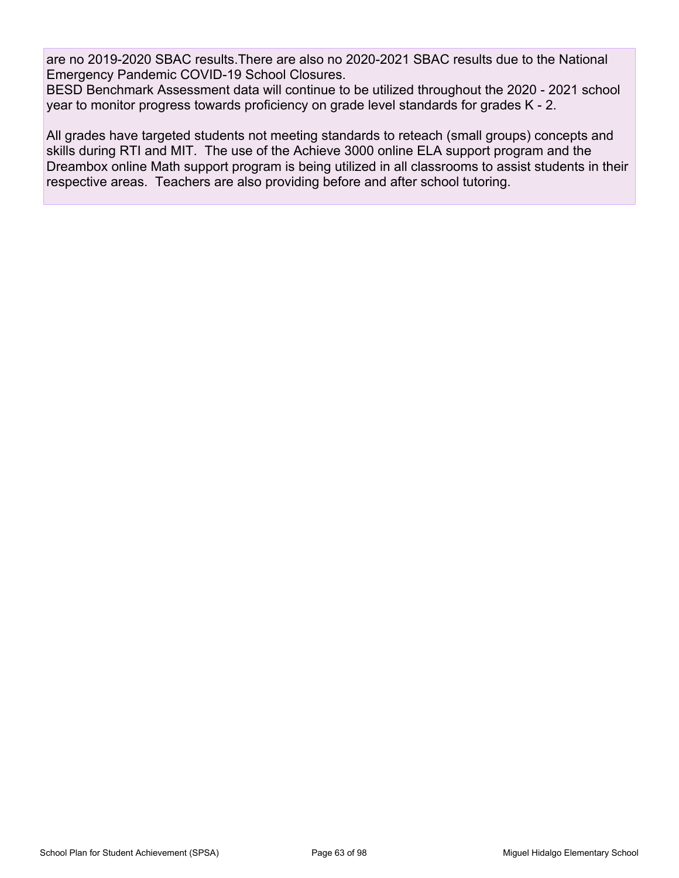are no 2019-2020 SBAC results.There are also no 2020-2021 SBAC results due to the National Emergency Pandemic COVID-19 School Closures.
BESD Benchmark Assessment data will continue to be utilized throughout the 2020 - 2021 school year to monitor progress towards proficiency on grade level standards for grades K - 2.

All grades have targeted students not meeting standards to reteach (small groups) concepts and skills during RTI and MIT. The use of the Achieve 3000 online ELA support program and the Dreambox online Math support program is being utilized in all classrooms to assist students in their respective areas. Teachers are also providing before and after school tutoring.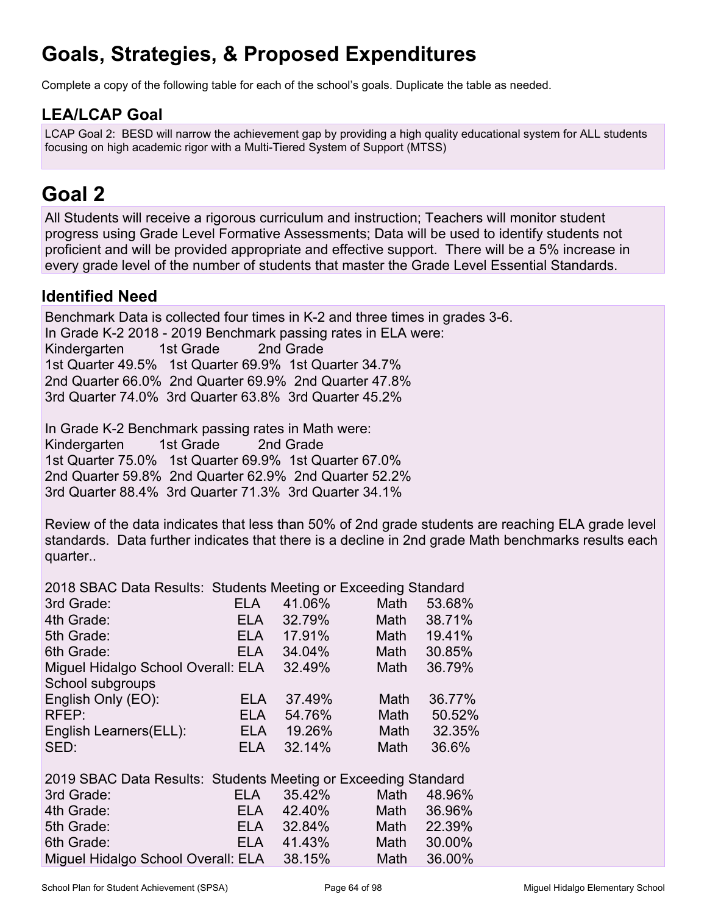# Goals, Strategies, & Proposed Expenditures

Complete a copy of the following table for each of the school's goals. Duplicate the table as needed.

## LEA/LCAP Goal

LCAP Goal 2: BESD will narrow the achievement gap by providing a high quality educational system for ALL students focusing on high academic rigor with a Multi-Tiered System of Support (MTSS)

# Goal 2

All Students will receive a rigorous curriculum and instruction; Teachers will monitor student progress using Grade Level Formative Assessments; Data will be used to identify students not proficient and will be provided appropriate and effective support. There will be a 5% increase in every grade level of the number of students that master the Grade Level Essential Standards.

## Identified Need

Benchmark Data is collected four times in K-2 and three times in grades 3-6.

In Grade K-2 2018 - 2019 Benchmark passing rates in ELA were:

| Kindergarten | 1st Grade | 2nd Grade |
|---|---|---|
| 1st Quarter 49.5% | 1st Quarter 69.9% | 1st Quarter 34.7% |
| 2nd Quarter 66.0% | 2nd Quarter 69.9% | 2nd Quarter 47.8% |
| 3rd Quarter 74.0% | 3rd Quarter 63.8% | 3rd Quarter 45.2% |

In Grade K-2 Benchmark passing rates in Math were:

| Kindergarten | 1st Grade | 2nd Grade |
|---|---|---|
| 1st Quarter 75.0% | 1st Quarter 69.9% | 1st Quarter 67.0% |
| 2nd Quarter 59.8% | 2nd Quarter 62.9% | 2nd Quarter 52.2% |
| 3rd Quarter 88.4% | 3rd Quarter 71.3% | 3rd Quarter 34.1% |

Review of the data indicates that less than 50% of 2nd grade students are reaching ELA grade level standards. Data further indicates that there is a decline in 2nd grade Math benchmarks results each quarter..

2018 SBAC Data Results: Students Meeting or Exceeding Standard

| | | | | |
|---|---|---|---|---|
| 3rd Grade: | ELA | 41.06% | Math | 53.68% |
| 4th Grade: | ELA | 32.79% | Math | 38.71% |
| 5th Grade: | ELA | 17.91% | Math | 19.41% |
| 6th Grade: | ELA | 34.04% | Math | 30.85% |
| Miguel Hidalgo School Overall: | ELA | 32.49% | Math | 36.79% |
| School subgroups | | | | |
| English Only (EO): | ELA | 37.49% | Math | 36.77% |
| RFEP: | ELA | 54.76% | Math | 50.52% |
| English Learners(ELL): | ELA | 19.26% | Math | 32.35% |
| SED: | ELA | 32.14% | Math | 36.6% |

2019 SBAC Data Results: Students Meeting or Exceeding Standard

| | | | | |
|---|---|---|---|---|
| 3rd Grade: | ELA | 35.42% | Math | 48.96% |
| 4th Grade: | ELA | 42.40% | Math | 36.96% |
| 5th Grade: | ELA | 32.84% | Math | 22.39% |
| 6th Grade: | ELA | 41.43% | Math | 30.00% |
| Miguel Hidalgo School Overall: | ELA | 38.15% | Math | 36.00% |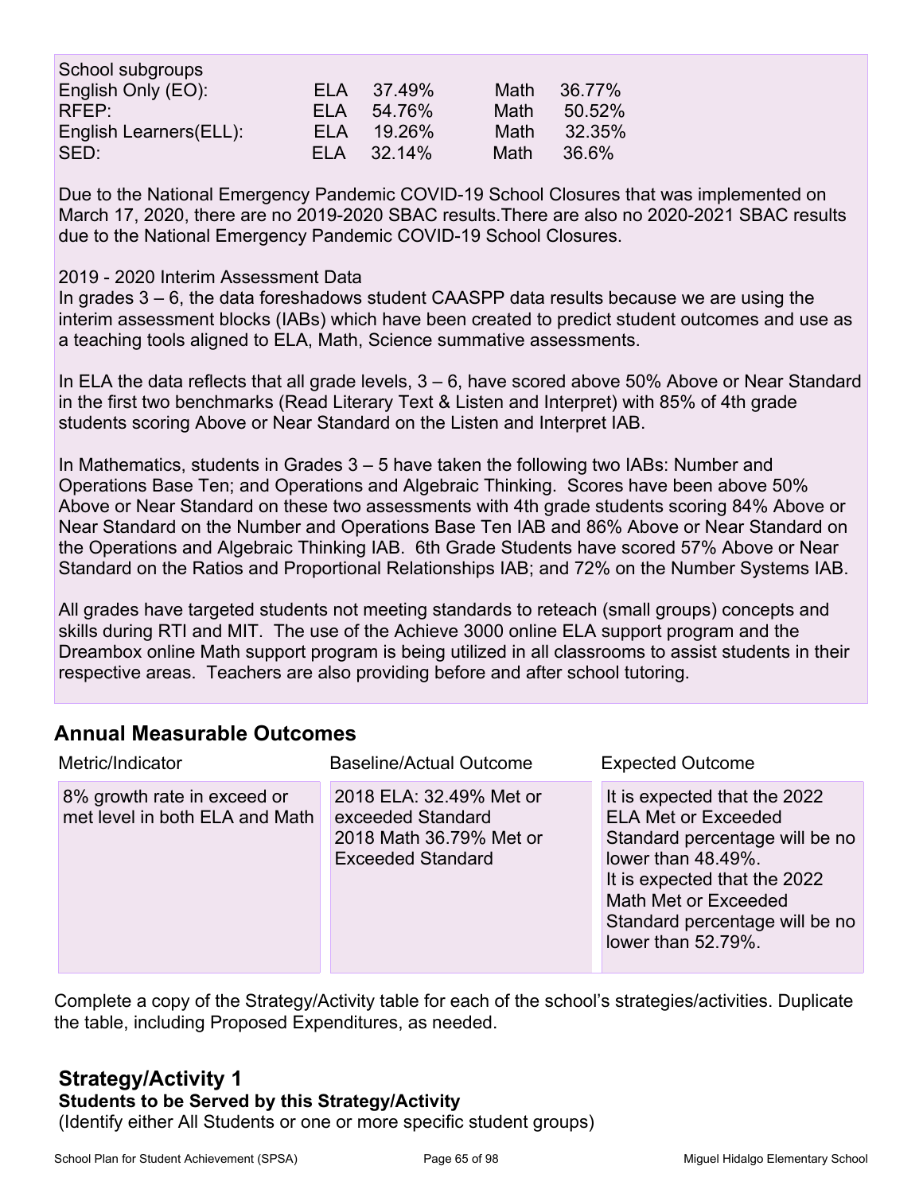School subgroups

| | | | | |
|---|---|---|---|---|
| English Only (EO): | ELA | 37.49% | Math | 36.77% |
| RFEP: | ELA | 54.76% | Math | 50.52% |
| English Learners(ELL): | ELA | 19.26% | Math | 32.35% |
| SED: | ELA | 32.14% | Math | 36.6% |

Due to the National Emergency Pandemic COVID-19 School Closures that was implemented on March 17, 2020, there are no 2019-2020 SBAC results.There are also no 2020-2021 SBAC results due to the National Emergency Pandemic COVID-19 School Closures.

2019 - 2020 Interim Assessment Data
In grades 3 – 6, the data foreshadows student CAASPP data results because we are using the interim assessment blocks (IABs) which have been created to predict student outcomes and use as a teaching tools aligned to ELA, Math, Science summative assessments.

In ELA the data reflects that all grade levels, 3 – 6, have scored above 50% Above or Near Standard in the first two benchmarks (Read Literary Text & Listen and Interpret) with 85% of 4th grade students scoring Above or Near Standard on the Listen and Interpret IAB.

In Mathematics, students in Grades 3 – 5 have taken the following two IABs: Number and Operations Base Ten; and Operations and Algebraic Thinking. Scores have been above 50% Above or Near Standard on these two assessments with 4th grade students scoring 84% Above or Near Standard on the Number and Operations Base Ten IAB and 86% Above or Near Standard on the Operations and Algebraic Thinking IAB. 6th Grade Students have scored 57% Above or Near Standard on the Ratios and Proportional Relationships IAB; and 72% on the Number Systems IAB.

All grades have targeted students not meeting standards to reteach (small groups) concepts and skills during RTI and MIT. The use of the Achieve 3000 online ELA support program and the Dreambox online Math support program is being utilized in all classrooms to assist students in their respective areas. Teachers are also providing before and after school tutoring.

## Annual Measurable Outcomes

| Metric/Indicator | Baseline/Actual Outcome | Expected Outcome |
|---|---|---|
| 8% growth rate in exceed or met level in both ELA and Math | 2018 ELA: 32.49% Met or exceeded Standard<br>2018 Math 36.79% Met or Exceeded Standard | It is expected that the 2022 ELA Met or Exceeded Standard percentage will be no lower than 48.49%.<br>It is expected that the 2022 Math Met or Exceeded Standard percentage will be no lower than 52.79%. |

Complete a copy of the Strategy/Activity table for each of the school's strategies/activities. Duplicate the table, including Proposed Expenditures, as needed.

## Strategy/Activity 1

**Students to be Served by this Strategy/Activity**

(Identify either All Students or one or more specific student groups)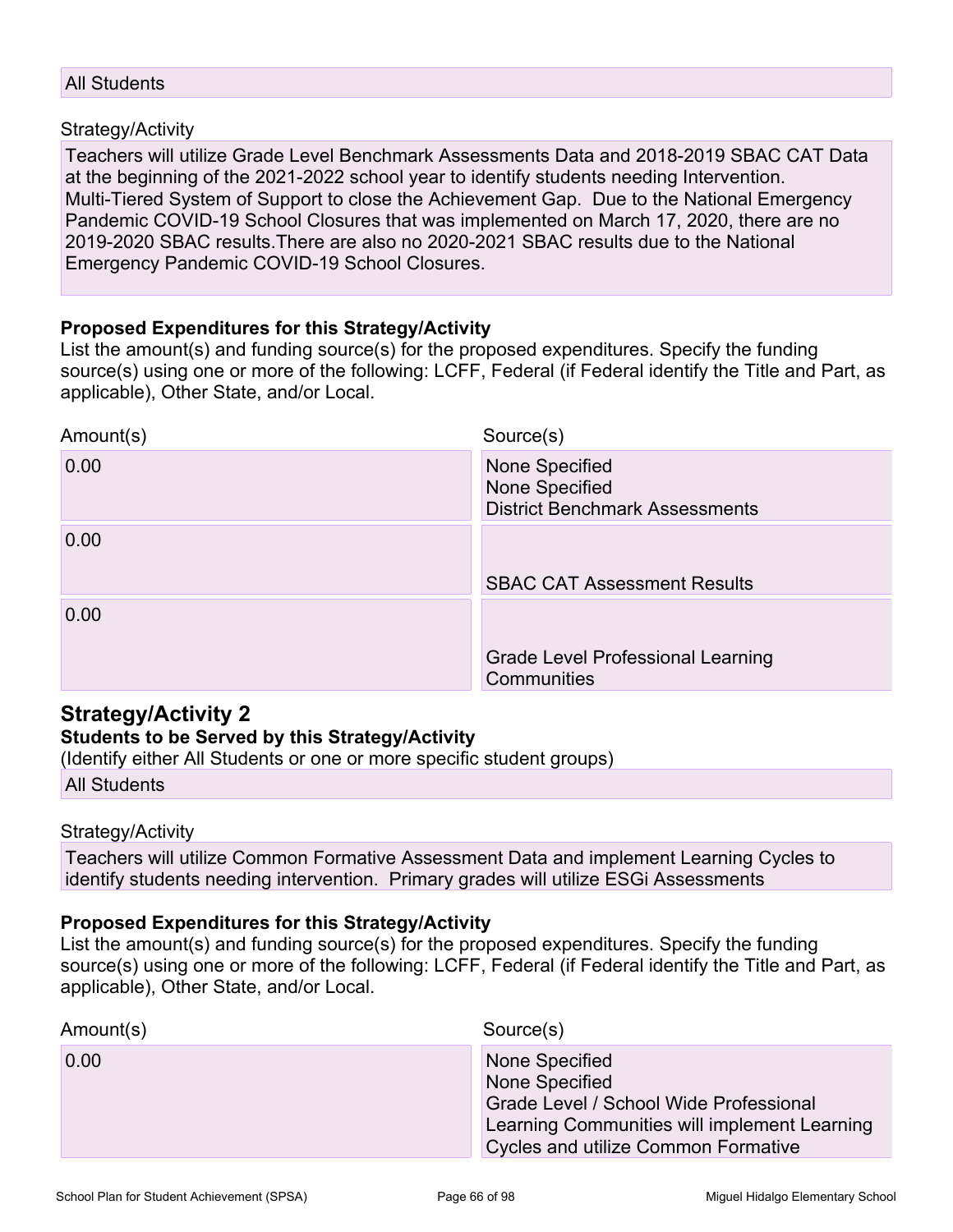All Students

Strategy/Activity

Teachers will utilize Grade Level Benchmark Assessments Data and 2018-2019 SBAC CAT Data at the beginning of the 2021-2022 school year to identify students needing Intervention. Multi-Tiered System of Support to close the Achievement Gap. Due to the National Emergency Pandemic COVID-19 School Closures that was implemented on March 17, 2020, there are no 2019-2020 SBAC results.There are also no 2020-2021 SBAC results due to the National Emergency Pandemic COVID-19 School Closures.

**Proposed Expenditures for this Strategy/Activity**

List the amount(s) and funding source(s) for the proposed expenditures. Specify the funding source(s) using one or more of the following: LCFF, Federal (if Federal identify the Title and Part, as applicable), Other State, and/or Local.

| Amount(s) | Source(s) |
|---|---|
| 0.00 | None Specified<br>None Specified<br>District Benchmark Assessments |
| 0.00 | SBAC CAT Assessment Results |
| 0.00 | Grade Level Professional Learning Communities |

## Strategy/Activity 2

**Students to be Served by this Strategy/Activity**

(Identify either All Students or one or more specific student groups)

All Students

Strategy/Activity

Teachers will utilize Common Formative Assessment Data and implement Learning Cycles to identify students needing intervention. Primary grades will utilize ESGi Assessments

**Proposed Expenditures for this Strategy/Activity**

List the amount(s) and funding source(s) for the proposed expenditures. Specify the funding source(s) using one or more of the following: LCFF, Federal (if Federal identify the Title and Part, as applicable), Other State, and/or Local.

| Amount(s) | Source(s) |
|---|---|
| 0.00 | None Specified<br>None Specified<br>Grade Level / School Wide Professional Learning Communities will implement Learning Cycles and utilize Common Formative |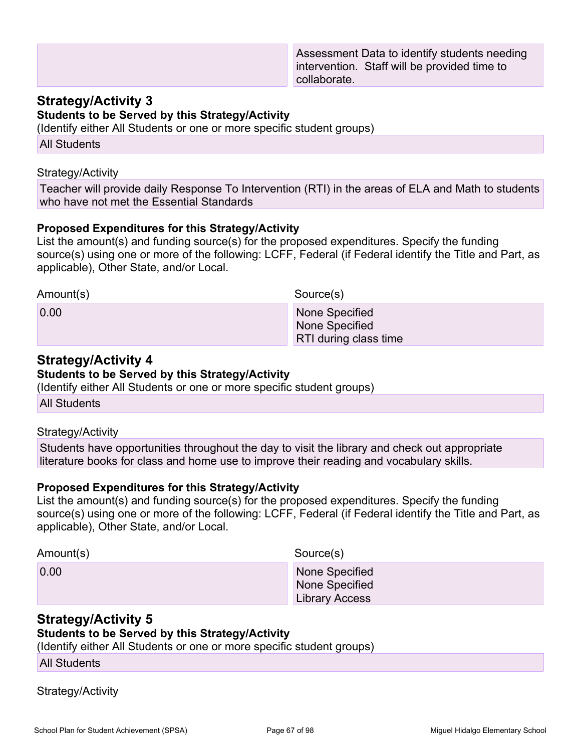| | |
|---|---|
| | Assessment Data to identify students needing intervention. Staff will be provided time to collaborate. |

## Strategy/Activity 3

**Students to be Served by this Strategy/Activity**

(Identify either All Students or one or more specific student groups)

All Students

Strategy/Activity

Teacher will provide daily Response To Intervention (RTI) in the areas of ELA and Math to students who have not met the Essential Standards

**Proposed Expenditures for this Strategy/Activity**

List the amount(s) and funding source(s) for the proposed expenditures. Specify the funding source(s) using one or more of the following: LCFF, Federal (if Federal identify the Title and Part, as applicable), Other State, and/or Local.

| Amount(s) | Source(s) |
|---|---|
| 0.00 | None Specified<br>None Specified<br>RTI during class time |

## Strategy/Activity 4

**Students to be Served by this Strategy/Activity**

(Identify either All Students or one or more specific student groups)

All Students

Strategy/Activity

Students have opportunities throughout the day to visit the library and check out appropriate literature books for class and home use to improve their reading and vocabulary skills.

**Proposed Expenditures for this Strategy/Activity**

List the amount(s) and funding source(s) for the proposed expenditures. Specify the funding source(s) using one or more of the following: LCFF, Federal (if Federal identify the Title and Part, as applicable), Other State, and/or Local.

| Amount(s) | Source(s) |
|---|---|
| 0.00 | None Specified<br>None Specified<br>Library Access |

## Strategy/Activity 5

**Students to be Served by this Strategy/Activity**

(Identify either All Students or one or more specific student groups)

All Students

Strategy/Activity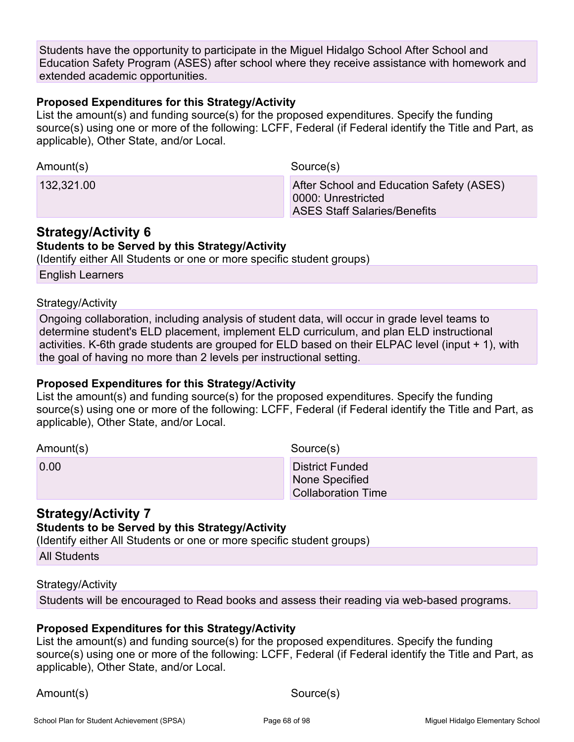Students have the opportunity to participate in the Miguel Hidalgo School After School and Education Safety Program (ASES) after school where they receive assistance with homework and extended academic opportunities.

**Proposed Expenditures for this Strategy/Activity**

List the amount(s) and funding source(s) for the proposed expenditures. Specify the funding source(s) using one or more of the following: LCFF, Federal (if Federal identify the Title and Part, as applicable), Other State, and/or Local.

| Amount(s) | Source(s) |
|---|---|
| 132,321.00 | After School and Education Safety (ASES)<br>0000: Unrestricted<br>ASES Staff Salaries/Benefits |

## Strategy/Activity 6

**Students to be Served by this Strategy/Activity**

(Identify either All Students or one or more specific student groups)

English Learners

Strategy/Activity

Ongoing collaboration, including analysis of student data, will occur in grade level teams to determine student's ELD placement, implement ELD curriculum, and plan ELD instructional activities. K-6th grade students are grouped for ELD based on their ELPAC level (input + 1), with the goal of having no more than 2 levels per instructional setting.

**Proposed Expenditures for this Strategy/Activity**

List the amount(s) and funding source(s) for the proposed expenditures. Specify the funding source(s) using one or more of the following: LCFF, Federal (if Federal identify the Title and Part, as applicable), Other State, and/or Local.

| Amount(s) | Source(s) |
|---|---|
| 0.00 | District Funded<br>None Specified<br>Collaboration Time |

## Strategy/Activity 7

**Students to be Served by this Strategy/Activity**

(Identify either All Students or one or more specific student groups)

All Students

Strategy/Activity

Students will be encouraged to Read books and assess their reading via web-based programs.

**Proposed Expenditures for this Strategy/Activity**

List the amount(s) and funding source(s) for the proposed expenditures. Specify the funding source(s) using one or more of the following: LCFF, Federal (if Federal identify the Title and Part, as applicable), Other State, and/or Local.

Amount(s) Source(s)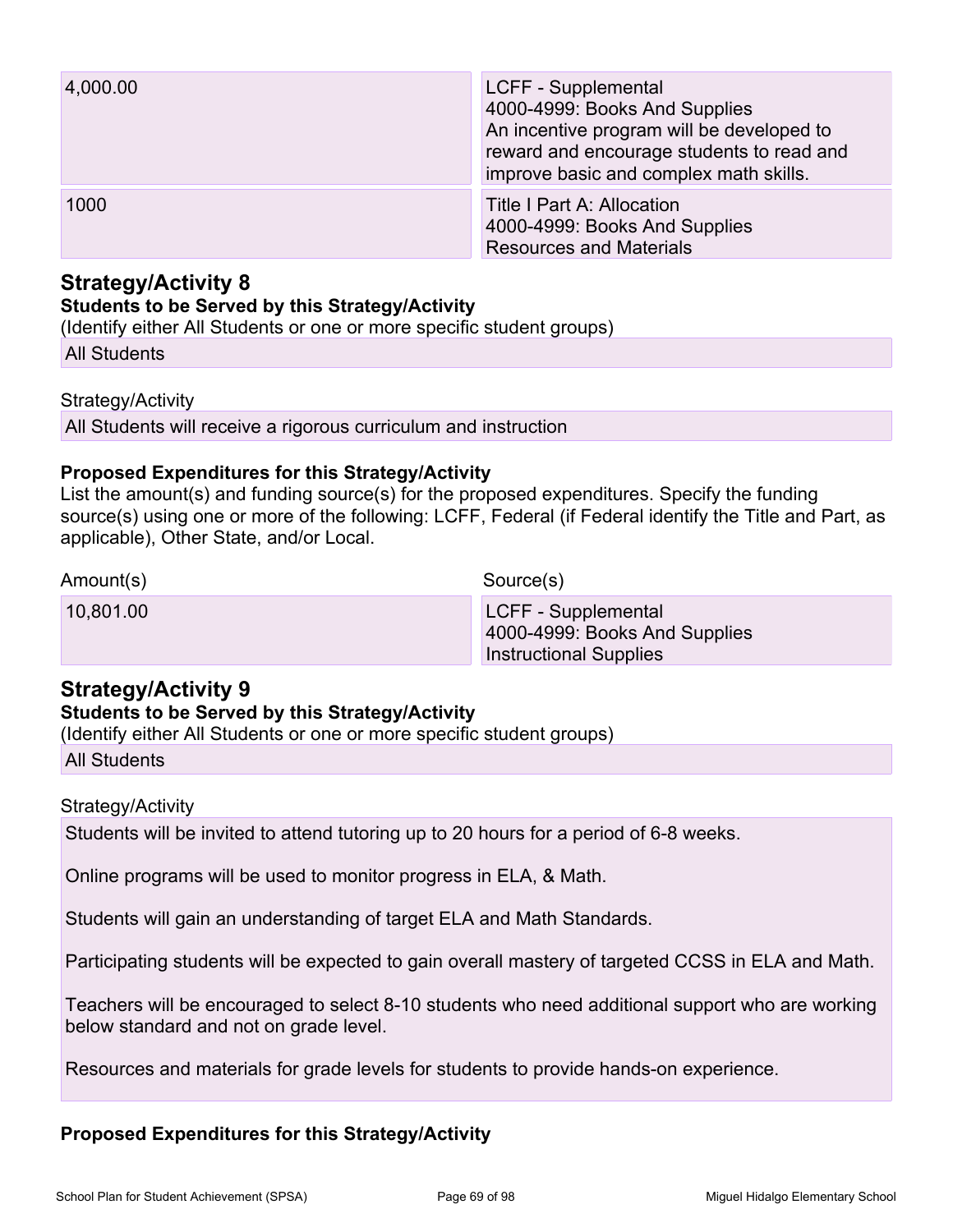| Amount(s) | Source(s) |
| --- | --- |
| 4,000.00 | LCFF - Supplemental<br>4000-4999: Books And Supplies<br>An incentive program will be developed to reward and encourage students to read and improve basic and complex math skills. |
| 1000 | Title I Part A: Allocation<br>4000-4999: Books And Supplies<br>Resources and Materials |

## Strategy/Activity 8

**Students to be Served by this Strategy/Activity**

(Identify either All Students or one or more specific student groups)

All Students

Strategy/Activity

All Students will receive a rigorous curriculum and instruction

**Proposed Expenditures for this Strategy/Activity**

List the amount(s) and funding source(s) for the proposed expenditures. Specify the funding source(s) using one or more of the following: LCFF, Federal (if Federal identify the Title and Part, as applicable), Other State, and/or Local.

| Amount(s) | Source(s) |
| --- | --- |
| 10,801.00 | LCFF - Supplemental<br>4000-4999: Books And Supplies<br>Instructional Supplies |

## Strategy/Activity 9

**Students to be Served by this Strategy/Activity**

(Identify either All Students or one or more specific student groups)

All Students

Strategy/Activity

Students will be invited to attend tutoring up to 20 hours for a period of 6-8 weeks.

Online programs will be used to monitor progress in ELA, & Math.

Students will gain an understanding of target ELA and Math Standards.

Participating students will be expected to gain overall mastery of targeted CCSS in ELA and Math.

Teachers will be encouraged to select 8-10 students who need additional support who are working below standard and not on grade level.

Resources and materials for grade levels for students to provide hands-on experience.

**Proposed Expenditures for this Strategy/Activity**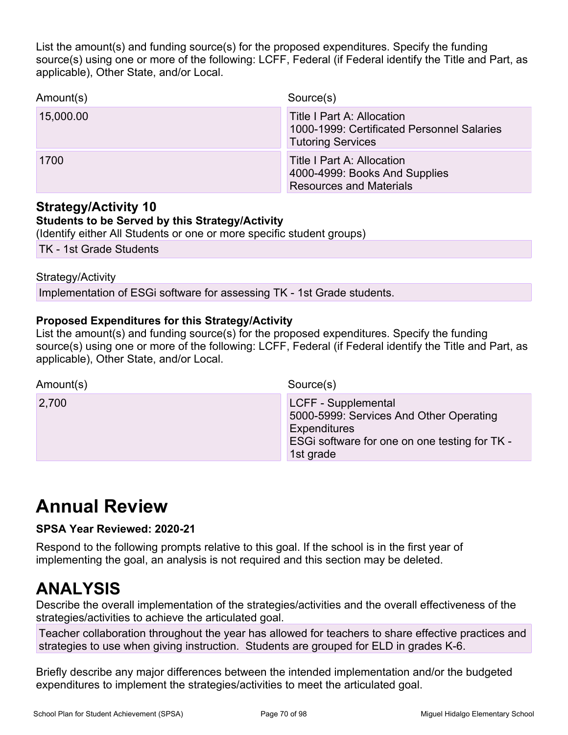List the amount(s) and funding source(s) for the proposed expenditures. Specify the funding source(s) using one or more of the following: LCFF, Federal (if Federal identify the Title and Part, as applicable), Other State, and/or Local.

| Amount(s) | Source(s) |
|---|---|
| 15,000.00 | Title I Part A: Allocation<br>1000-1999: Certificated Personnel Salaries<br>Tutoring Services |
| 1700 | Title I Part A: Allocation<br>4000-4999: Books And Supplies<br>Resources and Materials |

### Strategy/Activity 10

**Students to be Served by this Strategy/Activity**

(Identify either All Students or one or more specific student groups)

TK - 1st Grade Students

Strategy/Activity

Implementation of ESGi software for assessing TK - 1st Grade students.

**Proposed Expenditures for this Strategy/Activity**

List the amount(s) and funding source(s) for the proposed expenditures. Specify the funding source(s) using one or more of the following: LCFF, Federal (if Federal identify the Title and Part, as applicable), Other State, and/or Local.

| Amount(s) | Source(s) |
|---|---|
| 2,700 | LCFF - Supplemental<br>5000-5999: Services And Other Operating Expenditures<br>ESGi software for one on one testing for TK - 1st grade |

# Annual Review

**SPSA Year Reviewed: 2020-21**

Respond to the following prompts relative to this goal. If the school is in the first year of implementing the goal, an analysis is not required and this section may be deleted.

# ANALYSIS

Describe the overall implementation of the strategies/activities and the overall effectiveness of the strategies/activities to achieve the articulated goal.

Teacher collaboration throughout the year has allowed for teachers to share effective practices and strategies to use when giving instruction. Students are grouped for ELD in grades K-6.

Briefly describe any major differences between the intended implementation and/or the budgeted expenditures to implement the strategies/activities to meet the articulated goal.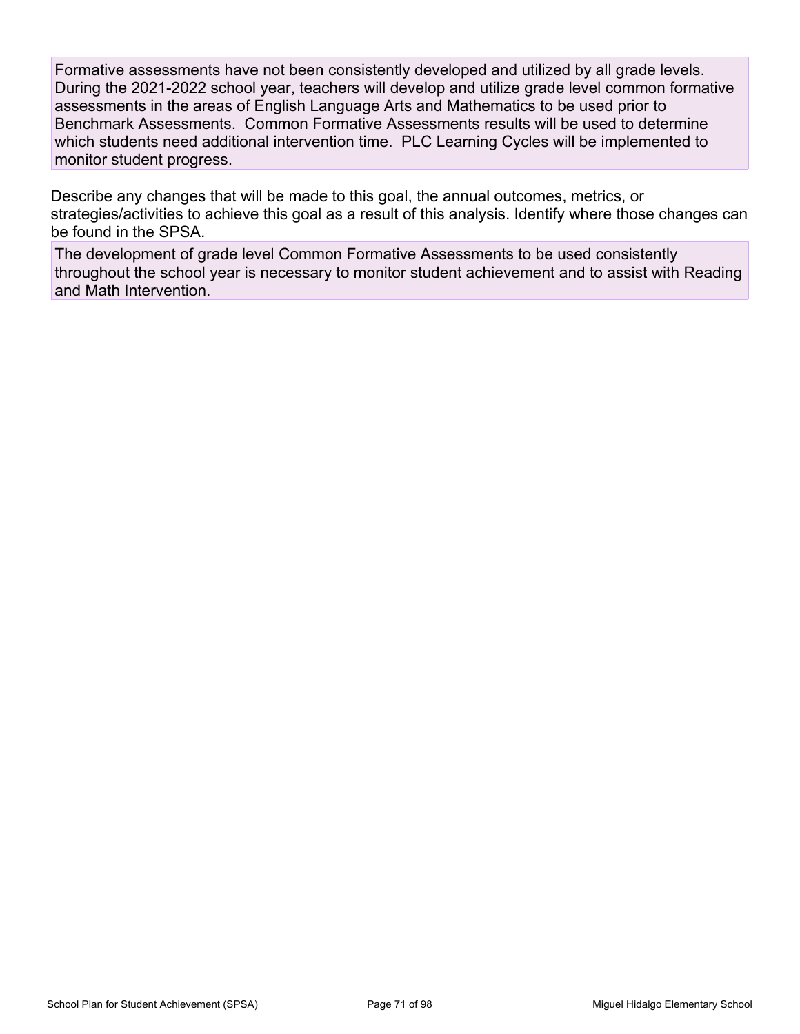Formative assessments have not been consistently developed and utilized by all grade levels. During the 2021-2022 school year, teachers will develop and utilize grade level common formative assessments in the areas of English Language Arts and Mathematics to be used prior to Benchmark Assessments. Common Formative Assessments results will be used to determine which students need additional intervention time. PLC Learning Cycles will be implemented to monitor student progress.

Describe any changes that will be made to this goal, the annual outcomes, metrics, or strategies/activities to achieve this goal as a result of this analysis. Identify where those changes can be found in the SPSA.

The development of grade level Common Formative Assessments to be used consistently throughout the school year is necessary to monitor student achievement and to assist with Reading and Math Intervention.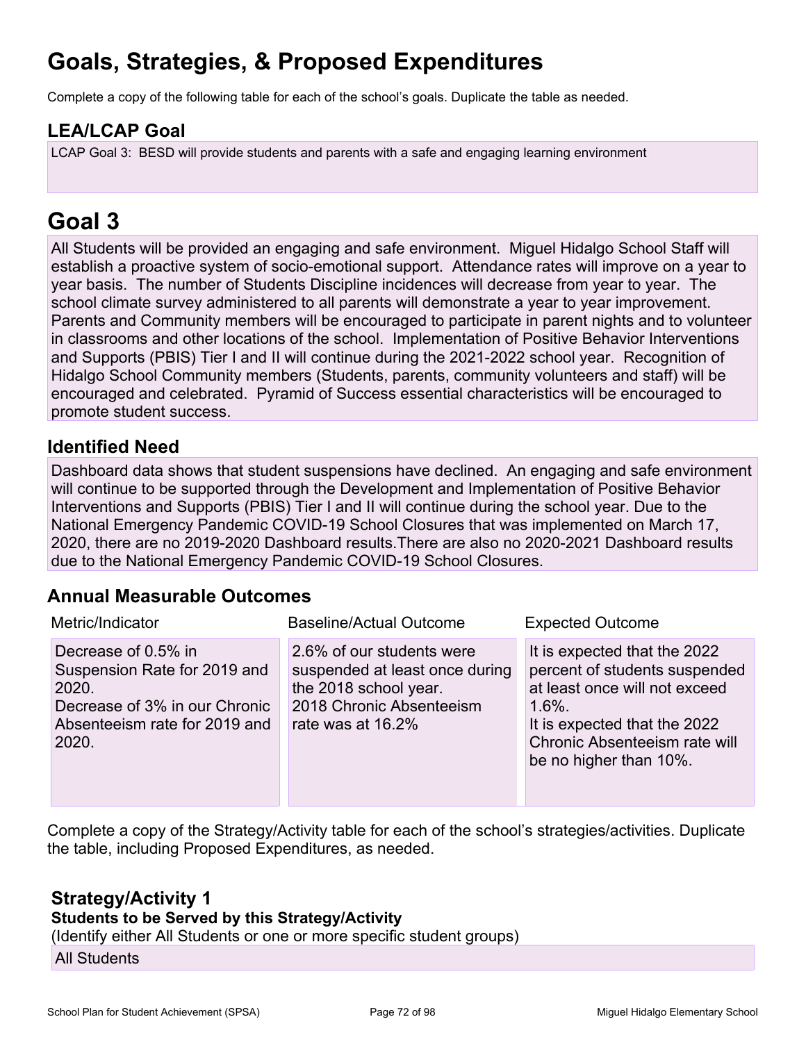# Goals, Strategies, & Proposed Expenditures

Complete a copy of the following table for each of the school's goals. Duplicate the table as needed.

## LEA/LCAP Goal

LCAP Goal 3: BESD will provide students and parents with a safe and engaging learning environment

# Goal 3

All Students will be provided an engaging and safe environment. Miguel Hidalgo School Staff will establish a proactive system of socio-emotional support. Attendance rates will improve on a year to year basis. The number of Students Discipline incidences will decrease from year to year. The school climate survey administered to all parents will demonstrate a year to year improvement. Parents and Community members will be encouraged to participate in parent nights and to volunteer in classrooms and other locations of the school. Implementation of Positive Behavior Interventions and Supports (PBIS) Tier I and II will continue during the 2021-2022 school year. Recognition of Hidalgo School Community members (Students, parents, community volunteers and staff) will be encouraged and celebrated. Pyramid of Success essential characteristics will be encouraged to promote student success.

## Identified Need

Dashboard data shows that student suspensions have declined. An engaging and safe environment will continue to be supported through the Development and Implementation of Positive Behavior Interventions and Supports (PBIS) Tier I and II will continue during the school year. Due to the National Emergency Pandemic COVID-19 School Closures that was implemented on March 17, 2020, there are no 2019-2020 Dashboard results.There are also no 2020-2021 Dashboard results due to the National Emergency Pandemic COVID-19 School Closures.

## Annual Measurable Outcomes

| Metric/Indicator | Baseline/Actual Outcome | Expected Outcome |
|---|---|---|
| Decrease of 0.5% in Suspension Rate for 2019 and 2020.<br>Decrease of 3% in our Chronic Absenteeism rate for 2019 and 2020. | 2.6% of our students were suspended at least once during the 2018 school year.<br>2018 Chronic Absenteeism rate was at 16.2% | It is expected that the 2022 percent of students suspended at least once will not exceed 1.6%.<br>It is expected that the 2022 Chronic Absenteeism rate will be no higher than 10%. |

Complete a copy of the Strategy/Activity table for each of the school's strategies/activities. Duplicate the table, including Proposed Expenditures, as needed.

## Strategy/Activity 1

**Students to be Served by this Strategy/Activity**

(Identify either All Students or one or more specific student groups)

All Students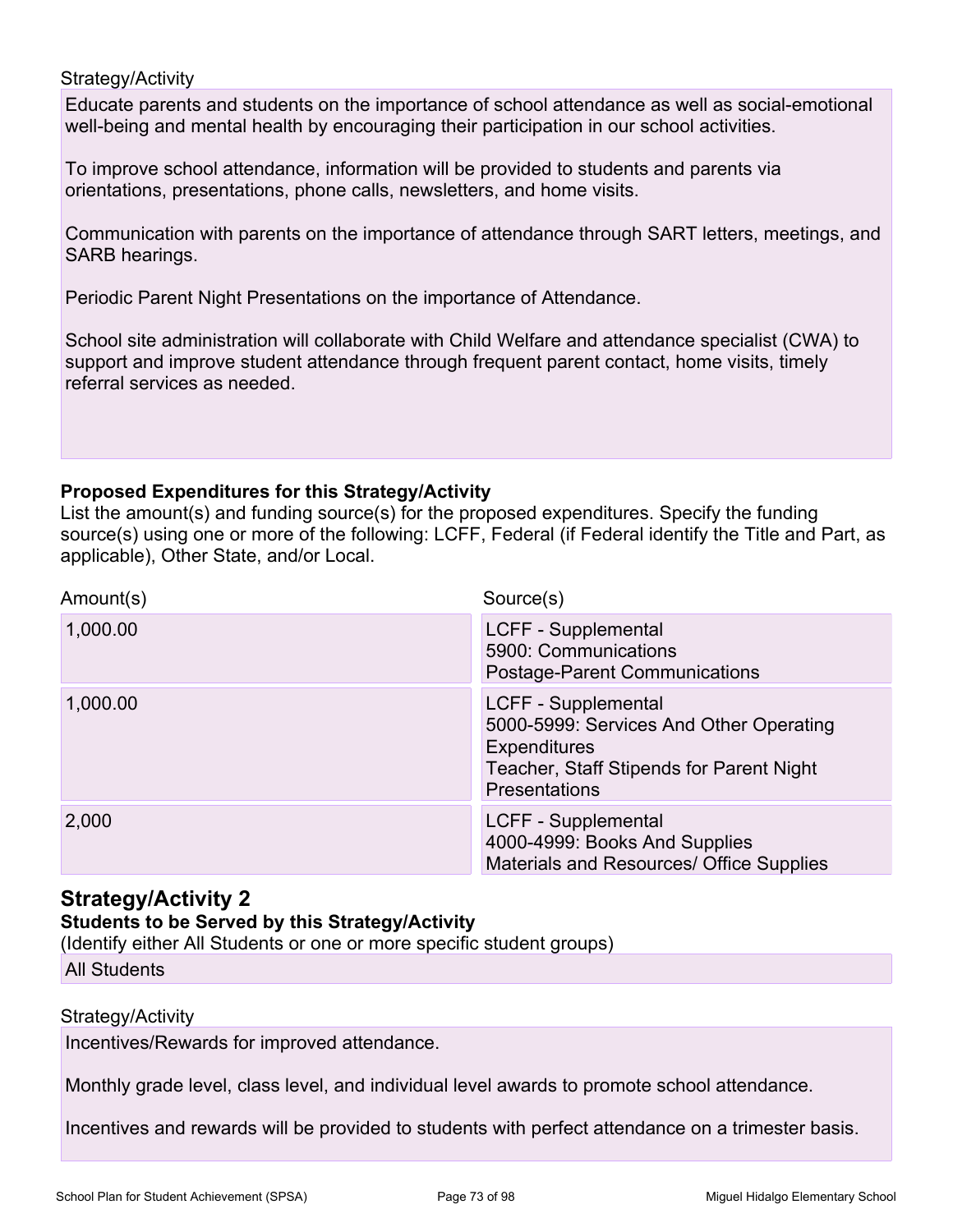Strategy/Activity

Educate parents and students on the importance of school attendance as well as social-emotional well-being and mental health by encouraging their participation in our school activities.

To improve school attendance, information will be provided to students and parents via orientations, presentations, phone calls, newsletters, and home visits.

Communication with parents on the importance of attendance through SART letters, meetings, and SARB hearings.

Periodic Parent Night Presentations on the importance of Attendance.

School site administration will collaborate with Child Welfare and attendance specialist (CWA) to support and improve student attendance through frequent parent contact, home visits, timely referral services as needed.

**Proposed Expenditures for this Strategy/Activity**

List the amount(s) and funding source(s) for the proposed expenditures. Specify the funding source(s) using one or more of the following: LCFF, Federal (if Federal identify the Title and Part, as applicable), Other State, and/or Local.

| Amount(s) | Source(s) |
|---|---|
| 1,000.00 | LCFF - Supplemental<br>5900: Communications<br>Postage-Parent Communications |
| 1,000.00 | LCFF - Supplemental<br>5000-5999: Services And Other Operating Expenditures<br>Teacher, Staff Stipends for Parent Night Presentations |
| 2,000 | LCFF - Supplemental<br>4000-4999: Books And Supplies<br>Materials and Resources/ Office Supplies |

## Strategy/Activity 2

**Students to be Served by this Strategy/Activity**

(Identify either All Students or one or more specific student groups)

All Students

Strategy/Activity

Incentives/Rewards for improved attendance.

Monthly grade level, class level, and individual level awards to promote school attendance.

Incentives and rewards will be provided to students with perfect attendance on a trimester basis.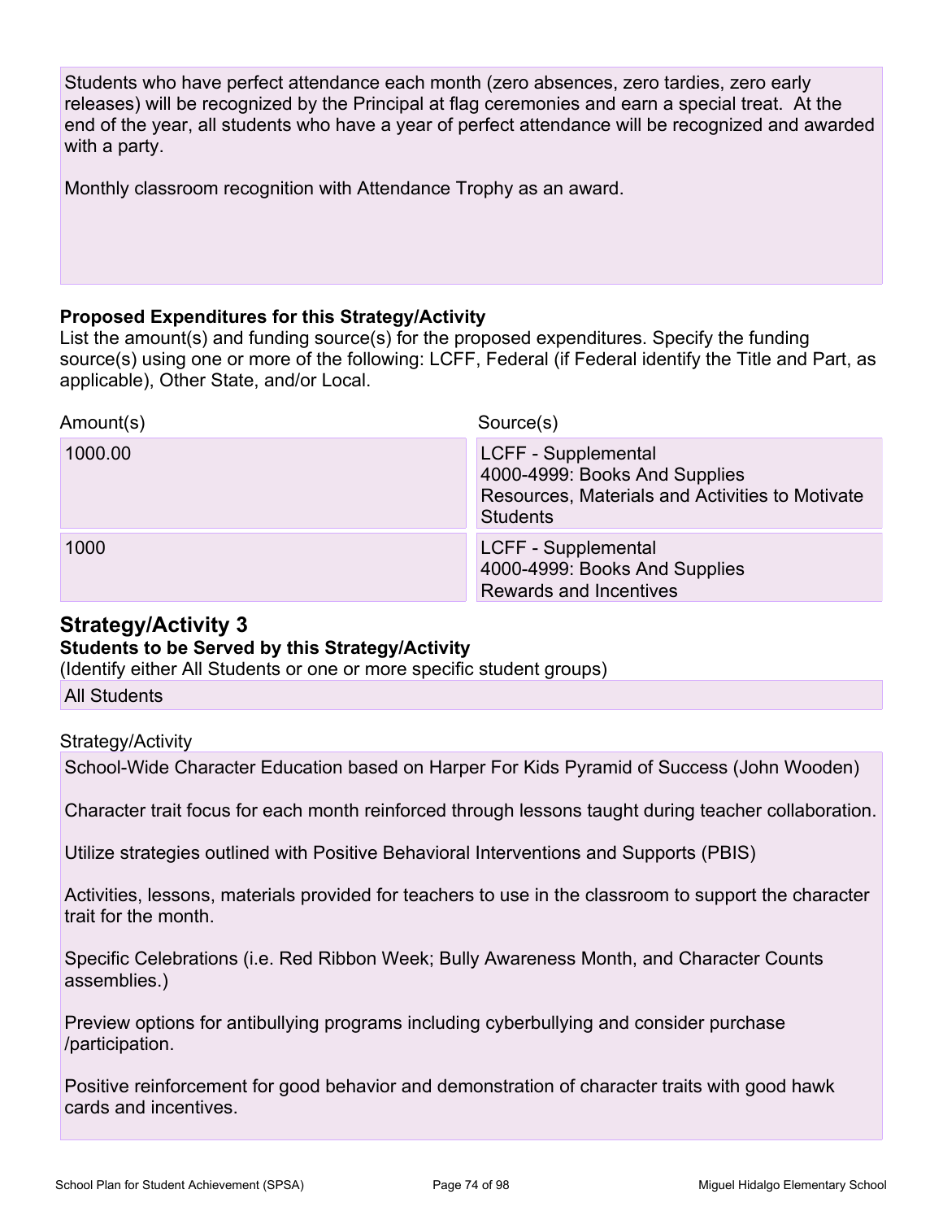Students who have perfect attendance each month (zero absences, zero tardies, zero early releases) will be recognized by the Principal at flag ceremonies and earn a special treat. At the end of the year, all students who have a year of perfect attendance will be recognized and awarded with a party.

Monthly classroom recognition with Attendance Trophy as an award.

**Proposed Expenditures for this Strategy/Activity**

List the amount(s) and funding source(s) for the proposed expenditures. Specify the funding source(s) using one or more of the following: LCFF, Federal (if Federal identify the Title and Part, as applicable), Other State, and/or Local.

| Amount(s) | Source(s) |
| --- | --- |
| 1000.00 | LCFF - Supplemental<br>4000-4999: Books And Supplies<br>Resources, Materials and Activities to Motivate Students |
| 1000 | LCFF - Supplemental<br>4000-4999: Books And Supplies<br>Rewards and Incentives |

## Strategy/Activity 3

**Students to be Served by this Strategy/Activity**

(Identify either All Students or one or more specific student groups)

All Students

Strategy/Activity

School-Wide Character Education based on Harper For Kids Pyramid of Success (John Wooden)

Character trait focus for each month reinforced through lessons taught during teacher collaboration.

Utilize strategies outlined with Positive Behavioral Interventions and Supports (PBIS)

Activities, lessons, materials provided for teachers to use in the classroom to support the character trait for the month.

Specific Celebrations (i.e. Red Ribbon Week; Bully Awareness Month, and Character Counts assemblies.)

Preview options for antibullying programs including cyberbullying and consider purchase /participation.

Positive reinforcement for good behavior and demonstration of character traits with good hawk cards and incentives.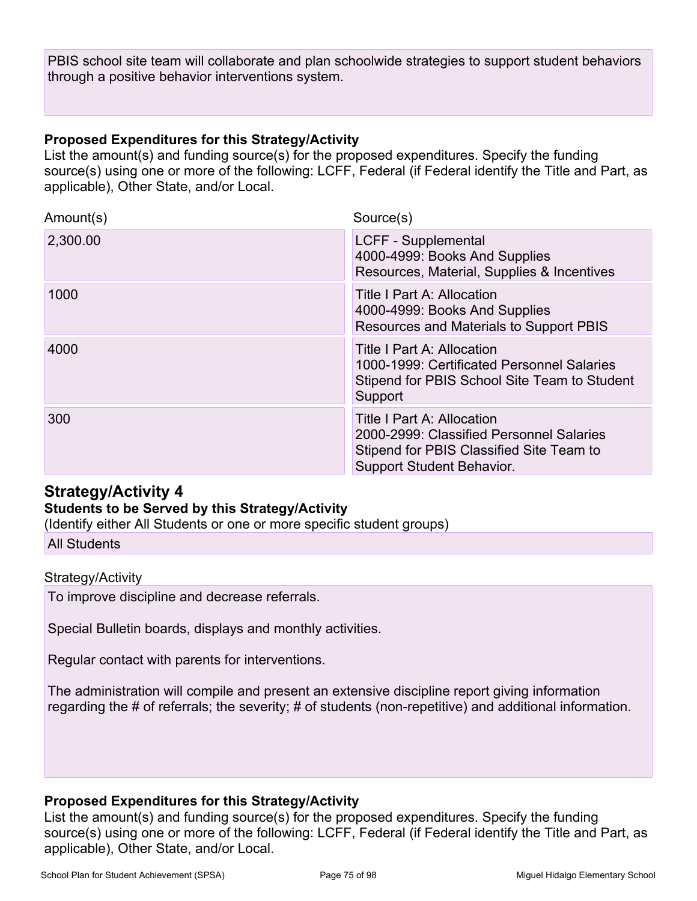PBIS school site team will collaborate and plan schoolwide strategies to support student behaviors through a positive behavior interventions system.

**Proposed Expenditures for this Strategy/Activity**

List the amount(s) and funding source(s) for the proposed expenditures. Specify the funding source(s) using one or more of the following: LCFF, Federal (if Federal identify the Title and Part, as applicable), Other State, and/or Local.

| Amount(s) | Source(s) |
| --- | --- |
| 2,300.00 | LCFF - Supplemental<br>4000-4999: Books And Supplies<br>Resources, Material, Supplies & Incentives |
| 1000 | Title I Part A: Allocation<br>4000-4999: Books And Supplies<br>Resources and Materials to Support PBIS |
| 4000 | Title I Part A: Allocation<br>1000-1999: Certificated Personnel Salaries<br>Stipend for PBIS School Site Team to Student Support |
| 300 | Title I Part A: Allocation<br>2000-2999: Classified Personnel Salaries<br>Stipend for PBIS Classified Site Team to Support Student Behavior. |

## Strategy/Activity 4

**Students to be Served by this Strategy/Activity**

(Identify either All Students or one or more specific student groups)

All Students

Strategy/Activity

To improve discipline and decrease referrals.

Special Bulletin boards, displays and monthly activities.

Regular contact with parents for interventions.

The administration will compile and present an extensive discipline report giving information regarding the # of referrals; the severity; # of students (non-repetitive) and additional information.

**Proposed Expenditures for this Strategy/Activity**

List the amount(s) and funding source(s) for the proposed expenditures. Specify the funding source(s) using one or more of the following: LCFF, Federal (if Federal identify the Title and Part, as applicable), Other State, and/or Local.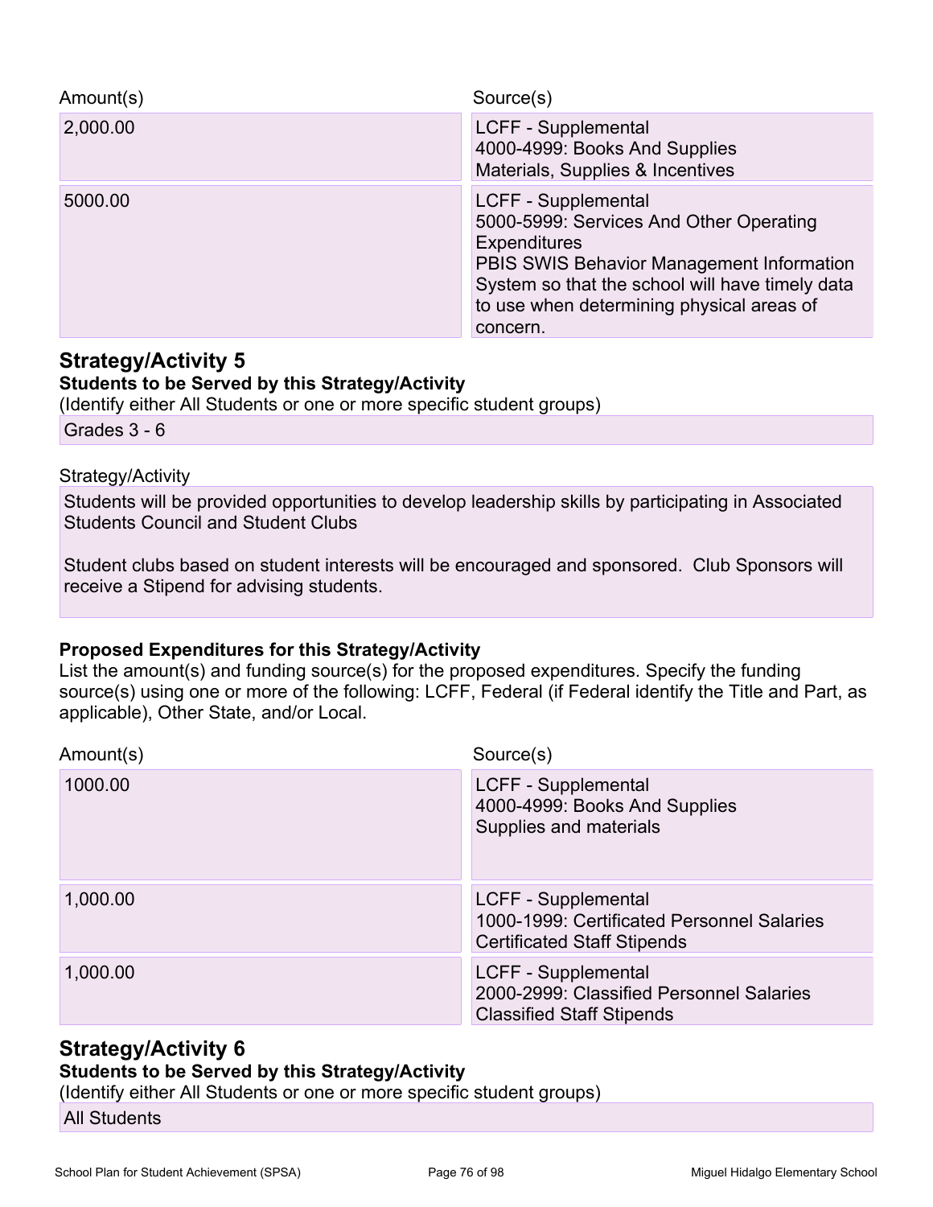| Amount(s) | Source(s) |
| --- | --- |
| 2,000.00 | LCFF - Supplemental<br>4000-4999: Books And Supplies<br>Materials, Supplies & Incentives |
| 5000.00 | LCFF - Supplemental<br>5000-5999: Services And Other Operating Expenditures<br>PBIS SWIS Behavior Management Information System so that the school will have timely data to use when determining physical areas of concern. |

## Strategy/Activity 5

**Students to be Served by this Strategy/Activity**

(Identify either All Students or one or more specific student groups)

Grades 3 - 6

Strategy/Activity

Students will be provided opportunities to develop leadership skills by participating in Associated Students Council and Student Clubs

Student clubs based on student interests will be encouraged and sponsored. Club Sponsors will receive a Stipend for advising students.

**Proposed Expenditures for this Strategy/Activity**

List the amount(s) and funding source(s) for the proposed expenditures. Specify the funding source(s) using one or more of the following: LCFF, Federal (if Federal identify the Title and Part, as applicable), Other State, and/or Local.

| Amount(s) | Source(s) |
| --- | --- |
| 1000.00 | LCFF - Supplemental<br>4000-4999: Books And Supplies<br>Supplies and materials |
| 1,000.00 | LCFF - Supplemental<br>1000-1999: Certificated Personnel Salaries<br>Certificated Staff Stipends |
| 1,000.00 | LCFF - Supplemental<br>2000-2999: Classified Personnel Salaries<br>Classified Staff Stipends |

## Strategy/Activity 6

**Students to be Served by this Strategy/Activity**

(Identify either All Students or one or more specific student groups)

All Students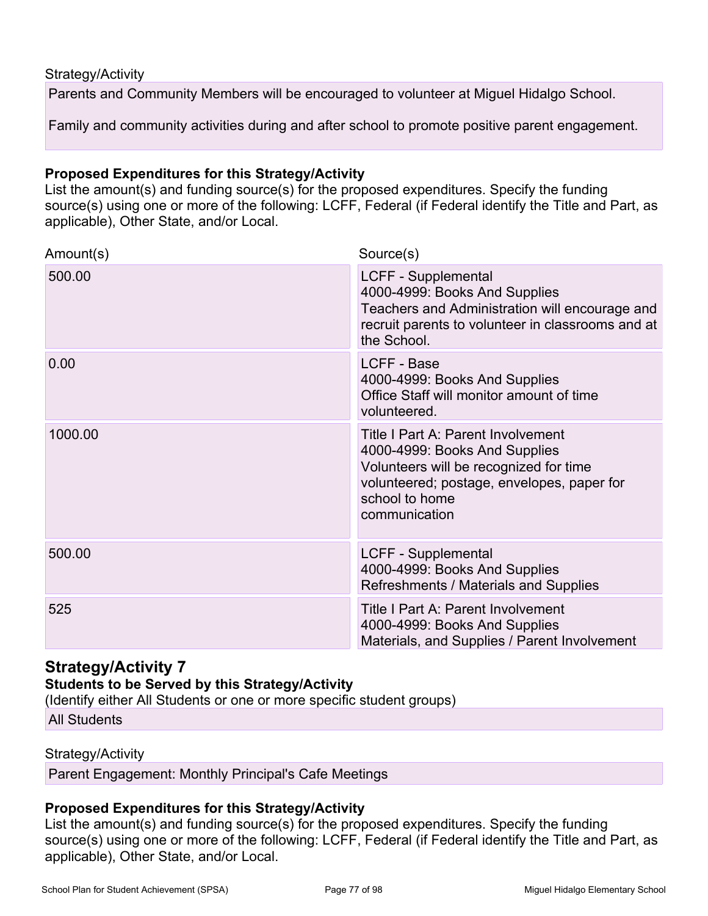Strategy/Activity

Parents and Community Members will be encouraged to volunteer at Miguel Hidalgo School.

Family and community activities during and after school to promote positive parent engagement.

**Proposed Expenditures for this Strategy/Activity**

List the amount(s) and funding source(s) for the proposed expenditures. Specify the funding source(s) using one or more of the following: LCFF, Federal (if Federal identify the Title and Part, as applicable), Other State, and/or Local.

| Amount(s) | Source(s) |
|---|---|
| 500.00 | LCFF - Supplemental<br>4000-4999: Books And Supplies<br>Teachers and Administration will encourage and recruit parents to volunteer in classrooms and at the School. |
| 0.00 | LCFF - Base<br>4000-4999: Books And Supplies<br>Office Staff will monitor amount of time volunteered. |
| 1000.00 | Title I Part A: Parent Involvement<br>4000-4999: Books And Supplies<br>Volunteers will be recognized for time volunteered; postage, envelopes, paper for school to home<br>communication |
| 500.00 | LCFF - Supplemental<br>4000-4999: Books And Supplies<br>Refreshments / Materials and Supplies |
| 525 | Title I Part A: Parent Involvement<br>4000-4999: Books And Supplies<br>Materials, and Supplies / Parent Involvement |

## Strategy/Activity 7

**Students to be Served by this Strategy/Activity**

(Identify either All Students or one or more specific student groups)

All Students

Strategy/Activity

Parent Engagement: Monthly Principal's Cafe Meetings

**Proposed Expenditures for this Strategy/Activity**

List the amount(s) and funding source(s) for the proposed expenditures. Specify the funding source(s) using one or more of the following: LCFF, Federal (if Federal identify the Title and Part, as applicable), Other State, and/or Local.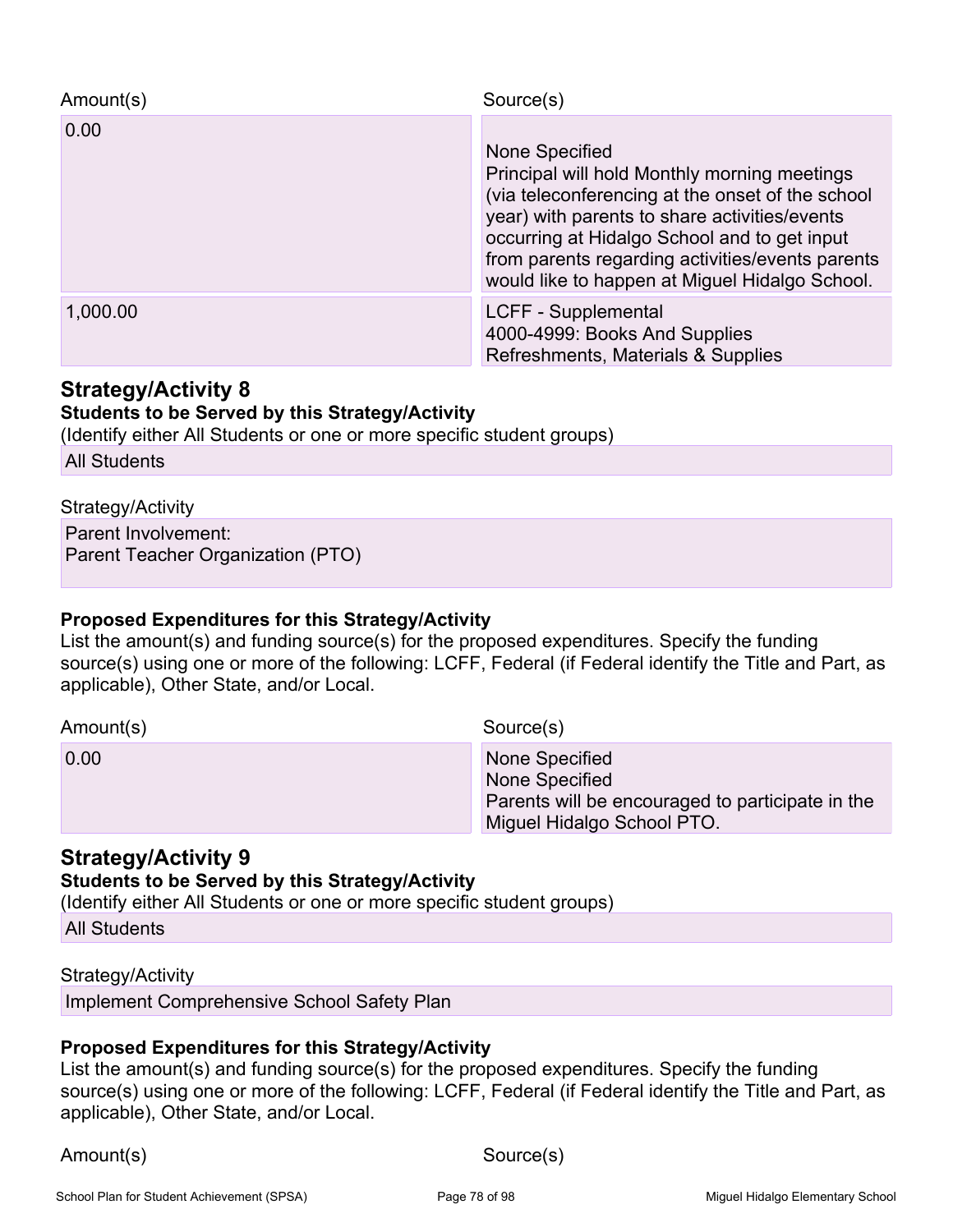| Amount(s) | Source(s) |
| --- | --- |
| 0.00 | None Specified<br>Principal will hold Monthly morning meetings (via teleconferencing at the onset of the school year) with parents to share activities/events occurring at Hidalgo School and to get input from parents regarding activities/events parents would like to happen at Miguel Hidalgo School. |
| 1,000.00 | LCFF - Supplemental<br>4000-4999: Books And Supplies<br>Refreshments, Materials & Supplies |

## Strategy/Activity 8

**Students to be Served by this Strategy/Activity**

(Identify either All Students or one or more specific student groups)

All Students

Strategy/Activity

Parent Involvement:
Parent Teacher Organization (PTO)

**Proposed Expenditures for this Strategy/Activity**

List the amount(s) and funding source(s) for the proposed expenditures. Specify the funding source(s) using one or more of the following: LCFF, Federal (if Federal identify the Title and Part, as applicable), Other State, and/or Local.

| Amount(s) | Source(s) |
| --- | --- |
| 0.00 | None Specified<br>None Specified<br>Parents will be encouraged to participate in the Miguel Hidalgo School PTO. |

## Strategy/Activity 9

**Students to be Served by this Strategy/Activity**

(Identify either All Students or one or more specific student groups)

All Students

Strategy/Activity

Implement Comprehensive School Safety Plan

**Proposed Expenditures for this Strategy/Activity**

List the amount(s) and funding source(s) for the proposed expenditures. Specify the funding source(s) using one or more of the following: LCFF, Federal (if Federal identify the Title and Part, as applicable), Other State, and/or Local.

| Amount(s) | Source(s) |
| --- | --- |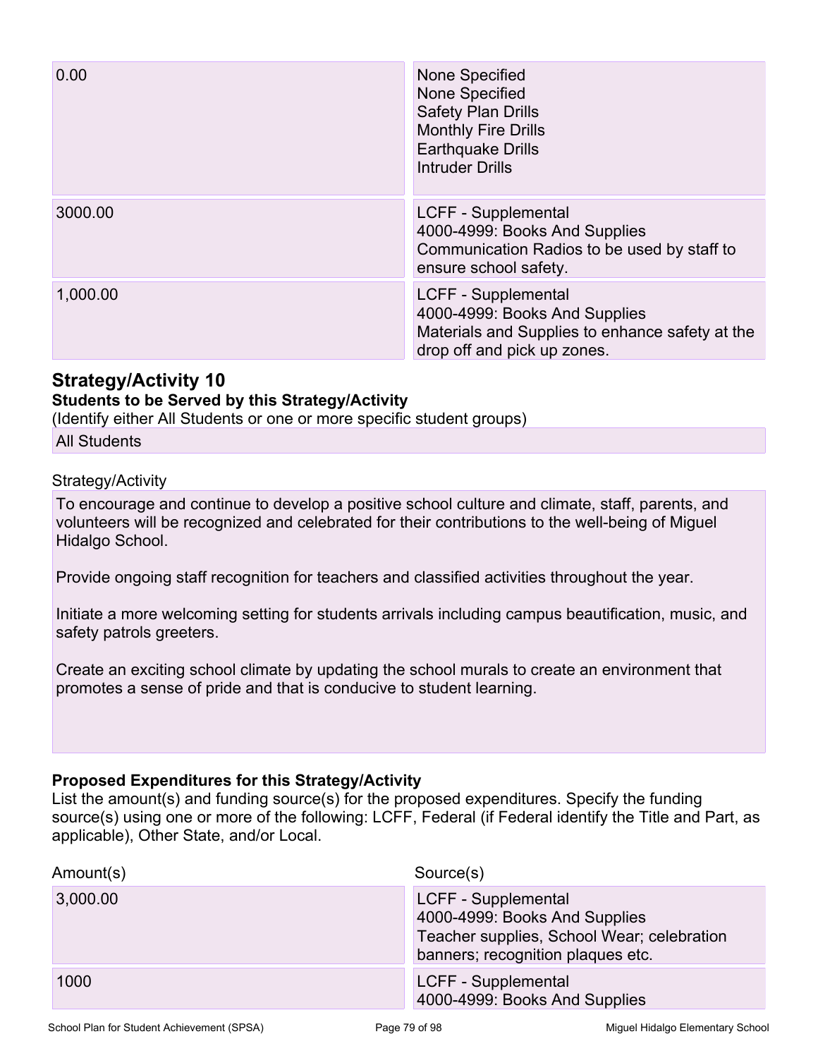| Amount(s) | Source(s) |
|---|---|
| 0.00 | None Specified<br>None Specified<br>Safety Plan Drills<br>Monthly Fire Drills<br>Earthquake Drills<br>Intruder Drills |
| 3000.00 | LCFF - Supplemental<br>4000-4999: Books And Supplies<br>Communication Radios to be used by staff to ensure school safety. |
| 1,000.00 | LCFF - Supplemental<br>4000-4999: Books And Supplies<br>Materials and Supplies to enhance safety at the drop off and pick up zones. |

### Strategy/Activity 10

**Students to be Served by this Strategy/Activity**

(Identify either All Students or one or more specific student groups)

All Students

Strategy/Activity

To encourage and continue to develop a positive school culture and climate, staff, parents, and volunteers will be recognized and celebrated for their contributions to the well-being of Miguel Hidalgo School.

Provide ongoing staff recognition for teachers and classified activities throughout the year.

Initiate a more welcoming setting for students arrivals including campus beautification, music, and safety patrols greeters.

Create an exciting school climate by updating the school murals to create an environment that promotes a sense of pride and that is conducive to student learning.

**Proposed Expenditures for this Strategy/Activity**

List the amount(s) and funding source(s) for the proposed expenditures. Specify the funding source(s) using one or more of the following: LCFF, Federal (if Federal identify the Title and Part, as applicable), Other State, and/or Local.

| Amount(s) | Source(s) |
|---|---|
| 3,000.00 | LCFF - Supplemental<br>4000-4999: Books And Supplies<br>Teacher supplies, School Wear; celebration banners; recognition plaques etc. |
| 1000 | LCFF - Supplemental<br>4000-4999: Books And Supplies |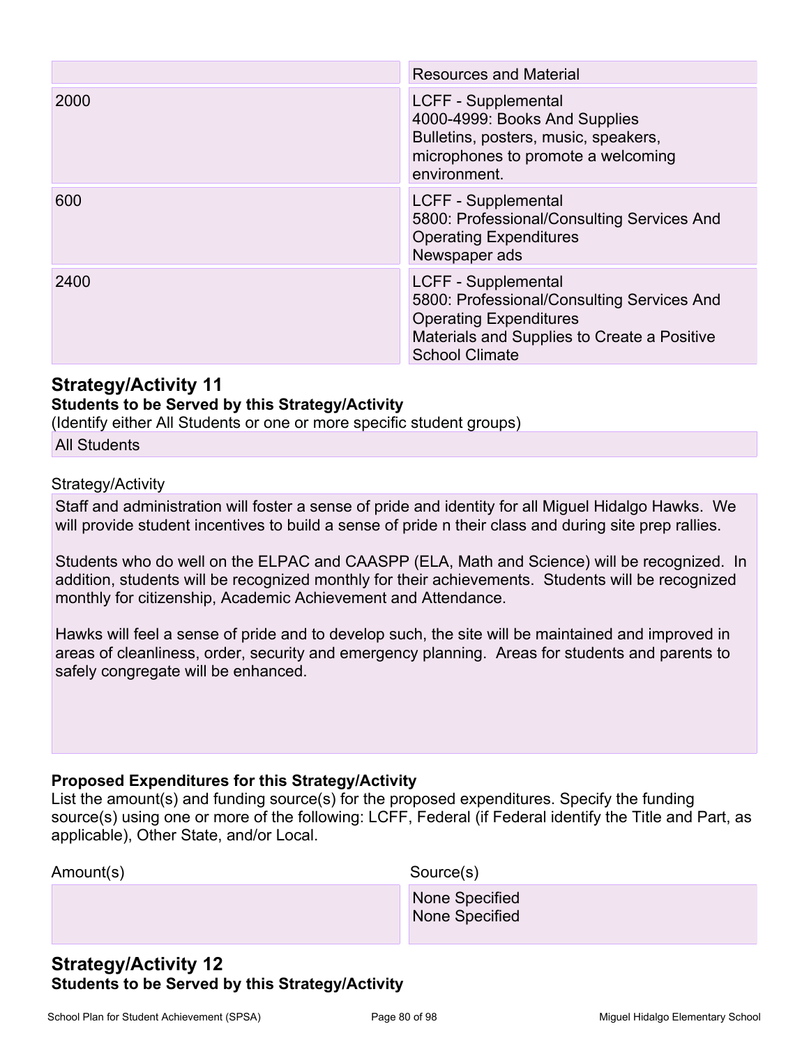| | |
|---|---|
| | Resources and Material |
| 2000 | LCFF - Supplemental<br>4000-4999: Books And Supplies<br>Bulletins, posters, music, speakers, microphones to promote a welcoming environment. |
| 600 | LCFF - Supplemental<br>5800: Professional/Consulting Services And Operating Expenditures<br>Newspaper ads |
| 2400 | LCFF - Supplemental<br>5800: Professional/Consulting Services And Operating Expenditures<br>Materials and Supplies to Create a Positive School Climate |

## Strategy/Activity 11

**Students to be Served by this Strategy/Activity**

(Identify either All Students or one or more specific student groups)

All Students

Strategy/Activity

Staff and administration will foster a sense of pride and identity for all Miguel Hidalgo Hawks. We will provide student incentives to build a sense of pride n their class and during site prep rallies.

Students who do well on the ELPAC and CAASPP (ELA, Math and Science) will be recognized. In addition, students will be recognized monthly for their achievements. Students will be recognized monthly for citizenship, Academic Achievement and Attendance.

Hawks will feel a sense of pride and to develop such, the site will be maintained and improved in areas of cleanliness, order, security and emergency planning. Areas for students and parents to safely congregate will be enhanced.

**Proposed Expenditures for this Strategy/Activity**

List the amount(s) and funding source(s) for the proposed expenditures. Specify the funding source(s) using one or more of the following: LCFF, Federal (if Federal identify the Title and Part, as applicable), Other State, and/or Local.

| Amount(s) | Source(s) |
|---|---|
| | None Specified<br>None Specified |

## Strategy/Activity 12

**Students to be Served by this Strategy/Activity**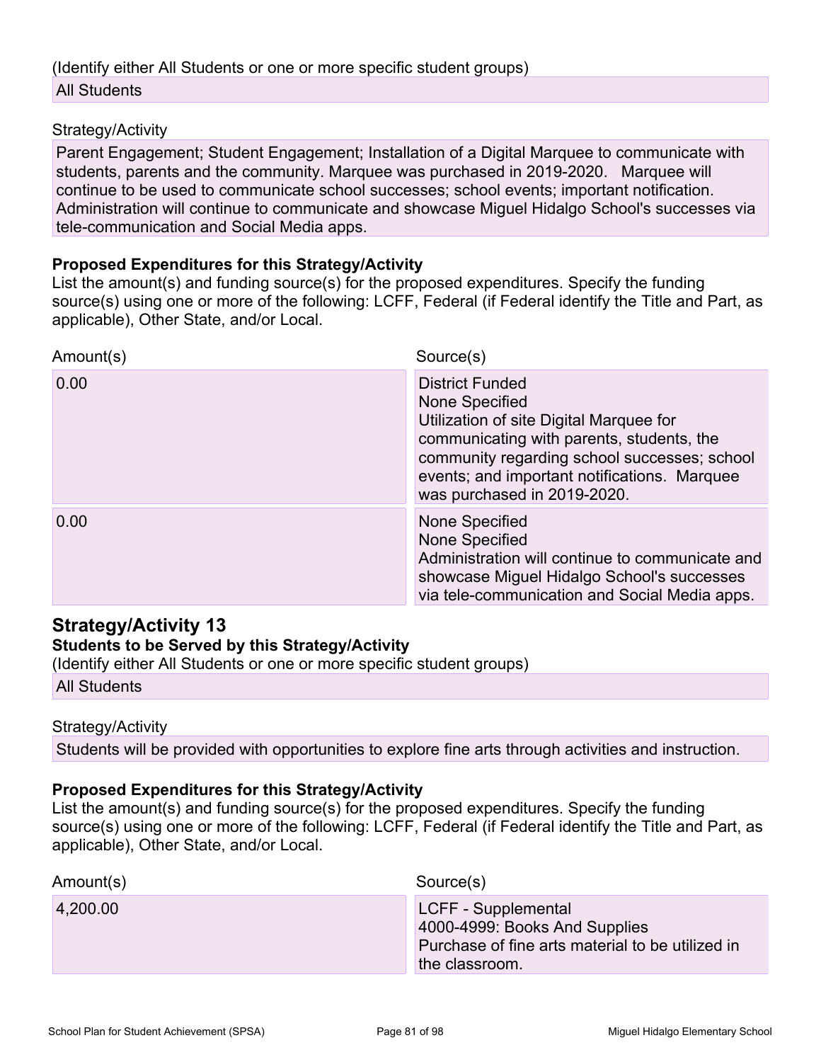(Identify either All Students or one or more specific student groups)

All Students

Strategy/Activity

Parent Engagement; Student Engagement; Installation of a Digital Marquee to communicate with students, parents and the community. Marquee was purchased in 2019-2020.   Marquee will continue to be used to communicate school successes; school events; important notification. Administration will continue to communicate and showcase Miguel Hidalgo School's successes via tele-communication and Social Media apps.

**Proposed Expenditures for this Strategy/Activity**

List the amount(s) and funding source(s) for the proposed expenditures. Specify the funding source(s) using one or more of the following: LCFF, Federal (if Federal identify the Title and Part, as applicable), Other State, and/or Local.

| Amount(s) | Source(s) |
|---|---|
| 0.00 | District Funded<br>None Specified<br>Utilization of site Digital Marquee for communicating with parents, students, the community regarding school successes; school events; and important notifications.  Marquee was purchased in 2019-2020. |
| 0.00 | None Specified<br>None Specified<br>Administration will continue to communicate and showcase Miguel Hidalgo School's successes via tele-communication and Social Media apps. |

## Strategy/Activity 13

**Students to be Served by this Strategy/Activity**

(Identify either All Students or one or more specific student groups)

All Students

Strategy/Activity

Students will be provided with opportunities to explore fine arts through activities and instruction.

**Proposed Expenditures for this Strategy/Activity**

List the amount(s) and funding source(s) for the proposed expenditures. Specify the funding source(s) using one or more of the following: LCFF, Federal (if Federal identify the Title and Part, as applicable), Other State, and/or Local.

| Amount(s) | Source(s) |
|---|---|
| 4,200.00 | LCFF - Supplemental<br>4000-4999: Books And Supplies<br>Purchase of fine arts material to be utilized in the classroom. |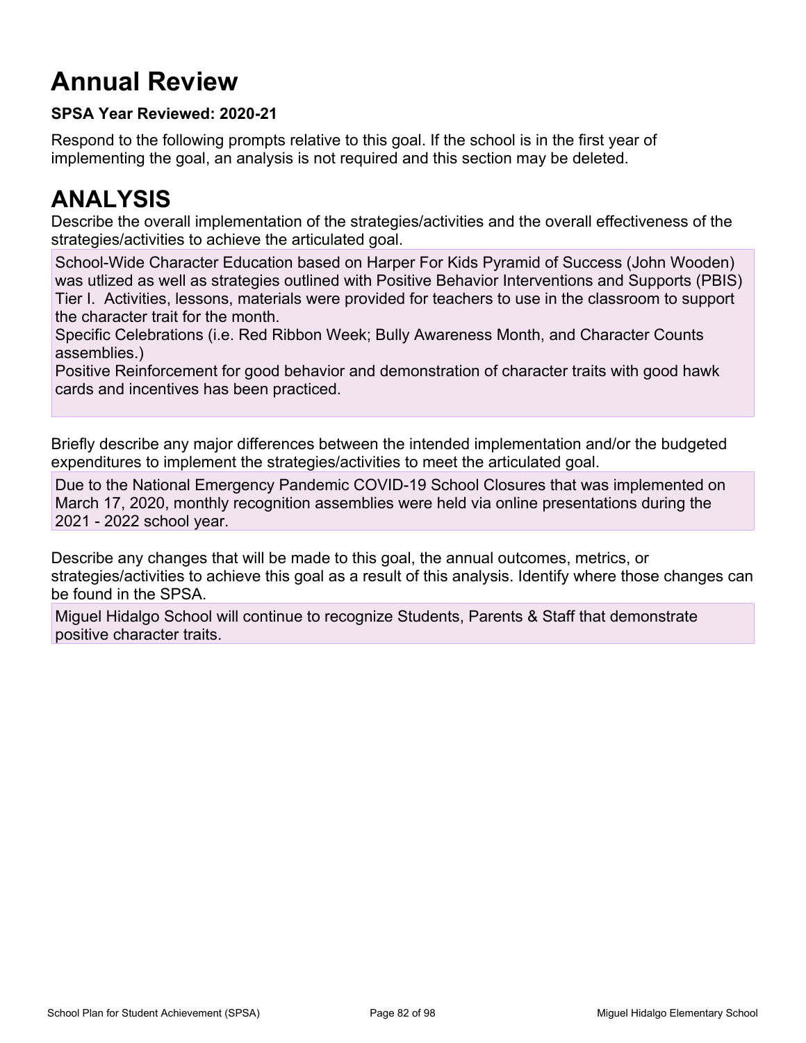# Annual Review

**SPSA Year Reviewed: 2020-21**

Respond to the following prompts relative to this goal. If the school is in the first year of implementing the goal, an analysis is not required and this section may be deleted.

# ANALYSIS

Describe the overall implementation of the strategies/activities and the overall effectiveness of the strategies/activities to achieve the articulated goal.

School-Wide Character Education based on Harper For Kids Pyramid of Success (John Wooden) was utlized as well as strategies outlined with Positive Behavior Interventions and Supports (PBIS) Tier I. Activities, lessons, materials were provided for teachers to use in the classroom to support the character trait for the month.
Specific Celebrations (i.e. Red Ribbon Week; Bully Awareness Month, and Character Counts assemblies.)
Positive Reinforcement for good behavior and demonstration of character traits with good hawk cards and incentives has been practiced.

Briefly describe any major differences between the intended implementation and/or the budgeted expenditures to implement the strategies/activities to meet the articulated goal.

Due to the National Emergency Pandemic COVID-19 School Closures that was implemented on March 17, 2020, monthly recognition assemblies were held via online presentations during the 2021 - 2022 school year.

Describe any changes that will be made to this goal, the annual outcomes, metrics, or strategies/activities to achieve this goal as a result of this analysis. Identify where those changes can be found in the SPSA.

Miguel Hidalgo School will continue to recognize Students, Parents & Staff that demonstrate positive character traits.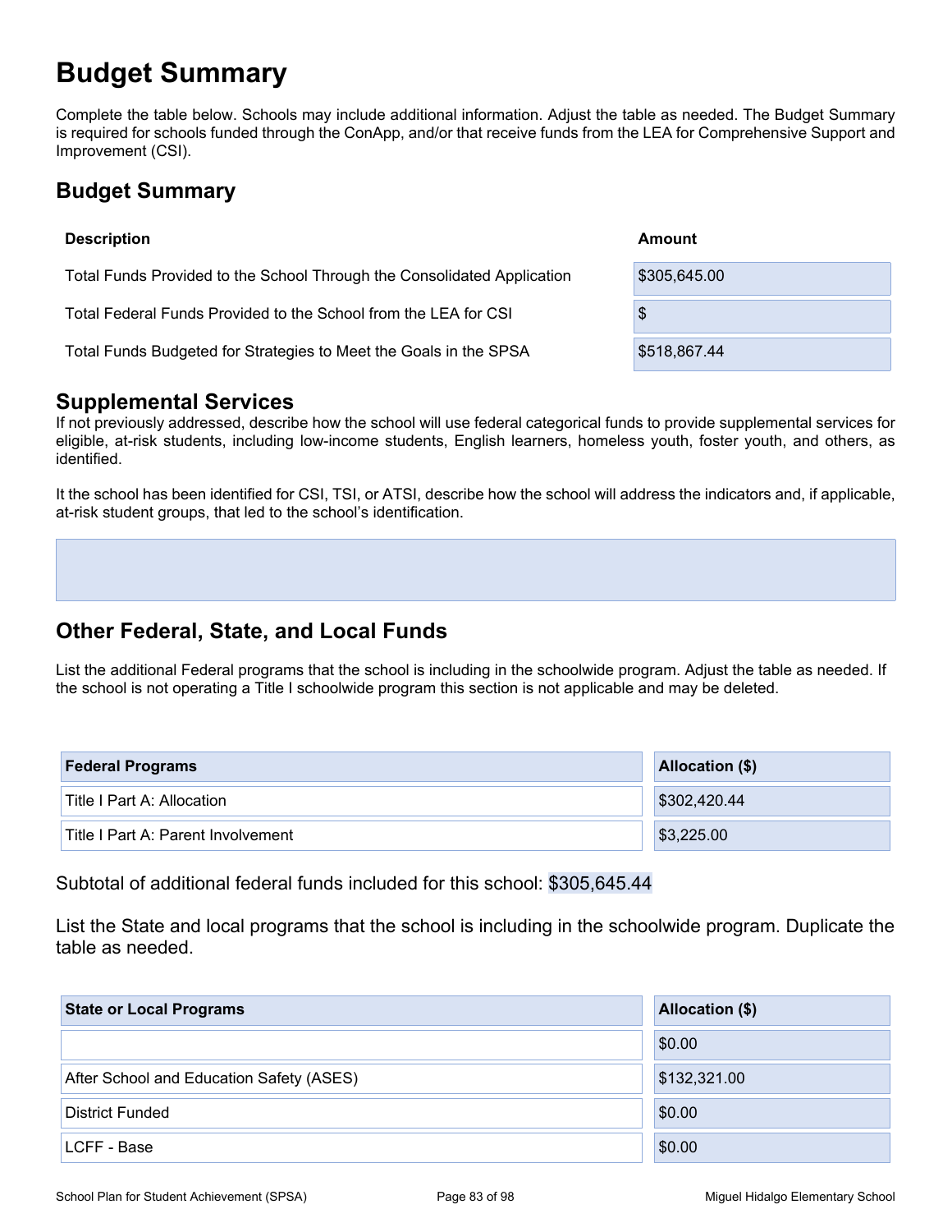# Budget Summary

Complete the table below. Schools may include additional information. Adjust the table as needed. The Budget Summary is required for schools funded through the ConApp, and/or that receive funds from the LEA for Comprehensive Support and Improvement (CSI).

## Budget Summary

| Description | Amount |
| --- | --- |
| Total Funds Provided to the School Through the Consolidated Application | $305,645.00 |
| Total Federal Funds Provided to the School from the LEA for CSI | $ |
| Total Funds Budgeted for Strategies to Meet the Goals in the SPSA | $518,867.44 |

## Supplemental Services

If not previously addressed, describe how the school will use federal categorical funds to provide supplemental services for eligible, at-risk students, including low-income students, English learners, homeless youth, foster youth, and others, as identified.

It the school has been identified for CSI, TSI, or ATSI, describe how the school will address the indicators and, if applicable, at-risk student groups, that led to the school's identification.

## Other Federal, State, and Local Funds

List the additional Federal programs that the school is including in the schoolwide program. Adjust the table as needed. If the school is not operating a Title I schoolwide program this section is not applicable and may be deleted.

| Federal Programs | Allocation ($) |
| --- | --- |
| Title I Part A: Allocation | $302,420.44 |
| Title I Part A: Parent Involvement | $3,225.00 |

Subtotal of additional federal funds included for this school: $305,645.44

List the State and local programs that the school is including in the schoolwide program. Duplicate the table as needed.

| State or Local Programs | Allocation ($) |
| --- | --- |
| | $0.00 |
| After School and Education Safety (ASES) | $132,321.00 |
| District Funded | $0.00 |
| LCFF - Base | $0.00 |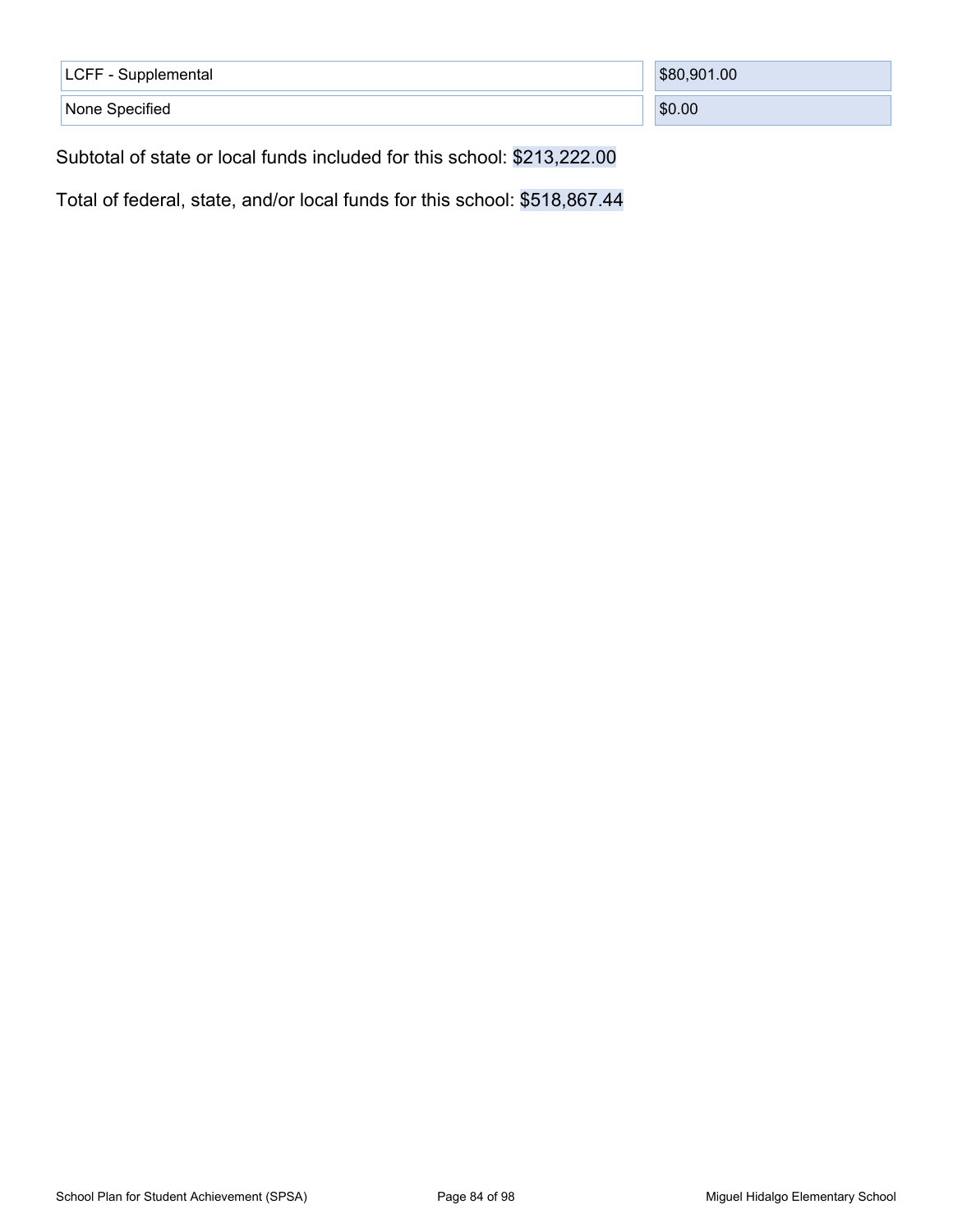| | |
|---|---|
| LCFF - Supplemental | $80,901.00 |
| None Specified | $0.00 |

Subtotal of state or local funds included for this school: $213,222.00

Total of federal, state, and/or local funds for this school: $518,867.44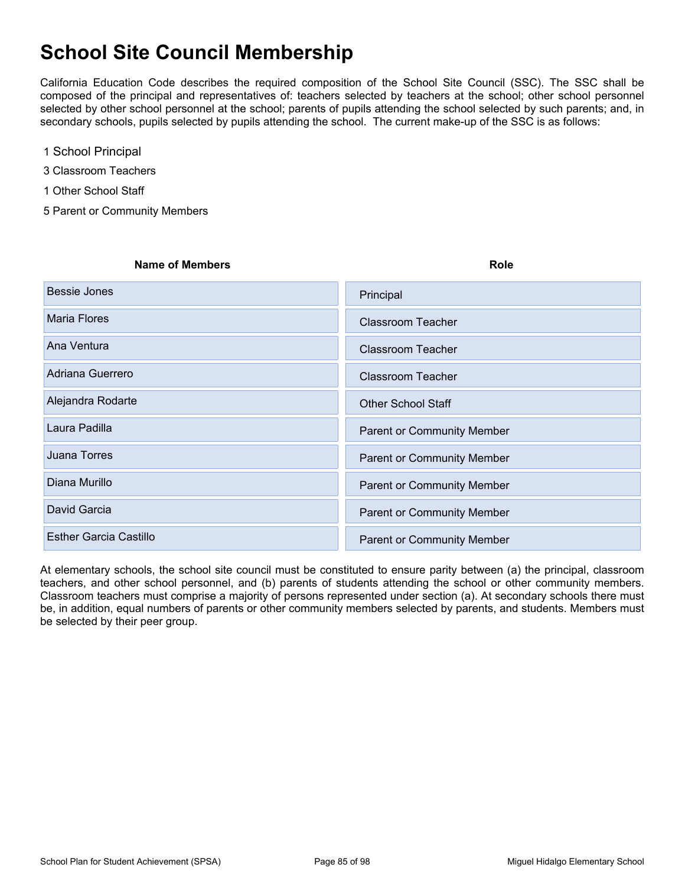# School Site Council Membership

California Education Code describes the required composition of the School Site Council (SSC). The SSC shall be composed of the principal and representatives of: teachers selected by teachers at the school; other school personnel selected by other school personnel at the school; parents of pupils attending the school selected by such parents; and, in secondary schools, pupils selected by pupils attending the school. The current make-up of the SSC is as follows:

1 School Principal

3 Classroom Teachers

1 Other School Staff

5 Parent or Community Members

| Name of Members | Role |
|---|---|
| Bessie Jones | Principal |
| Maria Flores | Classroom Teacher |
| Ana Ventura | Classroom Teacher |
| Adriana Guerrero | Classroom Teacher |
| Alejandra Rodarte | Other School Staff |
| Laura Padilla | Parent or Community Member |
| Juana Torres | Parent or Community Member |
| Diana Murillo | Parent or Community Member |
| David Garcia | Parent or Community Member |
| Esther Garcia Castillo | Parent or Community Member |

At elementary schools, the school site council must be constituted to ensure parity between (a) the principal, classroom teachers, and other school personnel, and (b) parents of students attending the school or other community members. Classroom teachers must comprise a majority of persons represented under section (a). At secondary schools there must be, in addition, equal numbers of parents or other community members selected by parents, and students. Members must be selected by their peer group.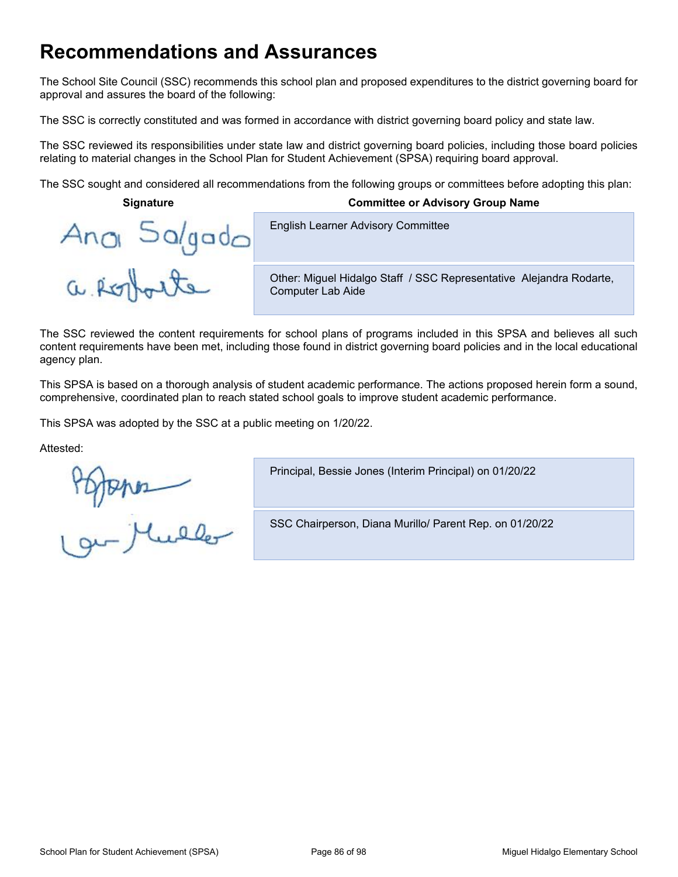# Recommendations and Assurances

The School Site Council (SSC) recommends this school plan and proposed expenditures to the district governing board for approval and assures the board of the following:

The SSC is correctly constituted and was formed in accordance with district governing board policy and state law.

The SSC reviewed its responsibilities under state law and district governing board policies, including those board policies relating to material changes in the School Plan for Student Achievement (SPSA) requiring board approval.

The SSC sought and considered all recommendations from the following groups or committees before adopting this plan:

| Signature | Committee or Advisory Group Name |
| --- | --- |
| Ana Salgado | English Learner Advisory Committee |
| a. Rodarte | Other: Miguel Hidalgo Staff / SSC Representative Alejandra Rodarte, Computer Lab Aide |

The SSC reviewed the content requirements for school plans of programs included in this SPSA and believes all such content requirements have been met, including those found in district governing board policies and in the local educational agency plan.

This SPSA is based on a thorough analysis of student academic performance. The actions proposed herein form a sound, comprehensive, coordinated plan to reach stated school goals to improve student academic performance.

This SPSA was adopted by the SSC at a public meeting on 1/20/22.

Attested:

| Signature | |
| --- | --- |
| B Jones | Principal, Bessie Jones (Interim Principal) on 01/20/22 |
| Lou Muller | SSC Chairperson, Diana Murillo/ Parent Rep. on 01/20/22 |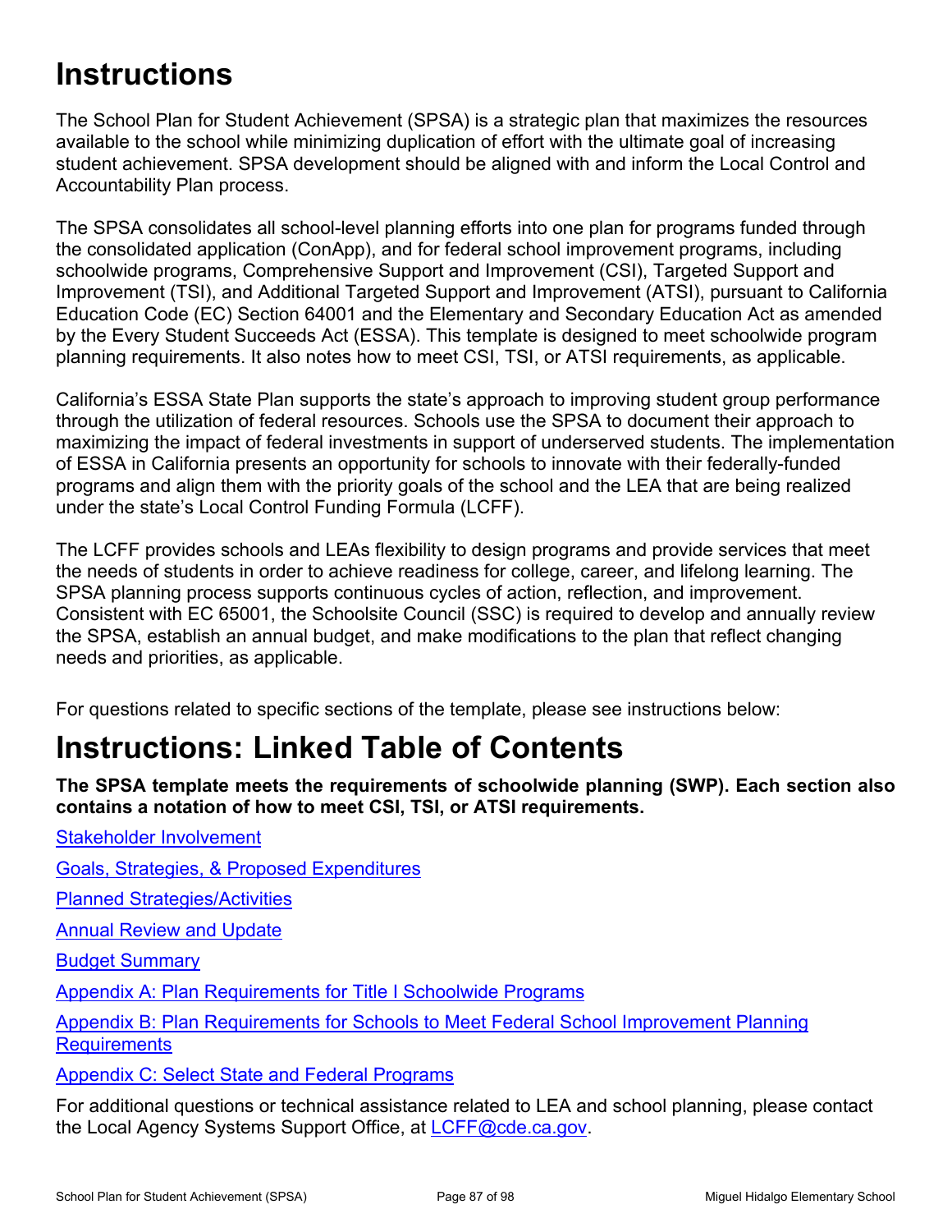# Instructions

The School Plan for Student Achievement (SPSA) is a strategic plan that maximizes the resources available to the school while minimizing duplication of effort with the ultimate goal of increasing student achievement. SPSA development should be aligned with and inform the Local Control and Accountability Plan process.

The SPSA consolidates all school-level planning efforts into one plan for programs funded through the consolidated application (ConApp), and for federal school improvement programs, including schoolwide programs, Comprehensive Support and Improvement (CSI), Targeted Support and Improvement (TSI), and Additional Targeted Support and Improvement (ATSI), pursuant to California Education Code (EC) Section 64001 and the Elementary and Secondary Education Act as amended by the Every Student Succeeds Act (ESSA). This template is designed to meet schoolwide program planning requirements. It also notes how to meet CSI, TSI, or ATSI requirements, as applicable.

California's ESSA State Plan supports the state's approach to improving student group performance through the utilization of federal resources. Schools use the SPSA to document their approach to maximizing the impact of federal investments in support of underserved students. The implementation of ESSA in California presents an opportunity for schools to innovate with their federally-funded programs and align them with the priority goals of the school and the LEA that are being realized under the state's Local Control Funding Formula (LCFF).

The LCFF provides schools and LEAs flexibility to design programs and provide services that meet the needs of students in order to achieve readiness for college, career, and lifelong learning. The SPSA planning process supports continuous cycles of action, reflection, and improvement. Consistent with EC 65001, the Schoolsite Council (SSC) is required to develop and annually review the SPSA, establish an annual budget, and make modifications to the plan that reflect changing needs and priorities, as applicable.

For questions related to specific sections of the template, please see instructions below:

# Instructions: Linked Table of Contents

**The SPSA template meets the requirements of schoolwide planning (SWP). Each section also contains a notation of how to meet CSI, TSI, or ATSI requirements.**

Stakeholder Involvement

Goals, Strategies, & Proposed Expenditures

Planned Strategies/Activities

Annual Review and Update

Budget Summary

Appendix A: Plan Requirements for Title I Schoolwide Programs

Appendix B: Plan Requirements for Schools to Meet Federal School Improvement Planning Requirements

Appendix C: Select State and Federal Programs

For additional questions or technical assistance related to LEA and school planning, please contact the Local Agency Systems Support Office, at LCFF@cde.ca.gov.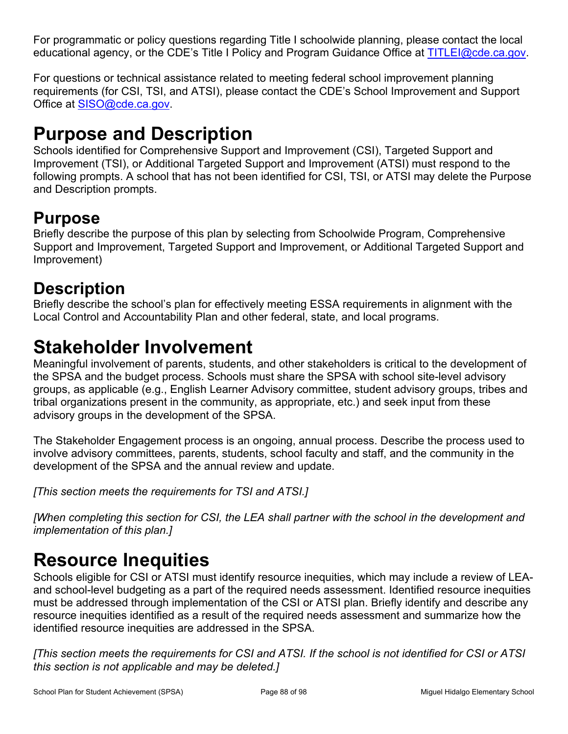For programmatic or policy questions regarding Title I schoolwide planning, please contact the local educational agency, or the CDE's Title I Policy and Program Guidance Office at TITLEI@cde.ca.gov.

For questions or technical assistance related to meeting federal school improvement planning requirements (for CSI, TSI, and ATSI), please contact the CDE's School Improvement and Support Office at SISO@cde.ca.gov.

# Purpose and Description

Schools identified for Comprehensive Support and Improvement (CSI), Targeted Support and Improvement (TSI), or Additional Targeted Support and Improvement (ATSI) must respond to the following prompts. A school that has not been identified for CSI, TSI, or ATSI may delete the Purpose and Description prompts.

## Purpose

Briefly describe the purpose of this plan by selecting from Schoolwide Program, Comprehensive Support and Improvement, Targeted Support and Improvement, or Additional Targeted Support and Improvement)

## Description

Briefly describe the school's plan for effectively meeting ESSA requirements in alignment with the Local Control and Accountability Plan and other federal, state, and local programs.

# Stakeholder Involvement

Meaningful involvement of parents, students, and other stakeholders is critical to the development of the SPSA and the budget process. Schools must share the SPSA with school site-level advisory groups, as applicable (e.g., English Learner Advisory committee, student advisory groups, tribes and tribal organizations present in the community, as appropriate, etc.) and seek input from these advisory groups in the development of the SPSA.

The Stakeholder Engagement process is an ongoing, annual process. Describe the process used to involve advisory committees, parents, students, school faculty and staff, and the community in the development of the SPSA and the annual review and update.

*[This section meets the requirements for TSI and ATSI.]*

*[When completing this section for CSI, the LEA shall partner with the school in the development and implementation of this plan.]*

# Resource Inequities

Schools eligible for CSI or ATSI must identify resource inequities, which may include a review of LEA- and school-level budgeting as a part of the required needs assessment. Identified resource inequities must be addressed through implementation of the CSI or ATSI plan. Briefly identify and describe any resource inequities identified as a result of the required needs assessment and summarize how the identified resource inequities are addressed in the SPSA.

*[This section meets the requirements for CSI and ATSI. If the school is not identified for CSI or ATSI this section is not applicable and may be deleted.]*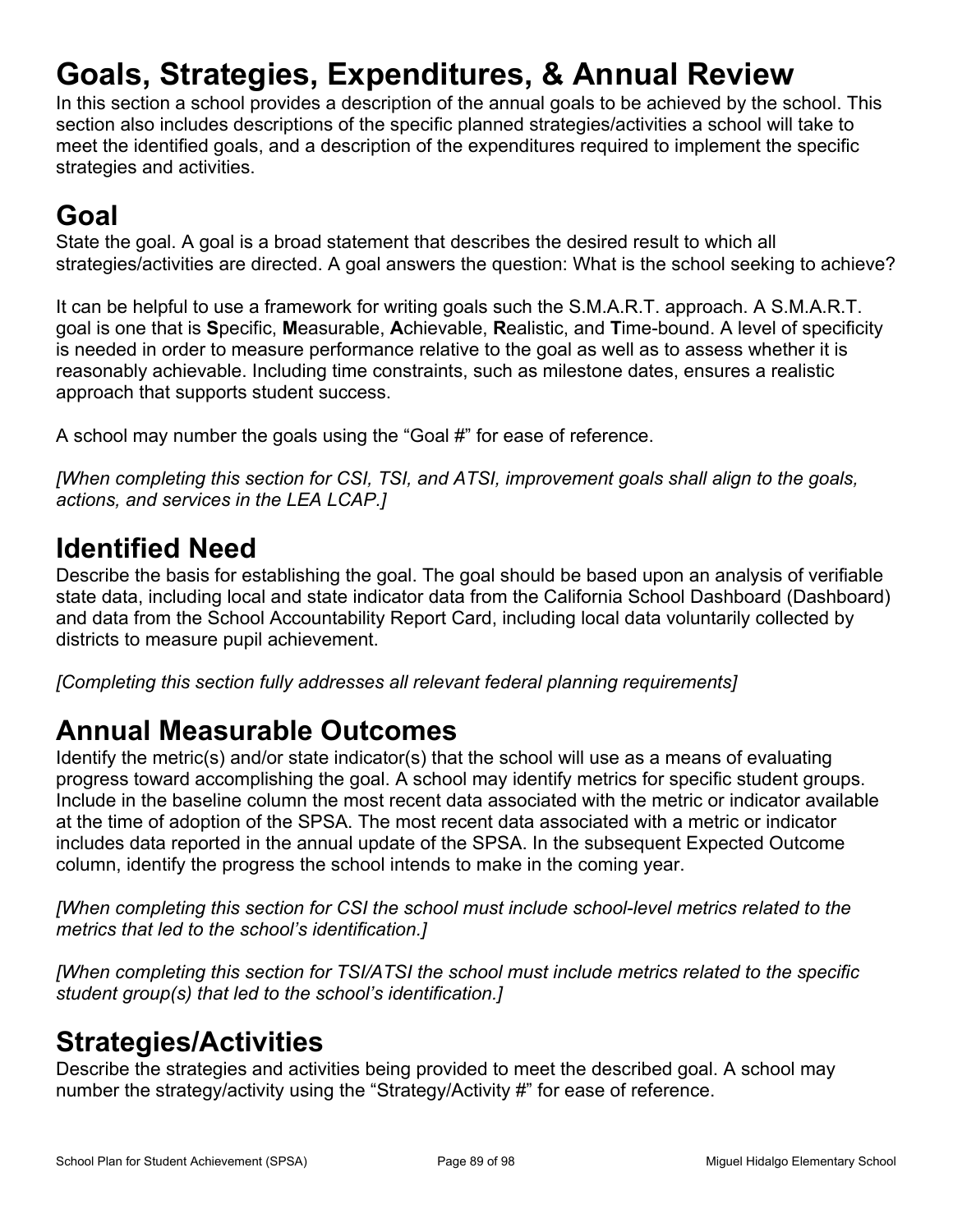# Goals, Strategies, Expenditures, & Annual Review

In this section a school provides a description of the annual goals to be achieved by the school. This section also includes descriptions of the specific planned strategies/activities a school will take to meet the identified goals, and a description of the expenditures required to implement the specific strategies and activities.

## Goal

State the goal. A goal is a broad statement that describes the desired result to which all strategies/activities are directed. A goal answers the question: What is the school seeking to achieve?

It can be helpful to use a framework for writing goals such the S.M.A.R.T. approach. A S.M.A.R.T. goal is one that is **S**pecific, **M**easurable, **A**chievable, **R**ealistic, and **T**ime-bound. A level of specificity is needed in order to measure performance relative to the goal as well as to assess whether it is reasonably achievable. Including time constraints, such as milestone dates, ensures a realistic approach that supports student success.

A school may number the goals using the “Goal #” for ease of reference.

*[When completing this section for CSI, TSI, and ATSI, improvement goals shall align to the goals, actions, and services in the LEA LCAP.]*

## Identified Need

Describe the basis for establishing the goal. The goal should be based upon an analysis of verifiable state data, including local and state indicator data from the California School Dashboard (Dashboard) and data from the School Accountability Report Card, including local data voluntarily collected by districts to measure pupil achievement.

*[Completing this section fully addresses all relevant federal planning requirements]*

## Annual Measurable Outcomes

Identify the metric(s) and/or state indicator(s) that the school will use as a means of evaluating progress toward accomplishing the goal. A school may identify metrics for specific student groups. Include in the baseline column the most recent data associated with the metric or indicator available at the time of adoption of the SPSA. The most recent data associated with a metric or indicator includes data reported in the annual update of the SPSA. In the subsequent Expected Outcome column, identify the progress the school intends to make in the coming year.

*[When completing this section for CSI the school must include school-level metrics related to the metrics that led to the school’s identification.]*

*[When completing this section for TSI/ATSI the school must include metrics related to the specific student group(s) that led to the school’s identification.]*

## Strategies/Activities

Describe the strategies and activities being provided to meet the described goal. A school may number the strategy/activity using the “Strategy/Activity #” for ease of reference.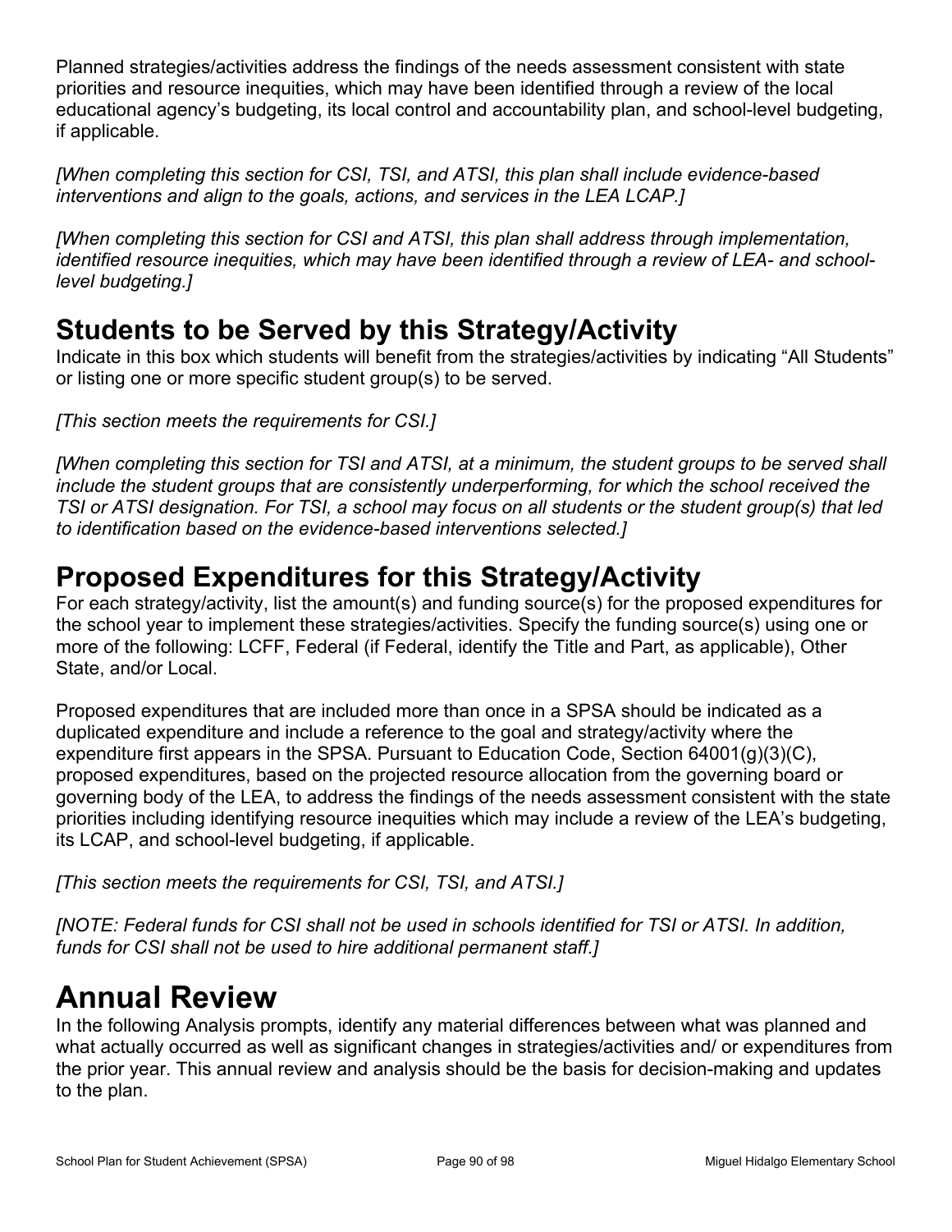Planned strategies/activities address the findings of the needs assessment consistent with state priorities and resource inequities, which may have been identified through a review of the local educational agency's budgeting, its local control and accountability plan, and school-level budgeting, if applicable.

*[When completing this section for CSI, TSI, and ATSI, this plan shall include evidence-based interventions and align to the goals, actions, and services in the LEA LCAP.]*

*[When completing this section for CSI and ATSI, this plan shall address through implementation, identified resource inequities, which may have been identified through a review of LEA- and school-level budgeting.]*

## Students to be Served by this Strategy/Activity

Indicate in this box which students will benefit from the strategies/activities by indicating "All Students" or listing one or more specific student group(s) to be served.

*[This section meets the requirements for CSI.]*

*[When completing this section for TSI and ATSI, at a minimum, the student groups to be served shall include the student groups that are consistently underperforming, for which the school received the TSI or ATSI designation. For TSI, a school may focus on all students or the student group(s) that led to identification based on the evidence-based interventions selected.]*

## Proposed Expenditures for this Strategy/Activity

For each strategy/activity, list the amount(s) and funding source(s) for the proposed expenditures for the school year to implement these strategies/activities. Specify the funding source(s) using one or more of the following: LCFF, Federal (if Federal, identify the Title and Part, as applicable), Other State, and/or Local.

Proposed expenditures that are included more than once in a SPSA should be indicated as a duplicated expenditure and include a reference to the goal and strategy/activity where the expenditure first appears in the SPSA. Pursuant to Education Code, Section 64001(g)(3)(C), proposed expenditures, based on the projected resource allocation from the governing board or governing body of the LEA, to address the findings of the needs assessment consistent with the state priorities including identifying resource inequities which may include a review of the LEA's budgeting, its LCAP, and school-level budgeting, if applicable.

*[This section meets the requirements for CSI, TSI, and ATSI.]*

*[NOTE: Federal funds for CSI shall not be used in schools identified for TSI or ATSI. In addition, funds for CSI shall not be used to hire additional permanent staff.]*

# Annual Review

In the following Analysis prompts, identify any material differences between what was planned and what actually occurred as well as significant changes in strategies/activities and/ or expenditures from the prior year. This annual review and analysis should be the basis for decision-making and updates to the plan.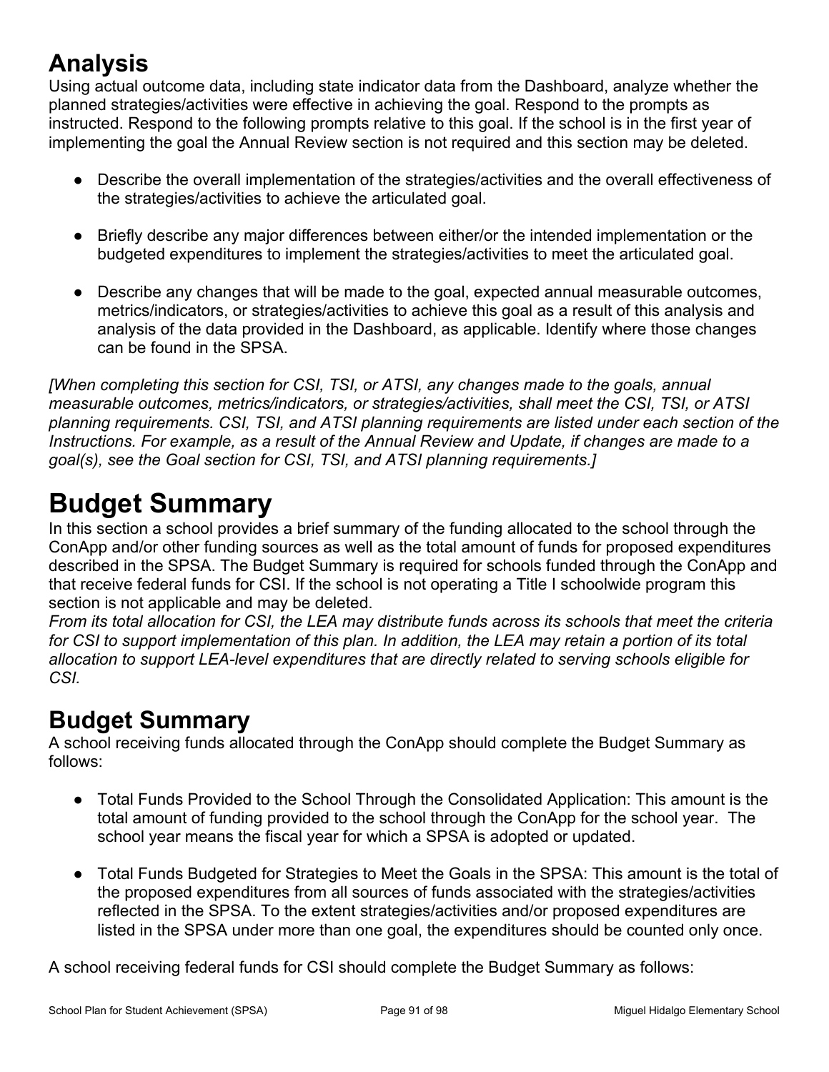## Analysis

Using actual outcome data, including state indicator data from the Dashboard, analyze whether the planned strategies/activities were effective in achieving the goal. Respond to the prompts as instructed. Respond to the following prompts relative to this goal. If the school is in the first year of implementing the goal the Annual Review section is not required and this section may be deleted.

- Describe the overall implementation of the strategies/activities and the overall effectiveness of the strategies/activities to achieve the articulated goal.
- Briefly describe any major differences between either/or the intended implementation or the budgeted expenditures to implement the strategies/activities to meet the articulated goal.
- Describe any changes that will be made to the goal, expected annual measurable outcomes, metrics/indicators, or strategies/activities to achieve this goal as a result of this analysis and analysis of the data provided in the Dashboard, as applicable. Identify where those changes can be found in the SPSA.

*[When completing this section for CSI, TSI, or ATSI, any changes made to the goals, annual measurable outcomes, metrics/indicators, or strategies/activities, shall meet the CSI, TSI, or ATSI planning requirements. CSI, TSI, and ATSI planning requirements are listed under each section of the Instructions. For example, as a result of the Annual Review and Update, if changes are made to a goal(s), see the Goal section for CSI, TSI, and ATSI planning requirements.]*

# Budget Summary

In this section a school provides a brief summary of the funding allocated to the school through the ConApp and/or other funding sources as well as the total amount of funds for proposed expenditures described in the SPSA. The Budget Summary is required for schools funded through the ConApp and that receive federal funds for CSI. If the school is not operating a Title I schoolwide program this section is not applicable and may be deleted.

*From its total allocation for CSI, the LEA may distribute funds across its schools that meet the criteria for CSI to support implementation of this plan. In addition, the LEA may retain a portion of its total allocation to support LEA-level expenditures that are directly related to serving schools eligible for CSI.*

## Budget Summary

A school receiving funds allocated through the ConApp should complete the Budget Summary as follows:

- Total Funds Provided to the School Through the Consolidated Application: This amount is the total amount of funding provided to the school through the ConApp for the school year. The school year means the fiscal year for which a SPSA is adopted or updated.
- Total Funds Budgeted for Strategies to Meet the Goals in the SPSA: This amount is the total of the proposed expenditures from all sources of funds associated with the strategies/activities reflected in the SPSA. To the extent strategies/activities and/or proposed expenditures are listed in the SPSA under more than one goal, the expenditures should be counted only once.

A school receiving federal funds for CSI should complete the Budget Summary as follows: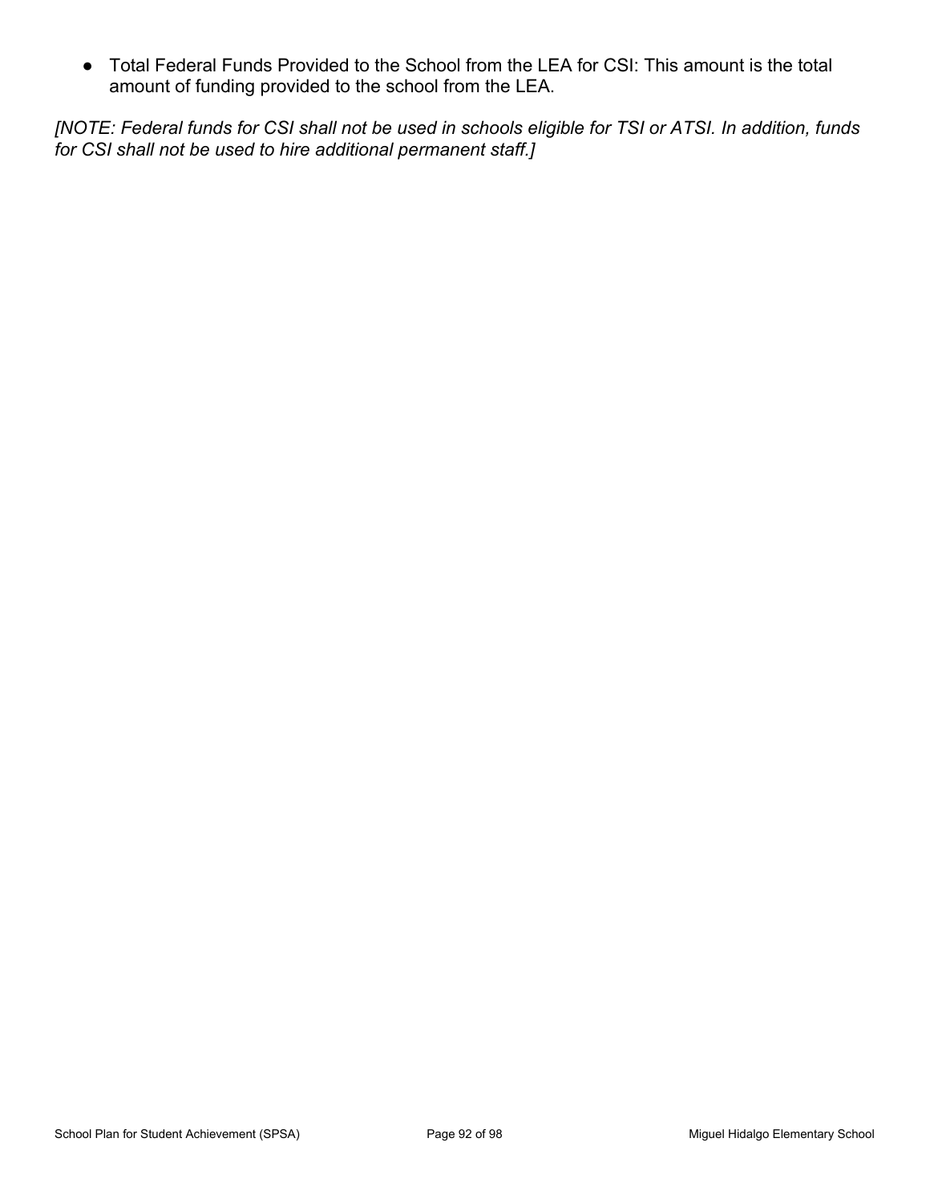- Total Federal Funds Provided to the School from the LEA for CSI: This amount is the total amount of funding provided to the school from the LEA.

*[NOTE: Federal funds for CSI shall not be used in schools eligible for TSI or ATSI. In addition, funds for CSI shall not be used to hire additional permanent staff.]*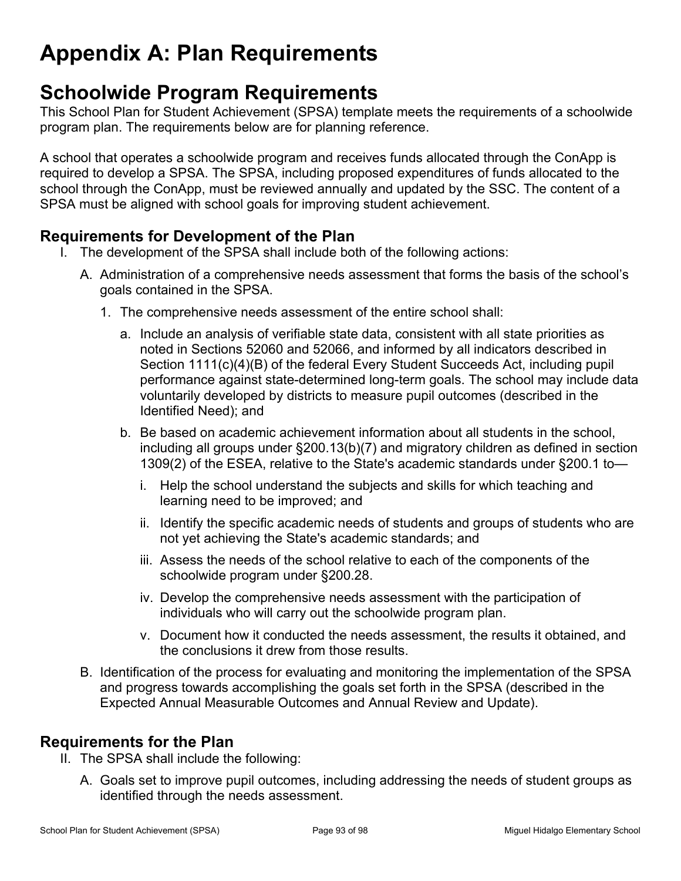# Appendix A: Plan Requirements

## Schoolwide Program Requirements

This School Plan for Student Achievement (SPSA) template meets the requirements of a schoolwide program plan. The requirements below are for planning reference.

A school that operates a schoolwide program and receives funds allocated through the ConApp is required to develop a SPSA. The SPSA, including proposed expenditures of funds allocated to the school through the ConApp, must be reviewed annually and updated by the SSC. The content of a SPSA must be aligned with school goals for improving student achievement.

### Requirements for Development of the Plan

I. The development of the SPSA shall include both of the following actions:

   A. Administration of a comprehensive needs assessment that forms the basis of the school's goals contained in the SPSA.

      1. The comprehensive needs assessment of the entire school shall:

         a. Include an analysis of verifiable state data, consistent with all state priorities as noted in Sections 52060 and 52066, and informed by all indicators described in Section 1111(c)(4)(B) of the federal Every Student Succeeds Act, including pupil performance against state-determined long-term goals. The school may include data voluntarily developed by districts to measure pupil outcomes (described in the Identified Need); and

         b. Be based on academic achievement information about all students in the school, including all groups under §200.13(b)(7) and migratory children as defined in section 1309(2) of the ESEA, relative to the State's academic standards under §200.1 to—

            i. Help the school understand the subjects and skills for which teaching and learning need to be improved; and

            ii. Identify the specific academic needs of students and groups of students who are not yet achieving the State's academic standards; and

            iii. Assess the needs of the school relative to each of the components of the schoolwide program under §200.28.

            iv. Develop the comprehensive needs assessment with the participation of individuals who will carry out the schoolwide program plan.

            v. Document how it conducted the needs assessment, the results it obtained, and the conclusions it drew from those results.

   B. Identification of the process for evaluating and monitoring the implementation of the SPSA and progress towards accomplishing the goals set forth in the SPSA (described in the Expected Annual Measurable Outcomes and Annual Review and Update).

### Requirements for the Plan

II. The SPSA shall include the following:

   A. Goals set to improve pupil outcomes, including addressing the needs of student groups as identified through the needs assessment.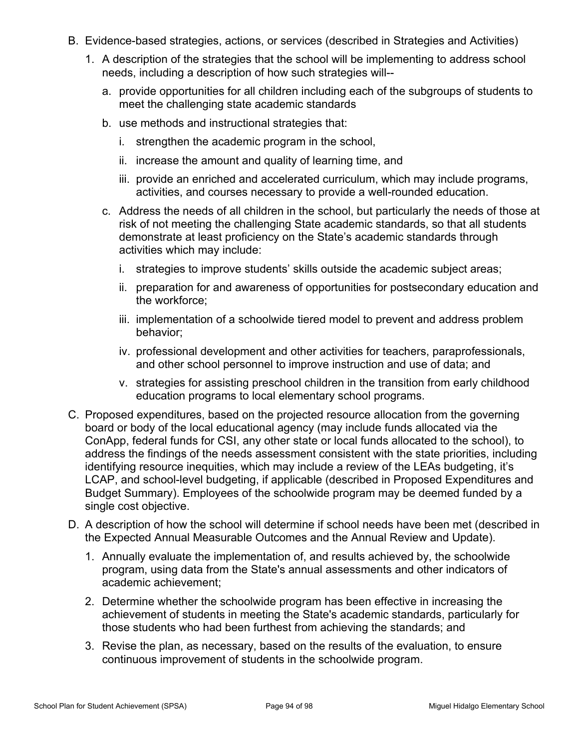B. Evidence-based strategies, actions, or services (described in Strategies and Activities)

   1. A description of the strategies that the school will be implementing to address school needs, including a description of how such strategies will--

      a. provide opportunities for all children including each of the subgroups of students to meet the challenging state academic standards

      b. use methods and instructional strategies that:

         i. strengthen the academic program in the school,

         ii. increase the amount and quality of learning time, and

         iii. provide an enriched and accelerated curriculum, which may include programs, activities, and courses necessary to provide a well-rounded education.

      c. Address the needs of all children in the school, but particularly the needs of those at risk of not meeting the challenging State academic standards, so that all students demonstrate at least proficiency on the State's academic standards through activities which may include:

         i. strategies to improve students' skills outside the academic subject areas;

         ii. preparation for and awareness of opportunities for postsecondary education and the workforce;

         iii. implementation of a schoolwide tiered model to prevent and address problem behavior;

         iv. professional development and other activities for teachers, paraprofessionals, and other school personnel to improve instruction and use of data; and

         v. strategies for assisting preschool children in the transition from early childhood education programs to local elementary school programs.

C. Proposed expenditures, based on the projected resource allocation from the governing board or body of the local educational agency (may include funds allocated via the ConApp, federal funds for CSI, any other state or local funds allocated to the school), to address the findings of the needs assessment consistent with the state priorities, including identifying resource inequities, which may include a review of the LEAs budgeting, it's LCAP, and school-level budgeting, if applicable (described in Proposed Expenditures and Budget Summary). Employees of the schoolwide program may be deemed funded by a single cost objective.

D. A description of how the school will determine if school needs have been met (described in the Expected Annual Measurable Outcomes and the Annual Review and Update).

   1. Annually evaluate the implementation of, and results achieved by, the schoolwide program, using data from the State's annual assessments and other indicators of academic achievement;

   2. Determine whether the schoolwide program has been effective in increasing the achievement of students in meeting the State's academic standards, particularly for those students who had been furthest from achieving the standards; and

   3. Revise the plan, as necessary, based on the results of the evaluation, to ensure continuous improvement of students in the schoolwide program.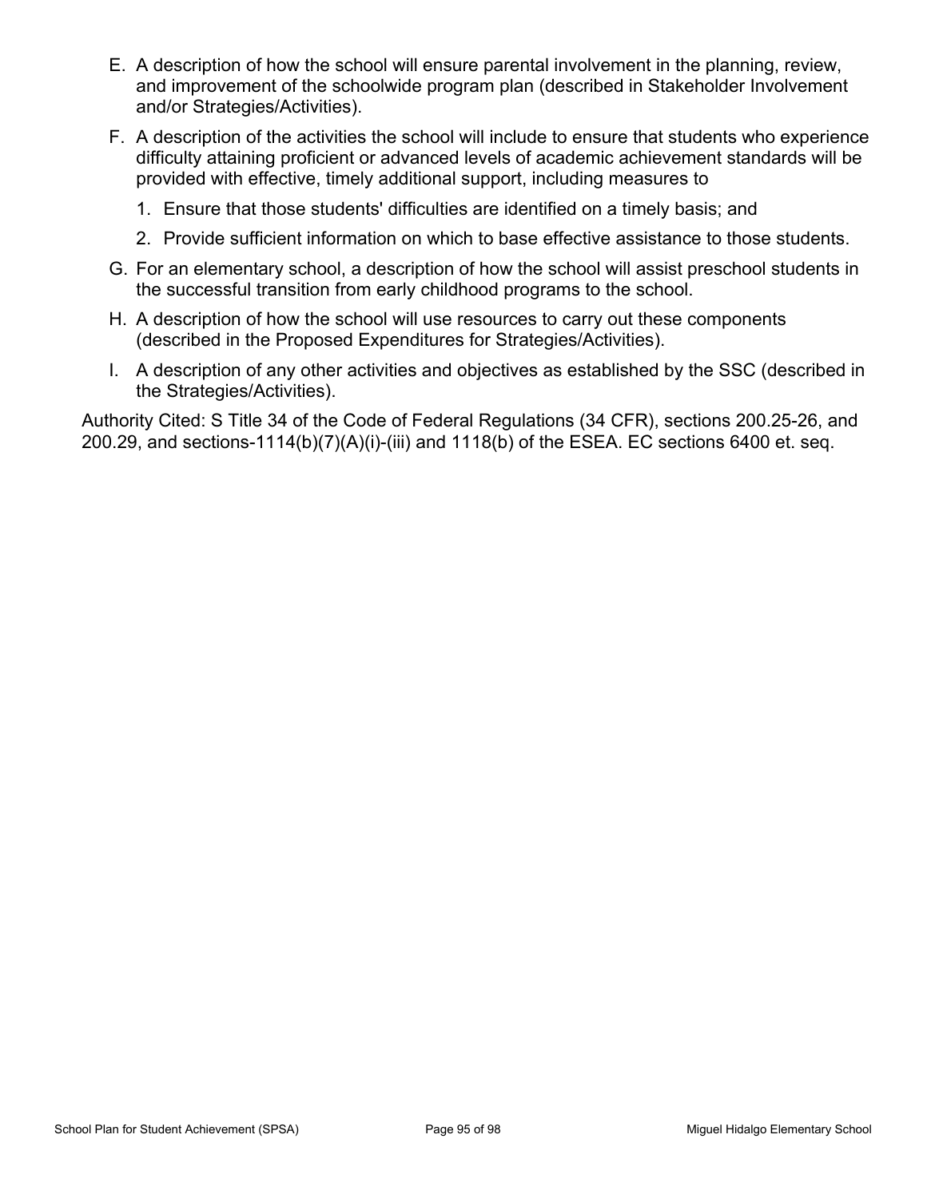E. A description of how the school will ensure parental involvement in the planning, review, and improvement of the schoolwide program plan (described in Stakeholder Involvement and/or Strategies/Activities).

F. A description of the activities the school will include to ensure that students who experience difficulty attaining proficient or advanced levels of academic achievement standards will be provided with effective, timely additional support, including measures to

   1. Ensure that those students' difficulties are identified on a timely basis; and
   2. Provide sufficient information on which to base effective assistance to those students.

G. For an elementary school, a description of how the school will assist preschool students in the successful transition from early childhood programs to the school.

H. A description of how the school will use resources to carry out these components (described in the Proposed Expenditures for Strategies/Activities).

I. A description of any other activities and objectives as established by the SSC (described in the Strategies/Activities).

Authority Cited: S Title 34 of the Code of Federal Regulations (34 CFR), sections 200.25-26, and 200.29, and sections-1114(b)(7)(A)(i)-(iii) and 1118(b) of the ESEA. EC sections 6400 et. seq.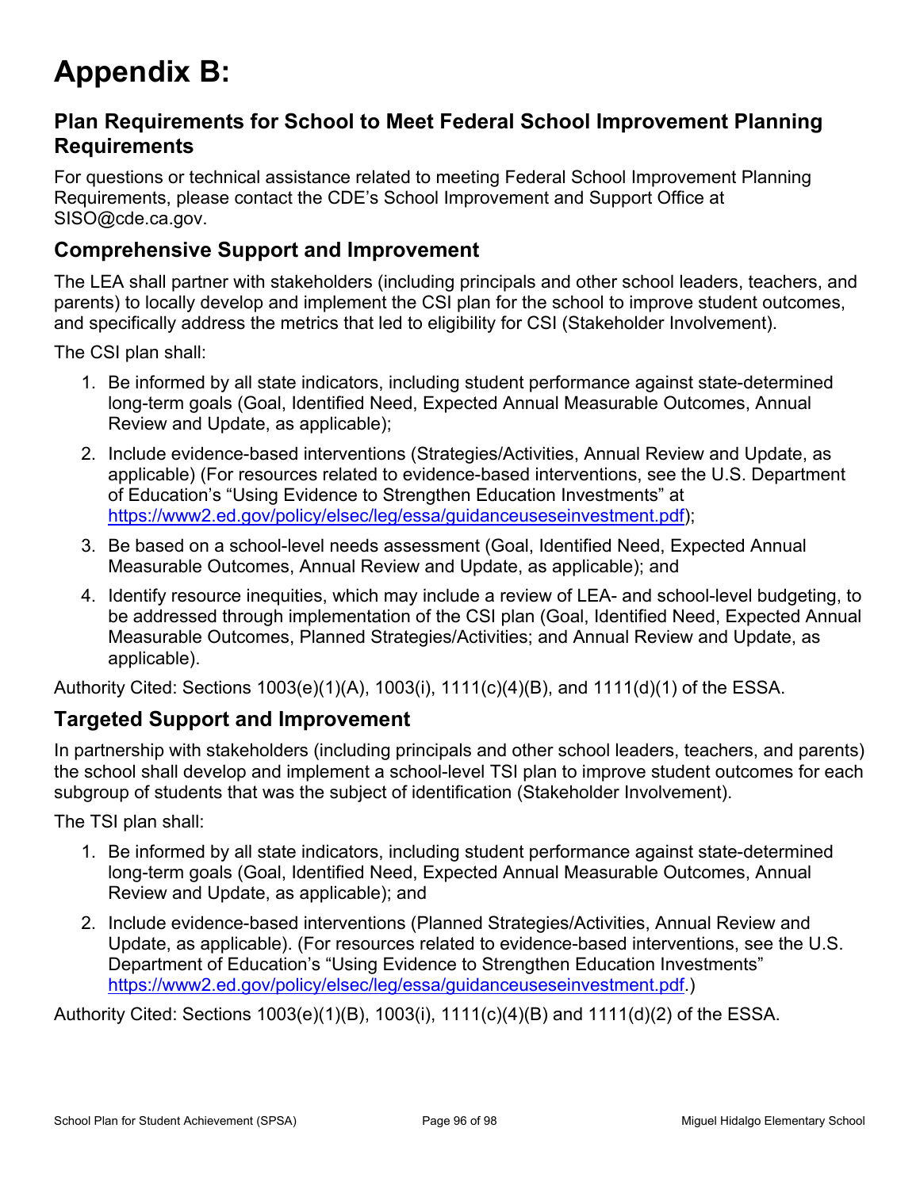# Appendix B:

## Plan Requirements for School to Meet Federal School Improvement Planning Requirements

For questions or technical assistance related to meeting Federal School Improvement Planning Requirements, please contact the CDE's School Improvement and Support Office at SISO@cde.ca.gov.

### Comprehensive Support and Improvement

The LEA shall partner with stakeholders (including principals and other school leaders, teachers, and parents) to locally develop and implement the CSI plan for the school to improve student outcomes, and specifically address the metrics that led to eligibility for CSI (Stakeholder Involvement).

The CSI plan shall:

1. Be informed by all state indicators, including student performance against state-determined long-term goals (Goal, Identified Need, Expected Annual Measurable Outcomes, Annual Review and Update, as applicable);
2. Include evidence-based interventions (Strategies/Activities, Annual Review and Update, as applicable) (For resources related to evidence-based interventions, see the U.S. Department of Education's "Using Evidence to Strengthen Education Investments" at [https://www2.ed.gov/policy/elsec/leg/essa/guidanceuseseinvestment.pdf](https://www2.ed.gov/policy/elsec/leg/essa/guidanceuseseinvestment.pdf));
3. Be based on a school-level needs assessment (Goal, Identified Need, Expected Annual Measurable Outcomes, Annual Review and Update, as applicable); and
4. Identify resource inequities, which may include a review of LEA- and school-level budgeting, to be addressed through implementation of the CSI plan (Goal, Identified Need, Expected Annual Measurable Outcomes, Planned Strategies/Activities; and Annual Review and Update, as applicable).

Authority Cited: Sections 1003(e)(1)(A), 1003(i), 1111(c)(4)(B), and 1111(d)(1) of the ESSA.

### Targeted Support and Improvement

In partnership with stakeholders (including principals and other school leaders, teachers, and parents) the school shall develop and implement a school-level TSI plan to improve student outcomes for each subgroup of students that was the subject of identification (Stakeholder Involvement).

The TSI plan shall:

1. Be informed by all state indicators, including student performance against state-determined long-term goals (Goal, Identified Need, Expected Annual Measurable Outcomes, Annual Review and Update, as applicable); and
2. Include evidence-based interventions (Planned Strategies/Activities, Annual Review and Update, as applicable). (For resources related to evidence-based interventions, see the U.S. Department of Education's "Using Evidence to Strengthen Education Investments" [https://www2.ed.gov/policy/elsec/leg/essa/guidanceuseseinvestment.pdf](https://www2.ed.gov/policy/elsec/leg/essa/guidanceuseseinvestment.pdf).)

Authority Cited: Sections 1003(e)(1)(B), 1003(i), 1111(c)(4)(B) and 1111(d)(2) of the ESSA.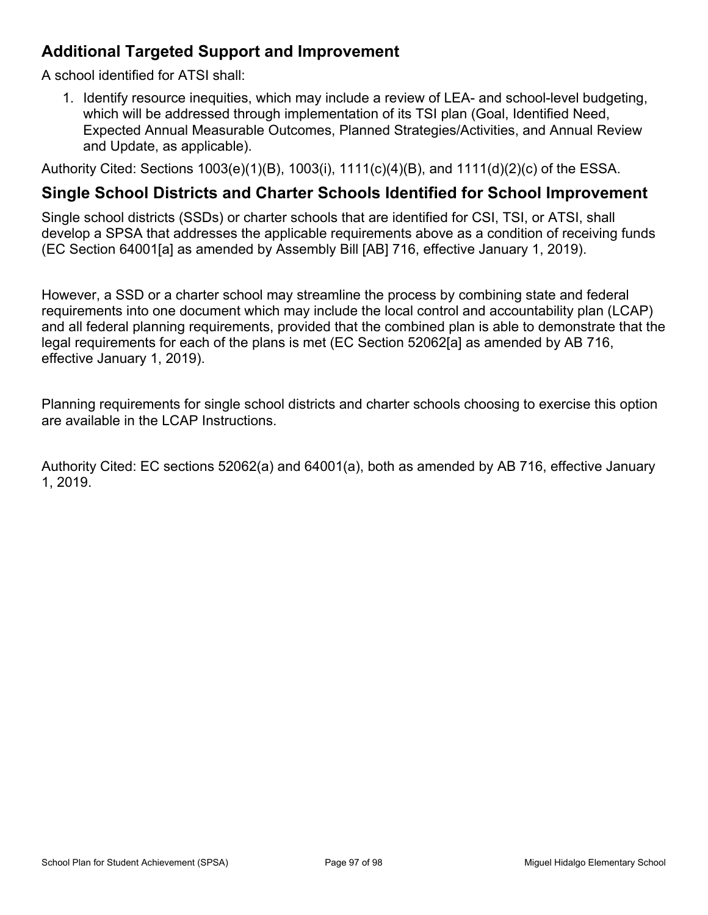## Additional Targeted Support and Improvement

A school identified for ATSI shall:

1. Identify resource inequities, which may include a review of LEA- and school-level budgeting, which will be addressed through implementation of its TSI plan (Goal, Identified Need, Expected Annual Measurable Outcomes, Planned Strategies/Activities, and Annual Review and Update, as applicable).

Authority Cited: Sections 1003(e)(1)(B), 1003(i), 1111(c)(4)(B), and 1111(d)(2)(c) of the ESSA.

## Single School Districts and Charter Schools Identified for School Improvement

Single school districts (SSDs) or charter schools that are identified for CSI, TSI, or ATSI, shall develop a SPSA that addresses the applicable requirements above as a condition of receiving funds (EC Section 64001[a] as amended by Assembly Bill [AB] 716, effective January 1, 2019).

However, a SSD or a charter school may streamline the process by combining state and federal requirements into one document which may include the local control and accountability plan (LCAP) and all federal planning requirements, provided that the combined plan is able to demonstrate that the legal requirements for each of the plans is met (EC Section 52062[a] as amended by AB 716, effective January 1, 2019).

Planning requirements for single school districts and charter schools choosing to exercise this option are available in the LCAP Instructions.

Authority Cited: EC sections 52062(a) and 64001(a), both as amended by AB 716, effective January 1, 2019.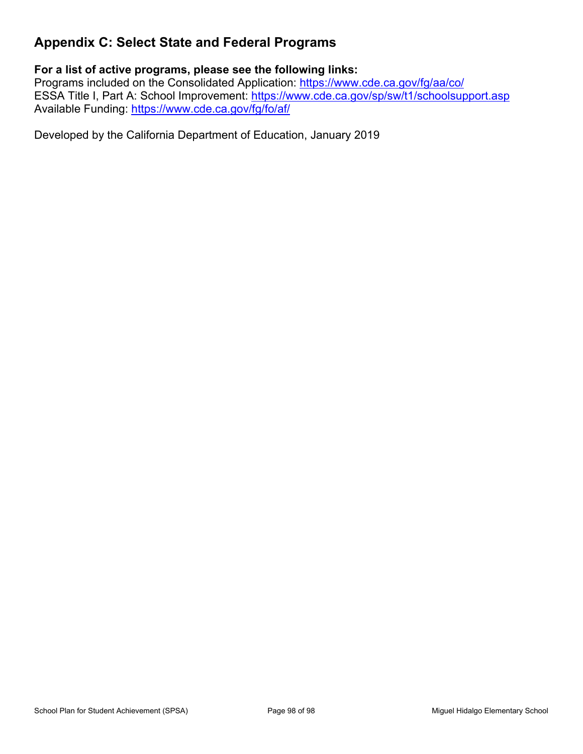## Appendix C: Select State and Federal Programs

**For a list of active programs, please see the following links:**

Programs included on the Consolidated Application: https://www.cde.ca.gov/fg/aa/co/
ESSA Title I, Part A: School Improvement: https://www.cde.ca.gov/sp/sw/t1/schoolsupport.asp
Available Funding: https://www.cde.ca.gov/fg/fo/af/

Developed by the California Department of Education, January 2019